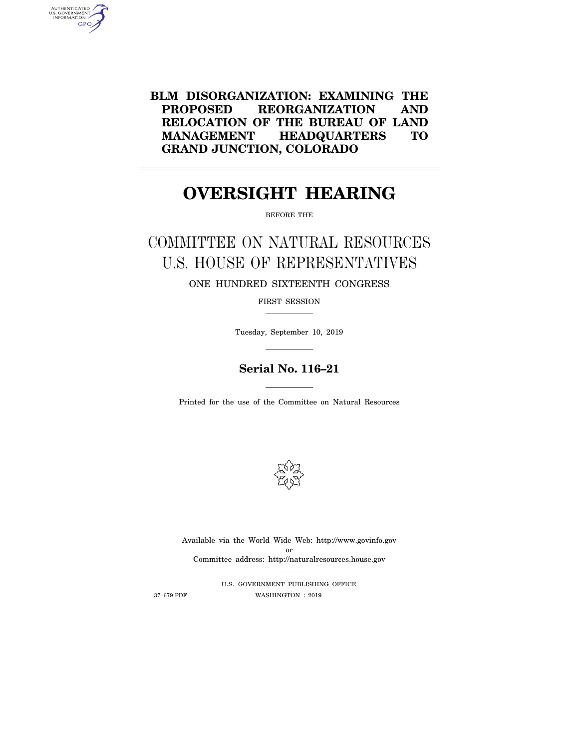# BLM DISORGANIZATION: EXAMINING THE PROPOSED REORGANIZATION AND RELOCATION OF THE BUREAU OF LAND MANAGEMENT HEADQUARTERS TO GRAND JUNCTION, COLORADO

# OVERSIGHT HEARING

BEFORE THE

## COMMITTEE ON NATURAL RESOURCES U.S. HOUSE OF REPRESENTATIVES

ONE HUNDRED SIXTEENTH CONGRESS

FIRST SESSION

Tuesday, September 10, 2019

**Serial No. 116–21**

Printed for the use of the Committee on Natural Resources

Available via the World Wide Web: http://www.govinfo.gov
or
Committee address: http://naturalresources.house.gov

U.S. GOVERNMENT PUBLISHING OFFICE

37–679 PDF WASHINGTON : 2019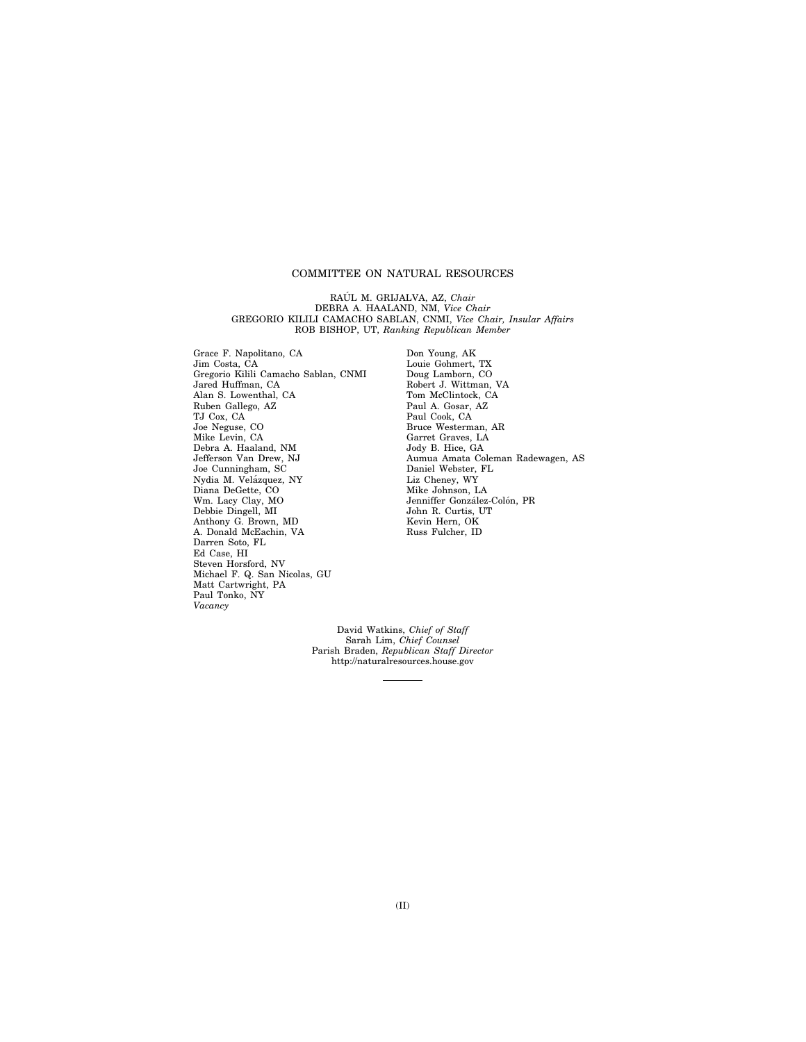# COMMITTEE ON NATURAL RESOURCES

RAÚL M. GRIJALVA, AZ, *Chair*
DEBRA A. HAALAND, NM, *Vice Chair*
GREGORIO KILILI CAMACHO SABLAN, CNMI, *Vice Chair, Insular Affairs*
ROB BISHOP, UT, *Ranking Republican Member*

Grace F. Napolitano, CA
Jim Costa, CA
Gregorio Kilili Camacho Sablan, CNMI
Jared Huffman, CA
Alan S. Lowenthal, CA
Ruben Gallego, AZ
TJ Cox, CA
Joe Neguse, CO
Mike Levin, CA
Debra A. Haaland, NM
Jefferson Van Drew, NJ
Joe Cunningham, SC
Nydia M. Velázquez, NY
Diana DeGette, CO
Wm. Lacy Clay, MO
Debbie Dingell, MI
Anthony G. Brown, MD
A. Donald McEachin, VA
Darren Soto, FL
Ed Case, HI
Steven Horsford, NV
Michael F. Q. San Nicolas, GU
Matt Cartwright, PA
Paul Tonko, NY
*Vacancy*

Don Young, AK
Louie Gohmert, TX
Doug Lamborn, CO
Robert J. Wittman, VA
Tom McClintock, CA
Paul A. Gosar, AZ
Paul Cook, CA
Bruce Westerman, AR
Garret Graves, LA
Jody B. Hice, GA
Aumua Amata Coleman Radewagen, AS
Daniel Webster, FL
Liz Cheney, WY
Mike Johnson, LA
Jenniffer González-Colón, PR
John R. Curtis, UT
Kevin Hern, OK
Russ Fulcher, ID

David Watkins, *Chief of Staff*
Sarah Lim, *Chief Counsel*
Parish Braden, *Republican Staff Director*
http://naturalresources.house.gov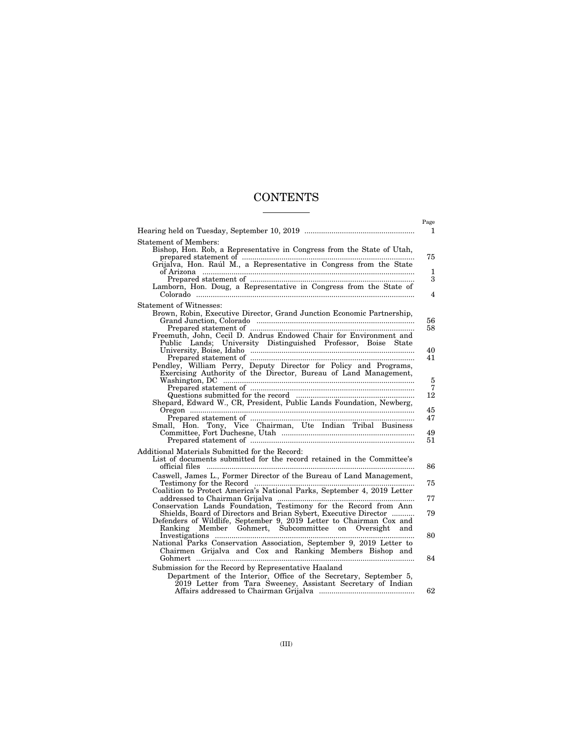# CONTENTS

| | Page |
|---|---|
| Hearing held on Tuesday, September 10, 2019 | 1 |
| Statement of Members: | |
| Bishop, Hon. Rob, a Representative in Congress from the State of Utah, prepared statement of | 75 |
| Grijalva, Hon. Raúl M., a Representative in Congress from the State of Arizona | 1 |
| Prepared statement of | 3 |
| Lamborn, Hon. Doug, a Representative in Congress from the State of Colorado | 4 |
| Statement of Witnesses: | |
| Brown, Robin, Executive Director, Grand Junction Economic Partnership, Grand Junction, Colorado | 56 |
| Prepared statement of | 58 |
| Freemuth, John, Cecil D. Andrus Endowed Chair for Environment and Public Lands; University Distinguished Professor, Boise State University, Boise, Idaho | 40 |
| Prepared statement of | 41 |
| Pendley, William Perry, Deputy Director for Policy and Programs, Exercising Authority of the Director, Bureau of Land Management, Washington, DC | 5 |
| Prepared statement of | 7 |
| Questions submitted for the record | 12 |
| Shepard, Edward W., CR, President, Public Lands Foundation, Newberg, Oregon | 45 |
| Prepared statement of | 47 |
| Small, Hon. Tony, Vice Chairman, Ute Indian Tribal Business Committee, Fort Duchesne, Utah | 49 |
| Prepared statement of | 51 |
| Additional Materials Submitted for the Record: | |
| List of documents submitted for the record retained in the Committee's official files | 86 |
| Caswell, James L., Former Director of the Bureau of Land Management, Testimony for the Record | 75 |
| Coalition to Protect America's National Parks, September 4, 2019 Letter addressed to Chairman Grijalva | 77 |
| Conservation Lands Foundation, Testimony for the Record from Ann Shields, Board of Directors and Brian Sybert, Executive Director | 79 |
| Defenders of Wildlife, September 9, 2019 Letter to Chairman Cox and Ranking Member Gohmert, Subcommittee on Oversight and Investigations | 80 |
| National Parks Conservation Association, September 9, 2019 Letter to Chairmen Grijalva and Cox and Ranking Members Bishop and Gohmert | 84 |
| Submission for the Record by Representative Haaland | |
| Department of the Interior, Office of the Secretary, September 5, 2019 Letter from Tara Sweeney, Assistant Secretary of Indian Affairs addressed to Chairman Grijalva | 62 |

(III)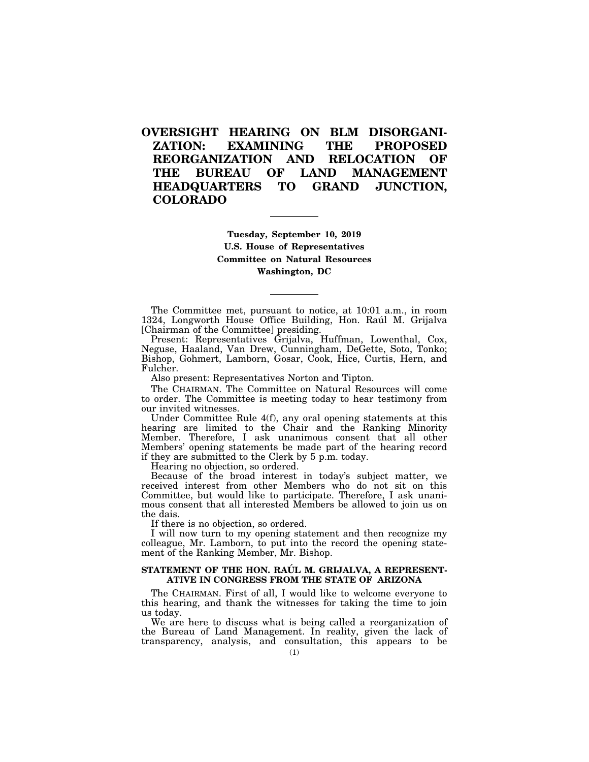# OVERSIGHT HEARING ON BLM DISORGANIZATION: EXAMINING THE PROPOSED REORGANIZATION AND RELOCATION OF THE BUREAU OF LAND MANAGEMENT HEADQUARTERS TO GRAND JUNCTION, COLORADO

---

**Tuesday, September 10, 2019**
**U.S. House of Representatives**
**Committee on Natural Resources**
**Washington, DC**

---

The Committee met, pursuant to notice, at 10:01 a.m., in room 1324, Longworth House Office Building, Hon. Raúl M. Grijalva [Chairman of the Committee] presiding.

Present: Representatives Grijalva, Huffman, Lowenthal, Cox, Neguse, Haaland, Van Drew, Cunningham, DeGette, Soto, Tonko; Bishop, Gohmert, Lamborn, Gosar, Cook, Hice, Curtis, Hern, and Fulcher.

Also present: Representatives Norton and Tipton.

The CHAIRMAN. The Committee on Natural Resources will come to order. The Committee is meeting today to hear testimony from our invited witnesses.

Under Committee Rule 4(f), any oral opening statements at this hearing are limited to the Chair and the Ranking Minority Member. Therefore, I ask unanimous consent that all other Members' opening statements be made part of the hearing record if they are submitted to the Clerk by 5 p.m. today.

Hearing no objection, so ordered.

Because of the broad interest in today's subject matter, we received interest from other Members who do not sit on this Committee, but would like to participate. Therefore, I ask unanimous consent that all interested Members be allowed to join us on the dais.

If there is no objection, so ordered.

I will now turn to my opening statement and then recognize my colleague, Mr. Lamborn, to put into the record the opening statement of the Ranking Member, Mr. Bishop.

### STATEMENT OF THE HON. RAÚL M. GRIJALVA, A REPRESENTATIVE IN CONGRESS FROM THE STATE OF ARIZONA

The CHAIRMAN. First of all, I would like to welcome everyone to this hearing, and thank the witnesses for taking the time to join us today.

We are here to discuss what is being called a reorganization of the Bureau of Land Management. In reality, given the lack of transparency, analysis, and consultation, this appears to be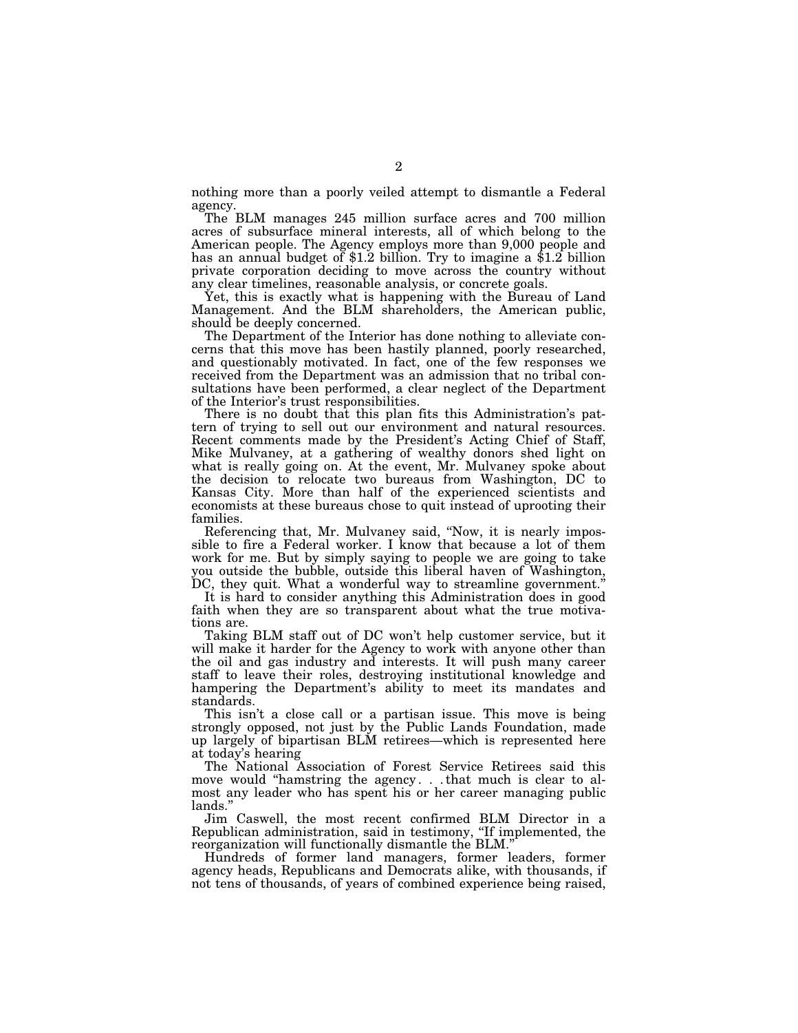nothing more than a poorly veiled attempt to dismantle a Federal agency.

The BLM manages 245 million surface acres and 700 million acres of subsurface mineral interests, all of which belong to the American people. The Agency employs more than 9,000 people and has an annual budget of $1.2 billion. Try to imagine a $1.2 billion private corporation deciding to move across the country without any clear timelines, reasonable analysis, or concrete goals.

Yet, this is exactly what is happening with the Bureau of Land Management. And the BLM shareholders, the American public, should be deeply concerned.

The Department of the Interior has done nothing to alleviate concerns that this move has been hastily planned, poorly researched, and questionably motivated. In fact, one of the few responses we received from the Department was an admission that no tribal consultations have been performed, a clear neglect of the Department of the Interior's trust responsibilities.

There is no doubt that this plan fits this Administration's pattern of trying to sell out our environment and natural resources. Recent comments made by the President's Acting Chief of Staff, Mike Mulvaney, at a gathering of wealthy donors shed light on what is really going on. At the event, Mr. Mulvaney spoke about the decision to relocate two bureaus from Washington, DC to Kansas City. More than half of the experienced scientists and economists at these bureaus chose to quit instead of uprooting their families.

Referencing that, Mr. Mulvaney said, "Now, it is nearly impossible to fire a Federal worker. I know that because a lot of them work for me. But by simply saying to people we are going to take you outside the bubble, outside this liberal haven of Washington, DC, they quit. What a wonderful way to streamline government."

It is hard to consider anything this Administration does in good faith when they are so transparent about what the true motivations are.

Taking BLM staff out of DC won't help customer service, but it will make it harder for the Agency to work with anyone other than the oil and gas industry and interests. It will push many career staff to leave their roles, destroying institutional knowledge and hampering the Department's ability to meet its mandates and standards.

This isn't a close call or a partisan issue. This move is being strongly opposed, not just by the Public Lands Foundation, made up largely of bipartisan BLM retirees—which is represented here at today's hearing

The National Association of Forest Service Retirees said this move would "hamstring the agency. . . .that much is clear to almost any leader who has spent his or her career managing public lands."

Jim Caswell, the most recent confirmed BLM Director in a Republican administration, said in testimony, "If implemented, the reorganization will functionally dismantle the BLM."

Hundreds of former land managers, former leaders, former agency heads, Republicans and Democrats alike, with thousands, if not tens of thousands, of years of combined experience being raised,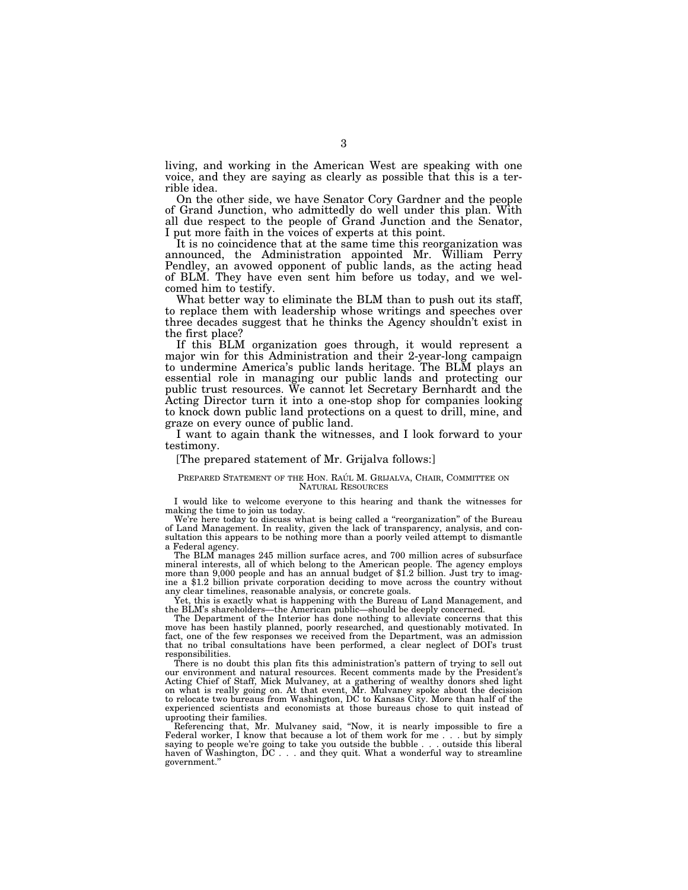living, and working in the American West are speaking with one voice, and they are saying as clearly as possible that this is a terrible idea.

On the other side, we have Senator Cory Gardner and the people of Grand Junction, who admittedly do well under this plan. With all due respect to the people of Grand Junction and the Senator, I put more faith in the voices of experts at this point.

It is no coincidence that at the same time this reorganization was announced, the Administration appointed Mr. William Perry Pendley, an avowed opponent of public lands, as the acting head of BLM. They have even sent him before us today, and we welcomed him to testify.

What better way to eliminate the BLM than to push out its staff, to replace them with leadership whose writings and speeches over three decades suggest that he thinks the Agency shouldn't exist in the first place?

If this BLM organization goes through, it would represent a major win for this Administration and their 2-year-long campaign to undermine America's public lands heritage. The BLM plays an essential role in managing our public lands and protecting our public trust resources. We cannot let Secretary Bernhardt and the Acting Director turn it into a one-stop shop for companies looking to knock down public land protections on a quest to drill, mine, and graze on every ounce of public land.

I want to again thank the witnesses, and I look forward to your testimony.

[The prepared statement of Mr. Grijalva follows:]

PREPARED STATEMENT OF THE HON. RAÚL M. GRIJALVA, CHAIR, COMMITTEE ON NATURAL RESOURCES

I would like to welcome everyone to this hearing and thank the witnesses for making the time to join us today.

We're here today to discuss what is being called a "reorganization" of the Bureau of Land Management. In reality, given the lack of transparency, analysis, and consultation this appears to be nothing more than a poorly veiled attempt to dismantle a Federal agency.

The BLM manages 245 million surface acres, and 700 million acres of subsurface mineral interests, all of which belong to the American people. The agency employs more than 9,000 people and has an annual budget of $1.2 billion. Just try to imagine a $1.2 billion private corporation deciding to move across the country without any clear timelines, reasonable analysis, or concrete goals.

Yet, this is exactly what is happening with the Bureau of Land Management, and the BLM's shareholders—the American public—should be deeply concerned.

The Department of the Interior has done nothing to alleviate concerns that this move has been hastily planned, poorly researched, and questionably motivated. In fact, one of the few responses we received from the Department, was an admission that no tribal consultations have been performed, a clear neglect of DOI's trust responsibilities.

There is no doubt this plan fits this administration's pattern of trying to sell out our environment and natural resources. Recent comments made by the President's Acting Chief of Staff, Mick Mulvaney, at a gathering of wealthy donors shed light on what is really going on. At that event, Mr. Mulvaney spoke about the decision to relocate two bureaus from Washington, DC to Kansas City. More than half of the experienced scientists and economists at those bureaus chose to quit instead of uprooting their families.

Referencing that, Mr. Mulvaney said, "Now, it is nearly impossible to fire a Federal worker, I know that because a lot of them work for me . . . but by simply saying to people we're going to take you outside the bubble . . . outside this liberal haven of Washington, DC . . . and they quit. What a wonderful way to streamline government."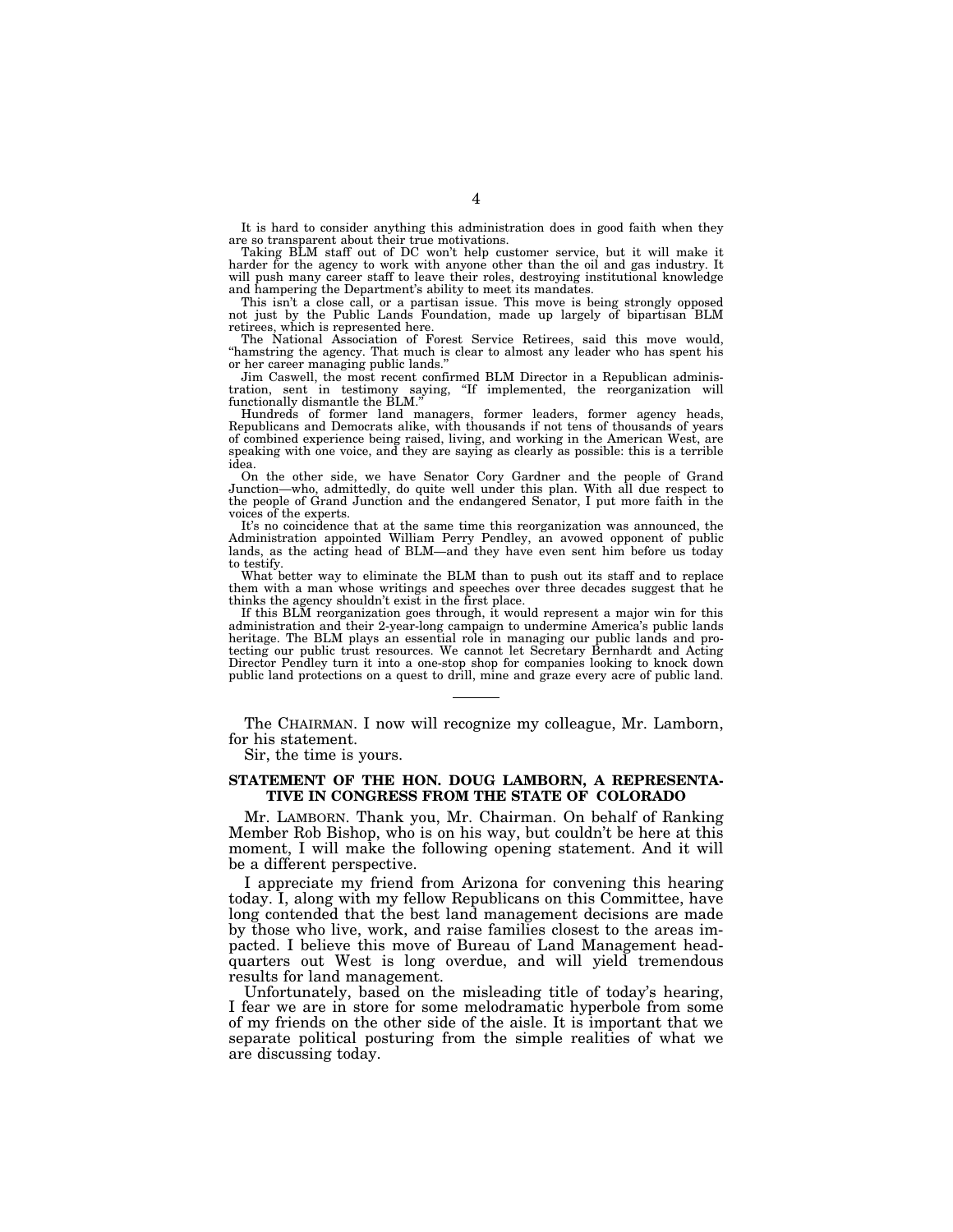It is hard to consider anything this administration does in good faith when they are so transparent about their true motivations.

Taking BLM staff out of DC won't help customer service, but it will make it harder for the agency to work with anyone other than the oil and gas industry. It will push many career staff to leave their roles, destroying institutional knowledge and hampering the Department's ability to meet its mandates.

This isn't a close call, or a partisan issue. This move is being strongly opposed not just by the Public Lands Foundation, made up largely of bipartisan BLM retirees, which is represented here.

The National Association of Forest Service Retirees, said this move would, "hamstring the agency. That much is clear to almost any leader who has spent his or her career managing public lands."

Jim Caswell, the most recent confirmed BLM Director in a Republican administration, sent in testimony saying, "If implemented, the reorganization will functionally dismantle the BLM."

Hundreds of former land managers, former leaders, former agency heads, Republicans and Democrats alike, with thousands if not tens of thousands of years of combined experience being raised, living, and working in the American West, are speaking with one voice, and they are saying as clearly as possible: this is a terrible idea.

On the other side, we have Senator Cory Gardner and the people of Grand Junction—who, admittedly, do quite well under this plan. With all due respect to the people of Grand Junction and the endangered Senator, I put more faith in the voices of the experts.

It's no coincidence that at the same time this reorganization was announced, the Administration appointed William Perry Pendley, an avowed opponent of public lands, as the acting head of BLM—and they have even sent him before us today to testify.

What better way to eliminate the BLM than to push out its staff and to replace them with a man whose writings and speeches over three decades suggest that he thinks the agency shouldn't exist in the first place.

If this BLM reorganization goes through, it would represent a major win for this administration and their 2-year-long campaign to undermine America's public lands heritage. The BLM plays an essential role in managing our public lands and protecting our public trust resources. We cannot let Secretary Bernhardt and Acting Director Pendley turn it into a one-stop shop for companies looking to knock down public land protections on a quest to drill, mine and graze every acre of public land.

---

The CHAIRMAN. I now will recognize my colleague, Mr. Lamborn, for his statement.

Sir, the time is yours.

**STATEMENT OF THE HON. DOUG LAMBORN, A REPRESENTATIVE IN CONGRESS FROM THE STATE OF COLORADO**

Mr. LAMBORN. Thank you, Mr. Chairman. On behalf of Ranking Member Rob Bishop, who is on his way, but couldn't be here at this moment, I will make the following opening statement. And it will be a different perspective.

I appreciate my friend from Arizona for convening this hearing today. I, along with my fellow Republicans on this Committee, have long contended that the best land management decisions are made by those who live, work, and raise families closest to the areas impacted. I believe this move of Bureau of Land Management headquarters out West is long overdue, and will yield tremendous results for land management.

Unfortunately, based on the misleading title of today's hearing, I fear we are in store for some melodramatic hyperbole from some of my friends on the other side of the aisle. It is important that we separate political posturing from the simple realities of what we are discussing today.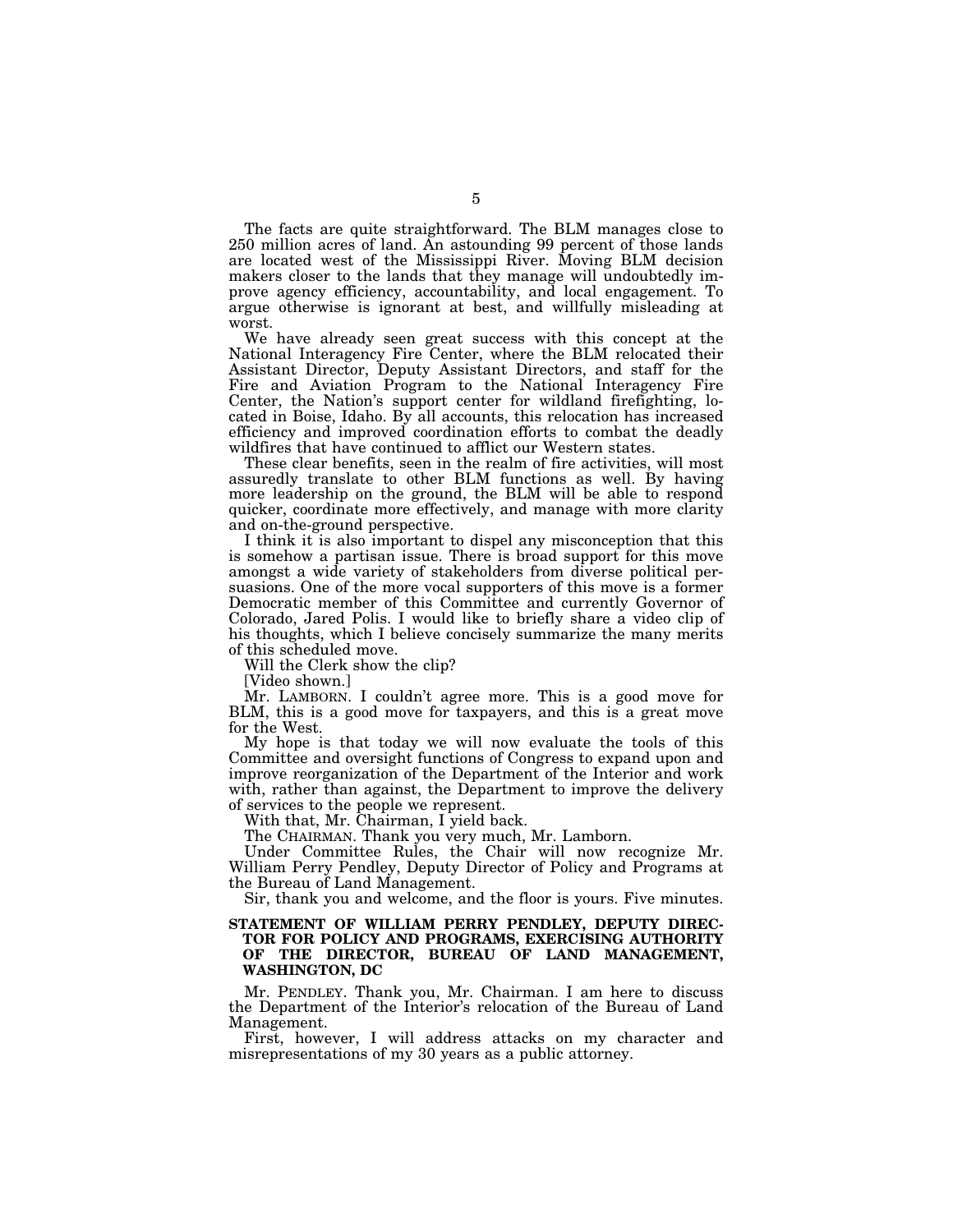The facts are quite straightforward. The BLM manages close to 250 million acres of land. An astounding 99 percent of those lands are located west of the Mississippi River. Moving BLM decision makers closer to the lands that they manage will undoubtedly improve agency efficiency, accountability, and local engagement. To argue otherwise is ignorant at best, and willfully misleading at worst.

We have already seen great success with this concept at the National Interagency Fire Center, where the BLM relocated their Assistant Director, Deputy Assistant Directors, and staff for the Fire and Aviation Program to the National Interagency Fire Center, the Nation's support center for wildland firefighting, located in Boise, Idaho. By all accounts, this relocation has increased efficiency and improved coordination efforts to combat the deadly wildfires that have continued to afflict our Western states.

These clear benefits, seen in the realm of fire activities, will most assuredly translate to other BLM functions as well. By having more leadership on the ground, the BLM will be able to respond quicker, coordinate more effectively, and manage with more clarity and on-the-ground perspective.

I think it is also important to dispel any misconception that this is somehow a partisan issue. There is broad support for this move amongst a wide variety of stakeholders from diverse political persuasions. One of the more vocal supporters of this move is a former Democratic member of this Committee and currently Governor of Colorado, Jared Polis. I would like to briefly share a video clip of his thoughts, which I believe concisely summarize the many merits of this scheduled move.

Will the Clerk show the clip?

[Video shown.]

Mr. LAMBORN. I couldn't agree more. This is a good move for BLM, this is a good move for taxpayers, and this is a great move for the West.

My hope is that today we will now evaluate the tools of this Committee and oversight functions of Congress to expand upon and improve reorganization of the Department of the Interior and work with, rather than against, the Department to improve the delivery of services to the people we represent.

With that, Mr. Chairman, I yield back.

The CHAIRMAN. Thank you very much, Mr. Lamborn.

Under Committee Rules, the Chair will now recognize Mr. William Perry Pendley, Deputy Director of Policy and Programs at the Bureau of Land Management.

Sir, thank you and welcome, and the floor is yours. Five minutes.

**STATEMENT OF WILLIAM PERRY PENDLEY, DEPUTY DIRECTOR FOR POLICY AND PROGRAMS, EXERCISING AUTHORITY OF THE DIRECTOR, BUREAU OF LAND MANAGEMENT, WASHINGTON, DC**

Mr. PENDLEY. Thank you, Mr. Chairman. I am here to discuss the Department of the Interior's relocation of the Bureau of Land Management.

First, however, I will address attacks on my character and misrepresentations of my 30 years as a public attorney.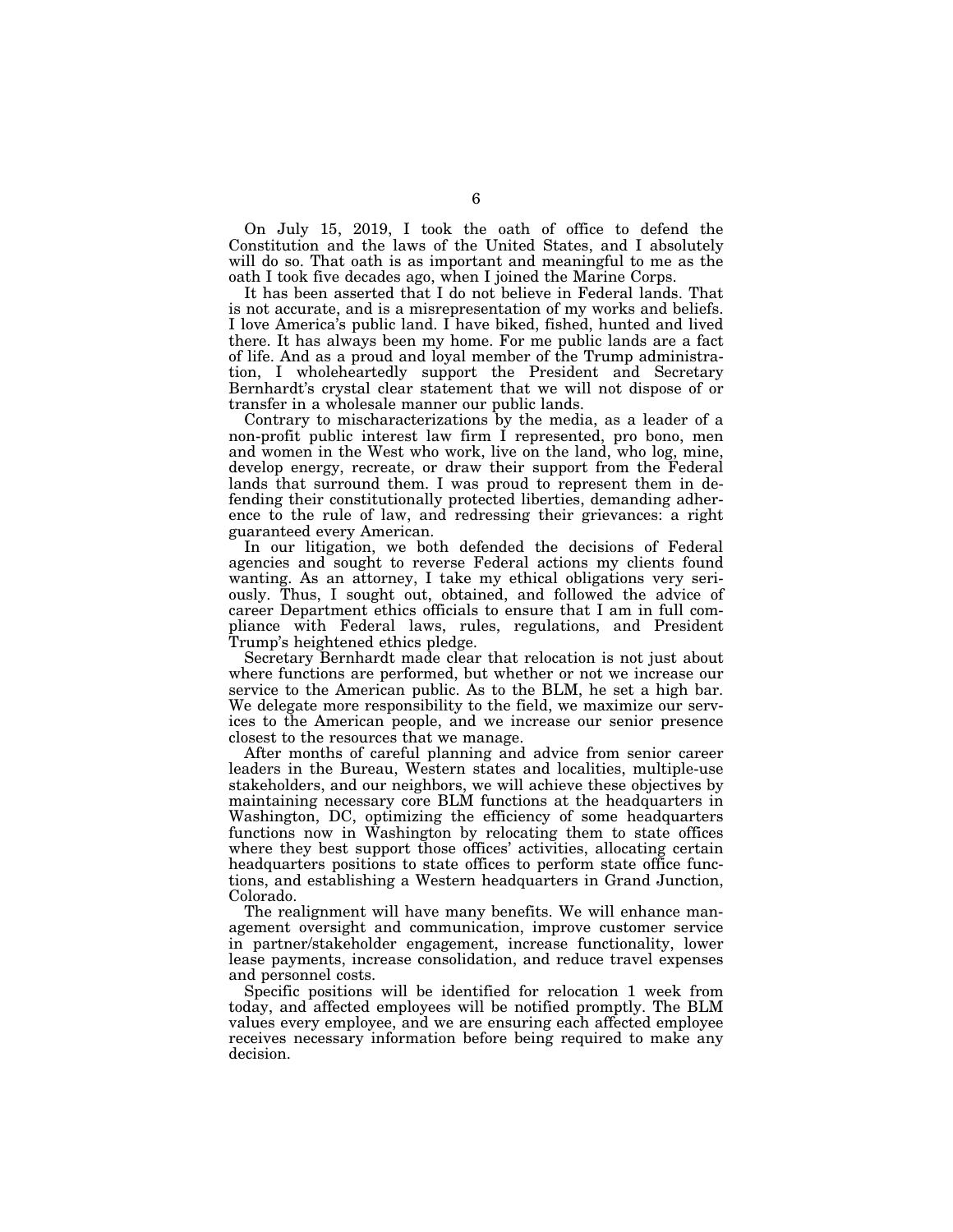On July 15, 2019, I took the oath of office to defend the Constitution and the laws of the United States, and I absolutely will do so. That oath is as important and meaningful to me as the oath I took five decades ago, when I joined the Marine Corps.

It has been asserted that I do not believe in Federal lands. That is not accurate, and is a misrepresentation of my works and beliefs. I love America's public land. I have biked, fished, hunted and lived there. It has always been my home. For me public lands are a fact of life. And as a proud and loyal member of the Trump administration, I wholeheartedly support the President and Secretary Bernhardt's crystal clear statement that we will not dispose of or transfer in a wholesale manner our public lands.

Contrary to mischaracterizations by the media, as a leader of a non-profit public interest law firm I represented, pro bono, men and women in the West who work, live on the land, who log, mine, develop energy, recreate, or draw their support from the Federal lands that surround them. I was proud to represent them in defending their constitutionally protected liberties, demanding adherence to the rule of law, and redressing their grievances: a right guaranteed every American.

In our litigation, we both defended the decisions of Federal agencies and sought to reverse Federal actions my clients found wanting. As an attorney, I take my ethical obligations very seriously. Thus, I sought out, obtained, and followed the advice of career Department ethics officials to ensure that I am in full compliance with Federal laws, rules, regulations, and President Trump's heightened ethics pledge.

Secretary Bernhardt made clear that relocation is not just about where functions are performed, but whether or not we increase our service to the American public. As to the BLM, he set a high bar. We delegate more responsibility to the field, we maximize our services to the American people, and we increase our senior presence closest to the resources that we manage.

After months of careful planning and advice from senior career leaders in the Bureau, Western states and localities, multiple-use stakeholders, and our neighbors, we will achieve these objectives by maintaining necessary core BLM functions at the headquarters in Washington, DC, optimizing the efficiency of some headquarters functions now in Washington by relocating them to state offices where they best support those offices' activities, allocating certain headquarters positions to state offices to perform state office functions, and establishing a Western headquarters in Grand Junction, Colorado.

The realignment will have many benefits. We will enhance management oversight and communication, improve customer service in partner/stakeholder engagement, increase functionality, lower lease payments, increase consolidation, and reduce travel expenses and personnel costs.

Specific positions will be identified for relocation 1 week from today, and affected employees will be notified promptly. The BLM values every employee, and we are ensuring each affected employee receives necessary information before being required to make any decision.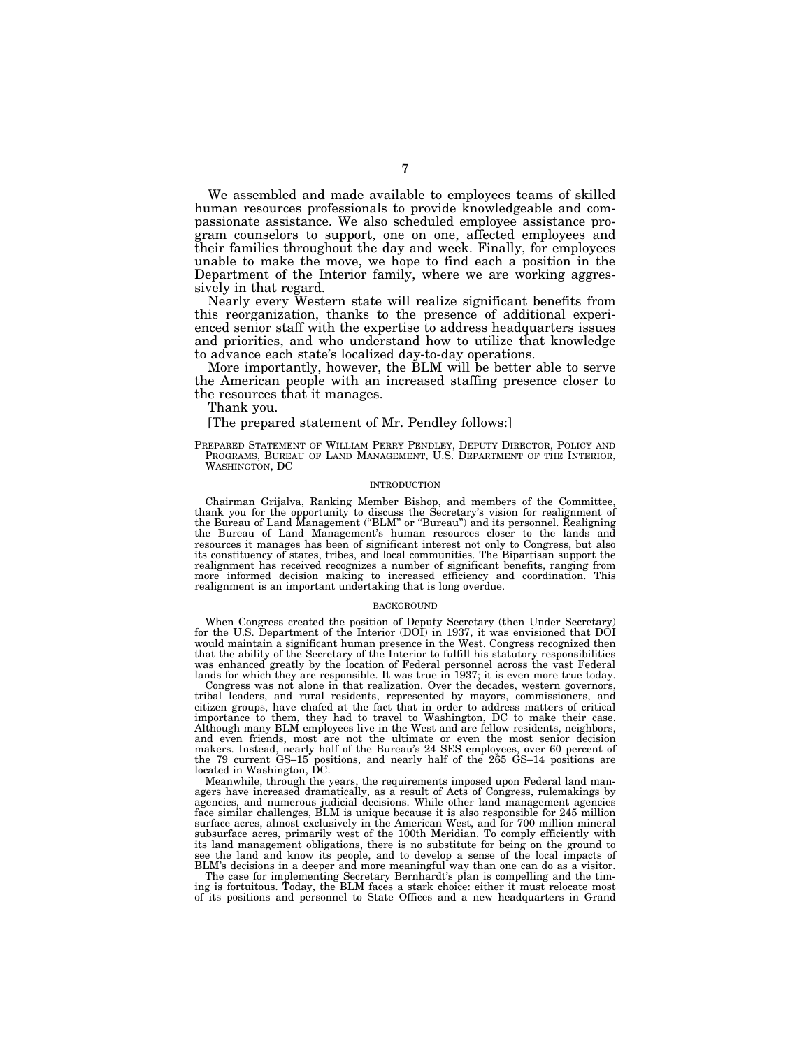We assembled and made available to employees teams of skilled human resources professionals to provide knowledgeable and compassionate assistance. We also scheduled employee assistance program counselors to support, one on one, affected employees and their families throughout the day and week. Finally, for employees unable to make the move, we hope to find each a position in the Department of the Interior family, where we are working aggressively in that regard.

Nearly every Western state will realize significant benefits from this reorganization, thanks to the presence of additional experienced senior staff with the expertise to address headquarters issues and priorities, and who understand how to utilize that knowledge to advance each state's localized day-to-day operations.

More importantly, however, the BLM will be better able to serve the American people with an increased staffing presence closer to the resources that it manages.

Thank you.

[The prepared statement of Mr. Pendley follows:]

PREPARED STATEMENT OF WILLIAM PERRY PENDLEY, DEPUTY DIRECTOR, POLICY AND PROGRAMS, BUREAU OF LAND MANAGEMENT, U.S. DEPARTMENT OF THE INTERIOR, WASHINGTON, DC

INTRODUCTION

Chairman Grijalva, Ranking Member Bishop, and members of the Committee, thank you for the opportunity to discuss the Secretary's vision for realignment of the Bureau of Land Management ("BLM" or "Bureau") and its personnel. Realigning the Bureau of Land Management's human resources closer to the lands and resources it manages has been of significant interest not only to Congress, but also its constituency of states, tribes, and local communities. The Bipartisan support the realignment has received recognizes a number of significant benefits, ranging from more informed decision making to increased efficiency and coordination. This realignment is an important undertaking that is long overdue.

BACKGROUND

When Congress created the position of Deputy Secretary (then Under Secretary) for the U.S. Department of the Interior (DOI) in 1937, it was envisioned that DOI would maintain a significant human presence in the West. Congress recognized then that the ability of the Secretary of the Interior to fulfill his statutory responsibilities was enhanced greatly by the location of Federal personnel across the vast Federal lands for which they are responsible. It was true in 1937; it is even more true today.

Congress was not alone in that realization. Over the decades, western governors, tribal leaders, and rural residents, represented by mayors, commissioners, and citizen groups, have chafed at the fact that in order to address matters of critical importance to them, they had to travel to Washington, DC to make their case. Although many BLM employees live in the West and are fellow residents, neighbors, and even friends, most are not the ultimate or even the most senior decision makers. Instead, nearly half of the Bureau's 24 SES employees, over 60 percent of the 79 current GS–15 positions, and nearly half of the 265 GS–14 positions are located in Washington, DC.

Meanwhile, through the years, the requirements imposed upon Federal land managers have increased dramatically, as a result of Acts of Congress, rulemakings by agencies, and numerous judicial decisions. While other land management agencies face similar challenges, BLM is unique because it is also responsible for 245 million surface acres, almost exclusively in the American West, and for 700 million mineral subsurface acres, primarily west of the 100th Meridian. To comply efficiently with its land management obligations, there is no substitute for being on the ground to see the land and know its people, and to develop a sense of the local impacts of BLM's decisions in a deeper and more meaningful way than one can do as a visitor.

The case for implementing Secretary Bernhardt's plan is compelling and the timing is fortuitous. Today, the BLM faces a stark choice: either it must relocate most of its positions and personnel to State Offices and a new headquarters in Grand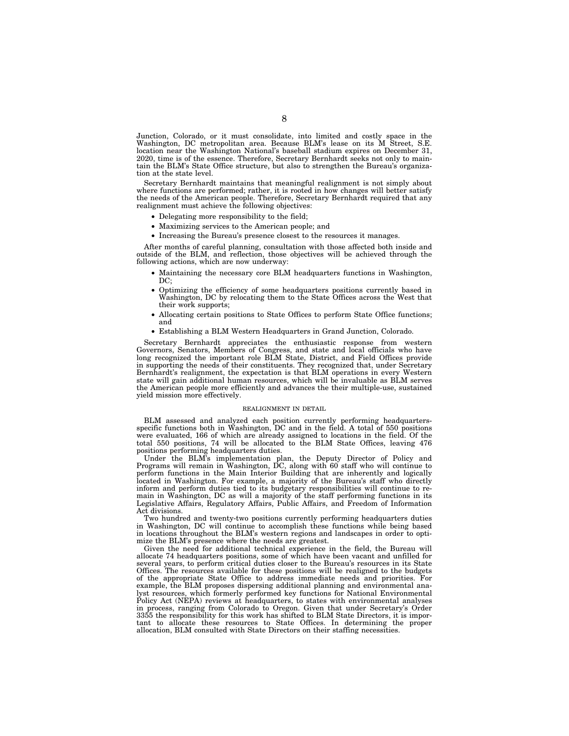Junction, Colorado, or it must consolidate, into limited and costly space in the Washington, DC metropolitan area. Because BLM's lease on its M Street, S.E. location near the Washington National's baseball stadium expires on December 31, 2020, time is of the essence. Therefore, Secretary Bernhardt seeks not only to maintain the BLM's State Office structure, but also to strengthen the Bureau's organization at the state level.

Secretary Bernhardt maintains that meaningful realignment is not simply about where functions are performed; rather, it is rooted in how changes will better satisfy the needs of the American people. Therefore, Secretary Bernhardt required that any realignment must achieve the following objectives:

- Delegating more responsibility to the field;
- Maximizing services to the American people; and
- Increasing the Bureau's presence closest to the resources it manages.

After months of careful planning, consultation with those affected both inside and outside of the BLM, and reflection, those objectives will be achieved through the following actions, which are now underway:

- Maintaining the necessary core BLM headquarters functions in Washington, DC;
- Optimizing the efficiency of some headquarters positions currently based in Washington, DC by relocating them to the State Offices across the West that their work supports;
- Allocating certain positions to State Offices to perform State Office functions; and
- Establishing a BLM Western Headquarters in Grand Junction, Colorado.

Secretary Bernhardt appreciates the enthusiastic response from western Governors, Senators, Members of Congress, and state and local officials who have long recognized the important role BLM State, District, and Field Offices provide in supporting the needs of their constituents. They recognized that, under Secretary Bernhardt's realignment, the expectation is that BLM operations in every Western state will gain additional human resources, which will be invaluable as BLM serves the American people more efficiently and advances the their multiple-use, sustained yield mission more effectively.

REALIGNMENT IN DETAIL

BLM assessed and analyzed each position currently performing headquarters-specific functions both in Washington, DC and in the field. A total of 550 positions were evaluated, 166 of which are already assigned to locations in the field. Of the total 550 positions, 74 will be allocated to the BLM State Offices, leaving 476 positions performing headquarters duties.

Under the BLM's implementation plan, the Deputy Director of Policy and Programs will remain in Washington, DC, along with 60 staff who will continue to perform functions in the Main Interior Building that are inherently and logically located in Washington. For example, a majority of the Bureau's staff who directly inform and perform duties tied to its budgetary responsibilities will continue to remain in Washington, DC as will a majority of the staff performing functions in its Legislative Affairs, Regulatory Affairs, Public Affairs, and Freedom of Information Act divisions.

Two hundred and twenty-two positions currently performing headquarters duties in Washington, DC will continue to accomplish these functions while being based in locations throughout the BLM's western regions and landscapes in order to optimize the BLM's presence where the needs are greatest.

Given the need for additional technical experience in the field, the Bureau will allocate 74 headquarters positions, some of which have been vacant and unfilled for several years, to perform critical duties closer to the Bureau's resources in its State Offices. The resources available for these positions will be realigned to the budgets of the appropriate State Office to address immediate needs and priorities. For example, the BLM proposes dispersing additional planning and environmental analyst resources, which formerly performed key functions for National Environmental Policy Act (NEPA) reviews at headquarters, to states with environmental analyses in process, ranging from Colorado to Oregon. Given that under Secretary's Order 3355 the responsibility for this work has shifted to BLM State Directors, it is important to allocate these resources to State Offices. In determining the proper allocation, BLM consulted with State Directors on their staffing necessities.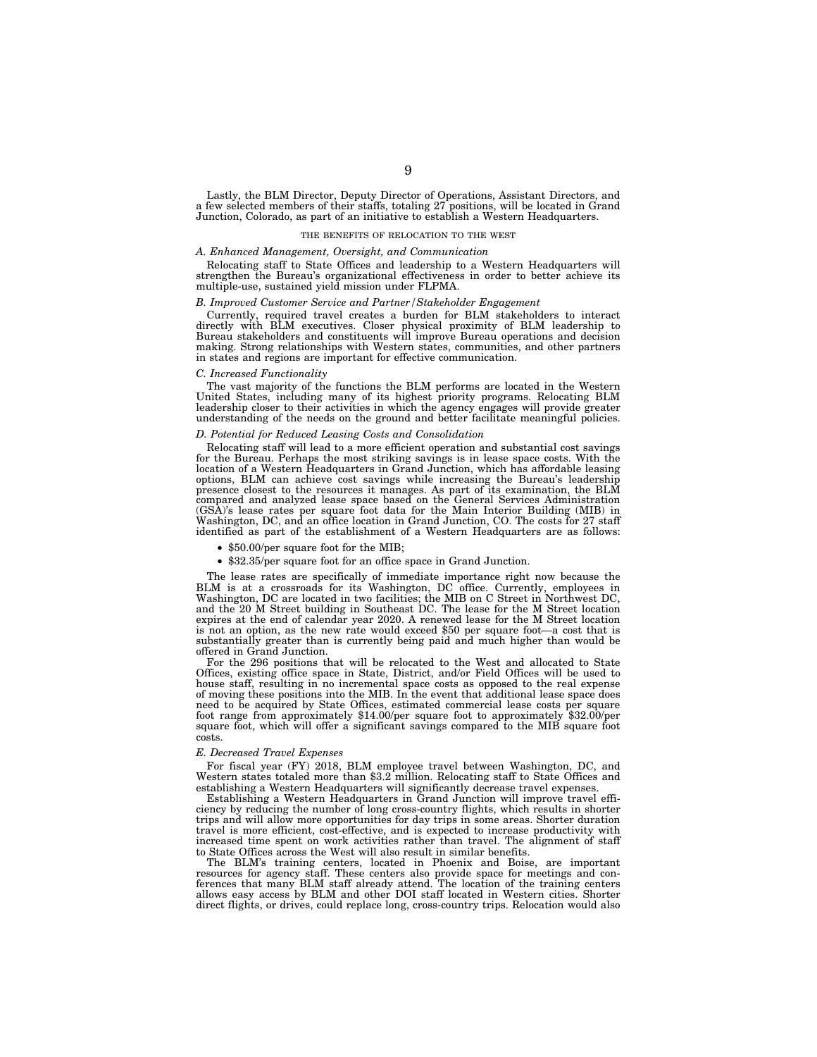Lastly, the BLM Director, Deputy Director of Operations, Assistant Directors, and a few selected members of their staffs, totaling 27 positions, will be located in Grand Junction, Colorado, as part of an initiative to establish a Western Headquarters.

## THE BENEFITS OF RELOCATION TO THE WEST

### *A. Enhanced Management, Oversight, and Communication*

Relocating staff to State Offices and leadership to a Western Headquarters will strengthen the Bureau's organizational effectiveness in order to better achieve its multiple-use, sustained yield mission under FLPMA.

### *B. Improved Customer Service and Partner/Stakeholder Engagement*

Currently, required travel creates a burden for BLM stakeholders to interact directly with BLM executives. Closer physical proximity of BLM leadership to Bureau stakeholders and constituents will improve Bureau operations and decision making. Strong relationships with Western states, communities, and other partners in states and regions are important for effective communication.

### *C. Increased Functionality*

The vast majority of the functions the BLM performs are located in the Western United States, including many of its highest priority programs. Relocating BLM leadership closer to their activities in which the agency engages will provide greater understanding of the needs on the ground and better facilitate meaningful policies.

### *D. Potential for Reduced Leasing Costs and Consolidation*

Relocating staff will lead to a more efficient operation and substantial cost savings for the Bureau. Perhaps the most striking savings is in lease space costs. With the location of a Western Headquarters in Grand Junction, which has affordable leasing options, BLM can achieve cost savings while increasing the Bureau's leadership presence closest to the resources it manages. As part of its examination, the BLM compared and analyzed lease space based on the General Services Administration (GSA)'s lease rates per square foot data for the Main Interior Building (MIB) in Washington, DC, and an office location in Grand Junction, CO. The costs for 27 staff identified as part of the establishment of a Western Headquarters are as follows:

- $50.00/per square foot for the MIB;
- $32.35/per square foot for an office space in Grand Junction.

The lease rates are specifically of immediate importance right now because the BLM is at a crossroads for its Washington, DC office. Currently, employees in Washington, DC are located in two facilities; the MIB on C Street in Northwest DC, and the 20 M Street building in Southeast DC. The lease for the M Street location expires at the end of calendar year 2020. A renewed lease for the M Street location is not an option, as the new rate would exceed $50 per square foot—a cost that is substantially greater than is currently being paid and much higher than would be offered in Grand Junction.

For the 296 positions that will be relocated to the West and allocated to State Offices, existing office space in State, District, and/or Field Offices will be used to house staff, resulting in no incremental space costs as opposed to the real expense of moving these positions into the MIB. In the event that additional lease space does need to be acquired by State Offices, estimated commercial lease costs per square foot range from approximately $14.00/per square foot to approximately $32.00/per square foot, which will offer a significant savings compared to the MIB square foot costs.

### *E. Decreased Travel Expenses*

For fiscal year (FY) 2018, BLM employee travel between Washington, DC, and Western states totaled more than $3.2 million. Relocating staff to State Offices and establishing a Western Headquarters will significantly decrease travel expenses.

Establishing a Western Headquarters in Grand Junction will improve travel efficiency by reducing the number of long cross-country flights, which results in shorter trips and will allow more opportunities for day trips in some areas. Shorter duration travel is more efficient, cost-effective, and is expected to increase productivity with increased time spent on work activities rather than travel. The alignment of staff to State Offices across the West will also result in similar benefits.

The BLM's training centers, located in Phoenix and Boise, are important resources for agency staff. These centers also provide space for meetings and conferences that many BLM staff already attend. The location of the training centers allows easy access by BLM and other DOI staff located in Western cities. Shorter direct flights, or drives, could replace long, cross-country trips. Relocation would also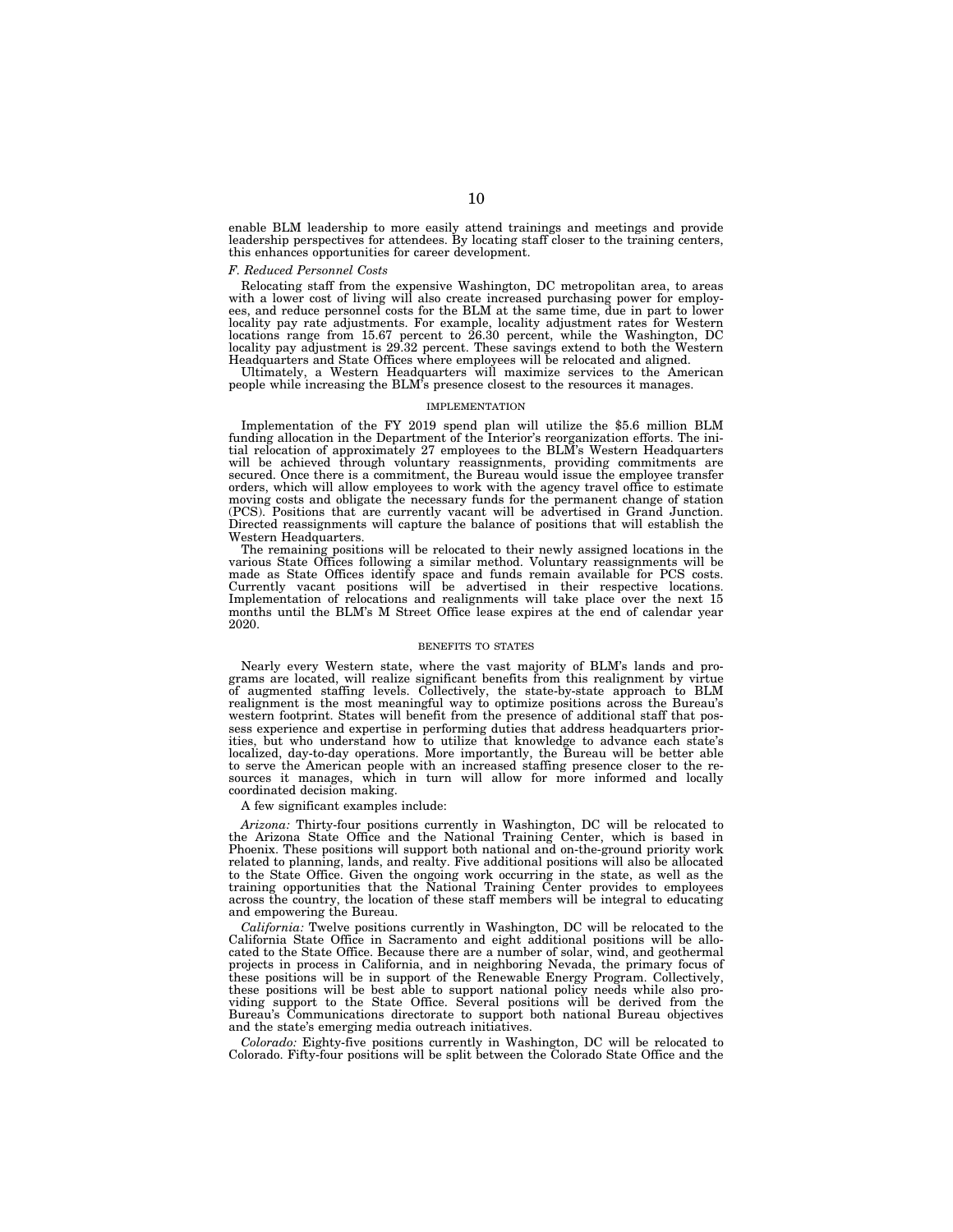enable BLM leadership to more easily attend trainings and meetings and provide leadership perspectives for attendees. By locating staff closer to the training centers, this enhances opportunities for career development.

*F. Reduced Personnel Costs*

Relocating staff from the expensive Washington, DC metropolitan area, to areas with a lower cost of living will also create increased purchasing power for employees, and reduce personnel costs for the BLM at the same time, due in part to lower locality pay rate adjustments. For example, locality adjustment rates for Western locations range from 15.67 percent to 26.30 percent, while the Washington, DC locality pay adjustment is 29.32 percent. These savings extend to both the Western Headquarters and State Offices where employees will be relocated and aligned.

Ultimately, a Western Headquarters will maximize services to the American people while increasing the BLM's presence closest to the resources it manages.

## IMPLEMENTATION

Implementation of the FY 2019 spend plan will utilize the $5.6 million BLM funding allocation in the Department of the Interior's reorganization efforts. The initial relocation of approximately 27 employees to the BLM's Western Headquarters will be achieved through voluntary reassignments, providing commitments are secured. Once there is a commitment, the Bureau would issue the employee transfer orders, which will allow employees to work with the agency travel office to estimate moving costs and obligate the necessary funds for the permanent change of station (PCS). Positions that are currently vacant will be advertised in Grand Junction. Directed reassignments will capture the balance of positions that will establish the Western Headquarters.

The remaining positions will be relocated to their newly assigned locations in the various State Offices following a similar method. Voluntary reassignments will be made as State Offices identify space and funds remain available for PCS costs. Currently vacant positions will be advertised in their respective locations. Implementation of relocations and realignments will take place over the next 15 months until the BLM's M Street Office lease expires at the end of calendar year 2020.

## BENEFITS TO STATES

Nearly every Western state, where the vast majority of BLM's lands and programs are located, will realize significant benefits from this realignment by virtue of augmented staffing levels. Collectively, the state-by-state approach to BLM realignment is the most meaningful way to optimize positions across the Bureau's western footprint. States will benefit from the presence of additional staff that possess experience and expertise in performing duties that address headquarters priorities, but who understand how to utilize that knowledge to advance each state's localized, day-to-day operations. More importantly, the Bureau will be better able to serve the American people with an increased staffing presence closer to the resources it manages, which in turn will allow for more informed and locally coordinated decision making.

A few significant examples include:

*Arizona:* Thirty-four positions currently in Washington, DC will be relocated to the Arizona State Office and the National Training Center, which is based in Phoenix. These positions will support both national and on-the-ground priority work related to planning, lands, and realty. Five additional positions will also be allocated to the State Office. Given the ongoing work occurring in the state, as well as the training opportunities that the National Training Center provides to employees across the country, the location of these staff members will be integral to educating and empowering the Bureau.

*California:* Twelve positions currently in Washington, DC will be relocated to the California State Office in Sacramento and eight additional positions will be allocated to the State Office. Because there are a number of solar, wind, and geothermal projects in process in California, and in neighboring Nevada, the primary focus of these positions will be in support of the Renewable Energy Program. Collectively, these positions will be best able to support national policy needs while also providing support to the State Office. Several positions will be derived from the Bureau's Communications directorate to support both national Bureau objectives and the state's emerging media outreach initiatives.

*Colorado:* Eighty-five positions currently in Washington, DC will be relocated to Colorado. Fifty-four positions will be split between the Colorado State Office and the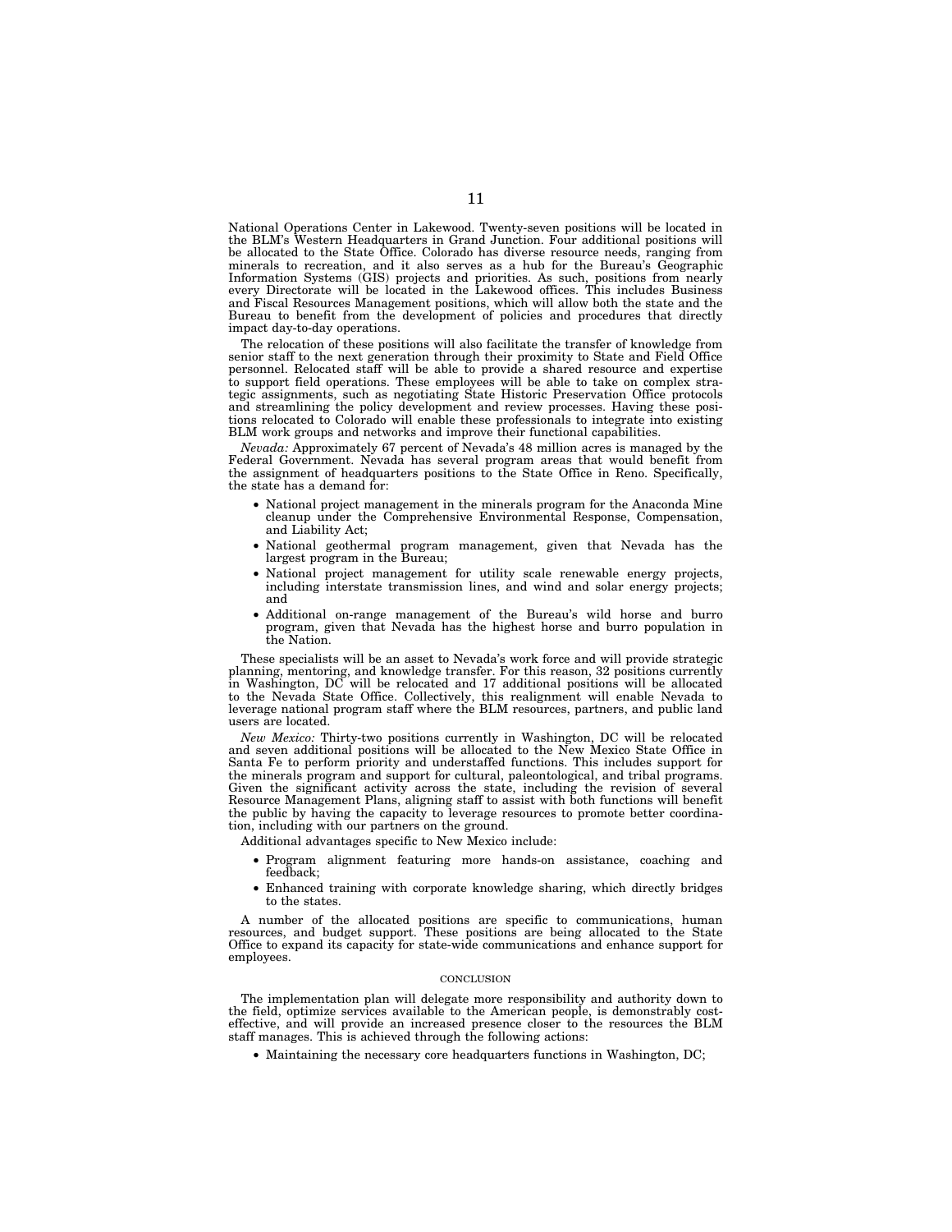National Operations Center in Lakewood. Twenty-seven positions will be located in the BLM's Western Headquarters in Grand Junction. Four additional positions will be allocated to the State Office. Colorado has diverse resource needs, ranging from minerals to recreation, and it also serves as a hub for the Bureau's Geographic Information Systems (GIS) projects and priorities. As such, positions from nearly every Directorate will be located in the Lakewood offices. This includes Business and Fiscal Resources Management positions, which will allow both the state and the Bureau to benefit from the development of policies and procedures that directly impact day-to-day operations.

The relocation of these positions will also facilitate the transfer of knowledge from senior staff to the next generation through their proximity to State and Field Office personnel. Relocated staff will be able to provide a shared resource and expertise to support field operations. These employees will be able to take on complex strategic assignments, such as negotiating State Historic Preservation Office protocols and streamlining the policy development and review processes. Having these positions relocated to Colorado will enable these professionals to integrate into existing BLM work groups and networks and improve their functional capabilities.

*Nevada:* Approximately 67 percent of Nevada's 48 million acres is managed by the Federal Government. Nevada has several program areas that would benefit from the assignment of headquarters positions to the State Office in Reno. Specifically, the state has a demand for:

- National project management in the minerals program for the Anaconda Mine cleanup under the Comprehensive Environmental Response, Compensation, and Liability Act;
- National geothermal program management, given that Nevada has the largest program in the Bureau;
- National project management for utility scale renewable energy projects, including interstate transmission lines, and wind and solar energy projects; and
- Additional on-range management of the Bureau's wild horse and burro program, given that Nevada has the highest horse and burro population in the Nation.

These specialists will be an asset to Nevada's work force and will provide strategic planning, mentoring, and knowledge transfer. For this reason, 32 positions currently in Washington, DC will be relocated and 17 additional positions will be allocated to the Nevada State Office. Collectively, this realignment will enable Nevada to leverage national program staff where the BLM resources, partners, and public land users are located.

*New Mexico:* Thirty-two positions currently in Washington, DC will be relocated and seven additional positions will be allocated to the New Mexico State Office in Santa Fe to perform priority and understaffed functions. This includes support for the minerals program and support for cultural, paleontological, and tribal programs. Given the significant activity across the state, including the revision of several Resource Management Plans, aligning staff to assist with both functions will benefit the public by having the capacity to leverage resources to promote better coordination, including with our partners on the ground.

Additional advantages specific to New Mexico include:

- Program alignment featuring more hands-on assistance, coaching and feedback;
- Enhanced training with corporate knowledge sharing, which directly bridges to the states.

A number of the allocated positions are specific to communications, human resources, and budget support. These positions are being allocated to the State Office to expand its capacity for state-wide communications and enhance support for employees.

## CONCLUSION

The implementation plan will delegate more responsibility and authority down to the field, optimize services available to the American people, is demonstrably cost-effective, and will provide an increased presence closer to the resources the BLM staff manages. This is achieved through the following actions:

- Maintaining the necessary core headquarters functions in Washington, DC;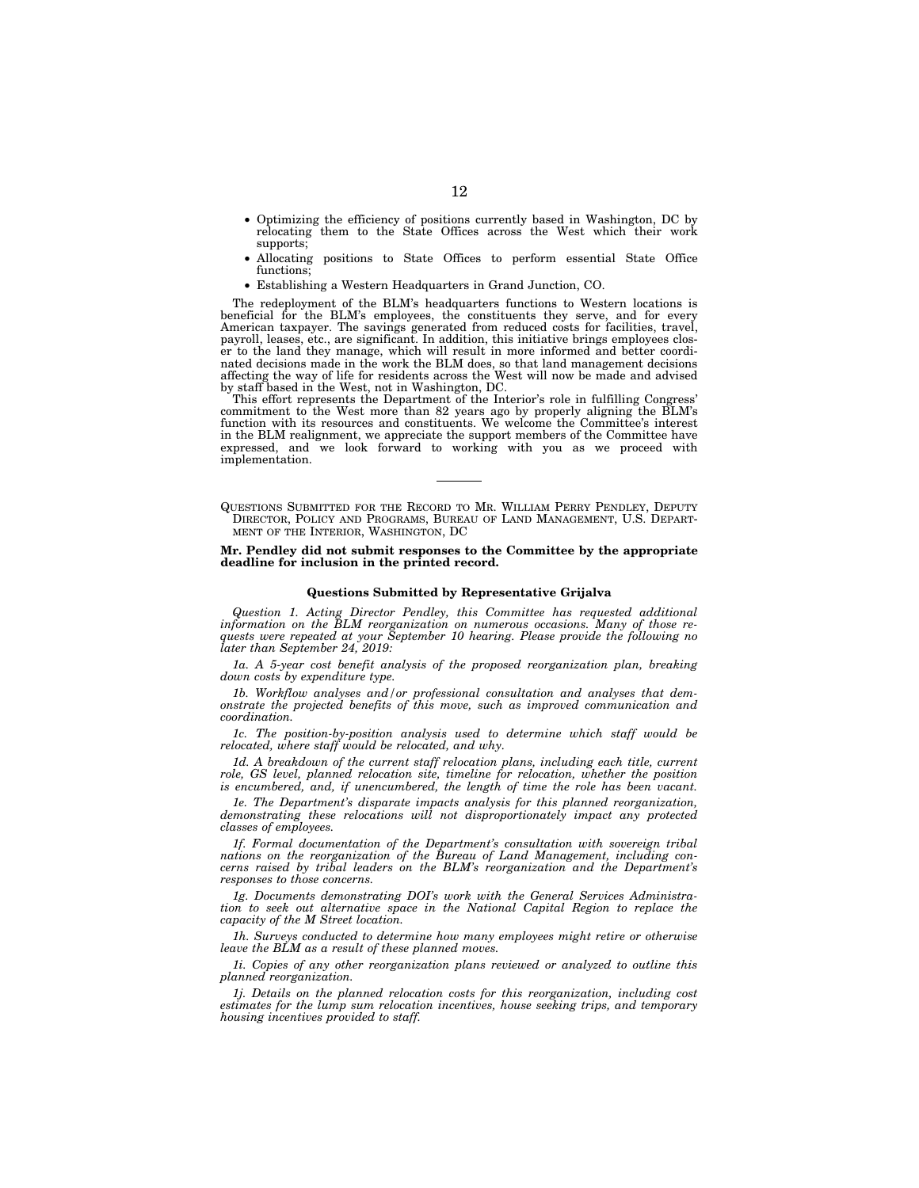- Optimizing the efficiency of positions currently based in Washington, DC by relocating them to the State Offices across the West which their work supports;
- Allocating positions to State Offices to perform essential State Office functions;
- Establishing a Western Headquarters in Grand Junction, CO.

The redeployment of the BLM's headquarters functions to Western locations is beneficial for the BLM's employees, the constituents they serve, and for every American taxpayer. The savings generated from reduced costs for facilities, travel, payroll, leases, etc., are significant. In addition, this initiative brings employees closer to the land they manage, which will result in more informed and better coordinated decisions made in the work the BLM does, so that land management decisions affecting the way of life for residents across the West will now be made and advised by staff based in the West, not in Washington, DC.

This effort represents the Department of the Interior's role in fulfilling Congress' commitment to the West more than 82 years ago by properly aligning the BLM's function with its resources and constituents. We welcome the Committee's interest in the BLM realignment, we appreciate the support members of the Committee have expressed, and we look forward to working with you as we proceed with implementation.

---

QUESTIONS SUBMITTED FOR THE RECORD TO MR. WILLIAM PERRY PENDLEY, DEPUTY DIRECTOR, POLICY AND PROGRAMS, BUREAU OF LAND MANAGEMENT, U.S. DEPARTMENT OF THE INTERIOR, WASHINGTON, DC

**Mr. Pendley did not submit responses to the Committee by the appropriate deadline for inclusion in the printed record.**

### Questions Submitted by Representative Grijalva

*Question 1. Acting Director Pendley, this Committee has requested additional information on the BLM reorganization on numerous occasions. Many of those requests were repeated at your September 10 hearing. Please provide the following no later than September 24, 2019:*

*1a. A 5-year cost benefit analysis of the proposed reorganization plan, breaking down costs by expenditure type.*

*1b. Workflow analyses and/or professional consultation and analyses that demonstrate the projected benefits of this move, such as improved communication and coordination.*

*1c. The position-by-position analysis used to determine which staff would be relocated, where staff would be relocated, and why.*

*1d. A breakdown of the current staff relocation plans, including each title, current role, GS level, planned relocation site, timeline for relocation, whether the position is encumbered, and, if unencumbered, the length of time the role has been vacant.*

*1e. The Department's disparate impacts analysis for this planned reorganization, demonstrating these relocations will not disproportionately impact any protected classes of employees.*

*1f. Formal documentation of the Department's consultation with sovereign tribal nations on the reorganization of the Bureau of Land Management, including concerns raised by tribal leaders on the BLM's reorganization and the Department's responses to those concerns.*

*1g. Documents demonstrating DOI's work with the General Services Administration to seek out alternative space in the National Capital Region to replace the capacity of the M Street location.*

*1h. Surveys conducted to determine how many employees might retire or otherwise leave the BLM as a result of these planned moves.*

*1i. Copies of any other reorganization plans reviewed or analyzed to outline this planned reorganization.*

*1j. Details on the planned relocation costs for this reorganization, including cost estimates for the lump sum relocation incentives, house seeking trips, and temporary housing incentives provided to staff.*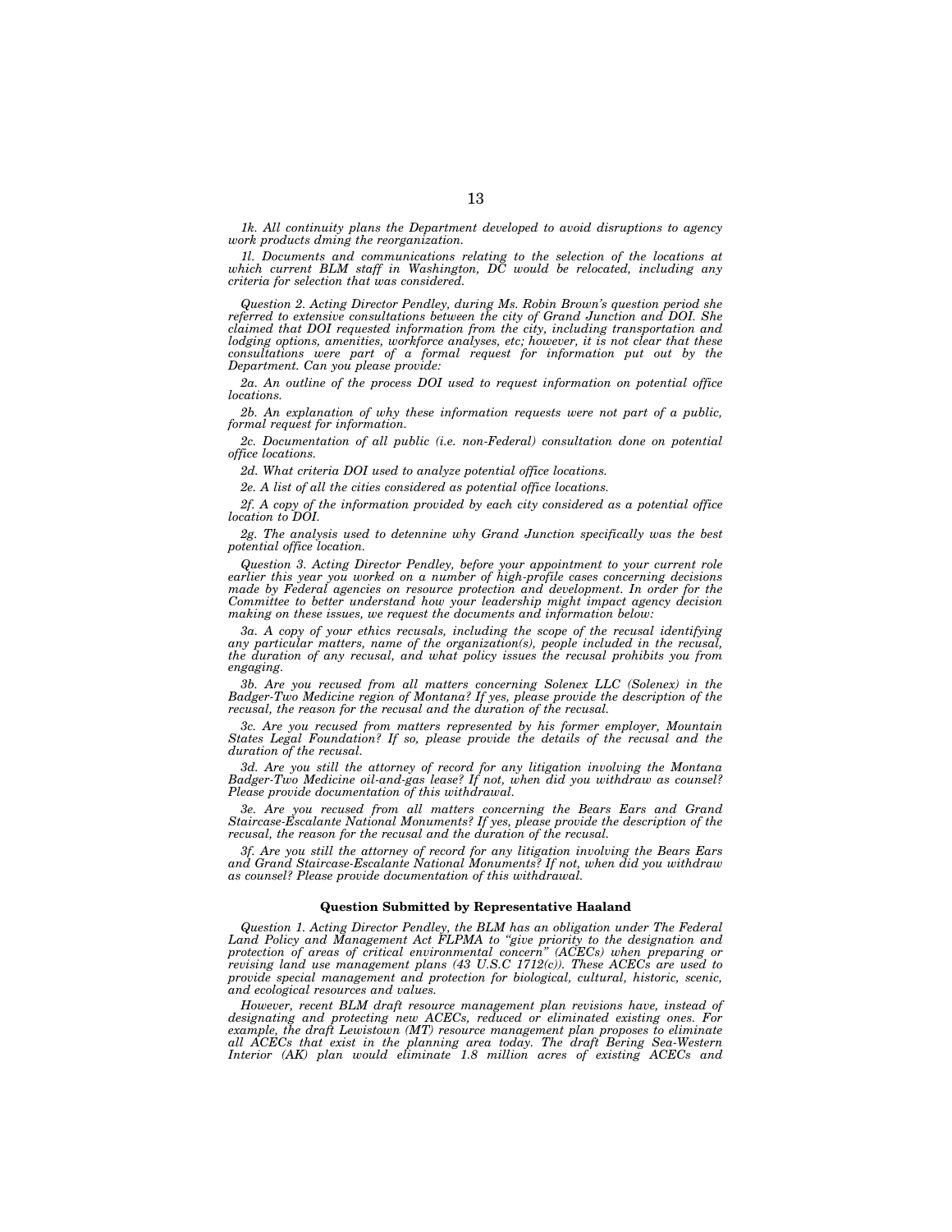*1k. All continuity plans the Department developed to avoid disruptions to agency work products dming the reorganization.*

*1l. Documents and communications relating to the selection of the locations at which current BLM staff in Washington, DC would be relocated, including any criteria for selection that was considered.*

*Question 2. Acting Director Pendley, during Ms. Robin Brown's question period she referred to extensive consultations between the city of Grand Junction and DOI. She claimed that DOI requested information from the city, including transportation and lodging options, amenities, workforce analyses, etc; however, it is not clear that these consultations were part of a formal request for information put out by the Department. Can you please provide:*

*2a. An outline of the process DOI used to request information on potential office locations.*

*2b. An explanation of why these information requests were not part of a public, formal request for information.*

*2c. Documentation of all public (i.e. non-Federal) consultation done on potential office locations.*

*2d. What criteria DOI used to analyze potential office locations.*

*2e. A list of all the cities considered as potential office locations.*

*2f. A copy of the information provided by each city considered as a potential office location to DOI.*

*2g. The analysis used to detennine why Grand Junction specifically was the best potential office location.*

*Question 3. Acting Director Pendley, before your appointment to your current role earlier this year you worked on a number of high-profile cases concerning decisions made by Federal agencies on resource protection and development. In order for the Committee to better understand how your leadership might impact agency decision making on these issues, we request the documents and information below:*

*3a. A copy of your ethics recusals, including the scope of the recusal identifying any particular matters, name of the organization(s), people included in the recusal, the duration of any recusal, and what policy issues the recusal prohibits you from engaging.*

*3b. Are you recused from all matters concerning Solenex LLC (Solenex) in the Badger-Two Medicine region of Montana? If yes, please provide the description of the recusal, the reason for the recusal and the duration of the recusal.*

*3c. Are you recused from matters represented by his former employer, Mountain States Legal Foundation? If so, please provide the details of the recusal and the duration of the recusal.*

*3d. Are you still the attorney of record for any litigation involving the Montana Badger-Two Medicine oil-and-gas lease? If not, when did you withdraw as counsel? Please provide documentation of this withdrawal.*

*3e. Are you recused from all matters concerning the Bears Ears and Grand Staircase-Escalante National Monuments? If yes, please provide the description of the recusal, the reason for the recusal and the duration of the recusal.*

*3f. Are you still the attorney of record for any litigation involving the Bears Ears and Grand Staircase-Escalante National Monuments? If not, when did you withdraw as counsel? Please provide documentation of this withdrawal.*

**Question Submitted by Representative Haaland**

*Question 1. Acting Director Pendley, the BLM has an obligation under The Federal Land Policy and Management Act FLPMA to "give priority to the designation and protection of areas of critical environmental concern" (ACECs) when preparing or revising land use management plans (43 U.S.C 1712(c)). These ACECs are used to provide special management and protection for biological, cultural, historic, scenic, and ecological resources and values.*

*However, recent BLM draft resource management plan revisions have, instead of designating and protecting new ACECs, reduced or eliminated existing ones. For example, the draft Lewistown (MT) resource management plan proposes to eliminate all ACECs that exist in the planning area today. The draft Bering Sea-Western Interior (AK) plan would eliminate 1.8 million acres of existing ACECs and*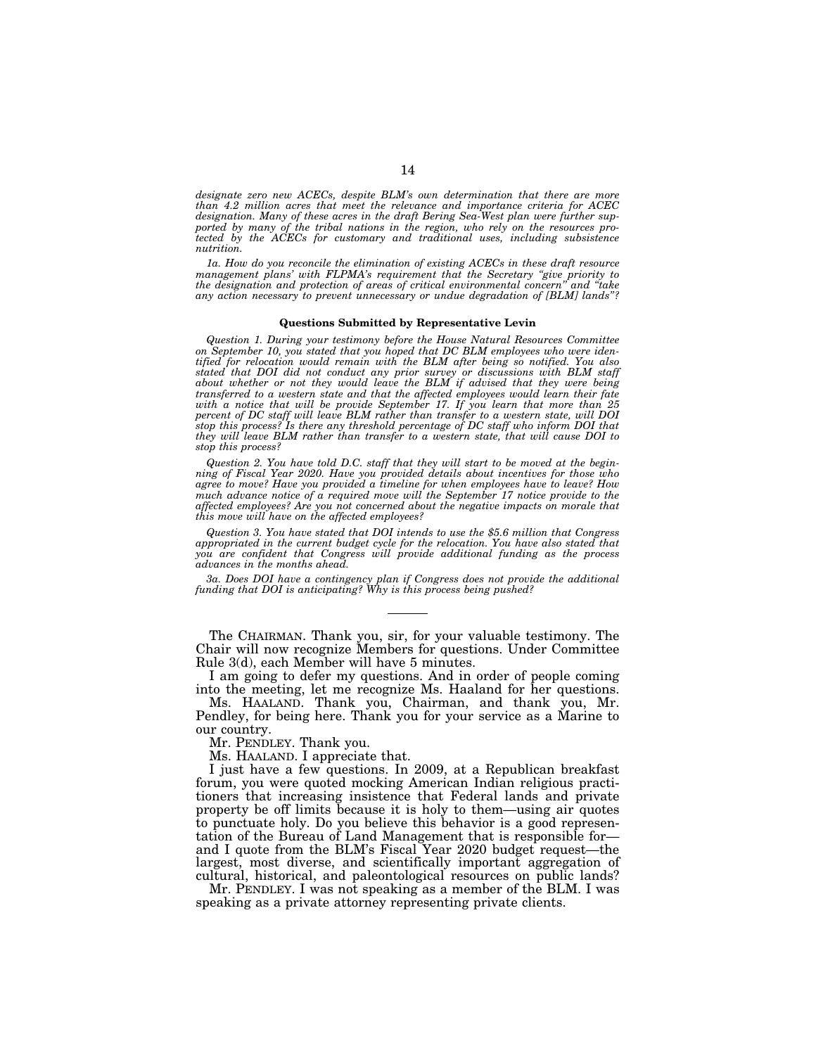*designate zero new ACECs, despite BLM's own determination that there are more than 4.2 million acres that meet the relevance and importance criteria for ACEC designation. Many of these acres in the draft Bering Sea-West plan were further supported by many of the tribal nations in the region, who rely on the resources protected by the ACECs for customary and traditional uses, including subsistence nutrition.*

*1a. How do you reconcile the elimination of existing ACECs in these draft resource management plans' with FLPMA's requirement that the Secretary "give priority to the designation and protection of areas of critical environmental concern" and "take any action necessary to prevent unnecessary or undue degradation of [BLM] lands"?*

**Questions Submitted by Representative Levin**

*Question 1. During your testimony before the House Natural Resources Committee on September 10, you stated that you hoped that DC BLM employees who were identified for relocation would remain with the BLM after being so notified. You also stated that DOI did not conduct any prior survey or discussions with BLM staff about whether or not they would leave the BLM if advised that they were being transferred to a western state and that the affected employees would learn their fate with a notice that will be provide September 17. If you learn that more than 25 percent of DC staff will leave BLM rather than transfer to a western state, will DOI stop this process? Is there any threshold percentage of DC staff who inform DOI that they will leave BLM rather than transfer to a western state, that will cause DOI to stop this process?*

*Question 2. You have told D.C. staff that they will start to be moved at the beginning of Fiscal Year 2020. Have you provided details about incentives for those who agree to move? Have you provided a timeline for when employees have to leave? How much advance notice of a required move will the September 17 notice provide to the affected employees? Are you not concerned about the negative impacts on morale that this move will have on the affected employees?*

*Question 3. You have stated that DOI intends to use the $5.6 million that Congress appropriated in the current budget cycle for the relocation. You have also stated that you are confident that Congress will provide additional funding as the process advances in the months ahead.*

*3a. Does DOI have a contingency plan if Congress does not provide the additional funding that DOI is anticipating? Why is this process being pushed?*

---

The CHAIRMAN. Thank you, sir, for your valuable testimony. The Chair will now recognize Members for questions. Under Committee Rule 3(d), each Member will have 5 minutes.

I am going to defer my questions. And in order of people coming into the meeting, let me recognize Ms. Haaland for her questions.

Ms. HAALAND. Thank you, Chairman, and thank you, Mr. Pendley, for being here. Thank you for your service as a Marine to our country.

Mr. PENDLEY. Thank you.

Ms. HAALAND. I appreciate that.

I just have a few questions. In 2009, at a Republican breakfast forum, you were quoted mocking American Indian religious practitioners that increasing insistence that Federal lands and private property be off limits because it is holy to them—using air quotes to punctuate holy. Do you believe this behavior is a good representation of the Bureau of Land Management that is responsible for—and I quote from the BLM's Fiscal Year 2020 budget request—the largest, most diverse, and scientifically important aggregation of cultural, historical, and paleontological resources on public lands?

Mr. PENDLEY. I was not speaking as a member of the BLM. I was speaking as a private attorney representing private clients.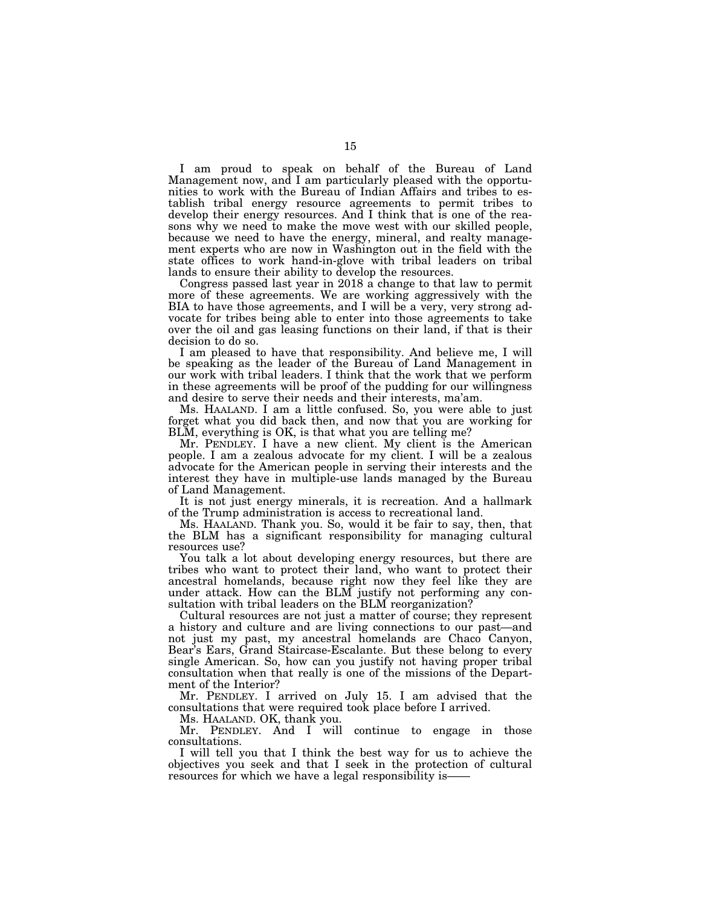I am proud to speak on behalf of the Bureau of Land Management now, and I am particularly pleased with the opportunities to work with the Bureau of Indian Affairs and tribes to establish tribal energy resource agreements to permit tribes to develop their energy resources. And I think that is one of the reasons why we need to make the move west with our skilled people, because we need to have the energy, mineral, and realty management experts who are now in Washington out in the field with the state offices to work hand-in-glove with tribal leaders on tribal lands to ensure their ability to develop the resources.

Congress passed last year in 2018 a change to that law to permit more of these agreements. We are working aggressively with the BIA to have those agreements, and I will be a very, very strong advocate for tribes being able to enter into those agreements to take over the oil and gas leasing functions on their land, if that is their decision to do so.

I am pleased to have that responsibility. And believe me, I will be speaking as the leader of the Bureau of Land Management in our work with tribal leaders. I think that the work that we perform in these agreements will be proof of the pudding for our willingness and desire to serve their needs and their interests, ma'am.

Ms. HAALAND. I am a little confused. So, you were able to just forget what you did back then, and now that you are working for BLM, everything is OK, is that what you are telling me?

Mr. PENDLEY. I have a new client. My client is the American people. I am a zealous advocate for my client. I will be a zealous advocate for the American people in serving their interests and the interest they have in multiple-use lands managed by the Bureau of Land Management.

It is not just energy minerals, it is recreation. And a hallmark of the Trump administration is access to recreational land.

Ms. HAALAND. Thank you. So, would it be fair to say, then, that the BLM has a significant responsibility for managing cultural resources use?

You talk a lot about developing energy resources, but there are tribes who want to protect their land, who want to protect their ancestral homelands, because right now they feel like they are under attack. How can the BLM justify not performing any consultation with tribal leaders on the BLM reorganization?

Cultural resources are not just a matter of course; they represent a history and culture and are living connections to our past—and not just my past, my ancestral homelands are Chaco Canyon, Bear's Ears, Grand Staircase-Escalante. But these belong to every single American. So, how can you justify not having proper tribal consultation when that really is one of the missions of the Department of the Interior?

Mr. PENDLEY. I arrived on July 15. I am advised that the consultations that were required took place before I arrived.

Ms. HAALAND. OK, thank you.

Mr. PENDLEY. And I will continue to engage in those consultations.

I will tell you that I think the best way for us to achieve the objectives you seek and that I seek in the protection of cultural resources for which we have a legal responsibility is——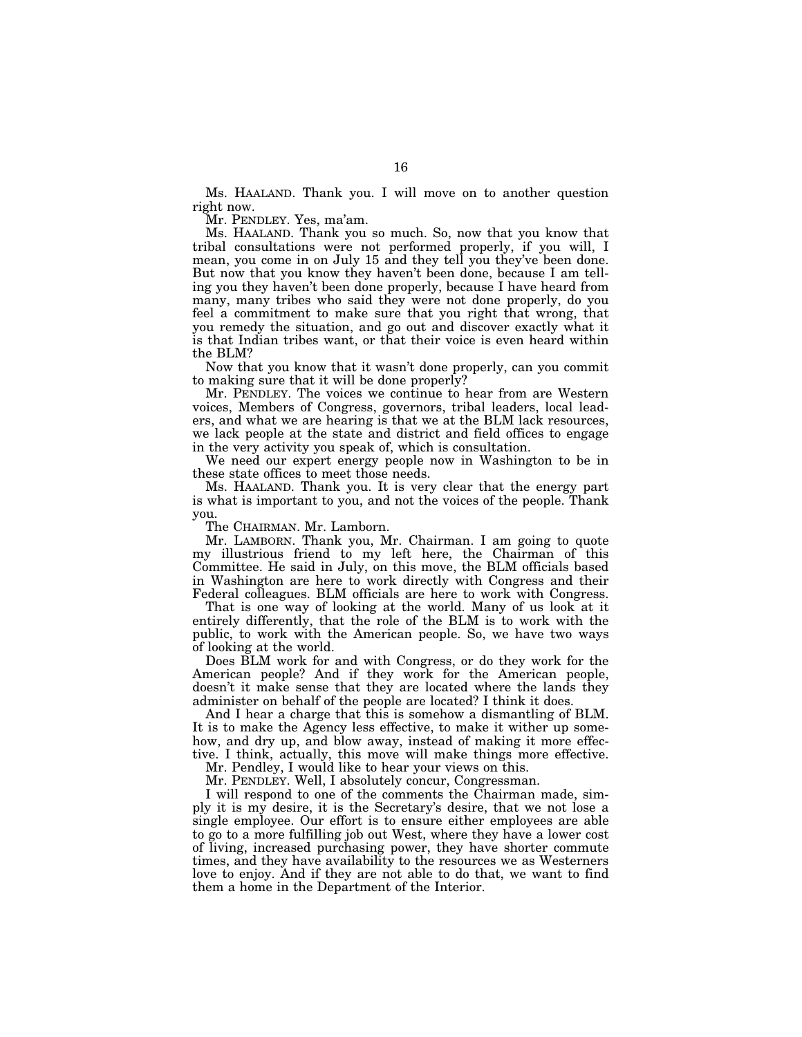Ms. HAALAND. Thank you. I will move on to another question right now.

Mr. PENDLEY. Yes, ma'am.

Ms. HAALAND. Thank you so much. So, now that you know that tribal consultations were not performed properly, if you will, I mean, you come in on July 15 and they tell you they've been done. But now that you know they haven't been done, because I am telling you they haven't been done properly, because I have heard from many, many tribes who said they were not done properly, do you feel a commitment to make sure that you right that wrong, that you remedy the situation, and go out and discover exactly what it is that Indian tribes want, or that their voice is even heard within the BLM?

Now that you know that it wasn't done properly, can you commit to making sure that it will be done properly?

Mr. PENDLEY. The voices we continue to hear from are Western voices, Members of Congress, governors, tribal leaders, local leaders, and what we are hearing is that we at the BLM lack resources, we lack people at the state and district and field offices to engage in the very activity you speak of, which is consultation.

We need our expert energy people now in Washington to be in these state offices to meet those needs.

Ms. HAALAND. Thank you. It is very clear that the energy part is what is important to you, and not the voices of the people. Thank you.

The CHAIRMAN. Mr. Lamborn.

Mr. LAMBORN. Thank you, Mr. Chairman. I am going to quote my illustrious friend to my left here, the Chairman of this Committee. He said in July, on this move, the BLM officials based in Washington are here to work directly with Congress and their Federal colleagues. BLM officials are here to work with Congress.

That is one way of looking at the world. Many of us look at it entirely differently, that the role of the BLM is to work with the public, to work with the American people. So, we have two ways of looking at the world.

Does BLM work for and with Congress, or do they work for the American people? And if they work for the American people, doesn't it make sense that they are located where the lands they administer on behalf of the people are located? I think it does.

And I hear a charge that this is somehow a dismantling of BLM. It is to make the Agency less effective, to make it wither up somehow, and dry up, and blow away, instead of making it more effective. I think, actually, this move will make things more effective.

Mr. Pendley, I would like to hear your views on this.

Mr. PENDLEY. Well, I absolutely concur, Congressman.

I will respond to one of the comments the Chairman made, simply it is my desire, it is the Secretary's desire, that we not lose a single employee. Our effort is to ensure either employees are able to go to a more fulfilling job out West, where they have a lower cost of living, increased purchasing power, they have shorter commute times, and they have availability to the resources we as Westerners love to enjoy. And if they are not able to do that, we want to find them a home in the Department of the Interior.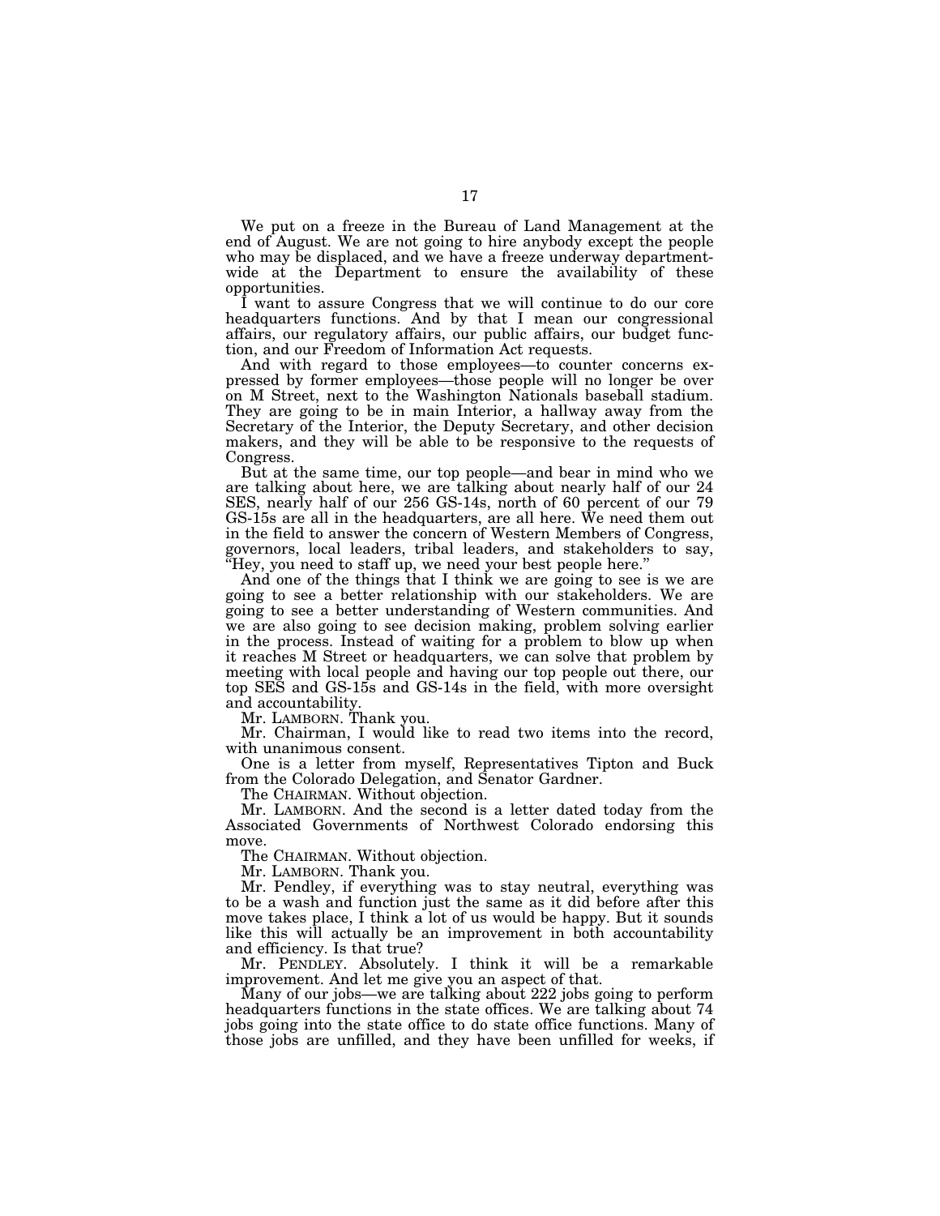We put on a freeze in the Bureau of Land Management at the end of August. We are not going to hire anybody except the people who may be displaced, and we have a freeze underway department-wide at the Department to ensure the availability of these opportunities.

I want to assure Congress that we will continue to do our core headquarters functions. And by that I mean our congressional affairs, our regulatory affairs, our public affairs, our budget function, and our Freedom of Information Act requests.

And with regard to those employees—to counter concerns expressed by former employees—those people will no longer be over on M Street, next to the Washington Nationals baseball stadium. They are going to be in main Interior, a hallway away from the Secretary of the Interior, the Deputy Secretary, and other decision makers, and they will be able to be responsive to the requests of Congress.

But at the same time, our top people—and bear in mind who we are talking about here, we are talking about nearly half of our 24 SES, nearly half of our 256 GS-14s, north of 60 percent of our 79 GS-15s are all in the headquarters, are all here. We need them out in the field to answer the concern of Western Members of Congress, governors, local leaders, tribal leaders, and stakeholders to say, "Hey, you need to staff up, we need your best people here."

And one of the things that I think we are going to see is we are going to see a better relationship with our stakeholders. We are going to see a better understanding of Western communities. And we are also going to see decision making, problem solving earlier in the process. Instead of waiting for a problem to blow up when it reaches M Street or headquarters, we can solve that problem by meeting with local people and having our top people out there, our top SES and GS-15s and GS-14s in the field, with more oversight and accountability.

Mr. LAMBORN. Thank you.

Mr. Chairman, I would like to read two items into the record, with unanimous consent.

One is a letter from myself, Representatives Tipton and Buck from the Colorado Delegation, and Senator Gardner.

The CHAIRMAN. Without objection.

Mr. LAMBORN. And the second is a letter dated today from the Associated Governments of Northwest Colorado endorsing this move.

The CHAIRMAN. Without objection.

Mr. LAMBORN. Thank you.

Mr. Pendley, if everything was to stay neutral, everything was to be a wash and function just the same as it did before after this move takes place, I think a lot of us would be happy. But it sounds like this will actually be an improvement in both accountability and efficiency. Is that true?

Mr. PENDLEY. Absolutely. I think it will be a remarkable improvement. And let me give you an aspect of that.

Many of our jobs—we are talking about 222 jobs going to perform headquarters functions in the state offices. We are talking about 74 jobs going into the state office to do state office functions. Many of those jobs are unfilled, and they have been unfilled for weeks, if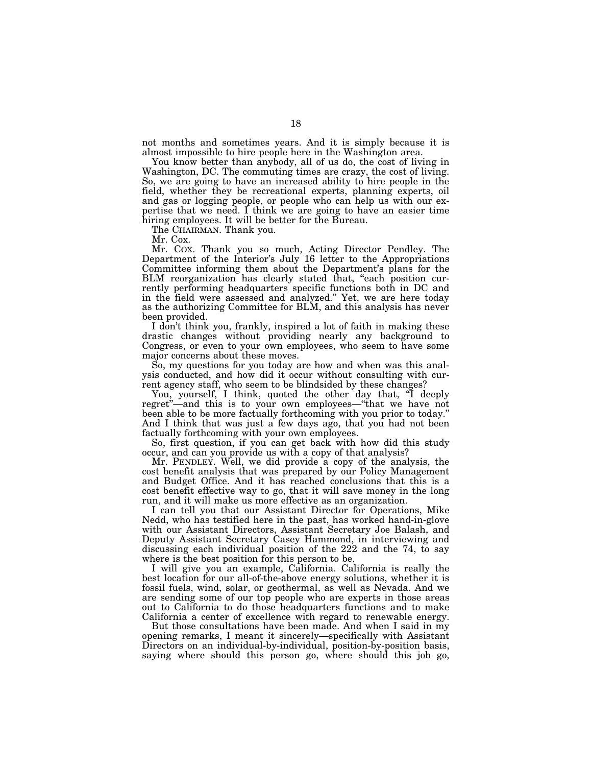not months and sometimes years. And it is simply because it is almost impossible to hire people here in the Washington area.

You know better than anybody, all of us do, the cost of living in Washington, DC. The commuting times are crazy, the cost of living. So, we are going to have an increased ability to hire people in the field, whether they be recreational experts, planning experts, oil and gas or logging people, or people who can help us with our expertise that we need. I think we are going to have an easier time hiring employees. It will be better for the Bureau.

The CHAIRMAN. Thank you.

Mr. Cox.

Mr. COX. Thank you so much, Acting Director Pendley. The Department of the Interior's July 16 letter to the Appropriations Committee informing them about the Department's plans for the BLM reorganization has clearly stated that, "each position currently performing headquarters specific functions both in DC and in the field were assessed and analyzed." Yet, we are here today as the authorizing Committee for BLM, and this analysis has never been provided.

I don't think you, frankly, inspired a lot of faith in making these drastic changes without providing nearly any background to Congress, or even to your own employees, who seem to have some major concerns about these moves.

So, my questions for you today are how and when was this analysis conducted, and how did it occur without consulting with current agency staff, who seem to be blindsided by these changes?

You, yourself, I think, quoted the other day that, "I deeply regret"—and this is to your own employees—"that we have not been able to be more factually forthcoming with you prior to today." And I think that was just a few days ago, that you had not been factually forthcoming with your own employees.

So, first question, if you can get back with how did this study occur, and can you provide us with a copy of that analysis?

Mr. PENDLEY. Well, we did provide a copy of the analysis, the cost benefit analysis that was prepared by our Policy Management and Budget Office. And it has reached conclusions that this is a cost benefit effective way to go, that it will save money in the long run, and it will make us more effective as an organization.

I can tell you that our Assistant Director for Operations, Mike Nedd, who has testified here in the past, has worked hand-in-glove with our Assistant Directors, Assistant Secretary Joe Balash, and Deputy Assistant Secretary Casey Hammond, in interviewing and discussing each individual position of the 222 and the 74, to say where is the best position for this person to be.

I will give you an example, California. California is really the best location for our all-of-the-above energy solutions, whether it is fossil fuels, wind, solar, or geothermal, as well as Nevada. And we are sending some of our top people who are experts in those areas out to California to do those headquarters functions and to make California a center of excellence with regard to renewable energy.

But those consultations have been made. And when I said in my opening remarks, I meant it sincerely—specifically with Assistant Directors on an individual-by-individual, position-by-position basis, saying where should this person go, where should this job go,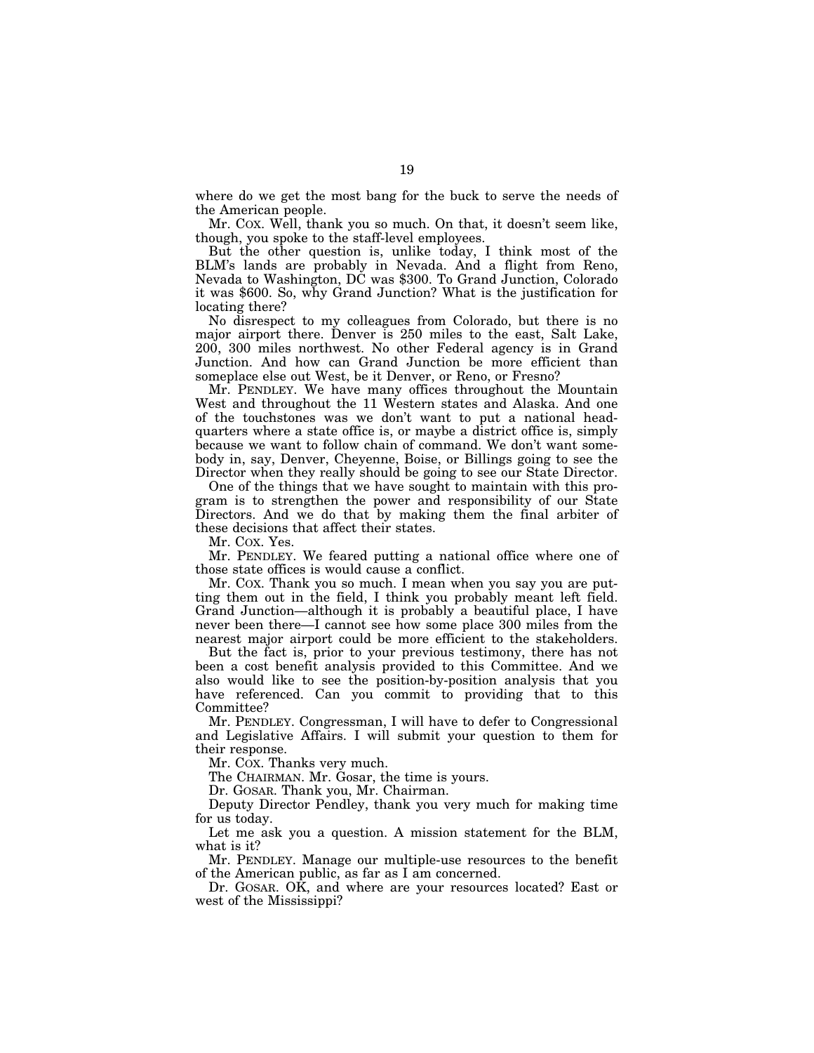where do we get the most bang for the buck to serve the needs of the American people.

Mr. COX. Well, thank you so much. On that, it doesn't seem like, though, you spoke to the staff-level employees.

But the other question is, unlike today, I think most of the BLM's lands are probably in Nevada. And a flight from Reno, Nevada to Washington, DC was $300. To Grand Junction, Colorado it was $600. So, why Grand Junction? What is the justification for locating there?

No disrespect to my colleagues from Colorado, but there is no major airport there. Denver is 250 miles to the east, Salt Lake, 200, 300 miles northwest. No other Federal agency is in Grand Junction. And how can Grand Junction be more efficient than someplace else out West, be it Denver, or Reno, or Fresno?

Mr. PENDLEY. We have many offices throughout the Mountain West and throughout the 11 Western states and Alaska. And one of the touchstones was we don't want to put a national headquarters where a state office is, or maybe a district office is, simply because we want to follow chain of command. We don't want somebody in, say, Denver, Cheyenne, Boise, or Billings going to see the Director when they really should be going to see our State Director.

One of the things that we have sought to maintain with this program is to strengthen the power and responsibility of our State Directors. And we do that by making them the final arbiter of these decisions that affect their states.

Mr. COX. Yes.

Mr. PENDLEY. We feared putting a national office where one of those state offices is would cause a conflict.

Mr. COX. Thank you so much. I mean when you say you are putting them out in the field, I think you probably meant left field. Grand Junction—although it is probably a beautiful place, I have never been there—I cannot see how some place 300 miles from the nearest major airport could be more efficient to the stakeholders.

But the fact is, prior to your previous testimony, there has not been a cost benefit analysis provided to this Committee. And we also would like to see the position-by-position analysis that you have referenced. Can you commit to providing that to this Committee?

Mr. PENDLEY. Congressman, I will have to defer to Congressional and Legislative Affairs. I will submit your question to them for their response.

Mr. COX. Thanks very much.

The CHAIRMAN. Mr. Gosar, the time is yours.

Dr. GOSAR. Thank you, Mr. Chairman.

Deputy Director Pendley, thank you very much for making time for us today.

Let me ask you a question. A mission statement for the BLM, what is it?

Mr. PENDLEY. Manage our multiple-use resources to the benefit of the American public, as far as I am concerned.

Dr. GOSAR. OK, and where are your resources located? East or west of the Mississippi?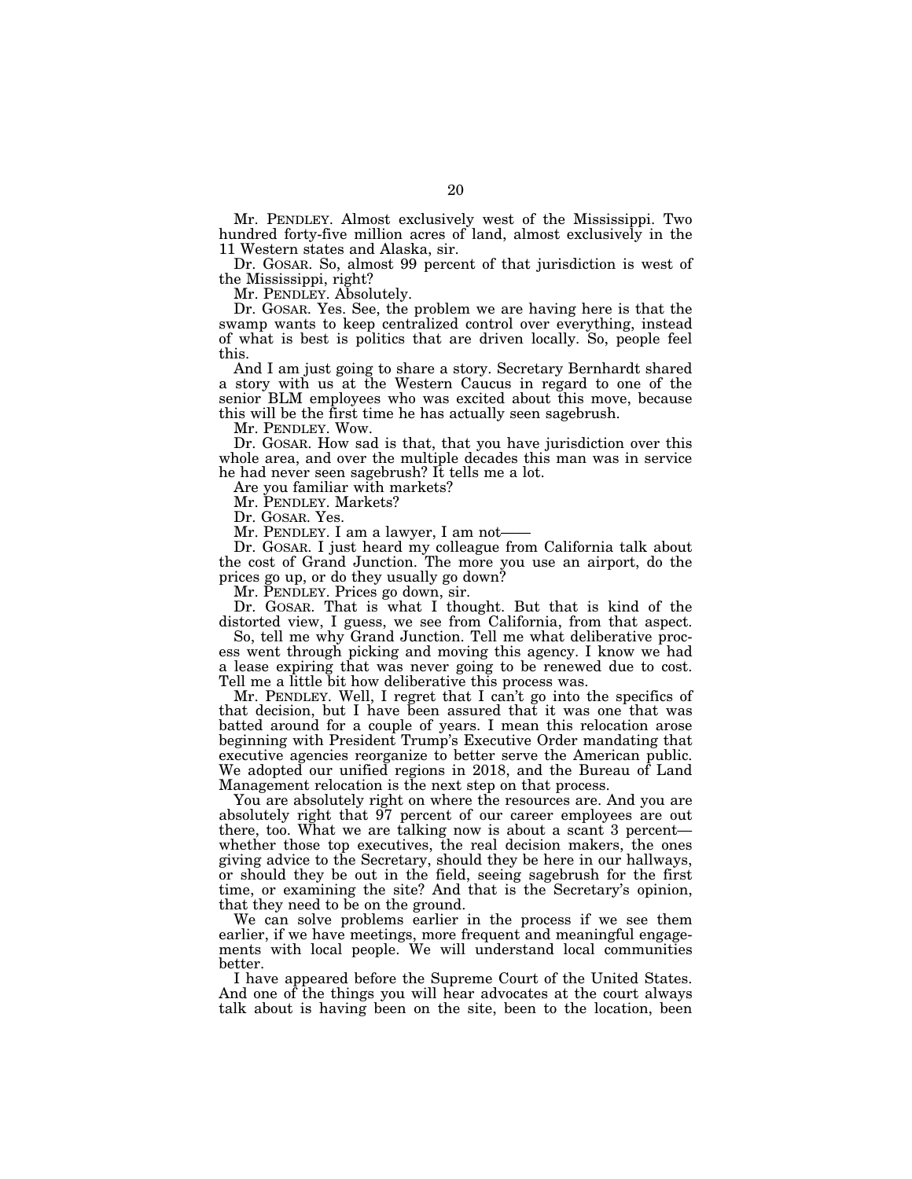Mr. PENDLEY. Almost exclusively west of the Mississippi. Two hundred forty-five million acres of land, almost exclusively in the 11 Western states and Alaska, sir.

Dr. GOSAR. So, almost 99 percent of that jurisdiction is west of the Mississippi, right?

Mr. PENDLEY. Absolutely.

Dr. GOSAR. Yes. See, the problem we are having here is that the swamp wants to keep centralized control over everything, instead of what is best is politics that are driven locally. So, people feel this.

And I am just going to share a story. Secretary Bernhardt shared a story with us at the Western Caucus in regard to one of the senior BLM employees who was excited about this move, because this will be the first time he has actually seen sagebrush.

Mr. PENDLEY. Wow.

Dr. GOSAR. How sad is that, that you have jurisdiction over this whole area, and over the multiple decades this man was in service he had never seen sagebrush? It tells me a lot.

Are you familiar with markets?

Mr. PENDLEY. Markets?

Dr. GOSAR. Yes.

Mr. PENDLEY. I am a lawyer, I am not——

Dr. GOSAR. I just heard my colleague from California talk about the cost of Grand Junction. The more you use an airport, do the prices go up, or do they usually go down?

Mr. PENDLEY. Prices go down, sir.

Dr. GOSAR. That is what I thought. But that is kind of the distorted view, I guess, we see from California, from that aspect.

So, tell me why Grand Junction. Tell me what deliberative process went through picking and moving this agency. I know we had a lease expiring that was never going to be renewed due to cost. Tell me a little bit how deliberative this process was.

Mr. PENDLEY. Well, I regret that I can't go into the specifics of that decision, but I have been assured that it was one that was batted around for a couple of years. I mean this relocation arose beginning with President Trump's Executive Order mandating that executive agencies reorganize to better serve the American public. We adopted our unified regions in 2018, and the Bureau of Land Management relocation is the next step on that process.

You are absolutely right on where the resources are. And you are absolutely right that 97 percent of our career employees are out there, too. What we are talking now is about a scant 3 percent—whether those top executives, the real decision makers, the ones giving advice to the Secretary, should they be here in our hallways, or should they be out in the field, seeing sagebrush for the first time, or examining the site? And that is the Secretary's opinion, that they need to be on the ground.

We can solve problems earlier in the process if we see them earlier, if we have meetings, more frequent and meaningful engagements with local people. We will understand local communities better.

I have appeared before the Supreme Court of the United States. And one of the things you will hear advocates at the court always talk about is having been on the site, been to the location, been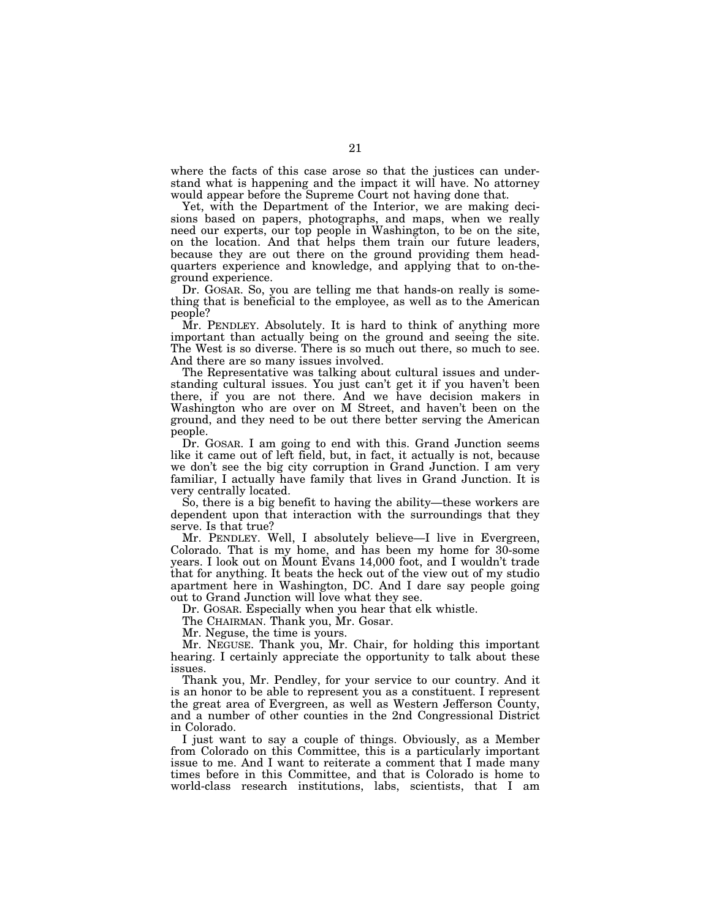where the facts of this case arose so that the justices can understand what is happening and the impact it will have. No attorney would appear before the Supreme Court not having done that.

Yet, with the Department of the Interior, we are making decisions based on papers, photographs, and maps, when we really need our experts, our top people in Washington, to be on the site, on the location. And that helps them train our future leaders, because they are out there on the ground providing them headquarters experience and knowledge, and applying that to on-the-ground experience.

Dr. GOSAR. So, you are telling me that hands-on really is something that is beneficial to the employee, as well as to the American people?

Mr. PENDLEY. Absolutely. It is hard to think of anything more important than actually being on the ground and seeing the site. The West is so diverse. There is so much out there, so much to see. And there are so many issues involved.

The Representative was talking about cultural issues and understanding cultural issues. You just can't get it if you haven't been there, if you are not there. And we have decision makers in Washington who are over on M Street, and haven't been on the ground, and they need to be out there better serving the American people.

Dr. GOSAR. I am going to end with this. Grand Junction seems like it came out of left field, but, in fact, it actually is not, because we don't see the big city corruption in Grand Junction. I am very familiar, I actually have family that lives in Grand Junction. It is very centrally located.

So, there is a big benefit to having the ability—these workers are dependent upon that interaction with the surroundings that they serve. Is that true?

Mr. PENDLEY. Well, I absolutely believe—I live in Evergreen, Colorado. That is my home, and has been my home for 30-some years. I look out on Mount Evans 14,000 foot, and I wouldn't trade that for anything. It beats the heck out of the view out of my studio apartment here in Washington, DC. And I dare say people going out to Grand Junction will love what they see.

Dr. GOSAR. Especially when you hear that elk whistle.

The CHAIRMAN. Thank you, Mr. Gosar.

Mr. Neguse, the time is yours.

Mr. NEGUSE. Thank you, Mr. Chair, for holding this important hearing. I certainly appreciate the opportunity to talk about these issues.

Thank you, Mr. Pendley, for your service to our country. And it is an honor to be able to represent you as a constituent. I represent the great area of Evergreen, as well as Western Jefferson County, and a number of other counties in the 2nd Congressional District in Colorado.

I just want to say a couple of things. Obviously, as a Member from Colorado on this Committee, this is a particularly important issue to me. And I want to reiterate a comment that I made many times before in this Committee, and that is Colorado is home to world-class research institutions, labs, scientists, that I am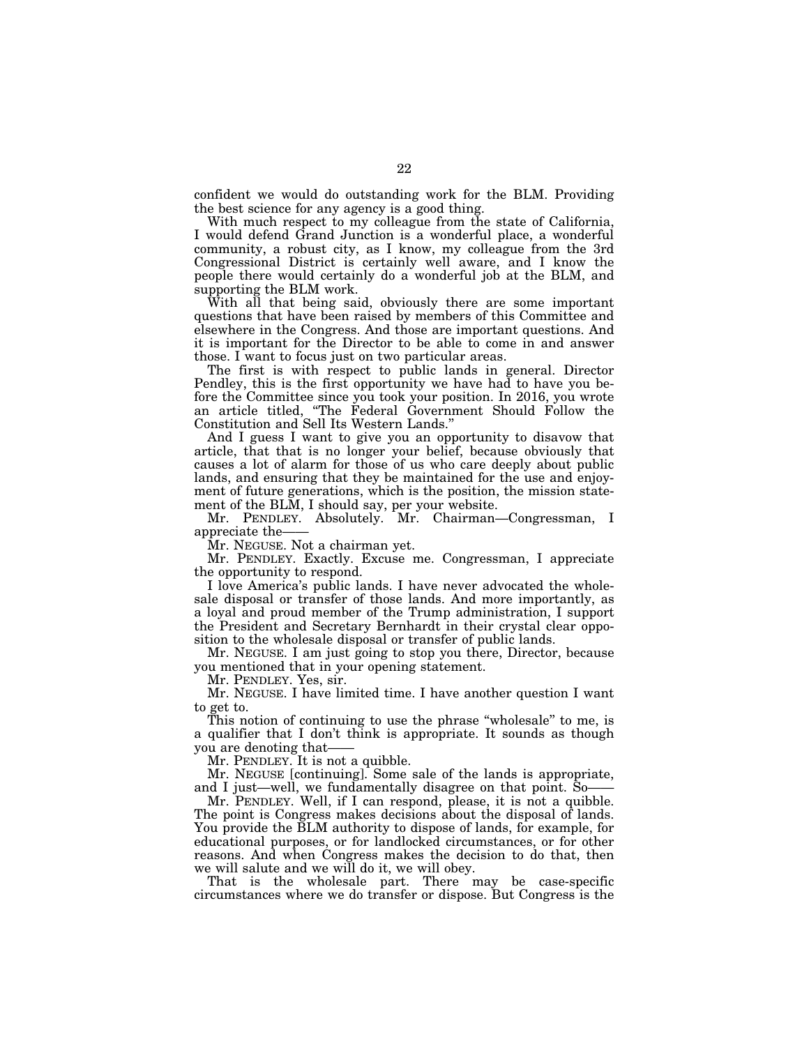confident we would do outstanding work for the BLM. Providing the best science for any agency is a good thing.

With much respect to my colleague from the state of California, I would defend Grand Junction is a wonderful place, a wonderful community, a robust city, as I know, my colleague from the 3rd Congressional District is certainly well aware, and I know the people there would certainly do a wonderful job at the BLM, and supporting the BLM work.

With all that being said, obviously there are some important questions that have been raised by members of this Committee and elsewhere in the Congress. And those are important questions. And it is important for the Director to be able to come in and answer those. I want to focus just on two particular areas.

The first is with respect to public lands in general. Director Pendley, this is the first opportunity we have had to have you before the Committee since you took your position. In 2016, you wrote an article titled, "The Federal Government Should Follow the Constitution and Sell Its Western Lands."

And I guess I want to give you an opportunity to disavow that article, that that is no longer your belief, because obviously that causes a lot of alarm for those of us who care deeply about public lands, and ensuring that they be maintained for the use and enjoyment of future generations, which is the position, the mission statement of the BLM, I should say, per your website.

Mr. PENDLEY. Absolutely. Mr. Chairman—Congressman, I appreciate the——

Mr. NEGUSE. Not a chairman yet.

Mr. PENDLEY. Exactly. Excuse me. Congressman, I appreciate the opportunity to respond.

I love America's public lands. I have never advocated the wholesale disposal or transfer of those lands. And more importantly, as a loyal and proud member of the Trump administration, I support the President and Secretary Bernhardt in their crystal clear opposition to the wholesale disposal or transfer of public lands.

Mr. NEGUSE. I am just going to stop you there, Director, because you mentioned that in your opening statement.

Mr. PENDLEY. Yes, sir.

Mr. NEGUSE. I have limited time. I have another question I want to get to.

This notion of continuing to use the phrase "wholesale" to me, is a qualifier that I don't think is appropriate. It sounds as though you are denoting that——

Mr. PENDLEY. It is not a quibble.

Mr. NEGUSE [continuing]. Some sale of the lands is appropriate, and I just—well, we fundamentally disagree on that point. So——

Mr. PENDLEY. Well, if I can respond, please, it is not a quibble. The point is Congress makes decisions about the disposal of lands. You provide the BLM authority to dispose of lands, for example, for educational purposes, or for landlocked circumstances, or for other reasons. And when Congress makes the decision to do that, then we will salute and we will do it, we will obey.

That is the wholesale part. There may be case-specific circumstances where we do transfer or dispose. But Congress is the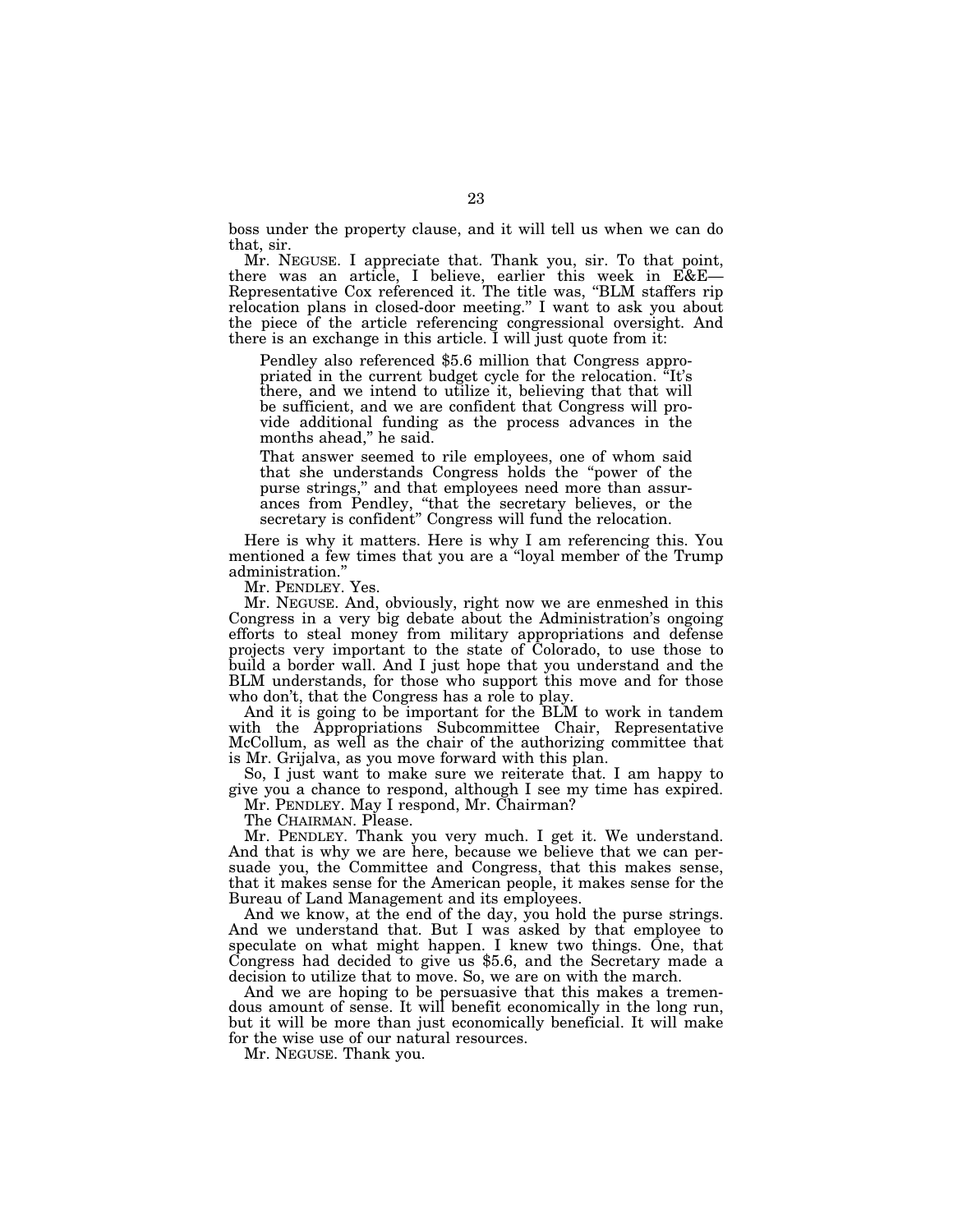boss under the property clause, and it will tell us when we can do that, sir.

Mr. NEGUSE. I appreciate that. Thank you, sir. To that point, there was an article, I believe, earlier this week in E&E—Representative Cox referenced it. The title was, "BLM staffers rip relocation plans in closed-door meeting." I want to ask you about the piece of the article referencing congressional oversight. And there is an exchange in this article. I will just quote from it:

> Pendley also referenced $5.6 million that Congress appropriated in the current budget cycle for the relocation. "It's there, and we intend to utilize it, believing that that will be sufficient, and we are confident that Congress will provide additional funding as the process advances in the months ahead," he said.
>
> That answer seemed to rile employees, one of whom said that she understands Congress holds the "power of the purse strings," and that employees need more than assurances from Pendley, "that the secretary believes, or the secretary is confident" Congress will fund the relocation.

Here is why it matters. Here is why I am referencing this. You mentioned a few times that you are a "loyal member of the Trump administration."

Mr. PENDLEY. Yes.

Mr. NEGUSE. And, obviously, right now we are enmeshed in this Congress in a very big debate about the Administration's ongoing efforts to steal money from military appropriations and defense projects very important to the state of Colorado, to use those to build a border wall. And I just hope that you understand and the BLM understands, for those who support this move and for those who don't, that the Congress has a role to play.

And it is going to be important for the BLM to work in tandem with the Appropriations Subcommittee Chair, Representative McCollum, as well as the chair of the authorizing committee that is Mr. Grijalva, as you move forward with this plan.

So, I just want to make sure we reiterate that. I am happy to give you a chance to respond, although I see my time has expired.

Mr. PENDLEY. May I respond, Mr. Chairman?

The CHAIRMAN. Please.

Mr. PENDLEY. Thank you very much. I get it. We understand. And that is why we are here, because we believe that we can persuade you, the Committee and Congress, that this makes sense, that it makes sense for the American people, it makes sense for the Bureau of Land Management and its employees.

And we know, at the end of the day, you hold the purse strings. And we understand that. But I was asked by that employee to speculate on what might happen. I knew two things. One, that Congress had decided to give us $5.6, and the Secretary made a decision to utilize that to move. So, we are on with the march.

And we are hoping to be persuasive that this makes a tremendous amount of sense. It will benefit economically in the long run, but it will be more than just economically beneficial. It will make for the wise use of our natural resources.

Mr. NEGUSE. Thank you.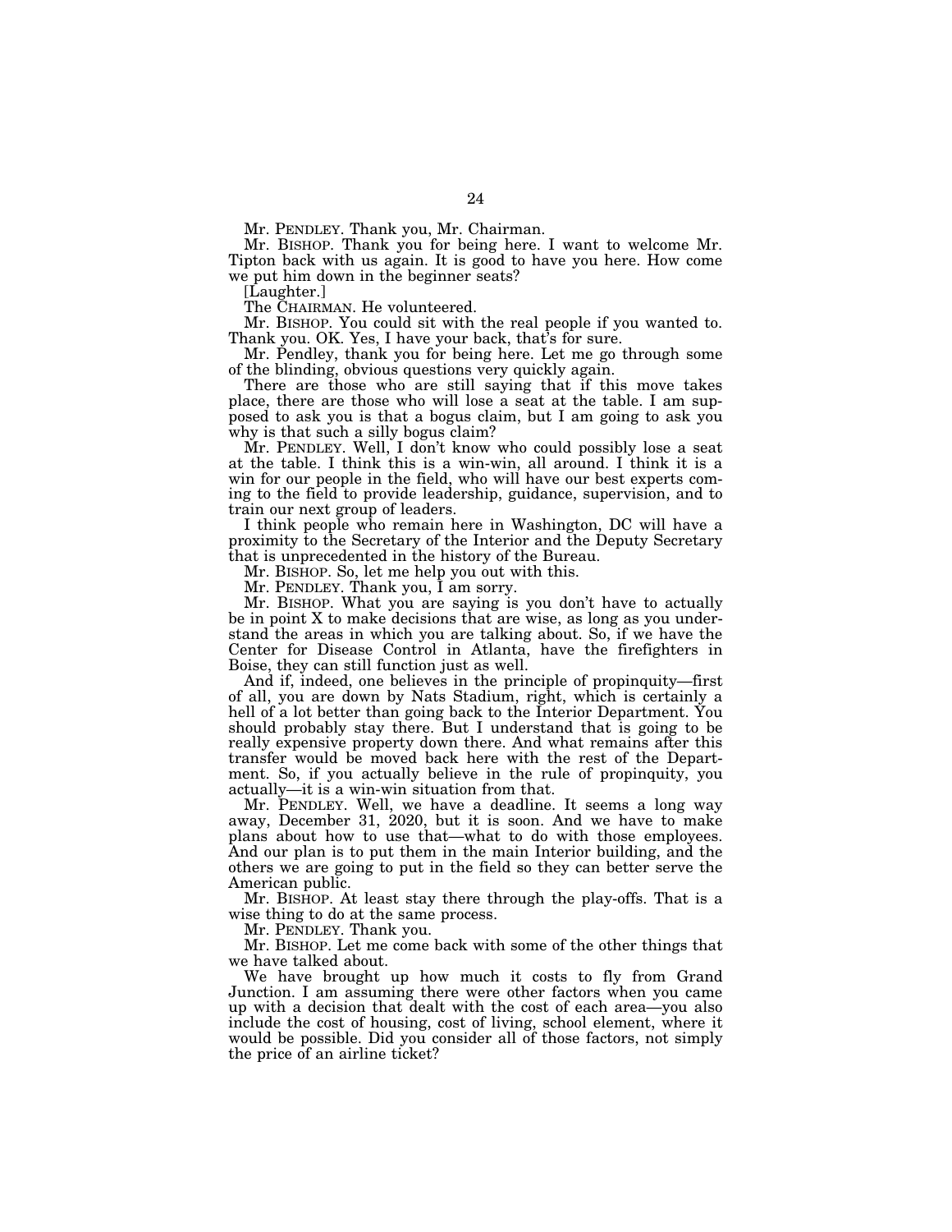Mr. PENDLEY. Thank you, Mr. Chairman.

Mr. BISHOP. Thank you for being here. I want to welcome Mr. Tipton back with us again. It is good to have you here. How come we put him down in the beginner seats?

[Laughter.]

The CHAIRMAN. He volunteered.

Mr. BISHOP. You could sit with the real people if you wanted to. Thank you. OK. Yes, I have your back, that's for sure.

Mr. Pendley, thank you for being here. Let me go through some of the blinding, obvious questions very quickly again.

There are those who are still saying that if this move takes place, there are those who will lose a seat at the table. I am supposed to ask you is that a bogus claim, but I am going to ask you why is that such a silly bogus claim?

Mr. PENDLEY. Well, I don't know who could possibly lose a seat at the table. I think this is a win-win, all around. I think it is a win for our people in the field, who will have our best experts coming to the field to provide leadership, guidance, supervision, and to train our next group of leaders.

I think people who remain here in Washington, DC will have a proximity to the Secretary of the Interior and the Deputy Secretary that is unprecedented in the history of the Bureau.

Mr. BISHOP. So, let me help you out with this.

Mr. PENDLEY. Thank you, I am sorry.

Mr. BISHOP. What you are saying is you don't have to actually be in point X to make decisions that are wise, as long as you understand the areas in which you are talking about. So, if we have the Center for Disease Control in Atlanta, have the firefighters in Boise, they can still function just as well.

And if, indeed, one believes in the principle of propinquity—first of all, you are down by Nats Stadium, right, which is certainly a hell of a lot better than going back to the Interior Department. You should probably stay there. But I understand that is going to be really expensive property down there. And what remains after this transfer would be moved back here with the rest of the Department. So, if you actually believe in the rule of propinquity, you actually—it is a win-win situation from that.

Mr. PENDLEY. Well, we have a deadline. It seems a long way away, December 31, 2020, but it is soon. And we have to make plans about how to use that—what to do with those employees. And our plan is to put them in the main Interior building, and the others we are going to put in the field so they can better serve the American public.

Mr. BISHOP. At least stay there through the play-offs. That is a wise thing to do at the same process.

Mr. PENDLEY. Thank you.

Mr. BISHOP. Let me come back with some of the other things that we have talked about.

We have brought up how much it costs to fly from Grand Junction. I am assuming there were other factors when you came up with a decision that dealt with the cost of each area—you also include the cost of housing, cost of living, school element, where it would be possible. Did you consider all of those factors, not simply the price of an airline ticket?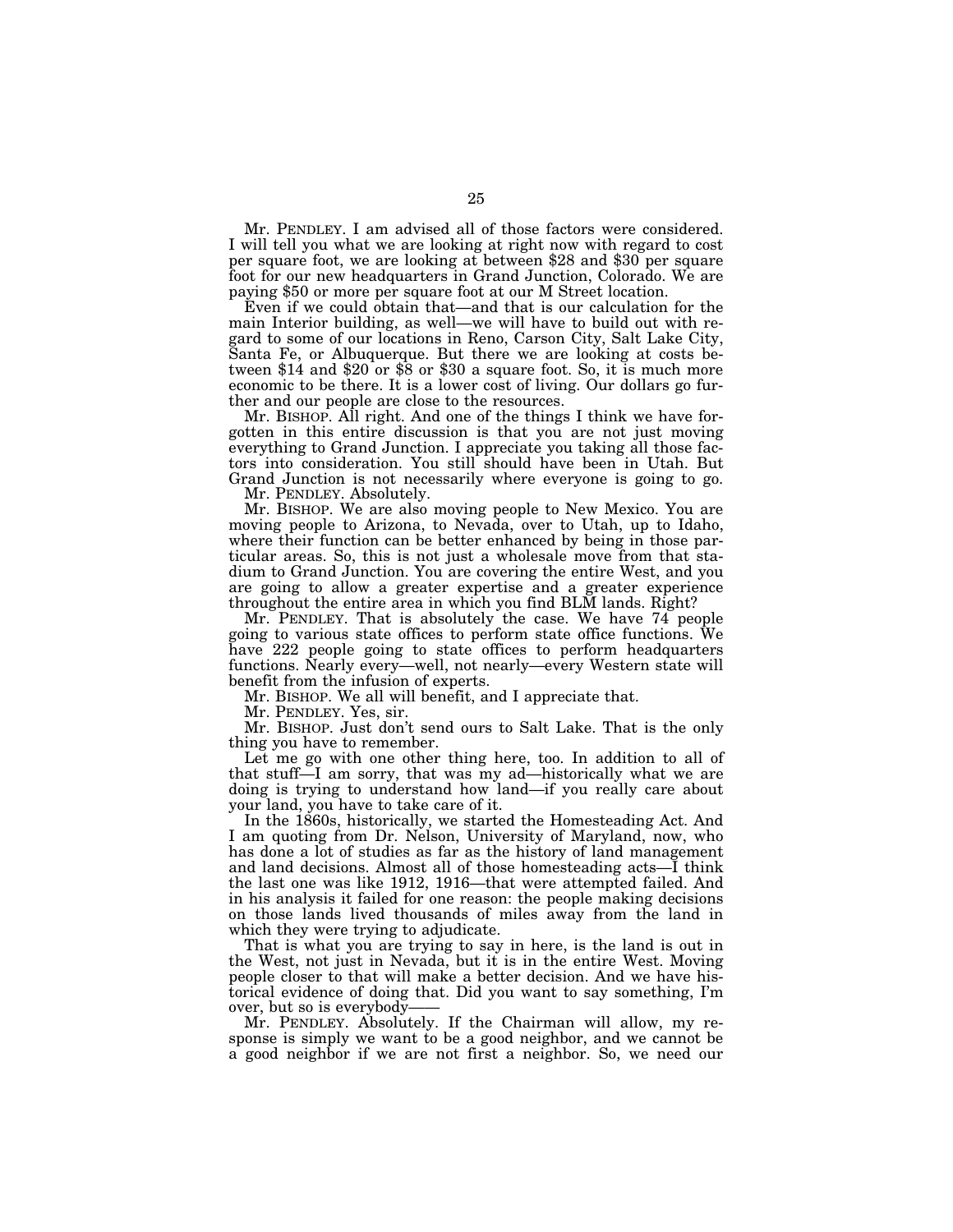Mr. PENDLEY. I am advised all of those factors were considered. I will tell you what we are looking at right now with regard to cost per square foot, we are looking at between $28 and $30 per square foot for our new headquarters in Grand Junction, Colorado. We are paying $50 or more per square foot at our M Street location.

Even if we could obtain that—and that is our calculation for the main Interior building, as well—we will have to build out with regard to some of our locations in Reno, Carson City, Salt Lake City, Santa Fe, or Albuquerque. But there we are looking at costs between $14 and $20 or $8 or $30 a square foot. So, it is much more economic to be there. It is a lower cost of living. Our dollars go further and our people are close to the resources.

Mr. BISHOP. All right. And one of the things I think we have forgotten in this entire discussion is that you are not just moving everything to Grand Junction. I appreciate you taking all those factors into consideration. You still should have been in Utah. But Grand Junction is not necessarily where everyone is going to go.

Mr. PENDLEY. Absolutely.

Mr. BISHOP. We are also moving people to New Mexico. You are moving people to Arizona, to Nevada, over to Utah, up to Idaho, where their function can be better enhanced by being in those particular areas. So, this is not just a wholesale move from that stadium to Grand Junction. You are covering the entire West, and you are going to allow a greater expertise and a greater experience throughout the entire area in which you find BLM lands. Right?

Mr. PENDLEY. That is absolutely the case. We have 74 people going to various state offices to perform state office functions. We have 222 people going to state offices to perform headquarters functions. Nearly every—well, not nearly—every Western state will benefit from the infusion of experts.

Mr. BISHOP. We all will benefit, and I appreciate that.

Mr. PENDLEY. Yes, sir.

Mr. BISHOP. Just don't send ours to Salt Lake. That is the only thing you have to remember.

Let me go with one other thing here, too. In addition to all of that stuff—I am sorry, that was my ad—historically what we are doing is trying to understand how land—if you really care about your land, you have to take care of it.

In the 1860s, historically, we started the Homesteading Act. And I am quoting from Dr. Nelson, University of Maryland, now, who has done a lot of studies as far as the history of land management and land decisions. Almost all of those homesteading acts—I think the last one was like 1912, 1916—that were attempted failed. And in his analysis it failed for one reason: the people making decisions on those lands lived thousands of miles away from the land in which they were trying to adjudicate.

That is what you are trying to say in here, is the land is out in the West, not just in Nevada, but it is in the entire West. Moving people closer to that will make a better decision. And we have historical evidence of doing that. Did you want to say something, I'm over, but so is everybody——

Mr. PENDLEY. Absolutely. If the Chairman will allow, my response is simply we want to be a good neighbor, and we cannot be a good neighbor if we are not first a neighbor. So, we need our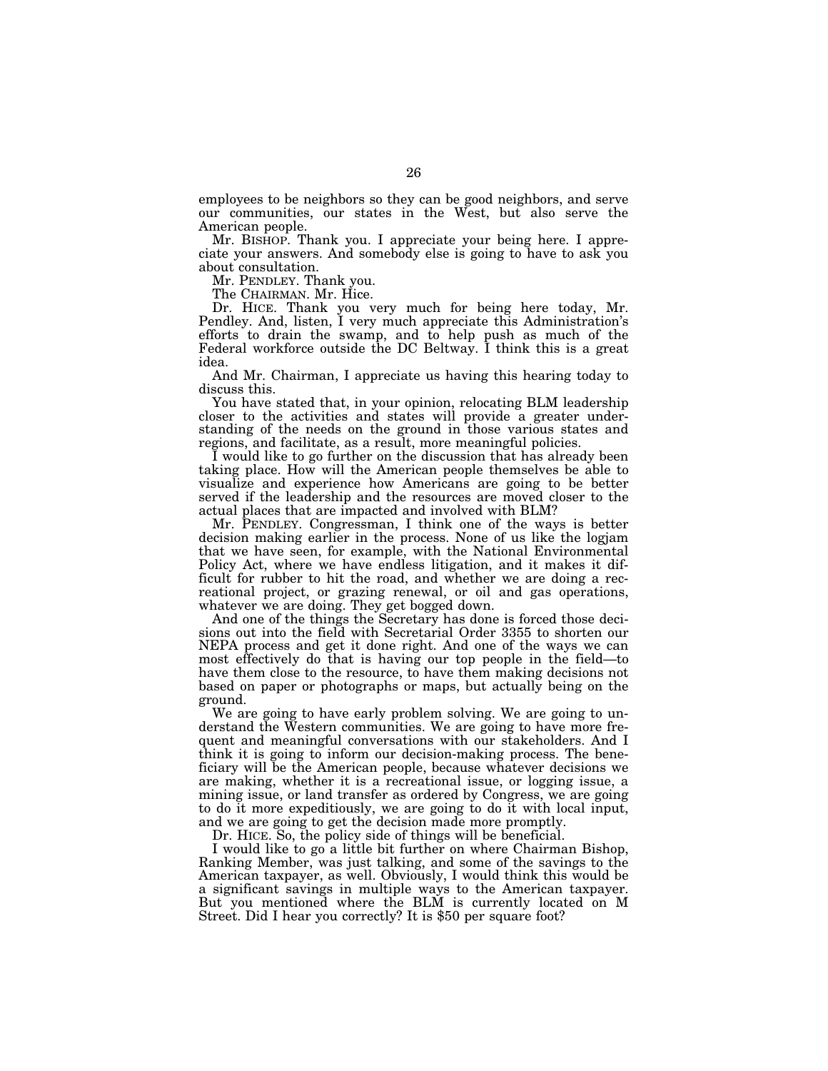employees to be neighbors so they can be good neighbors, and serve our communities, our states in the West, but also serve the American people.

Mr. BISHOP. Thank you. I appreciate your being here. I appreciate your answers. And somebody else is going to have to ask you about consultation.

Mr. PENDLEY. Thank you.

The CHAIRMAN. Mr. Hice.

Dr. HICE. Thank you very much for being here today, Mr. Pendley. And, listen, I very much appreciate this Administration's efforts to drain the swamp, and to help push as much of the Federal workforce outside the DC Beltway. I think this is a great idea.

And Mr. Chairman, I appreciate us having this hearing today to discuss this.

You have stated that, in your opinion, relocating BLM leadership closer to the activities and states will provide a greater understanding of the needs on the ground in those various states and regions, and facilitate, as a result, more meaningful policies.

I would like to go further on the discussion that has already been taking place. How will the American people themselves be able to visualize and experience how Americans are going to be better served if the leadership and the resources are moved closer to the actual places that are impacted and involved with BLM?

Mr. PENDLEY. Congressman, I think one of the ways is better decision making earlier in the process. None of us like the logjam that we have seen, for example, with the National Environmental Policy Act, where we have endless litigation, and it makes it difficult for rubber to hit the road, and whether we are doing a recreational project, or grazing renewal, or oil and gas operations, whatever we are doing. They get bogged down.

And one of the things the Secretary has done is forced those decisions out into the field with Secretarial Order 3355 to shorten our NEPA process and get it done right. And one of the ways we can most effectively do that is having our top people in the field—to have them close to the resource, to have them making decisions not based on paper or photographs or maps, but actually being on the ground.

We are going to have early problem solving. We are going to understand the Western communities. We are going to have more frequent and meaningful conversations with our stakeholders. And I think it is going to inform our decision-making process. The beneficiary will be the American people, because whatever decisions we are making, whether it is a recreational issue, or logging issue, a mining issue, or land transfer as ordered by Congress, we are going to do it more expeditiously, we are going to do it with local input, and we are going to get the decision made more promptly.

Dr. HICE. So, the policy side of things will be beneficial.

I would like to go a little bit further on where Chairman Bishop, Ranking Member, was just talking, and some of the savings to the American taxpayer, as well. Obviously, I would think this would be a significant savings in multiple ways to the American taxpayer. But you mentioned where the BLM is currently located on M Street. Did I hear you correctly? It is $50 per square foot?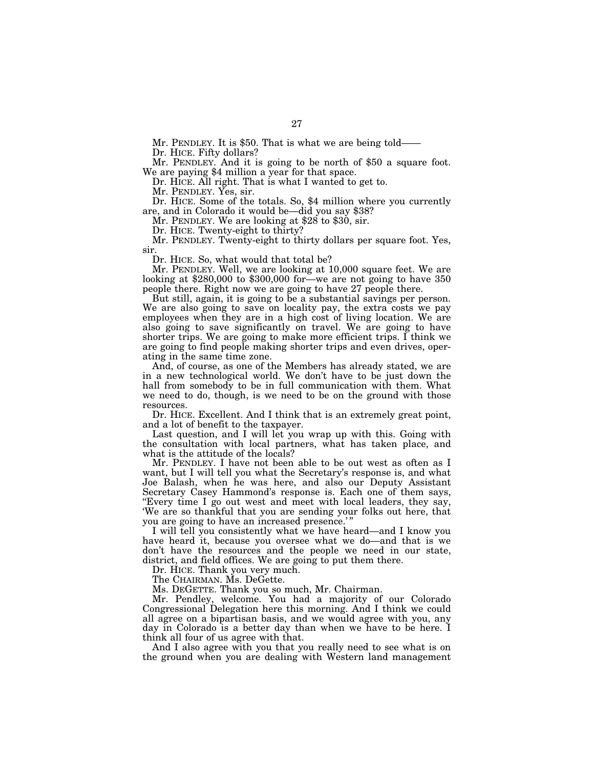Mr. PENDLEY. It is $50. That is what we are being told——

Dr. HICE. Fifty dollars?

Mr. PENDLEY. And it is going to be north of $50 a square foot. We are paying $4 million a year for that space.

Dr. HICE. All right. That is what I wanted to get to.

Mr. PENDLEY. Yes, sir.

Dr. HICE. Some of the totals. So, $4 million where you currently are, and in Colorado it would be—did you say $38?

Mr. PENDLEY. We are looking at $28 to $30, sir.

Dr. HICE. Twenty-eight to thirty?

Mr. PENDLEY. Twenty-eight to thirty dollars per square foot. Yes, sir.

Dr. HICE. So, what would that total be?

Mr. PENDLEY. Well, we are looking at 10,000 square feet. We are looking at $280,000 to $300,000 for—we are not going to have 350 people there. Right now we are going to have 27 people there.

But still, again, it is going to be a substantial savings per person. We are also going to save on locality pay, the extra costs we pay employees when they are in a high cost of living location. We are also going to save significantly on travel. We are going to have shorter trips. We are going to make more efficient trips. I think we are going to find people making shorter trips and even drives, operating in the same time zone.

And, of course, as one of the Members has already stated, we are in a new technological world. We don't have to be just down the hall from somebody to be in full communication with them. What we need to do, though, is we need to be on the ground with those resources.

Dr. HICE. Excellent. And I think that is an extremely great point, and a lot of benefit to the taxpayer.

Last question, and I will let you wrap up with this. Going with the consultation with local partners, what has taken place, and what is the attitude of the locals?

Mr. PENDLEY. I have not been able to be out west as often as I want, but I will tell you what the Secretary's response is, and what Joe Balash, when he was here, and also our Deputy Assistant Secretary Casey Hammond's response is. Each one of them says, "Every time I go out west and meet with local leaders, they say, 'We are so thankful that you are sending your folks out here, that you are going to have an increased presence.' "

I will tell you consistently what we have heard—and I know you have heard it, because you oversee what we do—and that is we don't have the resources and the people we need in our state, district, and field offices. We are going to put them there.

Dr. HICE. Thank you very much.

The CHAIRMAN. Ms. DeGette.

Ms. DEGETTE. Thank you so much, Mr. Chairman.

Mr. Pendley, welcome. You had a majority of our Colorado Congressional Delegation here this morning. And I think we could all agree on a bipartisan basis, and we would agree with you, any day in Colorado is a better day than when we have to be here. I think all four of us agree with that.

And I also agree with you that you really need to see what is on the ground when you are dealing with Western land management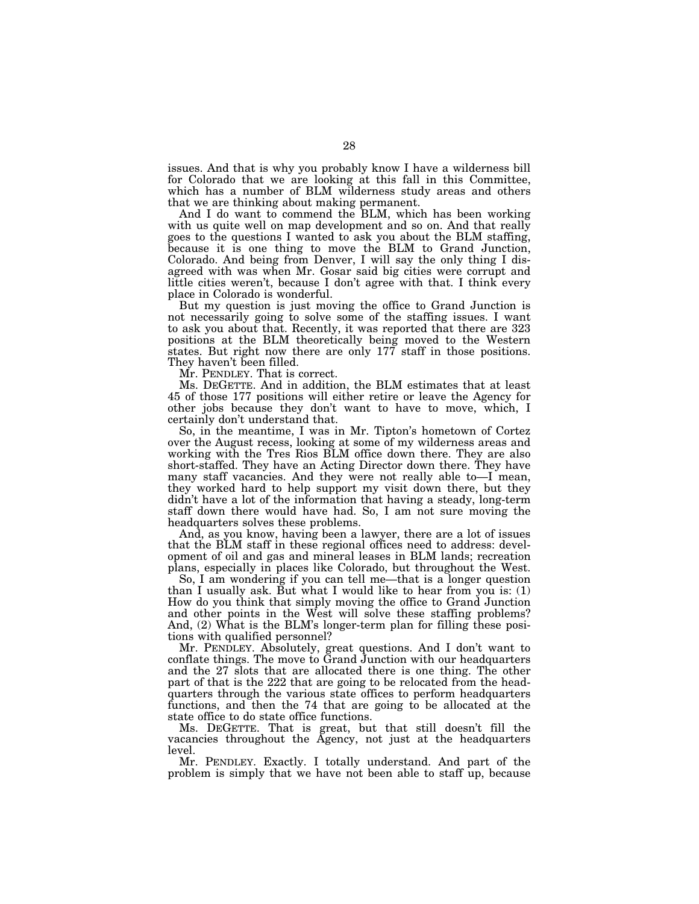issues. And that is why you probably know I have a wilderness bill for Colorado that we are looking at this fall in this Committee, which has a number of BLM wilderness study areas and others that we are thinking about making permanent.

And I do want to commend the BLM, which has been working with us quite well on map development and so on. And that really goes to the questions I wanted to ask you about the BLM staffing, because it is one thing to move the BLM to Grand Junction, Colorado. And being from Denver, I will say the only thing I disagreed with was when Mr. Gosar said big cities were corrupt and little cities weren't, because I don't agree with that. I think every place in Colorado is wonderful.

But my question is just moving the office to Grand Junction is not necessarily going to solve some of the staffing issues. I want to ask you about that. Recently, it was reported that there are 323 positions at the BLM theoretically being moved to the Western states. But right now there are only 177 staff in those positions. They haven't been filled.

Mr. PENDLEY. That is correct.

Ms. DEGETTE. And in addition, the BLM estimates that at least 45 of those 177 positions will either retire or leave the Agency for other jobs because they don't want to have to move, which, I certainly don't understand that.

So, in the meantime, I was in Mr. Tipton's hometown of Cortez over the August recess, looking at some of my wilderness areas and working with the Tres Rios BLM office down there. They are also short-staffed. They have an Acting Director down there. They have many staff vacancies. And they were not really able to—I mean, they worked hard to help support my visit down there, but they didn't have a lot of the information that having a steady, long-term staff down there would have had. So, I am not sure moving the headquarters solves these problems.

And, as you know, having been a lawyer, there are a lot of issues that the BLM staff in these regional offices need to address: development of oil and gas and mineral leases in BLM lands; recreation plans, especially in places like Colorado, but throughout the West.

So, I am wondering if you can tell me—that is a longer question than I usually ask. But what I would like to hear from you is: (1) How do you think that simply moving the office to Grand Junction and other points in the West will solve these staffing problems? And, (2) What is the BLM's longer-term plan for filling these positions with qualified personnel?

Mr. PENDLEY. Absolutely, great questions. And I don't want to conflate things. The move to Grand Junction with our headquarters and the 27 slots that are allocated there is one thing. The other part of that is the 222 that are going to be relocated from the headquarters through the various state offices to perform headquarters functions, and then the 74 that are going to be allocated at the state office to do state office functions.

Ms. DEGETTE. That is great, but that still doesn't fill the vacancies throughout the Agency, not just at the headquarters level.

Mr. PENDLEY. Exactly. I totally understand. And part of the problem is simply that we have not been able to staff up, because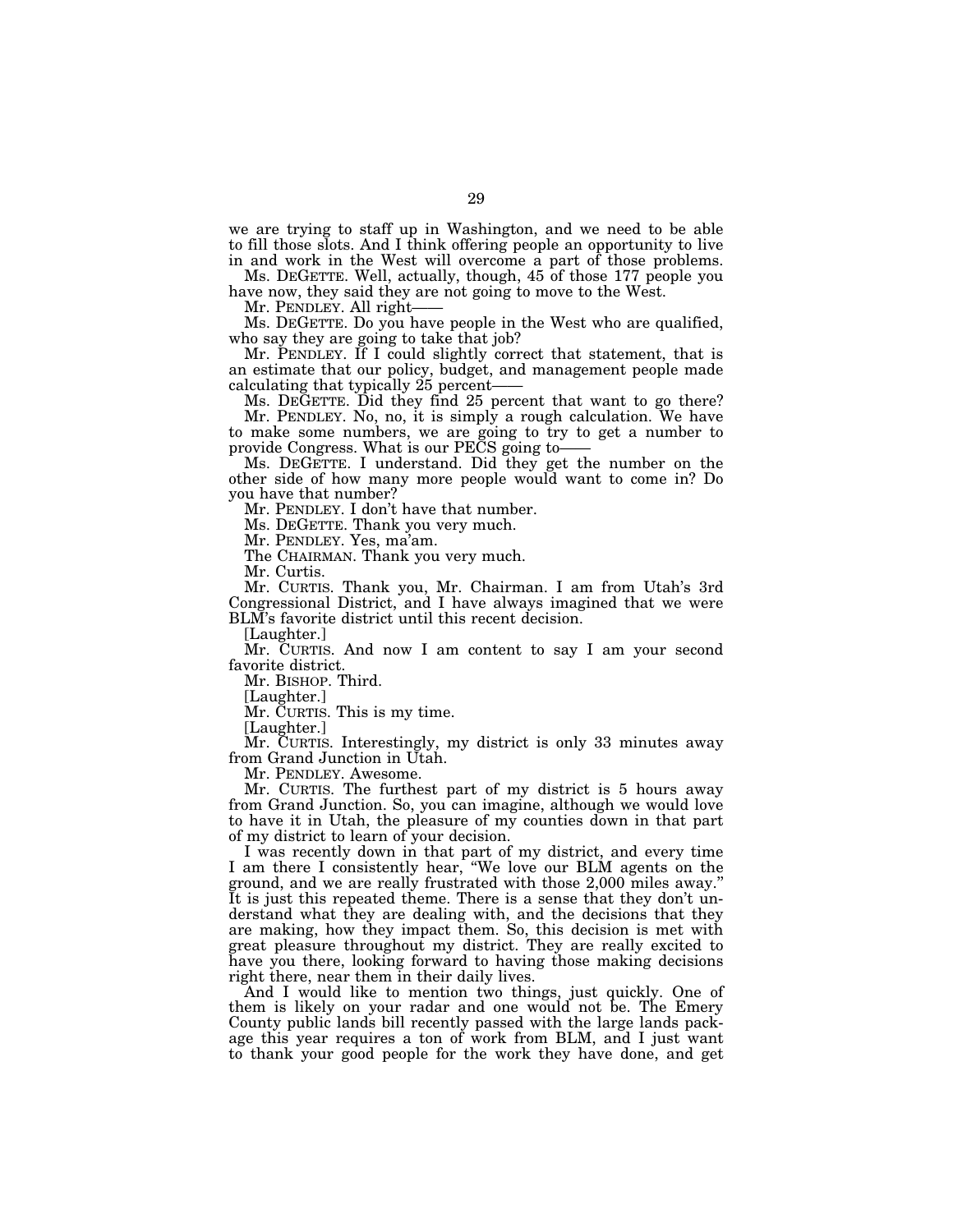we are trying to staff up in Washington, and we need to be able to fill those slots. And I think offering people an opportunity to live in and work in the West will overcome a part of those problems.

Ms. DEGETTE. Well, actually, though, 45 of those 177 people you have now, they said they are not going to move to the West.

Mr. PENDLEY. All right——

Ms. DEGETTE. Do you have people in the West who are qualified, who say they are going to take that job?

Mr. PENDLEY. If I could slightly correct that statement, that is an estimate that our policy, budget, and management people made calculating that typically 25 percent——

Ms. DEGETTE. Did they find 25 percent that want to go there?

Mr. PENDLEY. No, no, it is simply a rough calculation. We have to make some numbers, we are going to try to get a number to provide Congress. What is our PECS going to——

Ms. DEGETTE. I understand. Did they get the number on the other side of how many more people would want to come in? Do you have that number?

Mr. PENDLEY. I don't have that number.

Ms. DEGETTE. Thank you very much.

Mr. PENDLEY. Yes, ma'am.

The CHAIRMAN. Thank you very much.

Mr. Curtis.

Mr. CURTIS. Thank you, Mr. Chairman. I am from Utah's 3rd Congressional District, and I have always imagined that we were BLM's favorite district until this recent decision.

[Laughter.]

Mr. CURTIS. And now I am content to say I am your second favorite district.

Mr. BISHOP. Third.

[Laughter.]

Mr. CURTIS. This is my time.

[Laughter.]

Mr. CURTIS. Interestingly, my district is only 33 minutes away from Grand Junction in Utah.

Mr. PENDLEY. Awesome.

Mr. CURTIS. The furthest part of my district is 5 hours away from Grand Junction. So, you can imagine, although we would love to have it in Utah, the pleasure of my counties down in that part of my district to learn of your decision.

I was recently down in that part of my district, and every time I am there I consistently hear, "We love our BLM agents on the ground, and we are really frustrated with those 2,000 miles away." It is just this repeated theme. There is a sense that they don't understand what they are dealing with, and the decisions that they are making, how they impact them. So, this decision is met with great pleasure throughout my district. They are really excited to have you there, looking forward to having those making decisions right there, near them in their daily lives.

And I would like to mention two things, just quickly. One of them is likely on your radar and one would not be. The Emery County public lands bill recently passed with the large lands package this year requires a ton of work from BLM, and I just want to thank your good people for the work they have done, and get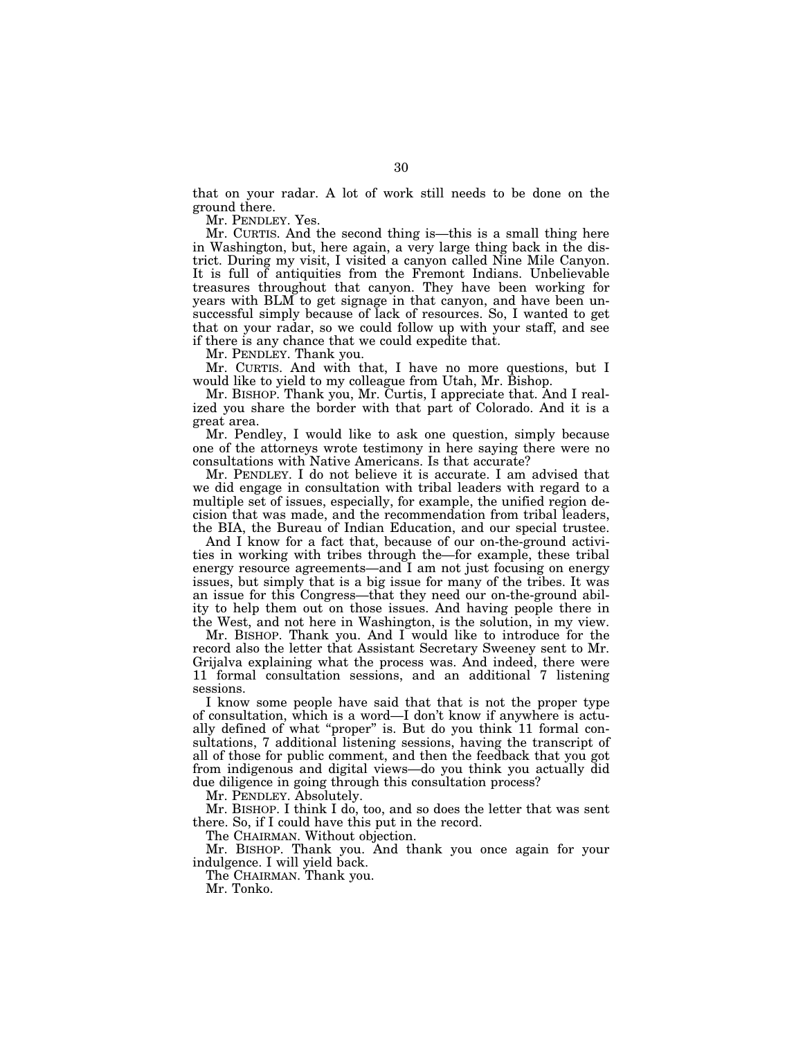that on your radar. A lot of work still needs to be done on the ground there.

Mr. PENDLEY. Yes.

Mr. CURTIS. And the second thing is—this is a small thing here in Washington, but, here again, a very large thing back in the district. During my visit, I visited a canyon called Nine Mile Canyon. It is full of antiquities from the Fremont Indians. Unbelievable treasures throughout that canyon. They have been working for years with BLM to get signage in that canyon, and have been unsuccessful simply because of lack of resources. So, I wanted to get that on your radar, so we could follow up with your staff, and see if there is any chance that we could expedite that.

Mr. PENDLEY. Thank you.

Mr. CURTIS. And with that, I have no more questions, but I would like to yield to my colleague from Utah, Mr. Bishop.

Mr. BISHOP. Thank you, Mr. Curtis, I appreciate that. And I realized you share the border with that part of Colorado. And it is a great area.

Mr. Pendley, I would like to ask one question, simply because one of the attorneys wrote testimony in here saying there were no consultations with Native Americans. Is that accurate?

Mr. PENDLEY. I do not believe it is accurate. I am advised that we did engage in consultation with tribal leaders with regard to a multiple set of issues, especially, for example, the unified region decision that was made, and the recommendation from tribal leaders, the BIA, the Bureau of Indian Education, and our special trustee.

And I know for a fact that, because of our on-the-ground activities in working with tribes through the—for example, these tribal energy resource agreements—and I am not just focusing on energy issues, but simply that is a big issue for many of the tribes. It was an issue for this Congress—that they need our on-the-ground ability to help them out on those issues. And having people there in the West, and not here in Washington, is the solution, in my view.

Mr. BISHOP. Thank you. And I would like to introduce for the record also the letter that Assistant Secretary Sweeney sent to Mr. Grijalva explaining what the process was. And indeed, there were 11 formal consultation sessions, and an additional 7 listening sessions.

I know some people have said that that is not the proper type of consultation, which is a word—I don't know if anywhere is actually defined of what "proper" is. But do you think 11 formal consultations, 7 additional listening sessions, having the transcript of all of those for public comment, and then the feedback that you got from indigenous and digital views—do you think you actually did due diligence in going through this consultation process?

Mr. PENDLEY. Absolutely.

Mr. BISHOP. I think I do, too, and so does the letter that was sent there. So, if I could have this put in the record.

The CHAIRMAN. Without objection.

Mr. BISHOP. Thank you. And thank you once again for your indulgence. I will yield back.

The CHAIRMAN. Thank you.

Mr. Tonko.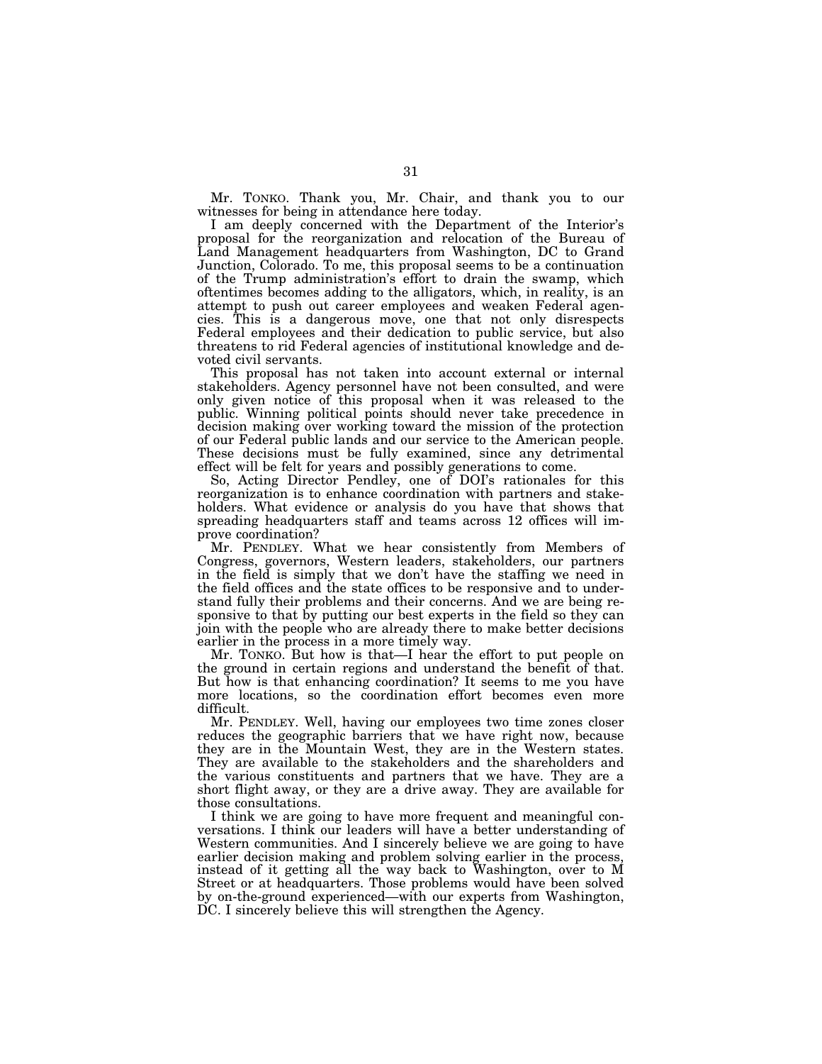Mr. TONKO. Thank you, Mr. Chair, and thank you to our witnesses for being in attendance here today.

I am deeply concerned with the Department of the Interior's proposal for the reorganization and relocation of the Bureau of Land Management headquarters from Washington, DC to Grand Junction, Colorado. To me, this proposal seems to be a continuation of the Trump administration's effort to drain the swamp, which oftentimes becomes adding to the alligators, which, in reality, is an attempt to push out career employees and weaken Federal agencies. This is a dangerous move, one that not only disrespects Federal employees and their dedication to public service, but also threatens to rid Federal agencies of institutional knowledge and devoted civil servants.

This proposal has not taken into account external or internal stakeholders. Agency personnel have not been consulted, and were only given notice of this proposal when it was released to the public. Winning political points should never take precedence in decision making over working toward the mission of the protection of our Federal public lands and our service to the American people. These decisions must be fully examined, since any detrimental effect will be felt for years and possibly generations to come.

So, Acting Director Pendley, one of DOI's rationales for this reorganization is to enhance coordination with partners and stakeholders. What evidence or analysis do you have that shows that spreading headquarters staff and teams across 12 offices will improve coordination?

Mr. PENDLEY. What we hear consistently from Members of Congress, governors, Western leaders, stakeholders, our partners in the field is simply that we don't have the staffing we need in the field offices and the state offices to be responsive and to understand fully their problems and their concerns. And we are being responsive to that by putting our best experts in the field so they can join with the people who are already there to make better decisions earlier in the process in a more timely way.

Mr. TONKO. But how is that—I hear the effort to put people on the ground in certain regions and understand the benefit of that. But how is that enhancing coordination? It seems to me you have more locations, so the coordination effort becomes even more difficult.

Mr. PENDLEY. Well, having our employees two time zones closer reduces the geographic barriers that we have right now, because they are in the Mountain West, they are in the Western states. They are available to the stakeholders and the shareholders and the various constituents and partners that we have. They are a short flight away, or they are a drive away. They are available for those consultations.

I think we are going to have more frequent and meaningful conversations. I think our leaders will have a better understanding of Western communities. And I sincerely believe we are going to have earlier decision making and problem solving earlier in the process, instead of it getting all the way back to Washington, over to M Street or at headquarters. Those problems would have been solved by on-the-ground experienced—with our experts from Washington, DC. I sincerely believe this will strengthen the Agency.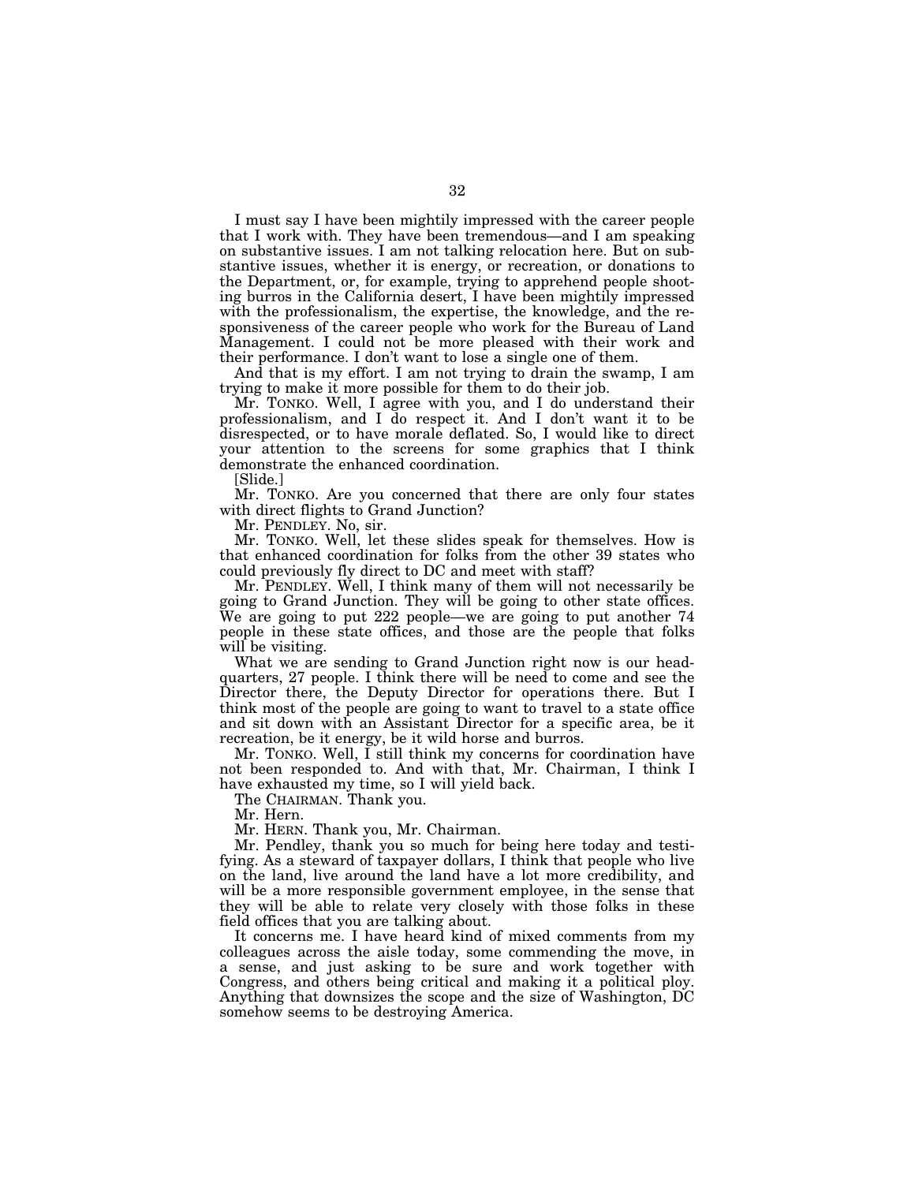I must say I have been mightily impressed with the career people that I work with. They have been tremendous—and I am speaking on substantive issues. I am not talking relocation here. But on substantive issues, whether it is energy, or recreation, or donations to the Department, or, for example, trying to apprehend people shooting burros in the California desert, I have been mightily impressed with the professionalism, the expertise, the knowledge, and the responsiveness of the career people who work for the Bureau of Land Management. I could not be more pleased with their work and their performance. I don't want to lose a single one of them.

And that is my effort. I am not trying to drain the swamp, I am trying to make it more possible for them to do their job.

Mr. TONKO. Well, I agree with you, and I do understand their professionalism, and I do respect it. And I don't want it to be disrespected, or to have morale deflated. So, I would like to direct your attention to the screens for some graphics that I think demonstrate the enhanced coordination.

[Slide.]

Mr. TONKO. Are you concerned that there are only four states with direct flights to Grand Junction?

Mr. PENDLEY. No, sir.

Mr. TONKO. Well, let these slides speak for themselves. How is that enhanced coordination for folks from the other 39 states who could previously fly direct to DC and meet with staff?

Mr. PENDLEY. Well, I think many of them will not necessarily be going to Grand Junction. They will be going to other state offices. We are going to put 222 people—we are going to put another 74 people in these state offices, and those are the people that folks will be visiting.

What we are sending to Grand Junction right now is our headquarters, 27 people. I think there will be need to come and see the Director there, the Deputy Director for operations there. But I think most of the people are going to want to travel to a state office and sit down with an Assistant Director for a specific area, be it recreation, be it energy, be it wild horse and burros.

Mr. TONKO. Well, I still think my concerns for coordination have not been responded to. And with that, Mr. Chairman, I think I have exhausted my time, so I will yield back.

The CHAIRMAN. Thank you.

Mr. Hern.

Mr. HERN. Thank you, Mr. Chairman.

Mr. Pendley, thank you so much for being here today and testifying. As a steward of taxpayer dollars, I think that people who live on the land, live around the land have a lot more credibility, and will be a more responsible government employee, in the sense that they will be able to relate very closely with those folks in these field offices that you are talking about.

It concerns me. I have heard kind of mixed comments from my colleagues across the aisle today, some commending the move, in a sense, and just asking to be sure and work together with Congress, and others being critical and making it a political ploy. Anything that downsizes the scope and the size of Washington, DC somehow seems to be destroying America.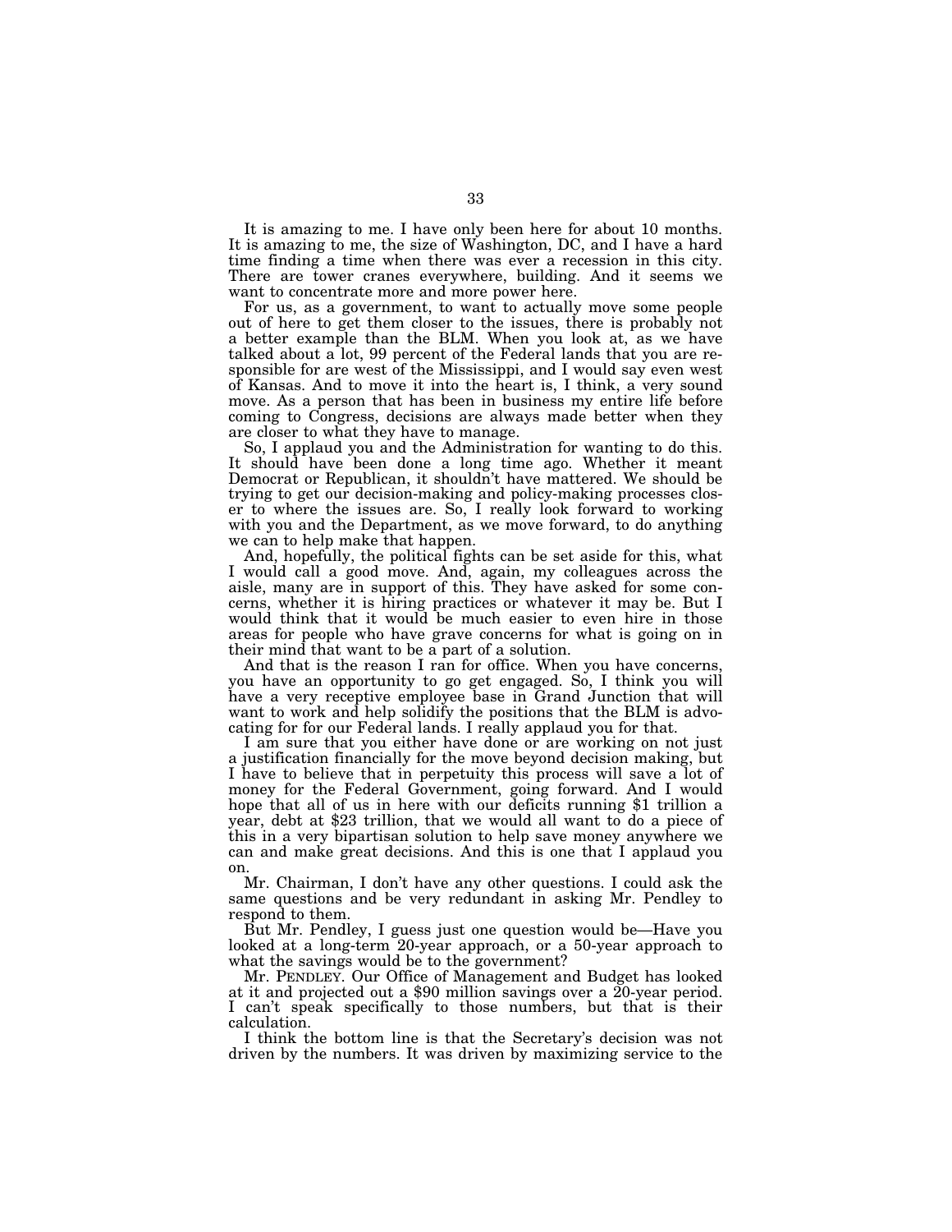It is amazing to me. I have only been here for about 10 months. It is amazing to me, the size of Washington, DC, and I have a hard time finding a time when there was ever a recession in this city. There are tower cranes everywhere, building. And it seems we want to concentrate more and more power here.

For us, as a government, to want to actually move some people out of here to get them closer to the issues, there is probably not a better example than the BLM. When you look at, as we have talked about a lot, 99 percent of the Federal lands that you are responsible for are west of the Mississippi, and I would say even west of Kansas. And to move it into the heart is, I think, a very sound move. As a person that has been in business my entire life before coming to Congress, decisions are always made better when they are closer to what they have to manage.

So, I applaud you and the Administration for wanting to do this. It should have been done a long time ago. Whether it meant Democrat or Republican, it shouldn't have mattered. We should be trying to get our decision-making and policy-making processes closer to where the issues are. So, I really look forward to working with you and the Department, as we move forward, to do anything we can to help make that happen.

And, hopefully, the political fights can be set aside for this, what I would call a good move. And, again, my colleagues across the aisle, many are in support of this. They have asked for some concerns, whether it is hiring practices or whatever it may be. But I would think that it would be much easier to even hire in those areas for people who have grave concerns for what is going on in their mind that want to be a part of a solution.

And that is the reason I ran for office. When you have concerns, you have an opportunity to go get engaged. So, I think you will have a very receptive employee base in Grand Junction that will want to work and help solidify the positions that the BLM is advocating for for our Federal lands. I really applaud you for that.

I am sure that you either have done or are working on not just a justification financially for the move beyond decision making, but I have to believe that in perpetuity this process will save a lot of money for the Federal Government, going forward. And I would hope that all of us in here with our deficits running $1 trillion a year, debt at $23 trillion, that we would all want to do a piece of this in a very bipartisan solution to help save money anywhere we can and make great decisions. And this is one that I applaud you on.

Mr. Chairman, I don't have any other questions. I could ask the same questions and be very redundant in asking Mr. Pendley to respond to them.

But Mr. Pendley, I guess just one question would be—Have you looked at a long-term 20-year approach, or a 50-year approach to what the savings would be to the government?

Mr. PENDLEY. Our Office of Management and Budget has looked at it and projected out a $90 million savings over a 20-year period. I can't speak specifically to those numbers, but that is their calculation.

I think the bottom line is that the Secretary's decision was not driven by the numbers. It was driven by maximizing service to the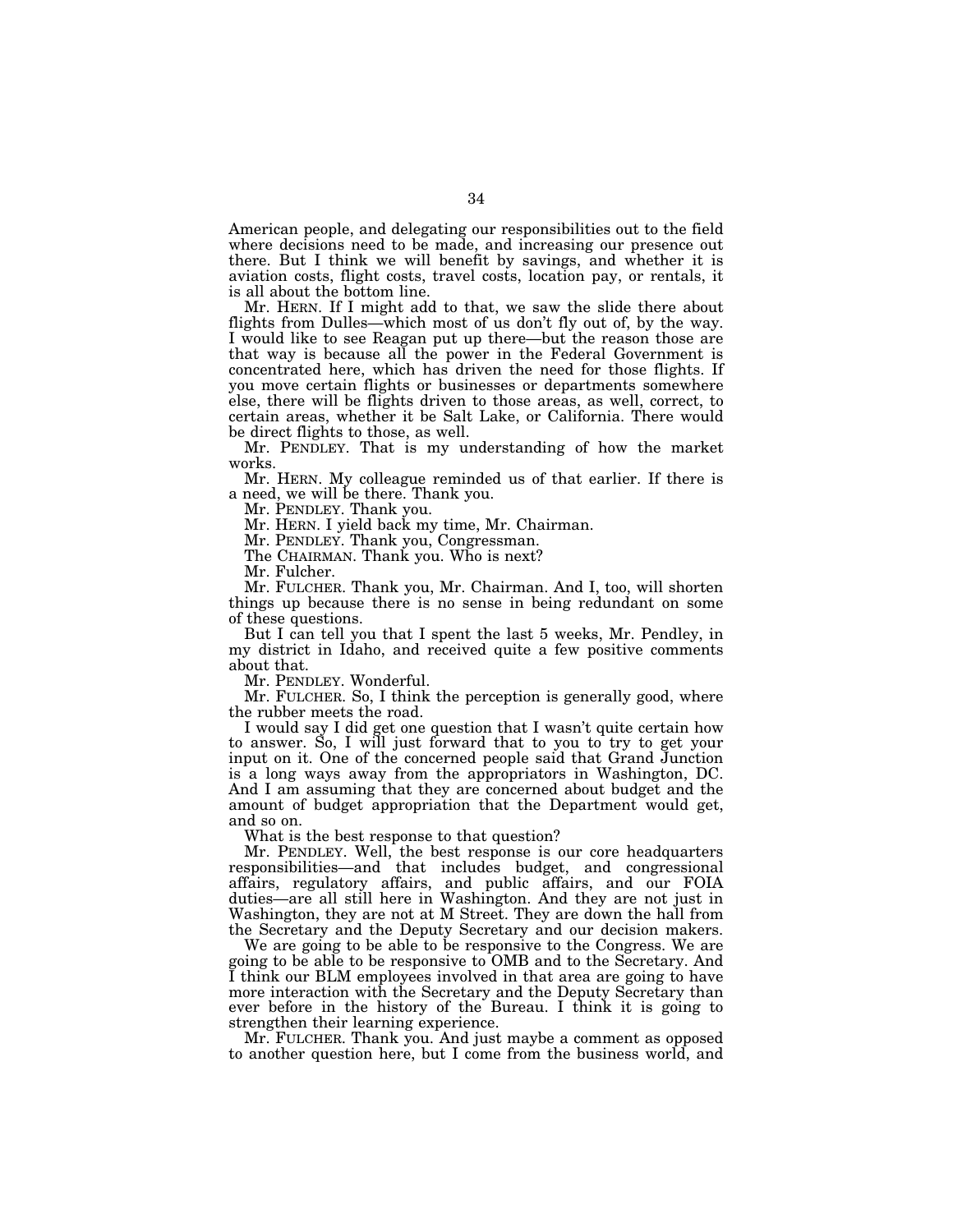American people, and delegating our responsibilities out to the field where decisions need to be made, and increasing our presence out there. But I think we will benefit by savings, and whether it is aviation costs, flight costs, travel costs, location pay, or rentals, it is all about the bottom line.

Mr. HERN. If I might add to that, we saw the slide there about flights from Dulles—which most of us don't fly out of, by the way. I would like to see Reagan put up there—but the reason those are that way is because all the power in the Federal Government is concentrated here, which has driven the need for those flights. If you move certain flights or businesses or departments somewhere else, there will be flights driven to those areas, as well, correct, to certain areas, whether it be Salt Lake, or California. There would be direct flights to those, as well.

Mr. PENDLEY. That is my understanding of how the market works.

Mr. HERN. My colleague reminded us of that earlier. If there is a need, we will be there. Thank you.

Mr. PENDLEY. Thank you.

Mr. HERN. I yield back my time, Mr. Chairman.

Mr. PENDLEY. Thank you, Congressman.

The CHAIRMAN. Thank you. Who is next?

Mr. Fulcher.

Mr. FULCHER. Thank you, Mr. Chairman. And I, too, will shorten things up because there is no sense in being redundant on some of these questions.

But I can tell you that I spent the last 5 weeks, Mr. Pendley, in my district in Idaho, and received quite a few positive comments about that.

Mr. PENDLEY. Wonderful.

Mr. FULCHER. So, I think the perception is generally good, where the rubber meets the road.

I would say I did get one question that I wasn't quite certain how to answer. So, I will just forward that to you to try to get your input on it. One of the concerned people said that Grand Junction is a long ways away from the appropriators in Washington, DC. And I am assuming that they are concerned about budget and the amount of budget appropriation that the Department would get, and so on.

What is the best response to that question?

Mr. PENDLEY. Well, the best response is our core headquarters responsibilities—and that includes budget, and congressional affairs, regulatory affairs, and public affairs, and our FOIA duties—are all still here in Washington. And they are not just in Washington, they are not at M Street. They are down the hall from the Secretary and the Deputy Secretary and our decision makers.

We are going to be able to be responsive to the Congress. We are going to be able to be responsive to OMB and to the Secretary. And I think our BLM employees involved in that area are going to have more interaction with the Secretary and the Deputy Secretary than ever before in the history of the Bureau. I think it is going to strengthen their learning experience.

Mr. FULCHER. Thank you. And just maybe a comment as opposed to another question here, but I come from the business world, and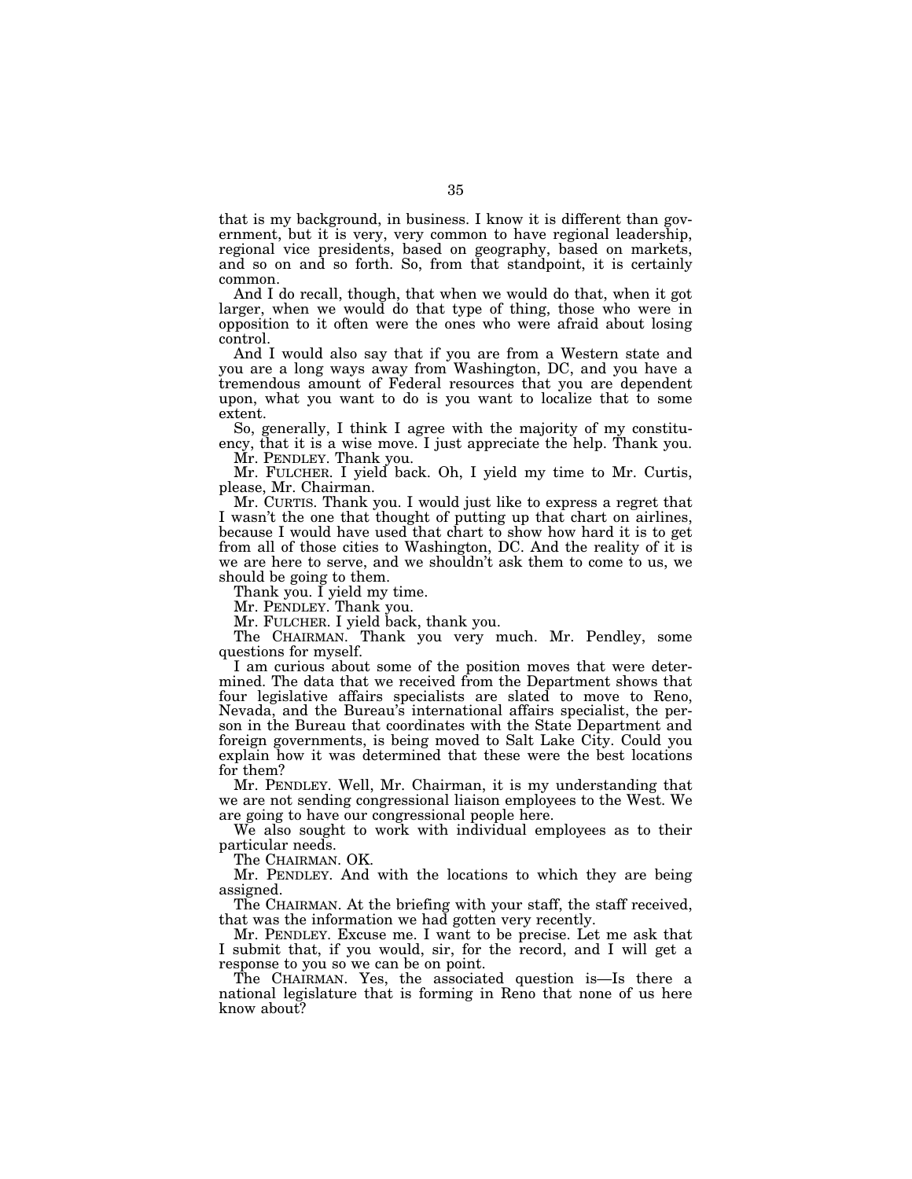that is my background, in business. I know it is different than government, but it is very, very common to have regional leadership, regional vice presidents, based on geography, based on markets, and so on and so forth. So, from that standpoint, it is certainly common.

And I do recall, though, that when we would do that, when it got larger, when we would do that type of thing, those who were in opposition to it often were the ones who were afraid about losing control.

And I would also say that if you are from a Western state and you are a long ways away from Washington, DC, and you have a tremendous amount of Federal resources that you are dependent upon, what you want to do is you want to localize that to some extent.

So, generally, I think I agree with the majority of my constituency, that it is a wise move. I just appreciate the help. Thank you.

Mr. PENDLEY. Thank you.

Mr. FULCHER. I yield back. Oh, I yield my time to Mr. Curtis, please, Mr. Chairman.

Mr. CURTIS. Thank you. I would just like to express a regret that I wasn't the one that thought of putting up that chart on airlines, because I would have used that chart to show how hard it is to get from all of those cities to Washington, DC. And the reality of it is we are here to serve, and we shouldn't ask them to come to us, we should be going to them.

Thank you. I yield my time.

Mr. PENDLEY. Thank you.

Mr. FULCHER. I yield back, thank you.

The CHAIRMAN. Thank you very much. Mr. Pendley, some questions for myself.

I am curious about some of the position moves that were determined. The data that we received from the Department shows that four legislative affairs specialists are slated to move to Reno, Nevada, and the Bureau's international affairs specialist, the person in the Bureau that coordinates with the State Department and foreign governments, is being moved to Salt Lake City. Could you explain how it was determined that these were the best locations for them?

Mr. PENDLEY. Well, Mr. Chairman, it is my understanding that we are not sending congressional liaison employees to the West. We are going to have our congressional people here.

We also sought to work with individual employees as to their particular needs.

The CHAIRMAN. OK.

Mr. PENDLEY. And with the locations to which they are being assigned.

The CHAIRMAN. At the briefing with your staff, the staff received, that was the information we had gotten very recently.

Mr. PENDLEY. Excuse me. I want to be precise. Let me ask that I submit that, if you would, sir, for the record, and I will get a response to you so we can be on point.

The CHAIRMAN. Yes, the associated question is—Is there a national legislature that is forming in Reno that none of us here know about?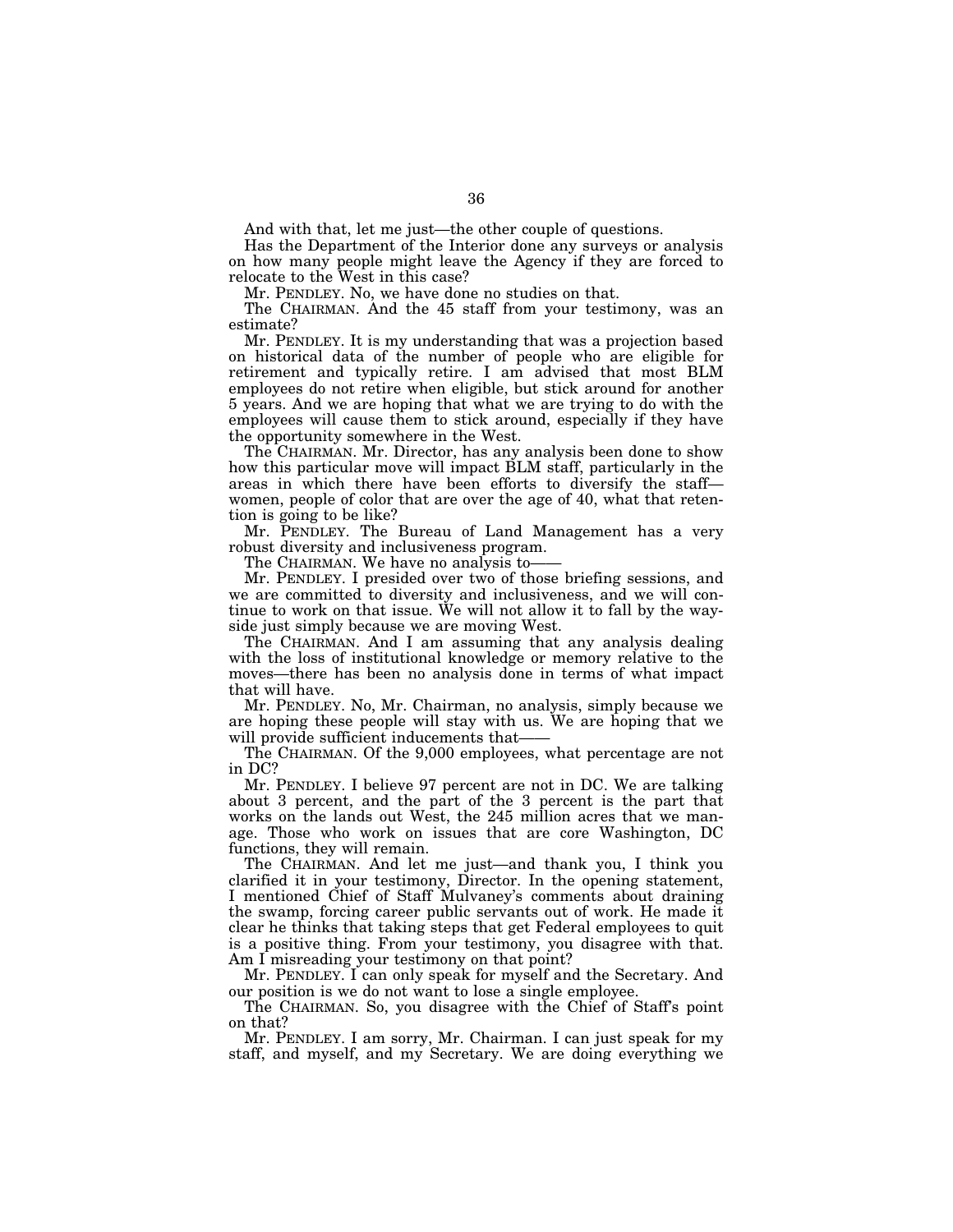And with that, let me just—the other couple of questions.

Has the Department of the Interior done any surveys or analysis on how many people might leave the Agency if they are forced to relocate to the West in this case?

Mr. PENDLEY. No, we have done no studies on that.

The CHAIRMAN. And the 45 staff from your testimony, was an estimate?

Mr. PENDLEY. It is my understanding that was a projection based on historical data of the number of people who are eligible for retirement and typically retire. I am advised that most BLM employees do not retire when eligible, but stick around for another 5 years. And we are hoping that what we are trying to do with the employees will cause them to stick around, especially if they have the opportunity somewhere in the West.

The CHAIRMAN. Mr. Director, has any analysis been done to show how this particular move will impact BLM staff, particularly in the areas in which there have been efforts to diversify the staff—women, people of color that are over the age of 40, what that retention is going to be like?

Mr. PENDLEY. The Bureau of Land Management has a very robust diversity and inclusiveness program.

The CHAIRMAN. We have no analysis to——

Mr. PENDLEY. I presided over two of those briefing sessions, and we are committed to diversity and inclusiveness, and we will continue to work on that issue. We will not allow it to fall by the wayside just simply because we are moving West.

The CHAIRMAN. And I am assuming that any analysis dealing with the loss of institutional knowledge or memory relative to the moves—there has been no analysis done in terms of what impact that will have.

Mr. PENDLEY. No, Mr. Chairman, no analysis, simply because we are hoping these people will stay with us. We are hoping that we will provide sufficient inducements that——

The CHAIRMAN. Of the 9,000 employees, what percentage are not in DC?

Mr. PENDLEY. I believe 97 percent are not in DC. We are talking about 3 percent, and the part of the 3 percent is the part that works on the lands out West, the 245 million acres that we manage. Those who work on issues that are core Washington, DC functions, they will remain.

The CHAIRMAN. And let me just—and thank you, I think you clarified it in your testimony, Director. In the opening statement, I mentioned Chief of Staff Mulvaney's comments about draining the swamp, forcing career public servants out of work. He made it clear he thinks that taking steps that get Federal employees to quit is a positive thing. From your testimony, you disagree with that. Am I misreading your testimony on that point?

Mr. PENDLEY. I can only speak for myself and the Secretary. And our position is we do not want to lose a single employee.

The CHAIRMAN. So, you disagree with the Chief of Staff's point on that?

Mr. PENDLEY. I am sorry, Mr. Chairman. I can just speak for my staff, and myself, and my Secretary. We are doing everything we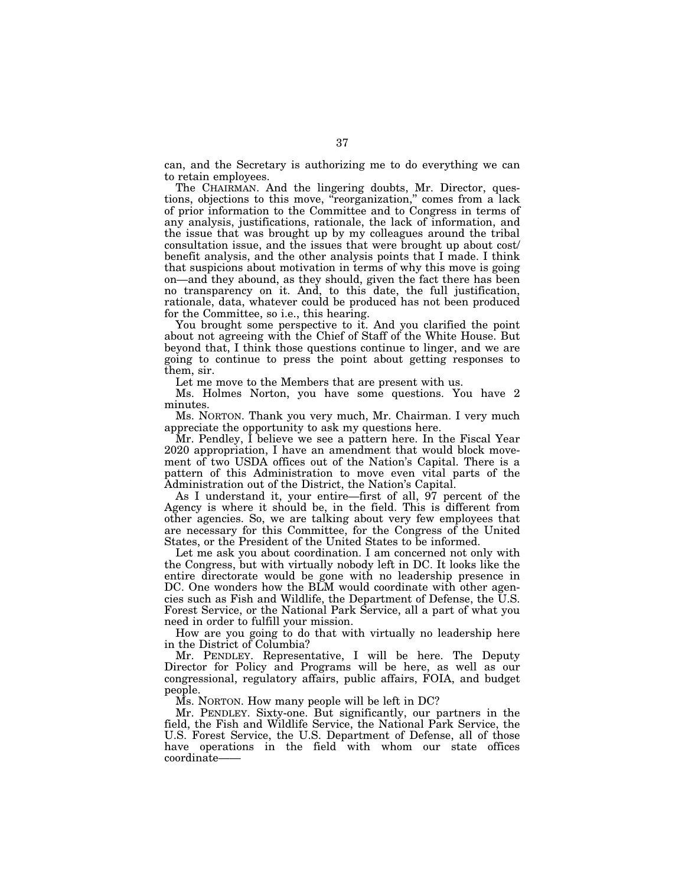can, and the Secretary is authorizing me to do everything we can to retain employees.

The CHAIRMAN. And the lingering doubts, Mr. Director, questions, objections to this move, "reorganization," comes from a lack of prior information to the Committee and to Congress in terms of any analysis, justifications, rationale, the lack of information, and the issue that was brought up by my colleagues around the tribal consultation issue, and the issues that were brought up about cost/benefit analysis, and the other analysis points that I made. I think that suspicions about motivation in terms of why this move is going on—and they abound, as they should, given the fact there has been no transparency on it. And, to this date, the full justification, rationale, data, whatever could be produced has not been produced for the Committee, so i.e., this hearing.

You brought some perspective to it. And you clarified the point about not agreeing with the Chief of Staff of the White House. But beyond that, I think those questions continue to linger, and we are going to continue to press the point about getting responses to them, sir.

Let me move to the Members that are present with us.

Ms. Holmes Norton, you have some questions. You have 2 minutes.

Ms. NORTON. Thank you very much, Mr. Chairman. I very much appreciate the opportunity to ask my questions here.

Mr. Pendley, I believe we see a pattern here. In the Fiscal Year 2020 appropriation, I have an amendment that would block movement of two USDA offices out of the Nation's Capital. There is a pattern of this Administration to move even vital parts of the Administration out of the District, the Nation's Capital.

As I understand it, your entire—first of all, 97 percent of the Agency is where it should be, in the field. This is different from other agencies. So, we are talking about very few employees that are necessary for this Committee, for the Congress of the United States, or the President of the United States to be informed.

Let me ask you about coordination. I am concerned not only with the Congress, but with virtually nobody left in DC. It looks like the entire directorate would be gone with no leadership presence in DC. One wonders how the BLM would coordinate with other agencies such as Fish and Wildlife, the Department of Defense, the U.S. Forest Service, or the National Park Service, all a part of what you need in order to fulfill your mission.

How are you going to do that with virtually no leadership here in the District of Columbia?

Mr. PENDLEY. Representative, I will be here. The Deputy Director for Policy and Programs will be here, as well as our congressional, regulatory affairs, public affairs, FOIA, and budget people.

Ms. NORTON. How many people will be left in DC?

Mr. PENDLEY. Sixty-one. But significantly, our partners in the field, the Fish and Wildlife Service, the National Park Service, the U.S. Forest Service, the U.S. Department of Defense, all of those have operations in the field with whom our state offices coordinate——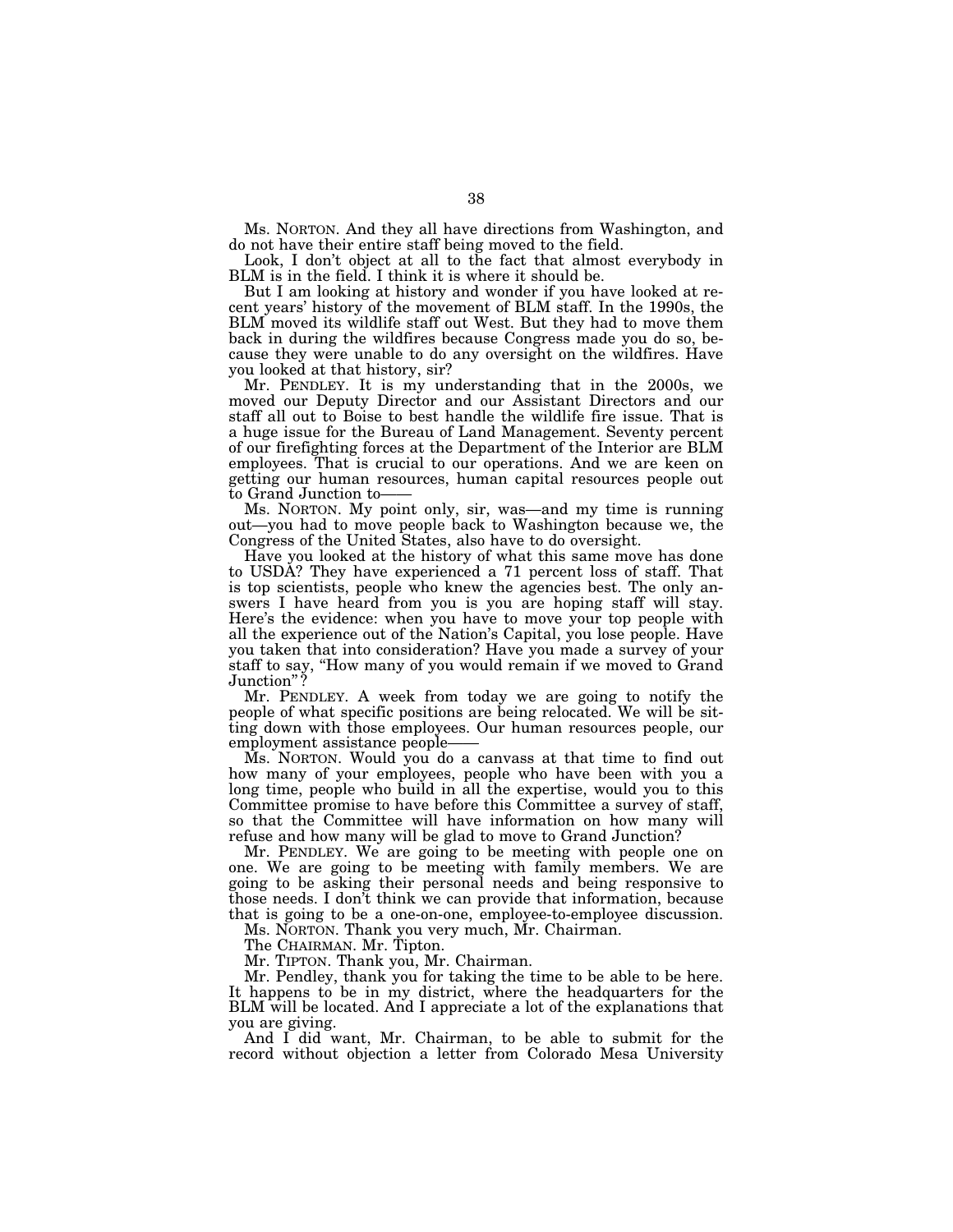Ms. NORTON. And they all have directions from Washington, and do not have their entire staff being moved to the field.

Look, I don't object at all to the fact that almost everybody in BLM is in the field. I think it is where it should be.

But I am looking at history and wonder if you have looked at recent years' history of the movement of BLM staff. In the 1990s, the BLM moved its wildlife staff out West. But they had to move them back in during the wildfires because Congress made you do so, because they were unable to do any oversight on the wildfires. Have you looked at that history, sir?

Mr. PENDLEY. It is my understanding that in the 2000s, we moved our Deputy Director and our Assistant Directors and our staff all out to Boise to best handle the wildlife fire issue. That is a huge issue for the Bureau of Land Management. Seventy percent of our firefighting forces at the Department of the Interior are BLM employees. That is crucial to our operations. And we are keen on getting our human resources, human capital resources people out to Grand Junction to——

Ms. NORTON. My point only, sir, was—and my time is running out—you had to move people back to Washington because we, the Congress of the United States, also have to do oversight.

Have you looked at the history of what this same move has done to USDA? They have experienced a 71 percent loss of staff. That is top scientists, people who knew the agencies best. The only answers I have heard from you is you are hoping staff will stay. Here's the evidence: when you have to move your top people with all the experience out of the Nation's Capital, you lose people. Have you taken that into consideration? Have you made a survey of your staff to say, "How many of you would remain if we moved to Grand Junction"?

Mr. PENDLEY. A week from today we are going to notify the people of what specific positions are being relocated. We will be sitting down with those employees. Our human resources people, our employment assistance people——

Ms. NORTON. Would you do a canvass at that time to find out how many of your employees, people who have been with you a long time, people who build in all the expertise, would you to this Committee promise to have before this Committee a survey of staff, so that the Committee will have information on how many will refuse and how many will be glad to move to Grand Junction?

Mr. PENDLEY. We are going to be meeting with people one on one. We are going to be meeting with family members. We are going to be asking their personal needs and being responsive to those needs. I don't think we can provide that information, because that is going to be a one-on-one, employee-to-employee discussion.

Ms. NORTON. Thank you very much, Mr. Chairman.

The CHAIRMAN. Mr. Tipton.

Mr. TIPTON. Thank you, Mr. Chairman.

Mr. Pendley, thank you for taking the time to be able to be here. It happens to be in my district, where the headquarters for the BLM will be located. And I appreciate a lot of the explanations that you are giving.

And I did want, Mr. Chairman, to be able to submit for the record without objection a letter from Colorado Mesa University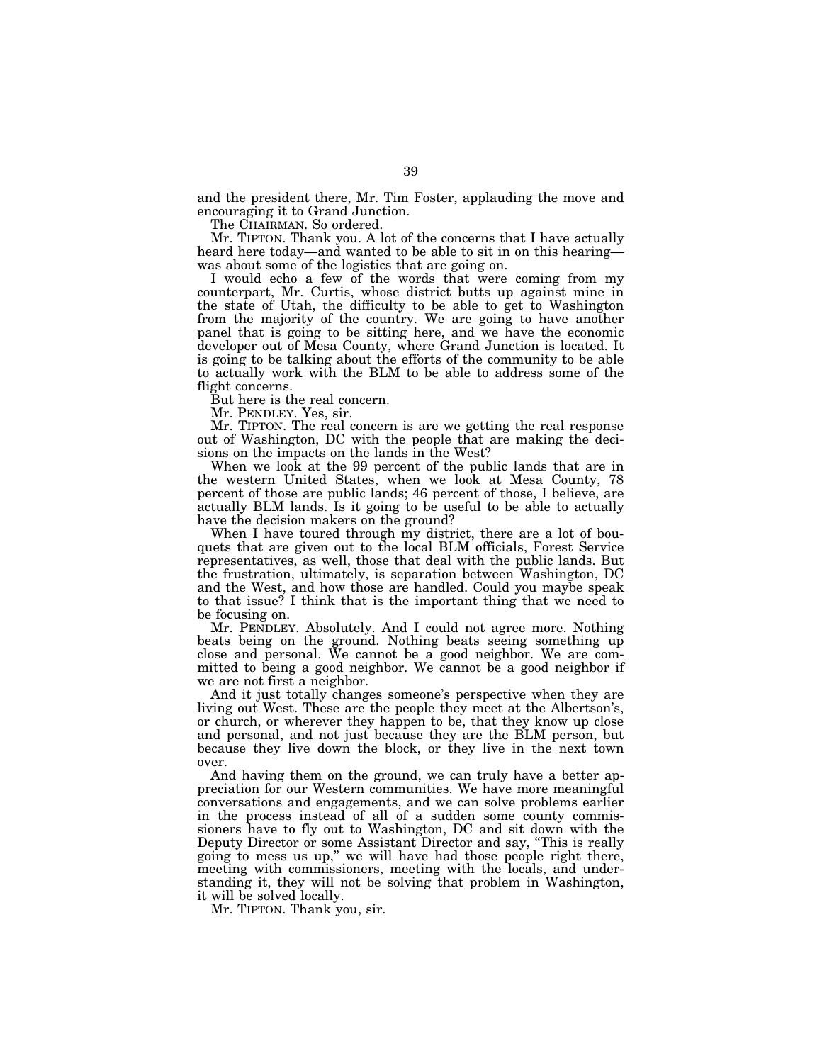and the president there, Mr. Tim Foster, applauding the move and encouraging it to Grand Junction.

The CHAIRMAN. So ordered.

Mr. TIPTON. Thank you. A lot of the concerns that I have actually heard here today—and wanted to be able to sit in on this hearing—was about some of the logistics that are going on.

I would echo a few of the words that were coming from my counterpart, Mr. Curtis, whose district butts up against mine in the state of Utah, the difficulty to be able to get to Washington from the majority of the country. We are going to have another panel that is going to be sitting here, and we have the economic developer out of Mesa County, where Grand Junction is located. It is going to be talking about the efforts of the community to be able to actually work with the BLM to be able to address some of the flight concerns.

But here is the real concern.

Mr. PENDLEY. Yes, sir.

Mr. TIPTON. The real concern is are we getting the real response out of Washington, DC with the people that are making the decisions on the impacts on the lands in the West?

When we look at the 99 percent of the public lands that are in the western United States, when we look at Mesa County, 78 percent of those are public lands; 46 percent of those, I believe, are actually BLM lands. Is it going to be useful to be able to actually have the decision makers on the ground?

When I have toured through my district, there are a lot of bouquets that are given out to the local BLM officials, Forest Service representatives, as well, those that deal with the public lands. But the frustration, ultimately, is separation between Washington, DC and the West, and how those are handled. Could you maybe speak to that issue? I think that is the important thing that we need to be focusing on.

Mr. PENDLEY. Absolutely. And I could not agree more. Nothing beats being on the ground. Nothing beats seeing something up close and personal. We cannot be a good neighbor. We are committed to being a good neighbor. We cannot be a good neighbor if we are not first a neighbor.

And it just totally changes someone's perspective when they are living out West. These are the people they meet at the Albertson's, or church, or wherever they happen to be, that they know up close and personal, and not just because they are the BLM person, but because they live down the block, or they live in the next town over.

And having them on the ground, we can truly have a better appreciation for our Western communities. We have more meaningful conversations and engagements, and we can solve problems earlier in the process instead of all of a sudden some county commissioners have to fly out to Washington, DC and sit down with the Deputy Director or some Assistant Director and say, "This is really going to mess us up," we will have had those people right there, meeting with commissioners, meeting with the locals, and understanding it, they will not be solving that problem in Washington, it will be solved locally.

Mr. TIPTON. Thank you, sir.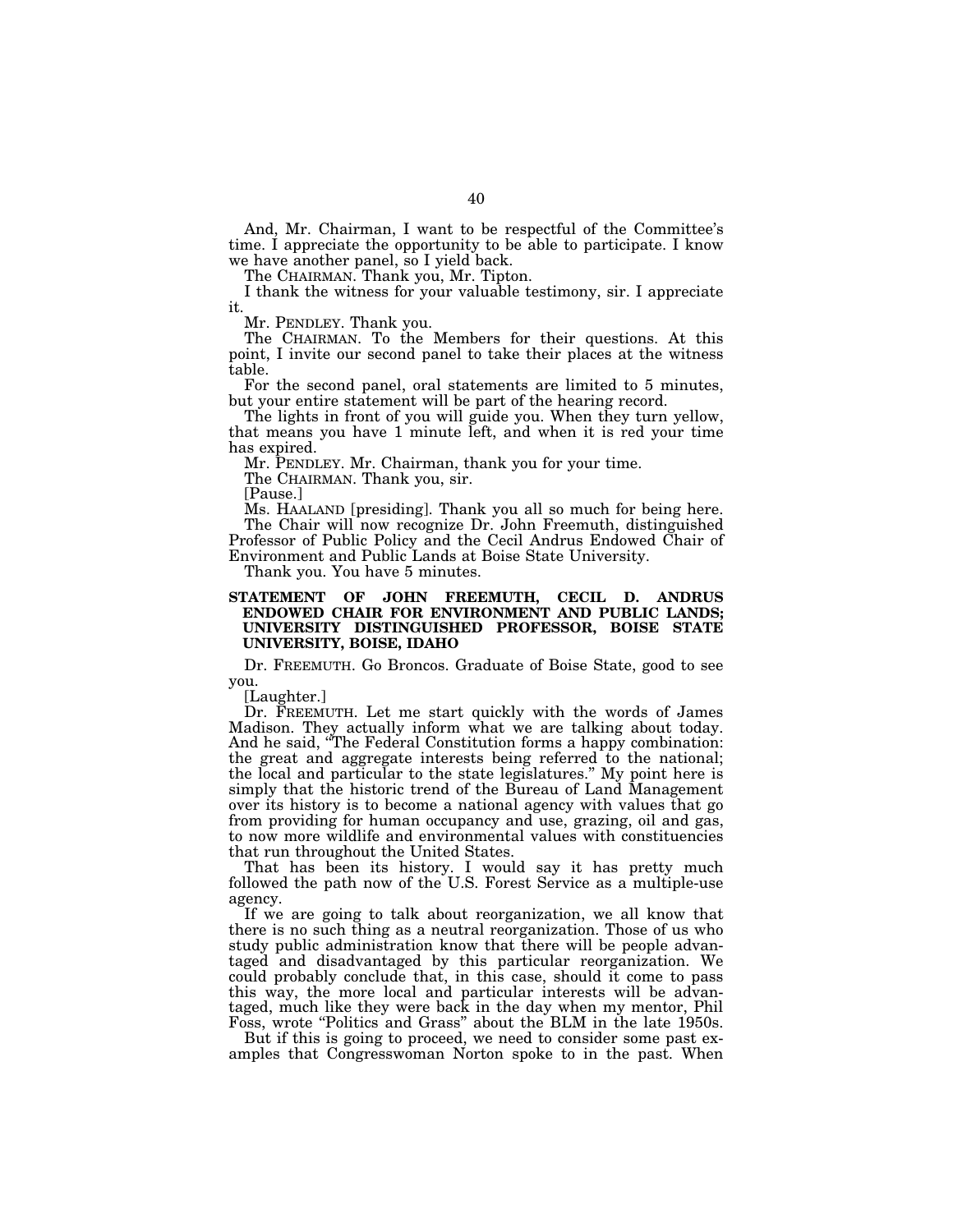And, Mr. Chairman, I want to be respectful of the Committee's time. I appreciate the opportunity to be able to participate. I know we have another panel, so I yield back.

The CHAIRMAN. Thank you, Mr. Tipton.

I thank the witness for your valuable testimony, sir. I appreciate it.

Mr. PENDLEY. Thank you.

The CHAIRMAN. To the Members for their questions. At this point, I invite our second panel to take their places at the witness table.

For the second panel, oral statements are limited to 5 minutes, but your entire statement will be part of the hearing record.

The lights in front of you will guide you. When they turn yellow, that means you have 1 minute left, and when it is red your time has expired.

Mr. PENDLEY. Mr. Chairman, thank you for your time.

The CHAIRMAN. Thank you, sir.

[Pause.]

Ms. HAALAND [presiding]. Thank you all so much for being here.

The Chair will now recognize Dr. John Freemuth, distinguished Professor of Public Policy and the Cecil Andrus Endowed Chair of Environment and Public Lands at Boise State University.

Thank you. You have 5 minutes.

## STATEMENT OF JOHN FREEMUTH, CECIL D. ANDRUS ENDOWED CHAIR FOR ENVIRONMENT AND PUBLIC LANDS; UNIVERSITY DISTINGUISHED PROFESSOR, BOISE STATE UNIVERSITY, BOISE, IDAHO

Dr. FREEMUTH. Go Broncos. Graduate of Boise State, good to see you.

[Laughter.]

Dr. FREEMUTH. Let me start quickly with the words of James Madison. They actually inform what we are talking about today. And he said, "The Federal Constitution forms a happy combination: the great and aggregate interests being referred to the national; the local and particular to the state legislatures." My point here is simply that the historic trend of the Bureau of Land Management over its history is to become a national agency with values that go from providing for human occupancy and use, grazing, oil and gas, to now more wildlife and environmental values with constituencies that run throughout the United States.

That has been its history. I would say it has pretty much followed the path now of the U.S. Forest Service as a multiple-use agency.

If we are going to talk about reorganization, we all know that there is no such thing as a neutral reorganization. Those of us who study public administration know that there will be people advantaged and disadvantaged by this particular reorganization. We could probably conclude that, in this case, should it come to pass this way, the more local and particular interests will be advantaged, much like they were back in the day when my mentor, Phil Foss, wrote "Politics and Grass" about the BLM in the late 1950s.

But if this is going to proceed, we need to consider some past examples that Congresswoman Norton spoke to in the past. When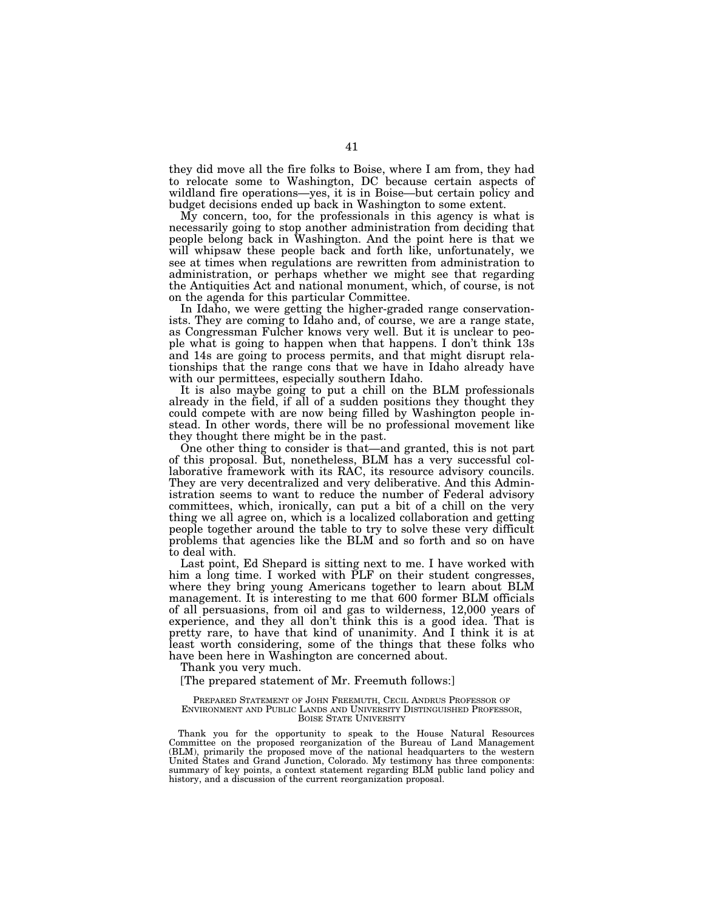they did move all the fire folks to Boise, where I am from, they had to relocate some to Washington, DC because certain aspects of wildland fire operations—yes, it is in Boise—but certain policy and budget decisions ended up back in Washington to some extent.

My concern, too, for the professionals in this agency is what is necessarily going to stop another administration from deciding that people belong back in Washington. And the point here is that we will whipsaw these people back and forth like, unfortunately, we see at times when regulations are rewritten from administration to administration, or perhaps whether we might see that regarding the Antiquities Act and national monument, which, of course, is not on the agenda for this particular Committee.

In Idaho, we were getting the higher-graded range conservationists. They are coming to Idaho and, of course, we are a range state, as Congressman Fulcher knows very well. But it is unclear to people what is going to happen when that happens. I don't think 13s and 14s are going to process permits, and that might disrupt relationships that the range cons that we have in Idaho already have with our permittees, especially southern Idaho.

It is also maybe going to put a chill on the BLM professionals already in the field, if all of a sudden positions they thought they could compete with are now being filled by Washington people instead. In other words, there will be no professional movement like they thought there might be in the past.

One other thing to consider is that—and granted, this is not part of this proposal. But, nonetheless, BLM has a very successful collaborative framework with its RAC, its resource advisory councils. They are very decentralized and very deliberative. And this Administration seems to want to reduce the number of Federal advisory committees, which, ironically, can put a bit of a chill on the very thing we all agree on, which is a localized collaboration and getting people together around the table to try to solve these very difficult problems that agencies like the BLM and so forth and so on have to deal with.

Last point, Ed Shepard is sitting next to me. I have worked with him a long time. I worked with PLF on their student congresses, where they bring young Americans together to learn about BLM management. It is interesting to me that 600 former BLM officials of all persuasions, from oil and gas to wilderness, 12,000 years of experience, and they all don't think this is a good idea. That is pretty rare, to have that kind of unanimity. And I think it is at least worth considering, some of the things that these folks who have been here in Washington are concerned about.

Thank you very much.

[The prepared statement of Mr. Freemuth follows:]

PREPARED STATEMENT OF JOHN FREEMUTH, CECIL ANDRUS PROFESSOR OF ENVIRONMENT AND PUBLIC LANDS AND UNIVERSITY DISTINGUISHED PROFESSOR, BOISE STATE UNIVERSITY

Thank you for the opportunity to speak to the House Natural Resources Committee on the proposed reorganization of the Bureau of Land Management (BLM), primarily the proposed move of the national headquarters to the western United States and Grand Junction, Colorado. My testimony has three components: summary of key points, a context statement regarding BLM public land policy and history, and a discussion of the current reorganization proposal.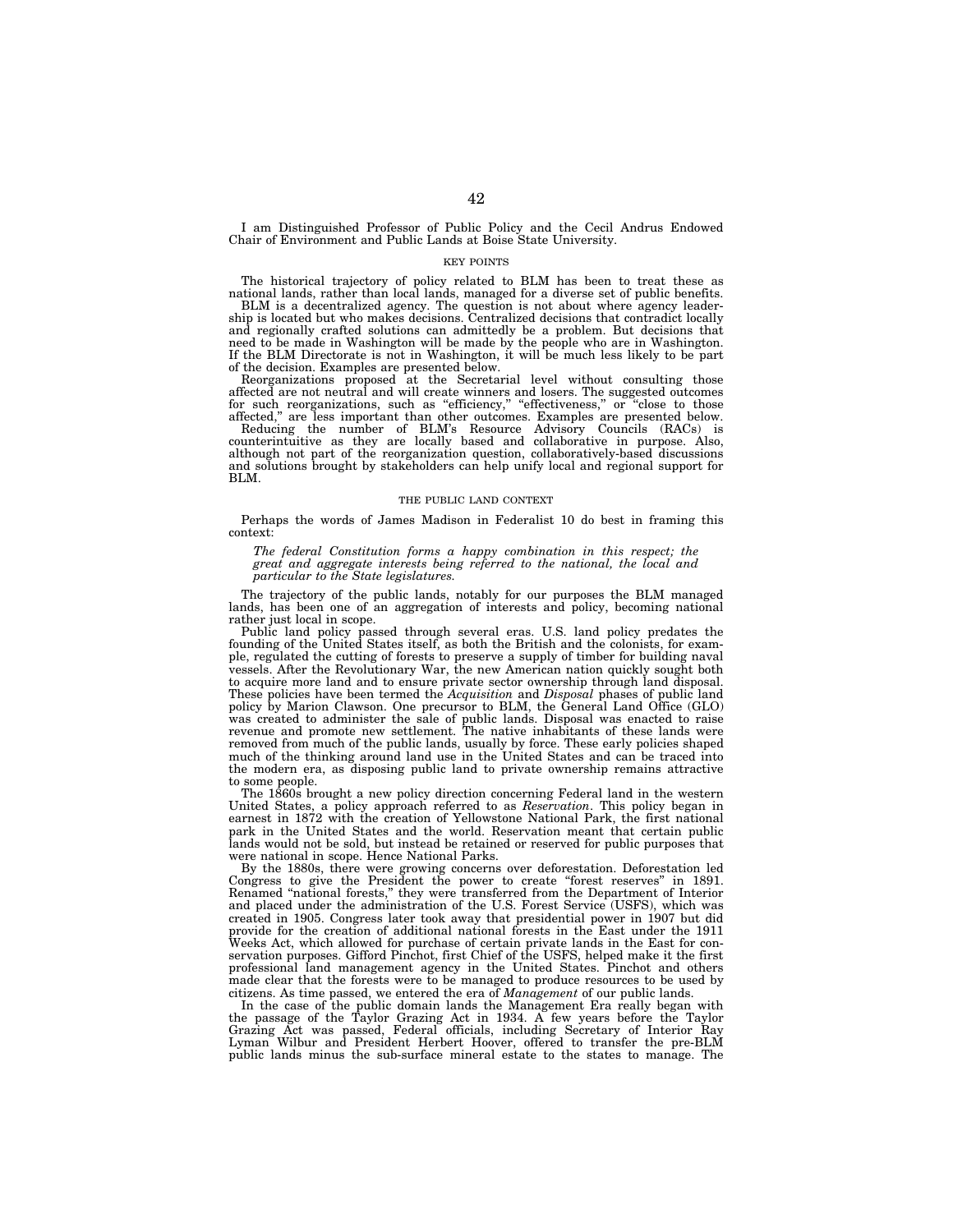I am Distinguished Professor of Public Policy and the Cecil Andrus Endowed Chair of Environment and Public Lands at Boise State University.

## KEY POINTS

The historical trajectory of policy related to BLM has been to treat these as national lands, rather than local lands, managed for a diverse set of public benefits.

BLM is a decentralized agency. The question is not about where agency leadership is located but who makes decisions. Centralized decisions that contradict locally and regionally crafted solutions can admittedly be a problem. But decisions that need to be made in Washington will be made by the people who are in Washington. If the BLM Directorate is not in Washington, it will be much less likely to be part of the decision. Examples are presented below.

Reorganizations proposed at the Secretarial level without consulting those affected are not neutral and will create winners and losers. The suggested outcomes for such reorganizations, such as "efficiency," "effectiveness," or "close to those affected," are less important than other outcomes. Examples are presented below.

Reducing the number of BLM's Resource Advisory Councils (RACs) is counterintuitive as they are locally based and collaborative in purpose. Also, although not part of the reorganization question, collaboratively-based discussions and solutions brought by stakeholders can help unify local and regional support for BLM.

## THE PUBLIC LAND CONTEXT

Perhaps the words of James Madison in Federalist 10 do best in framing this context:

> *The federal Constitution forms a happy combination in this respect; the great and aggregate interests being referred to the national, the local and particular to the State legislatures.*

The trajectory of the public lands, notably for our purposes the BLM managed lands, has been one of an aggregation of interests and policy, becoming national rather just local in scope.

Public land policy passed through several eras. U.S. land policy predates the founding of the United States itself, as both the British and the colonists, for example, regulated the cutting of forests to preserve a supply of timber for building naval vessels. After the Revolutionary War, the new American nation quickly sought both to acquire more land and to ensure private sector ownership through land disposal. These policies have been termed the *Acquisition* and *Disposal* phases of public land policy by Marion Clawson. One precursor to BLM, the General Land Office (GLO) was created to administer the sale of public lands. Disposal was enacted to raise revenue and promote new settlement. The native inhabitants of these lands were removed from much of the public lands, usually by force. These early policies shaped much of the thinking around land use in the United States and can be traced into the modern era, as disposing public land to private ownership remains attractive to some people.

The 1860s brought a new policy direction concerning Federal land in the western United States, a policy approach referred to as *Reservation*. This policy began in earnest in 1872 with the creation of Yellowstone National Park, the first national park in the United States and the world. Reservation meant that certain public lands would not be sold, but instead be retained or reserved for public purposes that were national in scope. Hence National Parks.

By the 1880s, there were growing concerns over deforestation. Deforestation led Congress to give the President the power to create "forest reserves" in 1891. Renamed "national forests," they were transferred from the Department of Interior and placed under the administration of the U.S. Forest Service (USFS), which was created in 1905. Congress later took away that presidential power in 1907 but did provide for the creation of additional national forests in the East under the 1911 Weeks Act, which allowed for purchase of certain private lands in the East for conservation purposes. Gifford Pinchot, first Chief of the USFS, helped make it the first professional land management agency in the United States. Pinchot and others made clear that the forests were to be managed to produce resources to be used by citizens. As time passed, we entered the era of *Management* of our public lands.

In the case of the public domain lands the Management Era really began with the passage of the Taylor Grazing Act in 1934. A few years before the Taylor Grazing Act was passed, Federal officials, including Secretary of Interior Ray Lyman Wilbur and President Herbert Hoover, offered to transfer the pre-BLM public lands minus the sub-surface mineral estate to the states to manage. The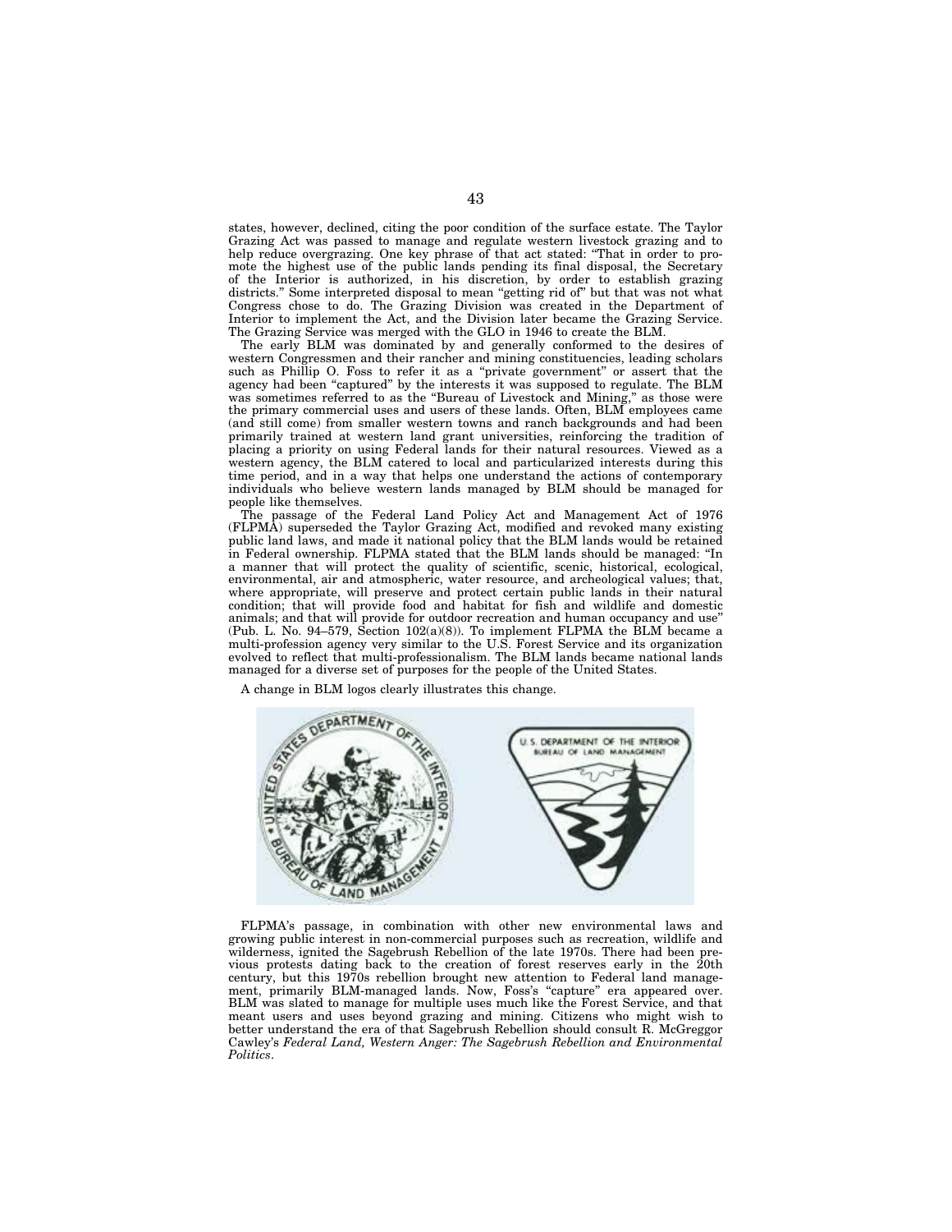states, however, declined, citing the poor condition of the surface estate. The Taylor Grazing Act was passed to manage and regulate western livestock grazing and to help reduce overgrazing. One key phrase of that act stated: "That in order to promote the highest use of the public lands pending its final disposal, the Secretary of the Interior is authorized, in his discretion, by order to establish grazing districts." Some interpreted disposal to mean "getting rid of" but that was not what Congress chose to do. The Grazing Division was created in the Department of Interior to implement the Act, and the Division later became the Grazing Service. The Grazing Service was merged with the GLO in 1946 to create the BLM.

The early BLM was dominated by and generally conformed to the desires of western Congressmen and their rancher and mining constituencies, leading scholars such as Phillip O. Foss to refer it as a "private government" or assert that the agency had been "captured" by the interests it was supposed to regulate. The BLM was sometimes referred to as the "Bureau of Livestock and Mining," as those were the primary commercial uses and users of these lands. Often, BLM employees came (and still come) from smaller western towns and ranch backgrounds and had been primarily trained at western land grant universities, reinforcing the tradition of placing a priority on using Federal lands for their natural resources. Viewed as a western agency, the BLM catered to local and particularized interests during this time period, and in a way that helps one understand the actions of contemporary individuals who believe western lands managed by BLM should be managed for people like themselves.

The passage of the Federal Land Policy Act and Management Act of 1976 (FLPMA) superseded the Taylor Grazing Act, modified and revoked many existing public land laws, and made it national policy that the BLM lands would be retained in Federal ownership. FLPMA stated that the BLM lands should be managed: "In a manner that will protect the quality of scientific, scenic, historical, ecological, environmental, air and atmospheric, water resource, and archeological values; that, where appropriate, will preserve and protect certain public lands in their natural condition; that will provide food and habitat for fish and wildlife and domestic animals; and that will provide for outdoor recreation and human occupancy and use" (Pub. L. No. 94–579, Section 102(a)(8)). To implement FLPMA the BLM became a multi-profession agency very similar to the U.S. Forest Service and its organization evolved to reflect that multi-professionalism. The BLM lands became national lands managed for a diverse set of purposes for the people of the United States.

A change in BLM logos clearly illustrates this change.

FLPMA's passage, in combination with other new environmental laws and growing public interest in non-commercial purposes such as recreation, wildlife and wilderness, ignited the Sagebrush Rebellion of the late 1970s. There had been previous protests dating back to the creation of forest reserves early in the 20th century, but this 1970s rebellion brought new attention to Federal land management, primarily BLM-managed lands. Now, Foss's "capture" era appeared over. BLM was slated to manage for multiple uses much like the Forest Service, and that meant users and uses beyond grazing and mining. Citizens who might wish to better understand the era of that Sagebrush Rebellion should consult R. McGreggor Cawley's *Federal Land, Western Anger: The Sagebrush Rebellion and Environmental Politics*.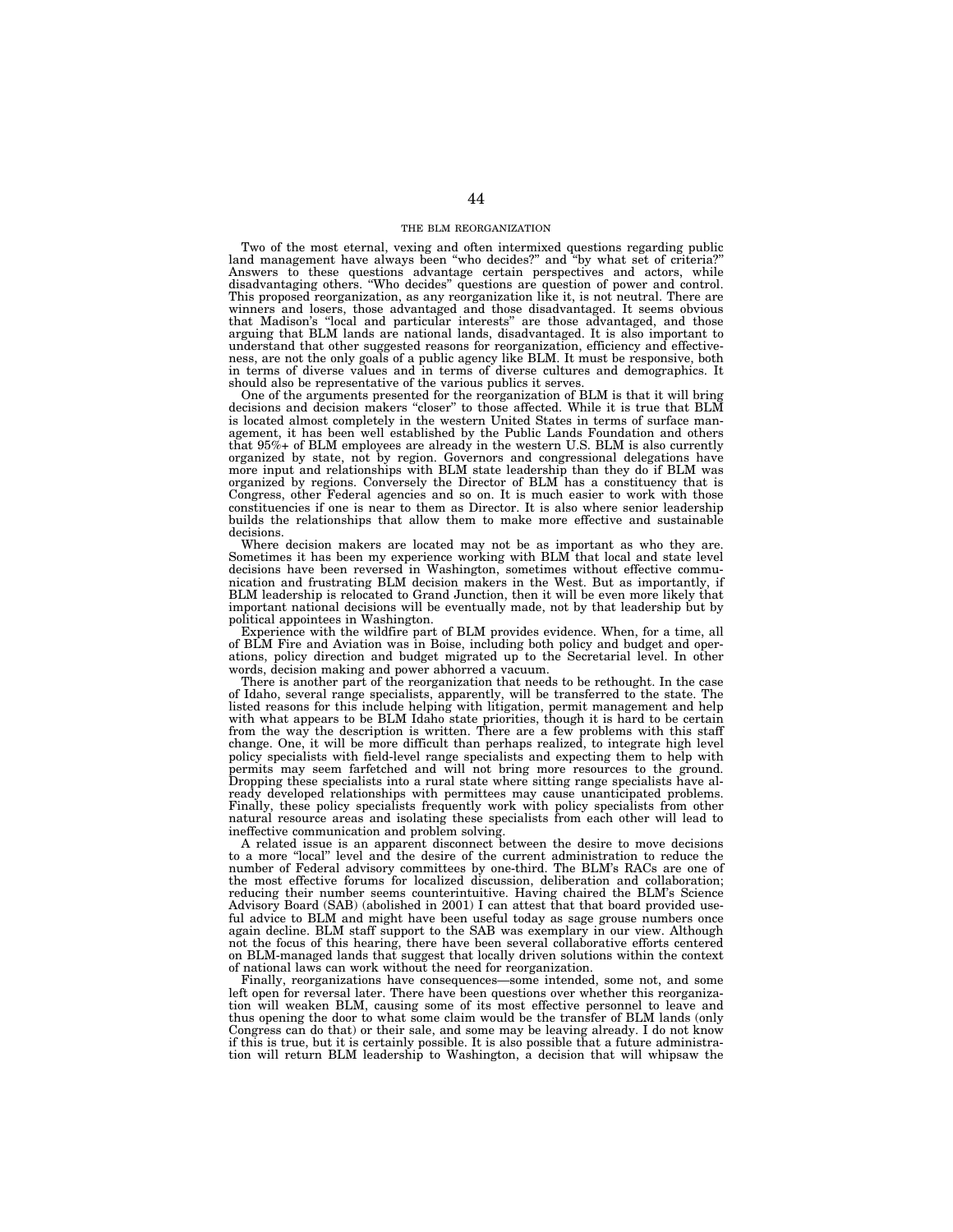## THE BLM REORGANIZATION

Two of the most eternal, vexing and often intermixed questions regarding public land management have always been "who decides?" and "by what set of criteria?" Answers to these questions advantage certain perspectives and actors, while disadvantaging others. "Who decides" questions are question of power and control. This proposed reorganization, as any reorganization like it, is not neutral. There are winners and losers, those advantaged and those disadvantaged. It seems obvious that Madison's "local and particular interests" are those advantaged, and those arguing that BLM lands are national lands, disadvantaged. It is also important to understand that other suggested reasons for reorganization, efficiency and effectiveness, are not the only goals of a public agency like BLM. It must be responsive, both in terms of diverse values and in terms of diverse cultures and demographics. It should also be representative of the various publics it serves.

One of the arguments presented for the reorganization of BLM is that it will bring decisions and decision makers "closer" to those affected. While it is true that BLM is located almost completely in the western United States in terms of surface management, it has been well established by the Public Lands Foundation and others that 95%+ of BLM employees are already in the western U.S. BLM is also currently organized by state, not by region. Governors and congressional delegations have more input and relationships with BLM state leadership than they do if BLM was organized by regions. Conversely the Director of BLM has a constituency that is Congress, other Federal agencies and so on. It is much easier to work with those constituencies if one is near to them as Director. It is also where senior leadership builds the relationships that allow them to make more effective and sustainable decisions.

Where decision makers are located may not be as important as who they are. Sometimes it has been my experience working with BLM that local and state level decisions have been reversed in Washington, sometimes without effective communication and frustrating BLM decision makers in the West. But as importantly, if BLM leadership is relocated to Grand Junction, then it will be even more likely that important national decisions will be eventually made, not by that leadership but by political appointees in Washington.

Experience with the wildfire part of BLM provides evidence. When, for a time, all of BLM Fire and Aviation was in Boise, including both policy and budget and operations, policy direction and budget migrated up to the Secretarial level. In other words, decision making and power abhorred a vacuum.

There is another part of the reorganization that needs to be rethought. In the case of Idaho, several range specialists, apparently, will be transferred to the state. The listed reasons for this include helping with litigation, permit management and help with what appears to be BLM Idaho state priorities, though it is hard to be certain from the way the description is written. There are a few problems with this staff change. One, it will be more difficult than perhaps realized, to integrate high level policy specialists with field-level range specialists and expecting them to help with permits may seem farfetched and will not bring more resources to the ground. Dropping these specialists into a rural state where sitting range specialists have already developed relationships with permittees may cause unanticipated problems. Finally, these policy specialists frequently work with policy specialists from other natural resource areas and isolating these specialists from each other will lead to ineffective communication and problem solving.

A related issue is an apparent disconnect between the desire to move decisions to a more "local" level and the desire of the current administration to reduce the number of Federal advisory committees by one-third. The BLM's RACs are one of the most effective forums for localized discussion, deliberation and collaboration; reducing their number seems counterintuitive. Having chaired the BLM's Science Advisory Board (SAB) (abolished in 2001) I can attest that that board provided useful advice to BLM and might have been useful today as sage grouse numbers once again decline. BLM staff support to the SAB was exemplary in our view. Although not the focus of this hearing, there have been several collaborative efforts centered on BLM-managed lands that suggest that locally driven solutions within the context of national laws can work without the need for reorganization.

Finally, reorganizations have consequences—some intended, some not, and some left open for reversal later. There have been questions over whether this reorganization will weaken BLM, causing some of its most effective personnel to leave and thus opening the door to what some claim would be the transfer of BLM lands (only Congress can do that) or their sale, and some may be leaving already. I do not know if this is true, but it is certainly possible. It is also possible that a future administration will return BLM leadership to Washington, a decision that will whipsaw the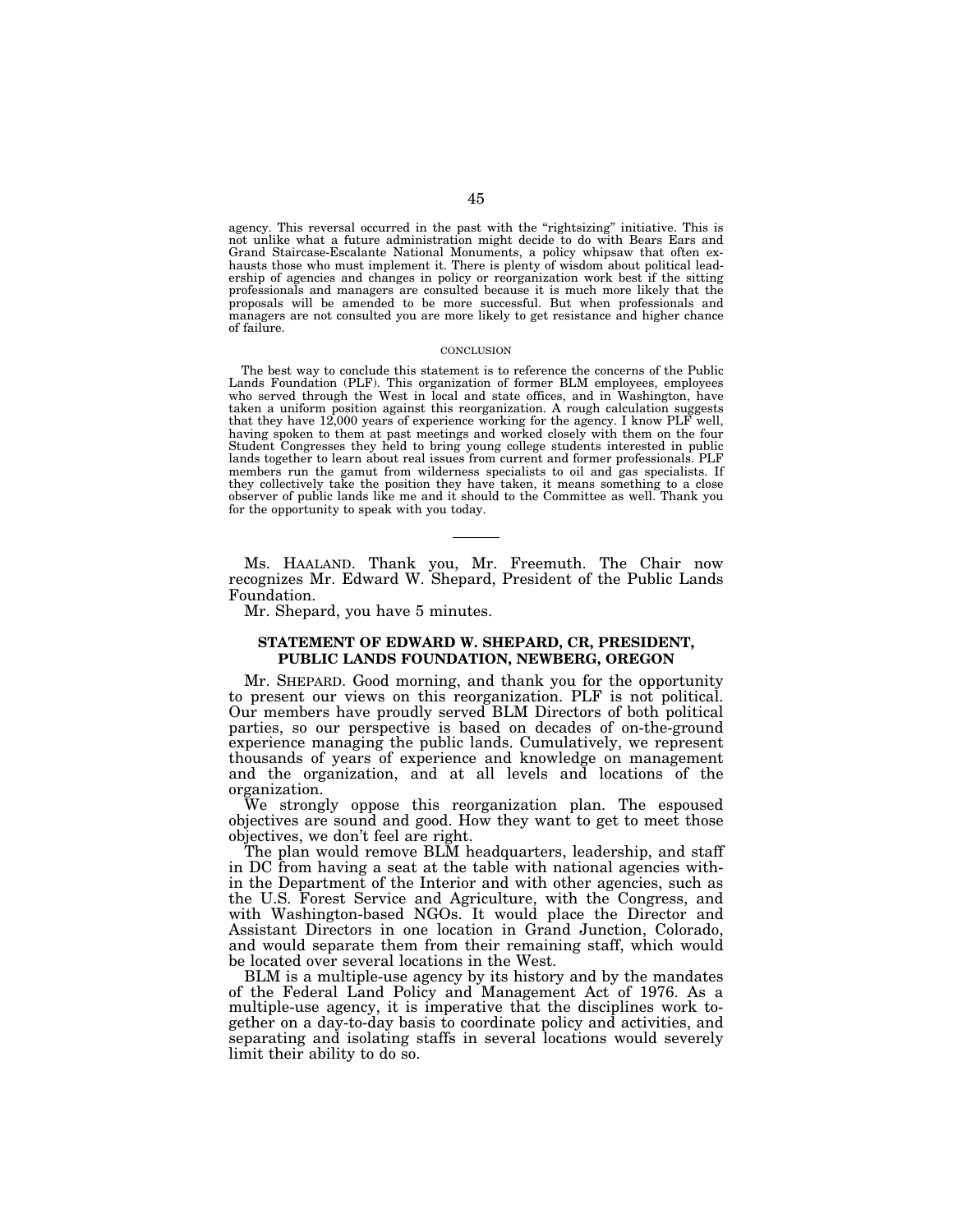agency. This reversal occurred in the past with the "rightsizing" initiative. This is not unlike what a future administration might decide to do with Bears Ears and Grand Staircase-Escalante National Monuments, a policy whipsaw that often exhausts those who must implement it. There is plenty of wisdom about political leadership of agencies and changes in policy or reorganization work best if the sitting professionals and managers are consulted because it is much more likely that the proposals will be amended to be more successful. But when professionals and managers are not consulted you are more likely to get resistance and higher chance of failure.

CONCLUSION

The best way to conclude this statement is to reference the concerns of the Public Lands Foundation (PLF). This organization of former BLM employees, employees who served through the West in local and state offices, and in Washington, have taken a uniform position against this reorganization. A rough calculation suggests that they have 12,000 years of experience working for the agency. I know PLF well, having spoken to them at past meetings and worked closely with them on the four Student Congresses they held to bring young college students interested in public lands together to learn about real issues from current and former professionals. PLF members run the gamut from wilderness specialists to oil and gas specialists. If they collectively take the position they have taken, it means something to a close observer of public lands like me and it should to the Committee as well. Thank you for the opportunity to speak with you today.

---

Ms. HAALAND. Thank you, Mr. Freemuth. The Chair now recognizes Mr. Edward W. Shepard, President of the Public Lands Foundation.

Mr. Shepard, you have 5 minutes.

## STATEMENT OF EDWARD W. SHEPARD, CR, PRESIDENT, PUBLIC LANDS FOUNDATION, NEWBERG, OREGON

Mr. SHEPARD. Good morning, and thank you for the opportunity to present our views on this reorganization. PLF is not political. Our members have proudly served BLM Directors of both political parties, so our perspective is based on decades of on-the-ground experience managing the public lands. Cumulatively, we represent thousands of years of experience and knowledge on management and the organization, and at all levels and locations of the organization.

We strongly oppose this reorganization plan. The espoused objectives are sound and good. How they want to get to meet those objectives, we don't feel are right.

The plan would remove BLM headquarters, leadership, and staff in DC from having a seat at the table with national agencies within the Department of the Interior and with other agencies, such as the U.S. Forest Service and Agriculture, with the Congress, and with Washington-based NGOs. It would place the Director and Assistant Directors in one location in Grand Junction, Colorado, and would separate them from their remaining staff, which would be located over several locations in the West.

BLM is a multiple-use agency by its history and by the mandates of the Federal Land Policy and Management Act of 1976. As a multiple-use agency, it is imperative that the disciplines work together on a day-to-day basis to coordinate policy and activities, and separating and isolating staffs in several locations would severely limit their ability to do so.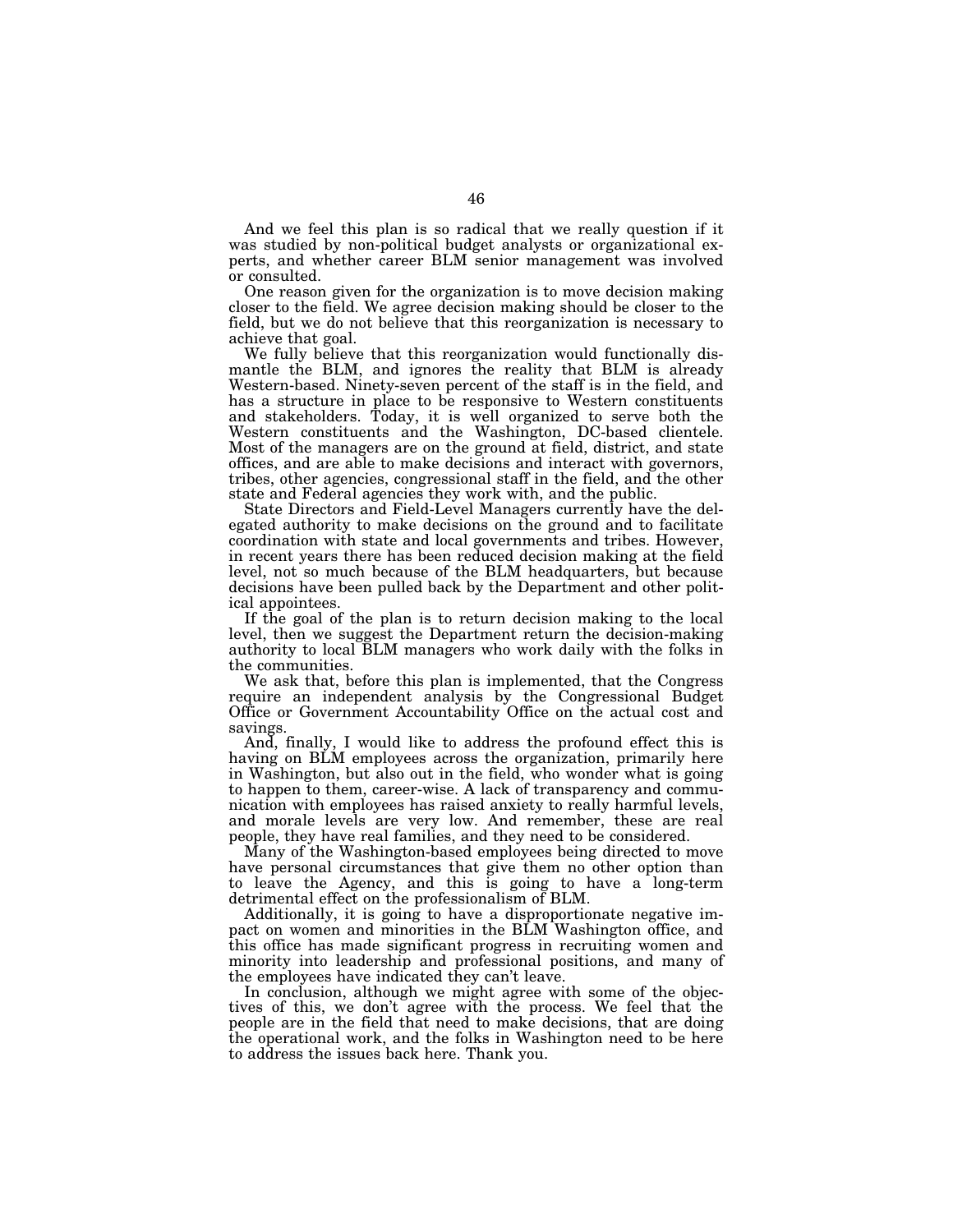And we feel this plan is so radical that we really question if it was studied by non-political budget analysts or organizational experts, and whether career BLM senior management was involved or consulted.

One reason given for the organization is to move decision making closer to the field. We agree decision making should be closer to the field, but we do not believe that this reorganization is necessary to achieve that goal.

We fully believe that this reorganization would functionally dismantle the BLM, and ignores the reality that BLM is already Western-based. Ninety-seven percent of the staff is in the field, and has a structure in place to be responsive to Western constituents and stakeholders. Today, it is well organized to serve both the Western constituents and the Washington, DC-based clientele. Most of the managers are on the ground at field, district, and state offices, and are able to make decisions and interact with governors, tribes, other agencies, congressional staff in the field, and the other state and Federal agencies they work with, and the public.

State Directors and Field-Level Managers currently have the delegated authority to make decisions on the ground and to facilitate coordination with state and local governments and tribes. However, in recent years there has been reduced decision making at the field level, not so much because of the BLM headquarters, but because decisions have been pulled back by the Department and other political appointees.

If the goal of the plan is to return decision making to the local level, then we suggest the Department return the decision-making authority to local BLM managers who work daily with the folks in the communities.

We ask that, before this plan is implemented, that the Congress require an independent analysis by the Congressional Budget Office or Government Accountability Office on the actual cost and savings.

And, finally, I would like to address the profound effect this is having on BLM employees across the organization, primarily here in Washington, but also out in the field, who wonder what is going to happen to them, career-wise. A lack of transparency and communication with employees has raised anxiety to really harmful levels, and morale levels are very low. And remember, these are real people, they have real families, and they need to be considered.

Many of the Washington-based employees being directed to move have personal circumstances that give them no other option than to leave the Agency, and this is going to have a long-term detrimental effect on the professionalism of BLM.

Additionally, it is going to have a disproportionate negative impact on women and minorities in the BLM Washington office, and this office has made significant progress in recruiting women and minority into leadership and professional positions, and many of the employees have indicated they can't leave.

In conclusion, although we might agree with some of the objectives of this, we don't agree with the process. We feel that the people are in the field that need to make decisions, that are doing the operational work, and the folks in Washington need to be here to address the issues back here. Thank you.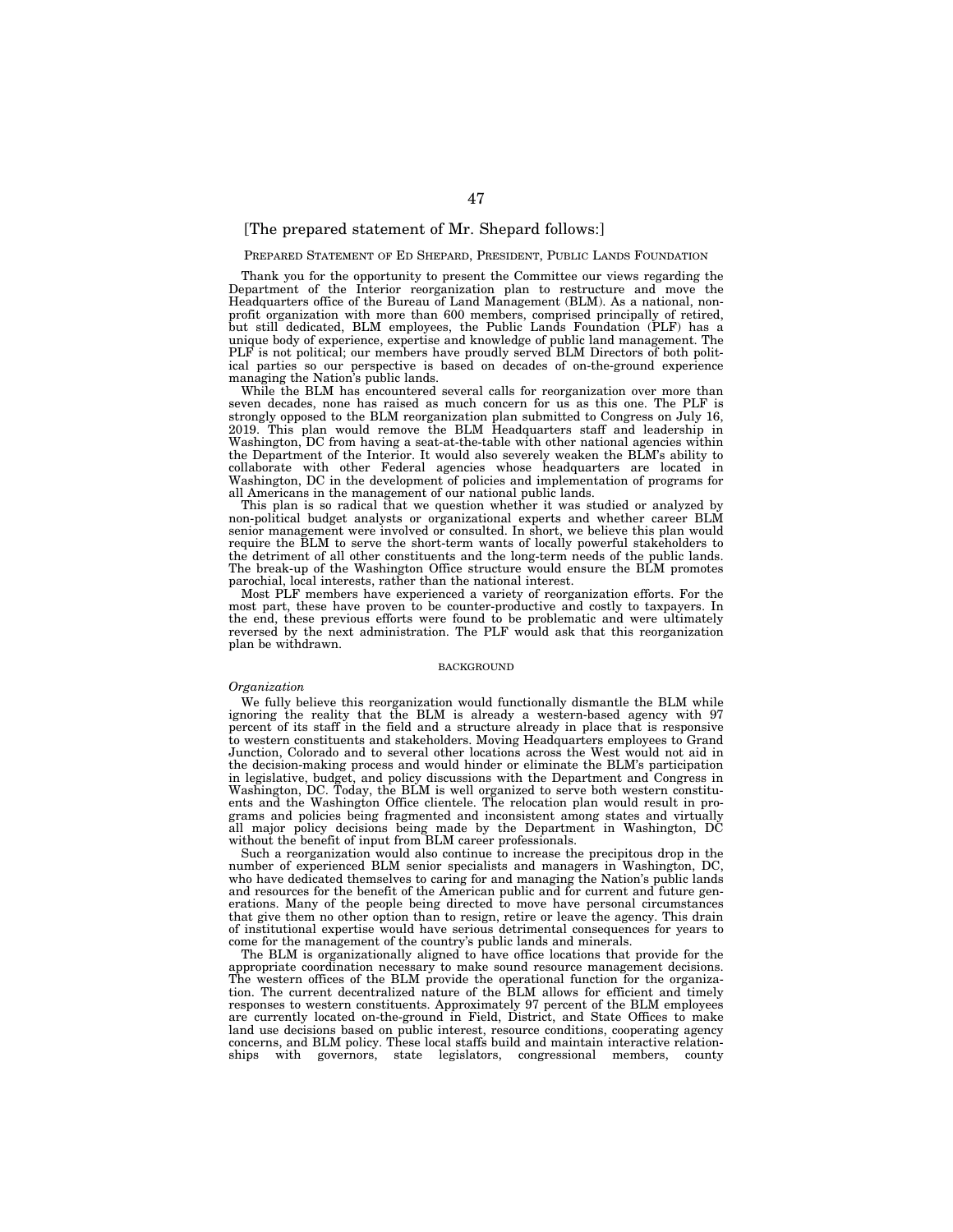[The prepared statement of Mr. Shepard follows:]

PREPARED STATEMENT OF ED SHEPARD, PRESIDENT, PUBLIC LANDS FOUNDATION

Thank you for the opportunity to present the Committee our views regarding the Department of the Interior reorganization plan to restructure and move the Headquarters office of the Bureau of Land Management (BLM). As a national, non-profit organization with more than 600 members, comprised principally of retired, but still dedicated, BLM employees, the Public Lands Foundation (PLF) has a unique body of experience, expertise and knowledge of public land management. The PLF is not political; our members have proudly served BLM Directors of both political parties so our perspective is based on decades of on-the-ground experience managing the Nation's public lands.

While the BLM has encountered several calls for reorganization over more than seven decades, none has raised as much concern for us as this one. The PLF is strongly opposed to the BLM reorganization plan submitted to Congress on July 16, 2019. This plan would remove the BLM Headquarters staff and leadership in Washington, DC from having a seat-at-the-table with other national agencies within the Department of the Interior. It would also severely weaken the BLM's ability to collaborate with other Federal agencies whose headquarters are located in Washington, DC in the development of policies and implementation of programs for all Americans in the management of our national public lands.

This plan is so radical that we question whether it was studied or analyzed by non-political budget analysts or organizational experts and whether career BLM senior management were involved or consulted. In short, we believe this plan would require the BLM to serve the short-term wants of locally powerful stakeholders to the detriment of all other constituents and the long-term needs of the public lands. The break-up of the Washington Office structure would ensure the BLM promotes parochial, local interests, rather than the national interest.

Most PLF members have experienced a variety of reorganization efforts. For the most part, these have proven to be counter-productive and costly to taxpayers. In the end, these previous efforts were found to be problematic and were ultimately reversed by the next administration. The PLF would ask that this reorganization plan be withdrawn.

BACKGROUND

*Organization*

We fully believe this reorganization would functionally dismantle the BLM while ignoring the reality that the BLM is already a western-based agency with 97 percent of its staff in the field and a structure already in place that is responsive to western constituents and stakeholders. Moving Headquarters employees to Grand Junction, Colorado and to several other locations across the West would not aid in the decision-making process and would hinder or eliminate the BLM's participation in legislative, budget, and policy discussions with the Department and Congress in Washington, DC. Today, the BLM is well organized to serve both western constituents and the Washington Office clientele. The relocation plan would result in programs and policies being fragmented and inconsistent among states and virtually all major policy decisions being made by the Department in Washington, DC without the benefit of input from BLM career professionals.

Such a reorganization would also continue to increase the precipitous drop in the number of experienced BLM senior specialists and managers in Washington, DC, who have dedicated themselves to caring for and managing the Nation's public lands and resources for the benefit of the American public and for current and future generations. Many of the people being directed to move have personal circumstances that give them no other option than to resign, retire or leave the agency. This drain of institutional expertise would have serious detrimental consequences for years to come for the management of the country's public lands and minerals.

The BLM is organizationally aligned to have office locations that provide for the appropriate coordination necessary to make sound resource management decisions. The western offices of the BLM provide the operational function for the organization. The current decentralized nature of the BLM allows for efficient and timely responses to western constituents. Approximately 97 percent of the BLM employees are currently located on-the-ground in Field, District, and State Offices to make land use decisions based on public interest, resource conditions, cooperating agency concerns, and BLM policy. These local staffs build and maintain interactive relationships with governors, state legislators, congressional members, county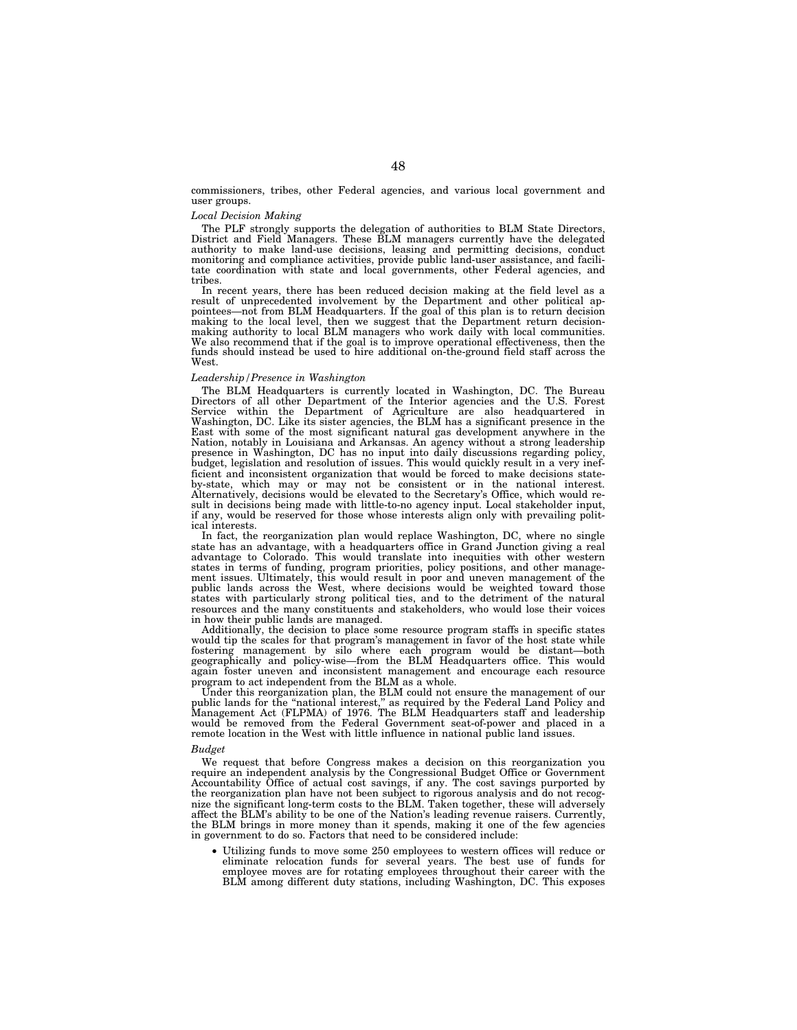commissioners, tribes, other Federal agencies, and various local government and user groups.

*Local Decision Making*

The PLF strongly supports the delegation of authorities to BLM State Directors, District and Field Managers. These BLM managers currently have the delegated authority to make land-use decisions, leasing and permitting decisions, conduct monitoring and compliance activities, provide public land-user assistance, and facilitate coordination with state and local governments, other Federal agencies, and tribes.

In recent years, there has been reduced decision making at the field level as a result of unprecedented involvement by the Department and other political appointees—not from BLM Headquarters. If the goal of this plan is to return decision making to the local level, then we suggest that the Department return decision-making authority to local BLM managers who work daily with local communities. We also recommend that if the goal is to improve operational effectiveness, then the funds should instead be used to hire additional on-the-ground field staff across the West.

*Leadership/Presence in Washington*

The BLM Headquarters is currently located in Washington, DC. The Bureau Directors of all other Department of the Interior agencies and the U.S. Forest Service within the Department of Agriculture are also headquartered in Washington, DC. Like its sister agencies, the BLM has a significant presence in the East with some of the most significant natural gas development anywhere in the Nation, notably in Louisiana and Arkansas. An agency without a strong leadership presence in Washington, DC has no input into daily discussions regarding policy, budget, legislation and resolution of issues. This would quickly result in a very inefficient and inconsistent organization that would be forced to make decisions state-by-state, which may or may not be consistent or in the national interest. Alternatively, decisions would be elevated to the Secretary's Office, which would result in decisions being made with little-to-no agency input. Local stakeholder input, if any, would be reserved for those whose interests align only with prevailing political interests.

In fact, the reorganization plan would replace Washington, DC, where no single state has an advantage, with a headquarters office in Grand Junction giving a real advantage to Colorado. This would translate into inequities with other western states in terms of funding, program priorities, policy positions, and other management issues. Ultimately, this would result in poor and uneven management of the public lands across the West, where decisions would be weighted toward those states with particularly strong political ties, and to the detriment of the natural resources and the many constituents and stakeholders, who would lose their voices in how their public lands are managed.

Additionally, the decision to place some resource program staffs in specific states would tip the scales for that program's management in favor of the host state while fostering management by silo where each program would be distant—both geographically and policy-wise—from the BLM Headquarters office. This would again foster uneven and inconsistent management and encourage each resource program to act independent from the BLM as a whole.

Under this reorganization plan, the BLM could not ensure the management of our public lands for the "national interest," as required by the Federal Land Policy and Management Act (FLPMA) of 1976. The BLM Headquarters staff and leadership would be removed from the Federal Government seat-of-power and placed in a remote location in the West with little influence in national public land issues.

*Budget*

We request that before Congress makes a decision on this reorganization you require an independent analysis by the Congressional Budget Office or Government Accountability Office of actual cost savings, if any. The cost savings purported by the reorganization plan have not been subject to rigorous analysis and do not recognize the significant long-term costs to the BLM. Taken together, these will adversely affect the BLM's ability to be one of the Nation's leading revenue raisers. Currently, the BLM brings in more money than it spends, making it one of the few agencies in government to do so. Factors that need to be considered include:

- Utilizing funds to move some 250 employees to western offices will reduce or eliminate relocation funds for several years. The best use of funds for employee moves are for rotating employees throughout their career with the BLM among different duty stations, including Washington, DC. This exposes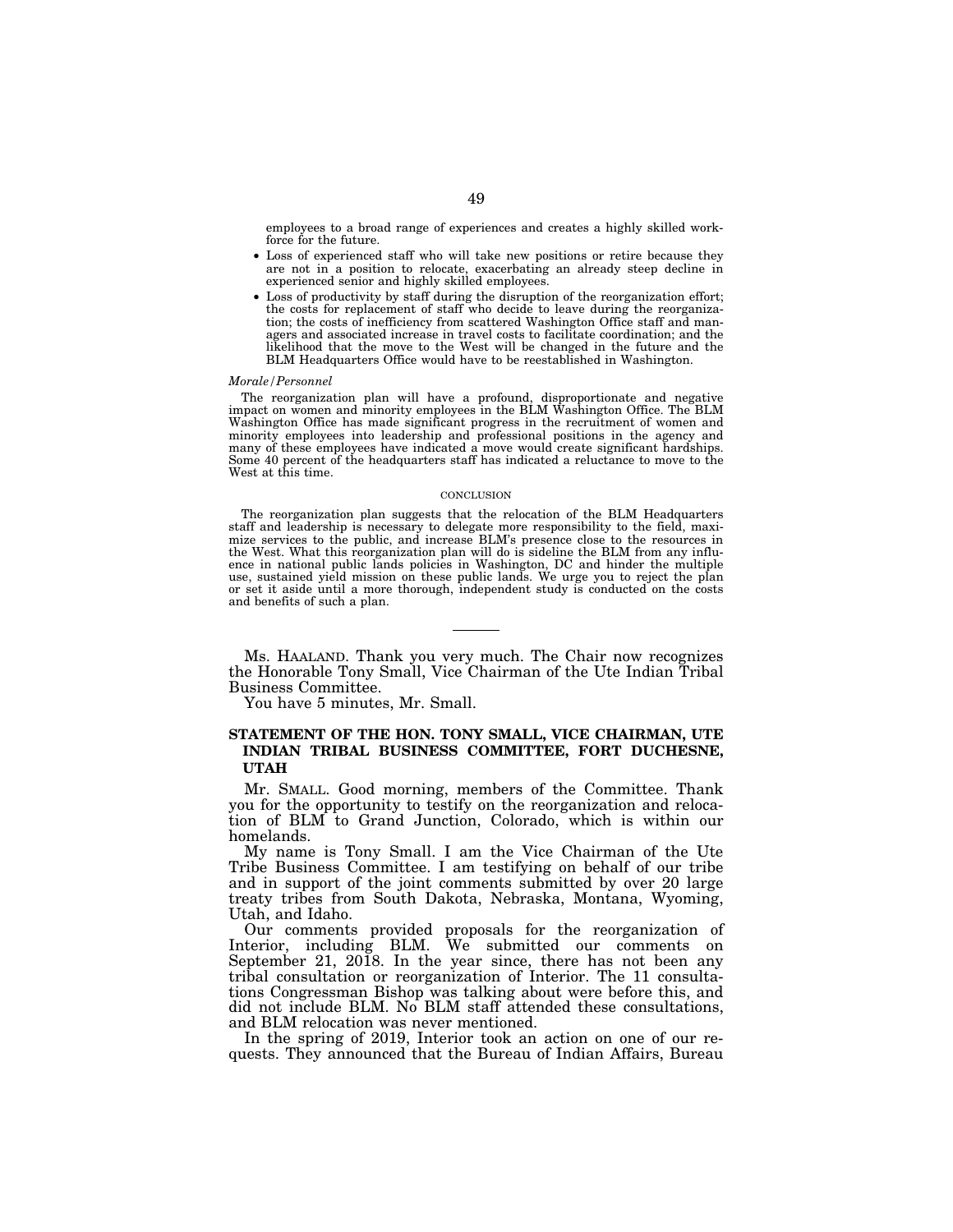employees to a broad range of experiences and creates a highly skilled workforce for the future.

- Loss of experienced staff who will take new positions or retire because they are not in a position to relocate, exacerbating an already steep decline in experienced senior and highly skilled employees.
- Loss of productivity by staff during the disruption of the reorganization effort; the costs for replacement of staff who decide to leave during the reorganization; the costs of inefficiency from scattered Washington Office staff and managers and associated increase in travel costs to facilitate coordination; and the likelihood that the move to the West will be changed in the future and the BLM Headquarters Office would have to be reestablished in Washington.

*Morale/Personnel*

The reorganization plan will have a profound, disproportionate and negative impact on women and minority employees in the BLM Washington Office. The BLM Washington Office has made significant progress in the recruitment of women and minority employees into leadership and professional positions in the agency and many of these employees have indicated a move would create significant hardships. Some 40 percent of the headquarters staff has indicated a reluctance to move to the West at this time.

CONCLUSION

The reorganization plan suggests that the relocation of the BLM Headquarters staff and leadership is necessary to delegate more responsibility to the field, maximize services to the public, and increase BLM's presence close to the resources in the West. What this reorganization plan will do is sideline the BLM from any influence in national public lands policies in Washington, DC and hinder the multiple use, sustained yield mission on these public lands. We urge you to reject the plan or set it aside until a more thorough, independent study is conducted on the costs and benefits of such a plan.

---

Ms. HAALAND. Thank you very much. The Chair now recognizes the Honorable Tony Small, Vice Chairman of the Ute Indian Tribal Business Committee.

You have 5 minutes, Mr. Small.

**STATEMENT OF THE HON. TONY SMALL, VICE CHAIRMAN, UTE INDIAN TRIBAL BUSINESS COMMITTEE, FORT DUCHESNE, UTAH**

Mr. SMALL. Good morning, members of the Committee. Thank you for the opportunity to testify on the reorganization and relocation of BLM to Grand Junction, Colorado, which is within our homelands.

My name is Tony Small. I am the Vice Chairman of the Ute Tribe Business Committee. I am testifying on behalf of our tribe and in support of the joint comments submitted by over 20 large treaty tribes from South Dakota, Nebraska, Montana, Wyoming, Utah, and Idaho.

Our comments provided proposals for the reorganization of Interior, including BLM. We submitted our comments on September 21, 2018. In the year since, there has not been any tribal consultation or reorganization of Interior. The 11 consultations Congressman Bishop was talking about were before this, and did not include BLM. No BLM staff attended these consultations, and BLM relocation was never mentioned.

In the spring of 2019, Interior took an action on one of our requests. They announced that the Bureau of Indian Affairs, Bureau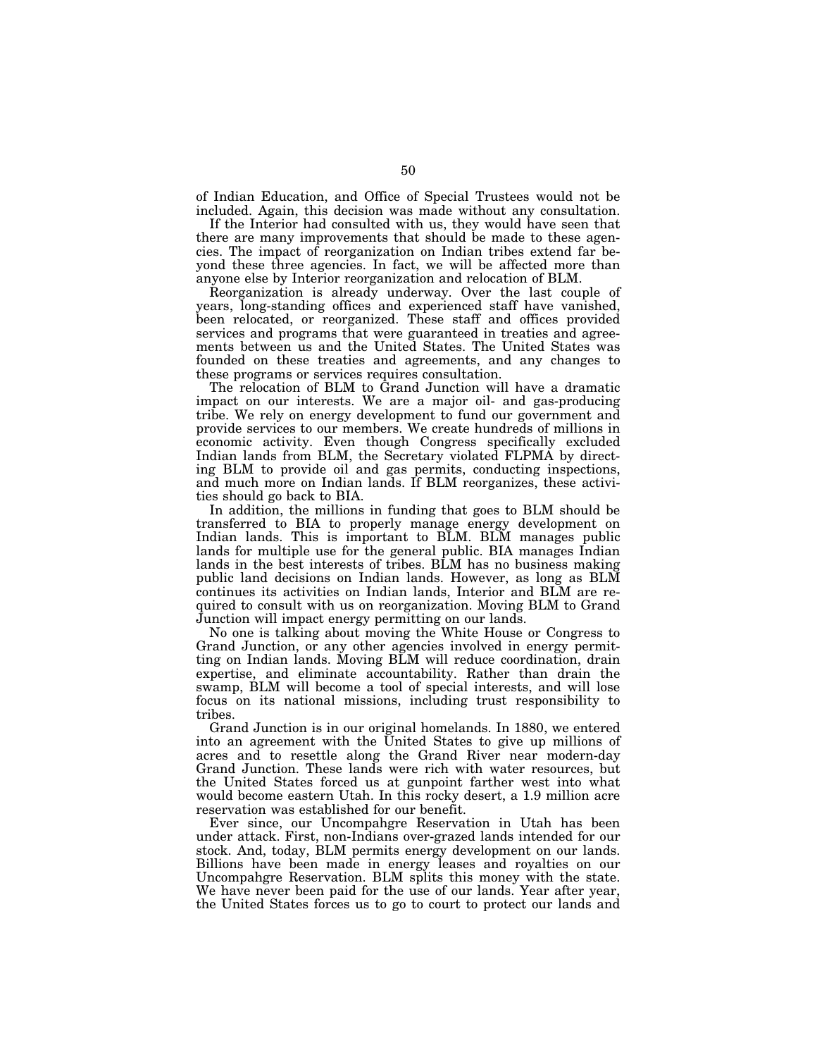of Indian Education, and Office of Special Trustees would not be included. Again, this decision was made without any consultation.

If the Interior had consulted with us, they would have seen that there are many improvements that should be made to these agencies. The impact of reorganization on Indian tribes extend far beyond these three agencies. In fact, we will be affected more than anyone else by Interior reorganization and relocation of BLM.

Reorganization is already underway. Over the last couple of years, long-standing offices and experienced staff have vanished, been relocated, or reorganized. These staff and offices provided services and programs that were guaranteed in treaties and agreements between us and the United States. The United States was founded on these treaties and agreements, and any changes to these programs or services requires consultation.

The relocation of BLM to Grand Junction will have a dramatic impact on our interests. We are a major oil- and gas-producing tribe. We rely on energy development to fund our government and provide services to our members. We create hundreds of millions in economic activity. Even though Congress specifically excluded Indian lands from BLM, the Secretary violated FLPMA by directing BLM to provide oil and gas permits, conducting inspections, and much more on Indian lands. If BLM reorganizes, these activities should go back to BIA.

In addition, the millions in funding that goes to BLM should be transferred to BIA to properly manage energy development on Indian lands. This is important to BLM. BLM manages public lands for multiple use for the general public. BIA manages Indian lands in the best interests of tribes. BLM has no business making public land decisions on Indian lands. However, as long as BLM continues its activities on Indian lands, Interior and BLM are required to consult with us on reorganization. Moving BLM to Grand Junction will impact energy permitting on our lands.

No one is talking about moving the White House or Congress to Grand Junction, or any other agencies involved in energy permitting on Indian lands. Moving BLM will reduce coordination, drain expertise, and eliminate accountability. Rather than drain the swamp, BLM will become a tool of special interests, and will lose focus on its national missions, including trust responsibility to tribes.

Grand Junction is in our original homelands. In 1880, we entered into an agreement with the United States to give up millions of acres and to resettle along the Grand River near modern-day Grand Junction. These lands were rich with water resources, but the United States forced us at gunpoint farther west into what would become eastern Utah. In this rocky desert, a 1.9 million acre reservation was established for our benefit.

Ever since, our Uncompahgre Reservation in Utah has been under attack. First, non-Indians over-grazed lands intended for our stock. And, today, BLM permits energy development on our lands. Billions have been made in energy leases and royalties on our Uncompahgre Reservation. BLM splits this money with the state. We have never been paid for the use of our lands. Year after year, the United States forces us to go to court to protect our lands and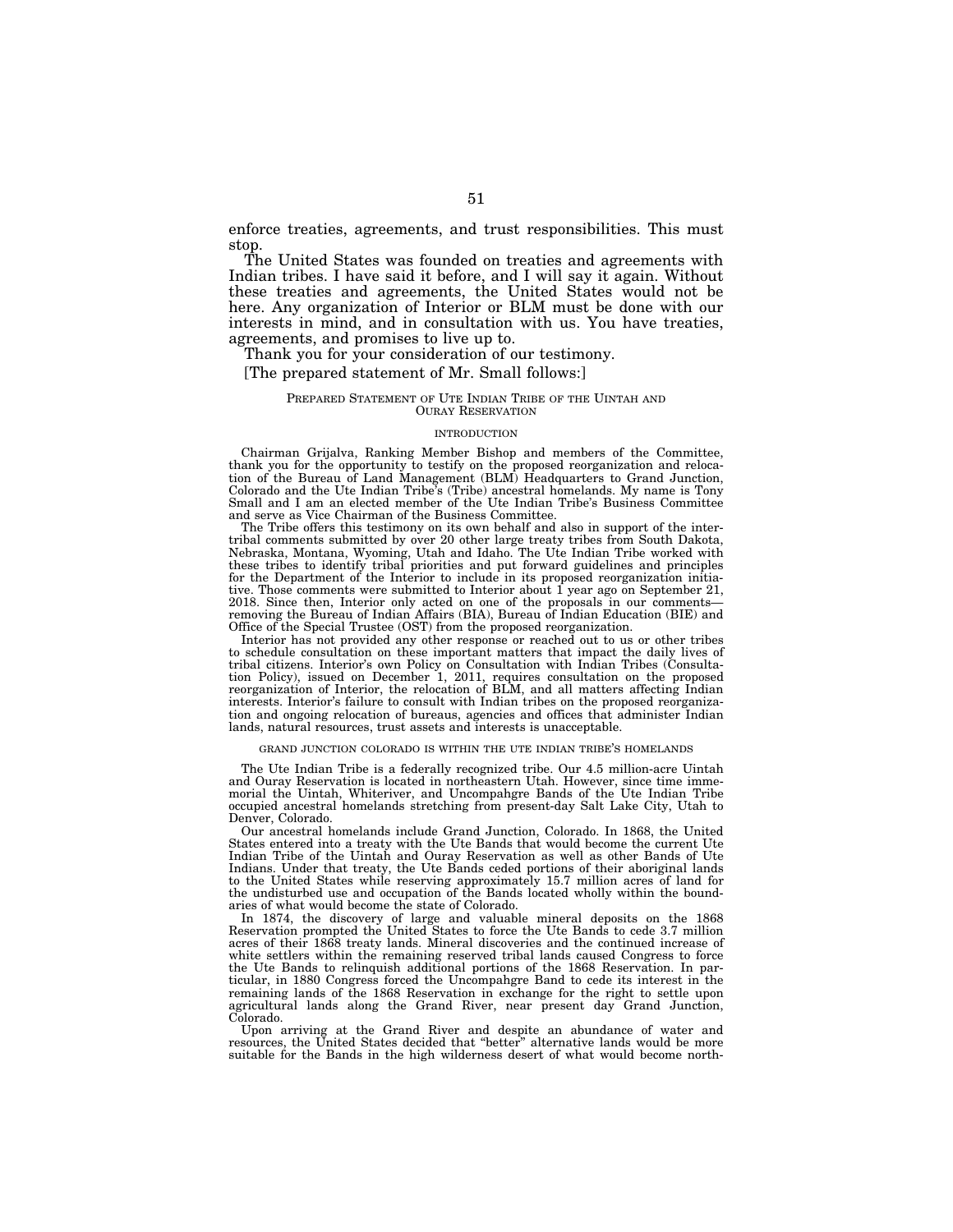enforce treaties, agreements, and trust responsibilities. This must stop.

The United States was founded on treaties and agreements with Indian tribes. I have said it before, and I will say it again. Without these treaties and agreements, the United States would not be here. Any organization of Interior or BLM must be done with our interests in mind, and in consultation with us. You have treaties, agreements, and promises to live up to.

Thank you for your consideration of our testimony.

[The prepared statement of Mr. Small follows:]

PREPARED STATEMENT OF UTE INDIAN TRIBE OF THE UINTAH AND OURAY RESERVATION

INTRODUCTION

Chairman Grijalva, Ranking Member Bishop and members of the Committee, thank you for the opportunity to testify on the proposed reorganization and relocation of the Bureau of Land Management (BLM) Headquarters to Grand Junction, Colorado and the Ute Indian Tribe's (Tribe) ancestral homelands. My name is Tony Small and I am an elected member of the Ute Indian Tribe's Business Committee and serve as Vice Chairman of the Business Committee.

The Tribe offers this testimony on its own behalf and also in support of the inter-tribal comments submitted by over 20 other large treaty tribes from South Dakota, Nebraska, Montana, Wyoming, Utah and Idaho. The Ute Indian Tribe worked with these tribes to identify tribal priorities and put forward guidelines and principles for the Department of the Interior to include in its proposed reorganization initiative. Those comments were submitted to Interior about 1 year ago on September 21, 2018. Since then, Interior only acted on one of the proposals in our comments—removing the Bureau of Indian Affairs (BIA), Bureau of Indian Education (BIE) and Office of the Special Trustee (OST) from the proposed reorganization.

Interior has not provided any other response or reached out to us or other tribes to schedule consultation on these important matters that impact the daily lives of tribal citizens. Interior's own Policy on Consultation with Indian Tribes (Consultation Policy), issued on December 1, 2011, requires consultation on the proposed reorganization of Interior, the relocation of BLM, and all matters affecting Indian interests. Interior's failure to consult with Indian tribes on the proposed reorganization and ongoing relocation of bureaus, agencies and offices that administer Indian lands, natural resources, trust assets and interests is unacceptable.

GRAND JUNCTION COLORADO IS WITHIN THE UTE INDIAN TRIBE'S HOMELANDS

The Ute Indian Tribe is a federally recognized tribe. Our 4.5 million-acre Uintah and Ouray Reservation is located in northeastern Utah. However, since time immemorial the Uintah, Whiteriver, and Uncompahgre Bands of the Ute Indian Tribe occupied ancestral homelands stretching from present-day Salt Lake City, Utah to Denver, Colorado.

Our ancestral homelands include Grand Junction, Colorado. In 1868, the United States entered into a treaty with the Ute Bands that would become the current Ute Indian Tribe of the Uintah and Ouray Reservation as well as other Bands of Ute Indians. Under that treaty, the Ute Bands ceded portions of their aboriginal lands to the United States while reserving approximately 15.7 million acres of land for the undisturbed use and occupation of the Bands located wholly within the boundaries of what would become the state of Colorado.

In 1874, the discovery of large and valuable mineral deposits on the 1868 Reservation prompted the United States to force the Ute Bands to cede 3.7 million acres of their 1868 treaty lands. Mineral discoveries and the continued increase of white settlers within the remaining reserved tribal lands caused Congress to force the Ute Bands to relinquish additional portions of the 1868 Reservation. In particular, in 1880 Congress forced the Uncompahgre Band to cede its interest in the remaining lands of the 1868 Reservation in exchange for the right to settle upon agricultural lands along the Grand River, near present day Grand Junction, Colorado.

Upon arriving at the Grand River and despite an abundance of water and resources, the United States decided that "better" alternative lands would be more suitable for the Bands in the high wilderness desert of what would become north-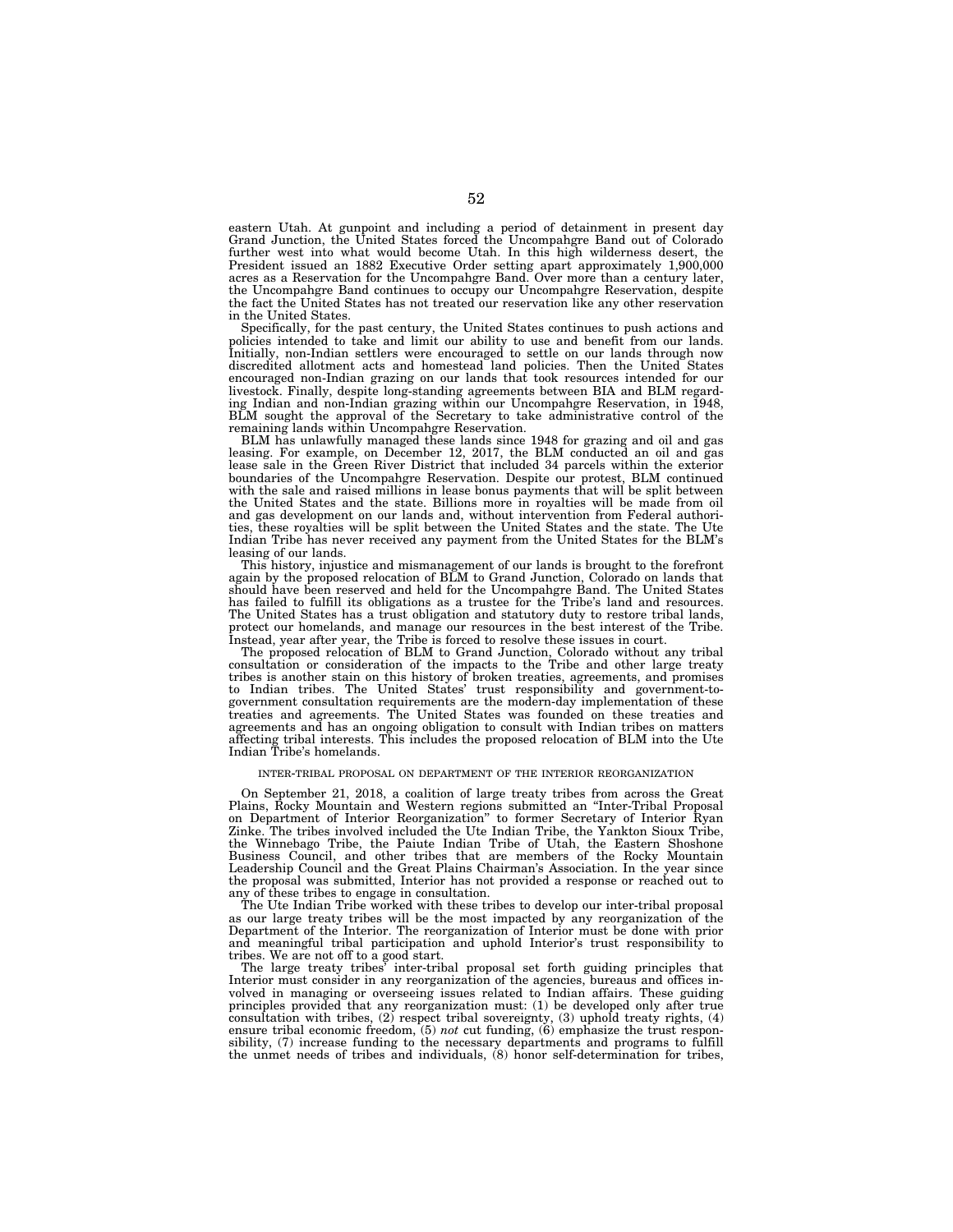eastern Utah. At gunpoint and including a period of detainment in present day Grand Junction, the United States forced the Uncompahgre Band out of Colorado further west into what would become Utah. In this high wilderness desert, the President issued an 1882 Executive Order setting apart approximately 1,900,000 acres as a Reservation for the Uncompahgre Band. Over more than a century later, the Uncompahgre Band continues to occupy our Uncompahgre Reservation, despite the fact the United States has not treated our reservation like any other reservation in the United States.

Specifically, for the past century, the United States continues to push actions and policies intended to take and limit our ability to use and benefit from our lands. Initially, non-Indian settlers were encouraged to settle on our lands through now discredited allotment acts and homestead land policies. Then the United States encouraged non-Indian grazing on our lands that took resources intended for our livestock. Finally, despite long-standing agreements between BIA and BLM regarding Indian and non-Indian grazing within our Uncompahgre Reservation, in 1948, BLM sought the approval of the Secretary to take administrative control of the remaining lands within Uncompahgre Reservation.

BLM has unlawfully managed these lands since 1948 for grazing and oil and gas leasing. For example, on December 12, 2017, the BLM conducted an oil and gas lease sale in the Green River District that included 34 parcels within the exterior boundaries of the Uncompahgre Reservation. Despite our protest, BLM continued with the sale and raised millions in lease bonus payments that will be split between the United States and the state. Billions more in royalties will be made from oil and gas development on our lands and, without intervention from Federal authorities, these royalties will be split between the United States and the state. The Ute Indian Tribe has never received any payment from the United States for the BLM's leasing of our lands.

This history, injustice and mismanagement of our lands is brought to the forefront again by the proposed relocation of BLM to Grand Junction, Colorado on lands that should have been reserved and held for the Uncompahgre Band. The United States has failed to fulfill its obligations as a trustee for the Tribe's land and resources. The United States has a trust obligation and statutory duty to restore tribal lands, protect our homelands, and manage our resources in the best interest of the Tribe. Instead, year after year, the Tribe is forced to resolve these issues in court.

The proposed relocation of BLM to Grand Junction, Colorado without any tribal consultation or consideration of the impacts to the Tribe and other large treaty tribes is another stain on this history of broken treaties, agreements, and promises to Indian tribes. The United States' trust responsibility and government-to-government consultation requirements are the modern-day implementation of these treaties and agreements. The United States was founded on these treaties and agreements and has an ongoing obligation to consult with Indian tribes on matters affecting tribal interests. This includes the proposed relocation of BLM into the Ute Indian Tribe's homelands.

## INTER-TRIBAL PROPOSAL ON DEPARTMENT OF THE INTERIOR REORGANIZATION

On September 21, 2018, a coalition of large treaty tribes from across the Great Plains, Rocky Mountain and Western regions submitted an "Inter-Tribal Proposal on Department of Interior Reorganization" to former Secretary of Interior Ryan Zinke. The tribes involved included the Ute Indian Tribe, the Yankton Sioux Tribe, the Winnebago Tribe, the Paiute Indian Tribe of Utah, the Eastern Shoshone Business Council, and other tribes that are members of the Rocky Mountain Leadership Council and the Great Plains Chairman's Association. In the year since the proposal was submitted, Interior has not provided a response or reached out to any of these tribes to engage in consultation.

The Ute Indian Tribe worked with these tribes to develop our inter-tribal proposal as our large treaty tribes will be the most impacted by any reorganization of the Department of the Interior. The reorganization of Interior must be done with prior and meaningful tribal participation and uphold Interior's trust responsibility to tribes. We are not off to a good start.

The large treaty tribes' inter-tribal proposal set forth guiding principles that Interior must consider in any reorganization of the agencies, bureaus and offices involved in managing or overseeing issues related to Indian affairs. These guiding principles provided that any reorganization must: (1) be developed only after true consultation with tribes, (2) respect tribal sovereignty, (3) uphold treaty rights, (4) ensure tribal economic freedom, (5) *not* cut funding, (6) emphasize the trust responsibility, (7) increase funding to the necessary departments and programs to fulfill the unmet needs of tribes and individuals, (8) honor self-determination for tribes,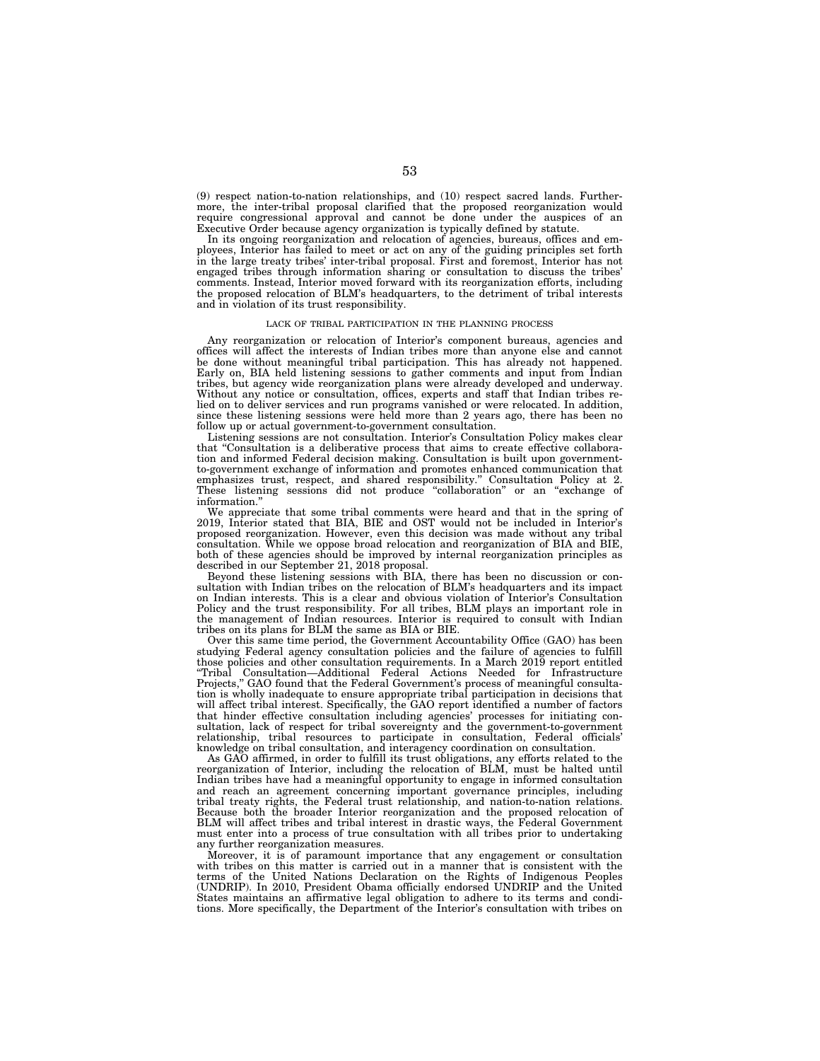(9) respect nation-to-nation relationships, and (10) respect sacred lands. Furthermore, the inter-tribal proposal clarified that the proposed reorganization would require congressional approval and cannot be done under the auspices of an Executive Order because agency organization is typically defined by statute.

In its ongoing reorganization and relocation of agencies, bureaus, offices and employees, Interior has failed to meet or act on any of the guiding principles set forth in the large treaty tribes' inter-tribal proposal. First and foremost, Interior has not engaged tribes through information sharing or consultation to discuss the tribes' comments. Instead, Interior moved forward with its reorganization efforts, including the proposed relocation of BLM's headquarters, to the detriment of tribal interests and in violation of its trust responsibility.

## LACK OF TRIBAL PARTICIPATION IN THE PLANNING PROCESS

Any reorganization or relocation of Interior's component bureaus, agencies and offices will affect the interests of Indian tribes more than anyone else and cannot be done without meaningful tribal participation. This has already not happened. Early on, BIA held listening sessions to gather comments and input from Indian tribes, but agency wide reorganization plans were already developed and underway. Without any notice or consultation, offices, experts and staff that Indian tribes relied on to deliver services and run programs vanished or were relocated. In addition, since these listening sessions were held more than 2 years ago, there has been no follow up or actual government-to-government consultation.

Listening sessions are not consultation. Interior's Consultation Policy makes clear that "Consultation is a deliberative process that aims to create effective collaboration and informed Federal decision making. Consultation is built upon government-to-government exchange of information and promotes enhanced communication that emphasizes trust, respect, and shared responsibility." Consultation Policy at 2. These listening sessions did not produce "collaboration" or an "exchange of information."

We appreciate that some tribal comments were heard and that in the spring of 2019, Interior stated that BIA, BIE and OST would not be included in Interior's proposed reorganization. However, even this decision was made without any tribal consultation. While we oppose broad relocation and reorganization of BIA and BIE, both of these agencies should be improved by internal reorganization principles as described in our September 21, 2018 proposal.

Beyond these listening sessions with BIA, there has been no discussion or consultation with Indian tribes on the relocation of BLM's headquarters and its impact on Indian interests. This is a clear and obvious violation of Interior's Consultation Policy and the trust responsibility. For all tribes, BLM plays an important role in the management of Indian resources. Interior is required to consult with Indian tribes on its plans for BLM the same as BIA or BIE.

Over this same time period, the Government Accountability Office (GAO) has been studying Federal agency consultation policies and the failure of agencies to fulfill those policies and other consultation requirements. In a March 2019 report entitled "Tribal Consultation—Additional Federal Actions Needed for Infrastructure Projects," GAO found that the Federal Government's process of meaningful consultation is wholly inadequate to ensure appropriate tribal participation in decisions that will affect tribal interest. Specifically, the GAO report identified a number of factors that hinder effective consultation including agencies' processes for initiating consultation, lack of respect for tribal sovereignty and the government-to-government relationship, tribal resources to participate in consultation, Federal officials' knowledge on tribal consultation, and interagency coordination on consultation.

As GAO affirmed, in order to fulfill its trust obligations, any efforts related to the reorganization of Interior, including the relocation of BLM, must be halted until Indian tribes have had a meaningful opportunity to engage in informed consultation and reach an agreement concerning important governance principles, including tribal treaty rights, the Federal trust relationship, and nation-to-nation relations. Because both the broader Interior reorganization and the proposed relocation of BLM will affect tribes and tribal interest in drastic ways, the Federal Government must enter into a process of true consultation with all tribes prior to undertaking any further reorganization measures.

Moreover, it is of paramount importance that any engagement or consultation with tribes on this matter is carried out in a manner that is consistent with the terms of the United Nations Declaration on the Rights of Indigenous Peoples (UNDRIP). In 2010, President Obama officially endorsed UNDRIP and the United States maintains an affirmative legal obligation to adhere to its terms and conditions. More specifically, the Department of the Interior's consultation with tribes on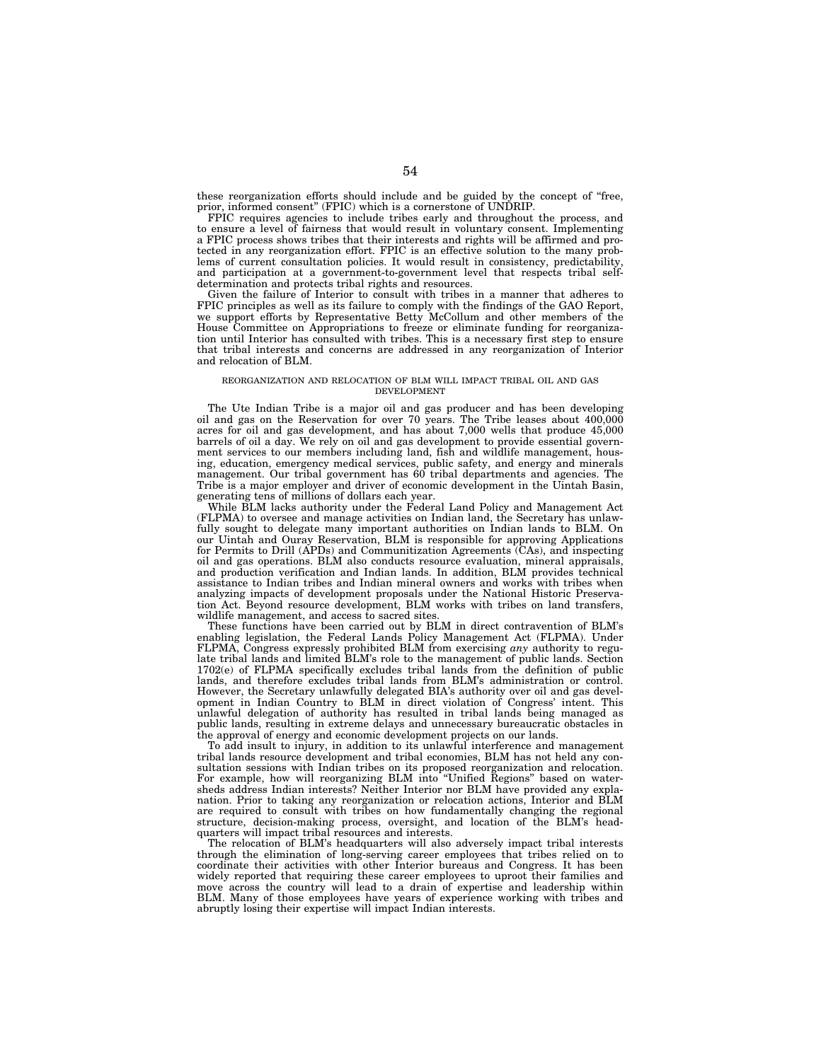these reorganization efforts should include and be guided by the concept of "free, prior, informed consent" (FPIC) which is a cornerstone of UNDRIP.

FPIC requires agencies to include tribes early and throughout the process, and to ensure a level of fairness that would result in voluntary consent. Implementing a FPIC process shows tribes that their interests and rights will be affirmed and protected in any reorganization effort. FPIC is an effective solution to the many problems of current consultation policies. It would result in consistency, predictability, and participation at a government-to-government level that respects tribal self-determination and protects tribal rights and resources.

Given the failure of Interior to consult with tribes in a manner that adheres to FPIC principles as well as its failure to comply with the findings of the GAO Report, we support efforts by Representative Betty McCollum and other members of the House Committee on Appropriations to freeze or eliminate funding for reorganization until Interior has consulted with tribes. This is a necessary first step to ensure that tribal interests and concerns are addressed in any reorganization of Interior and relocation of BLM.

### REORGANIZATION AND RELOCATION OF BLM WILL IMPACT TRIBAL OIL AND GAS DEVELOPMENT

The Ute Indian Tribe is a major oil and gas producer and has been developing oil and gas on the Reservation for over 70 years. The Tribe leases about 400,000 acres for oil and gas development, and has about 7,000 wells that produce 45,000 barrels of oil a day. We rely on oil and gas development to provide essential government services to our members including land, fish and wildlife management, housing, education, emergency medical services, public safety, and energy and minerals management. Our tribal government has 60 tribal departments and agencies. The Tribe is a major employer and driver of economic development in the Uintah Basin, generating tens of millions of dollars each year.

While BLM lacks authority under the Federal Land Policy and Management Act (FLPMA) to oversee and manage activities on Indian land, the Secretary has unlawfully sought to delegate many important authorities on Indian lands to BLM. On our Uintah and Ouray Reservation, BLM is responsible for approving Applications for Permits to Drill (APDs) and Communitization Agreements (CAs), and inspecting oil and gas operations. BLM also conducts resource evaluation, mineral appraisals, and production verification and Indian lands. In addition, BLM provides technical assistance to Indian tribes and Indian mineral owners and works with tribes when analyzing impacts of development proposals under the National Historic Preservation Act. Beyond resource development, BLM works with tribes on land transfers, wildlife management, and access to sacred sites.

These functions have been carried out by BLM in direct contravention of BLM's enabling legislation, the Federal Lands Policy Management Act (FLPMA). Under FLPMA, Congress expressly prohibited BLM from exercising *any* authority to regulate tribal lands and limited BLM's role to the management of public lands. Section 1702(e) of FLPMA specifically excludes tribal lands from the definition of public lands, and therefore excludes tribal lands from BLM's administration or control. However, the Secretary unlawfully delegated BIA's authority over oil and gas development in Indian Country to BLM in direct violation of Congress' intent. This unlawful delegation of authority has resulted in tribal lands being managed as public lands, resulting in extreme delays and unnecessary bureaucratic obstacles in the approval of energy and economic development projects on our lands.

To add insult to injury, in addition to its unlawful interference and management tribal lands resource development and tribal economies, BLM has not held any consultation sessions with Indian tribes on its proposed reorganization and relocation. For example, how will reorganizing BLM into "Unified Regions" based on watersheds address Indian interests? Neither Interior nor BLM have provided any explanation. Prior to taking any reorganization or relocation actions, Interior and BLM are required to consult with tribes on how fundamentally changing the regional structure, decision-making process, oversight, and location of the BLM's headquarters will impact tribal resources and interests.

The relocation of BLM's headquarters will also adversely impact tribal interests through the elimination of long-serving career employees that tribes relied on to coordinate their activities with other Interior bureaus and Congress. It has been widely reported that requiring these career employees to uproot their families and move across the country will lead to a drain of expertise and leadership within BLM. Many of those employees have years of experience working with tribes and abruptly losing their expertise will impact Indian interests.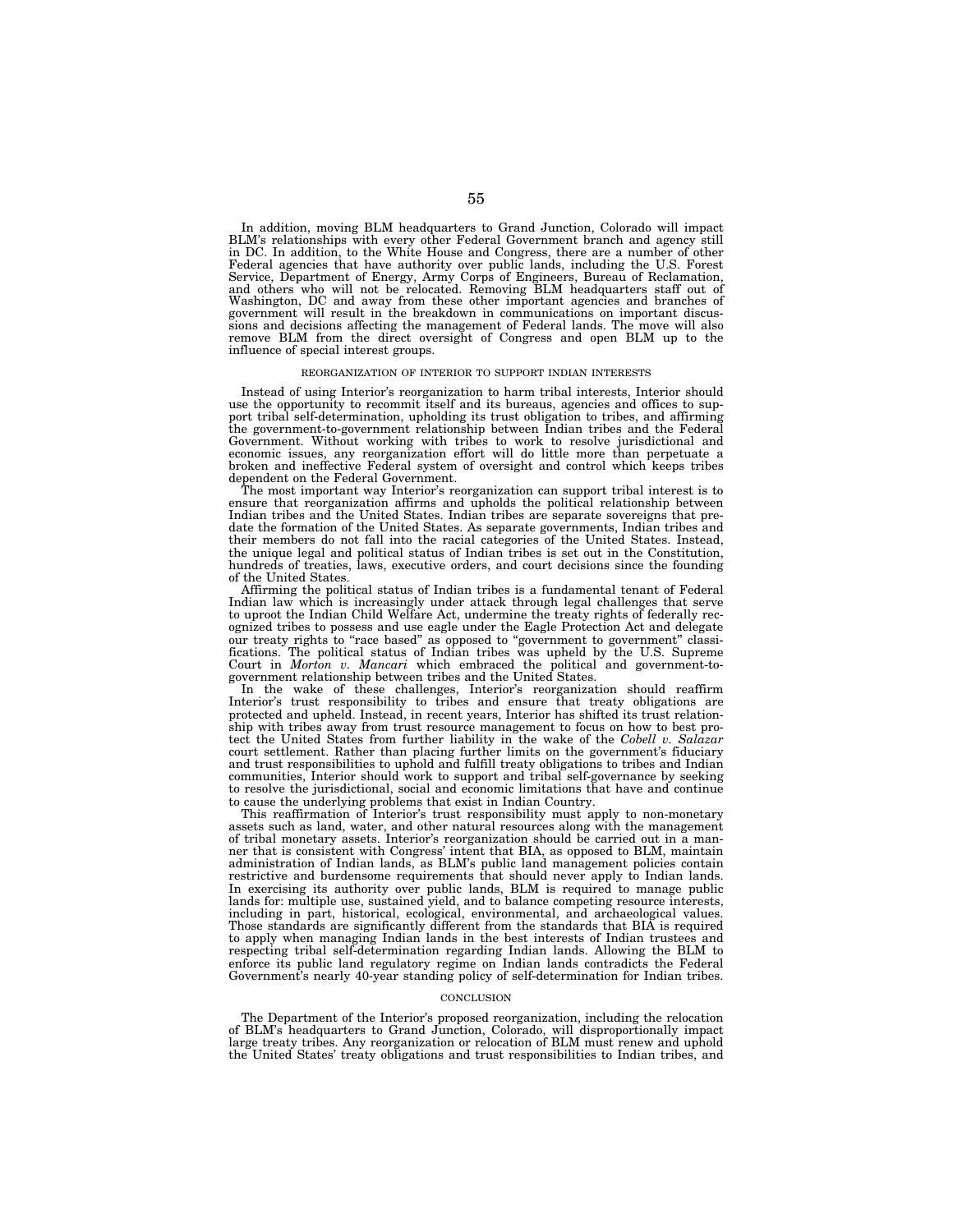In addition, moving BLM headquarters to Grand Junction, Colorado will impact BLM's relationships with every other Federal Government branch and agency still in DC. In addition, to the White House and Congress, there are a number of other Federal agencies that have authority over public lands, including the U.S. Forest Service, Department of Energy, Army Corps of Engineers, Bureau of Reclamation, and others who will not be relocated. Removing BLM headquarters staff out of Washington, DC and away from these other important agencies and branches of government will result in the breakdown in communications on important discussions and decisions affecting the management of Federal lands. The move will also remove BLM from the direct oversight of Congress and open BLM up to the influence of special interest groups.

### REORGANIZATION OF INTERIOR TO SUPPORT INDIAN INTERESTS

Instead of using Interior's reorganization to harm tribal interests, Interior should use the opportunity to recommit itself and its bureaus, agencies and offices to support tribal self-determination, upholding its trust obligation to tribes, and affirming the government-to-government relationship between Indian tribes and the Federal Government. Without working with tribes to work to resolve jurisdictional and economic issues, any reorganization effort will do little more than perpetuate a broken and ineffective Federal system of oversight and control which keeps tribes dependent on the Federal Government.

The most important way Interior's reorganization can support tribal interest is to ensure that reorganization affirms and upholds the political relationship between Indian tribes and the United States. Indian tribes are separate sovereigns that predate the formation of the United States. As separate governments, Indian tribes and their members do not fall into the racial categories of the United States. Instead, the unique legal and political status of Indian tribes is set out in the Constitution, hundreds of treaties, laws, executive orders, and court decisions since the founding of the United States.

Affirming the political status of Indian tribes is a fundamental tenant of Federal Indian law which is increasingly under attack through legal challenges that serve to uproot the Indian Child Welfare Act, undermine the treaty rights of federally recognized tribes to possess and use eagle under the Eagle Protection Act and delegate our treaty rights to "race based" as opposed to "government to government" classifications. The political status of Indian tribes was upheld by the U.S. Supreme Court in *Morton v. Mancari* which embraced the political and government-to-government relationship between tribes and the United States.

In the wake of these challenges, Interior's reorganization should reaffirm Interior's trust responsibility to tribes and ensure that treaty obligations are protected and upheld. Instead, in recent years, Interior has shifted its trust relationship with tribes away from trust resource management to focus on how to best protect the United States from further liability in the wake of the *Cobell v. Salazar* court settlement. Rather than placing further limits on the government's fiduciary and trust responsibilities to uphold and fulfill treaty obligations to tribes and Indian communities, Interior should work to support and tribal self-governance by seeking to resolve the jurisdictional, social and economic limitations that have and continue to cause the underlying problems that exist in Indian Country.

This reaffirmation of Interior's trust responsibility must apply to non-monetary assets such as land, water, and other natural resources along with the management of tribal monetary assets. Interior's reorganization should be carried out in a manner that is consistent with Congress' intent that BIA, as opposed to BLM, maintain administration of Indian lands, as BLM's public land management policies contain restrictive and burdensome requirements that should never apply to Indian lands. In exercising its authority over public lands, BLM is required to manage public lands for: multiple use, sustained yield, and to balance competing resource interests, including in part, historical, ecological, environmental, and archaeological values. Those standards are significantly different from the standards that BIA is required to apply when managing Indian lands in the best interests of Indian trustees and respecting tribal self-determination regarding Indian lands. Allowing the BLM to enforce its public land regulatory regime on Indian lands contradicts the Federal Government's nearly 40-year standing policy of self-determination for Indian tribes.

### CONCLUSION

The Department of the Interior's proposed reorganization, including the relocation of BLM's headquarters to Grand Junction, Colorado, will disproportionally impact large treaty tribes. Any reorganization or relocation of BLM must renew and uphold the United States' treaty obligations and trust responsibilities to Indian tribes, and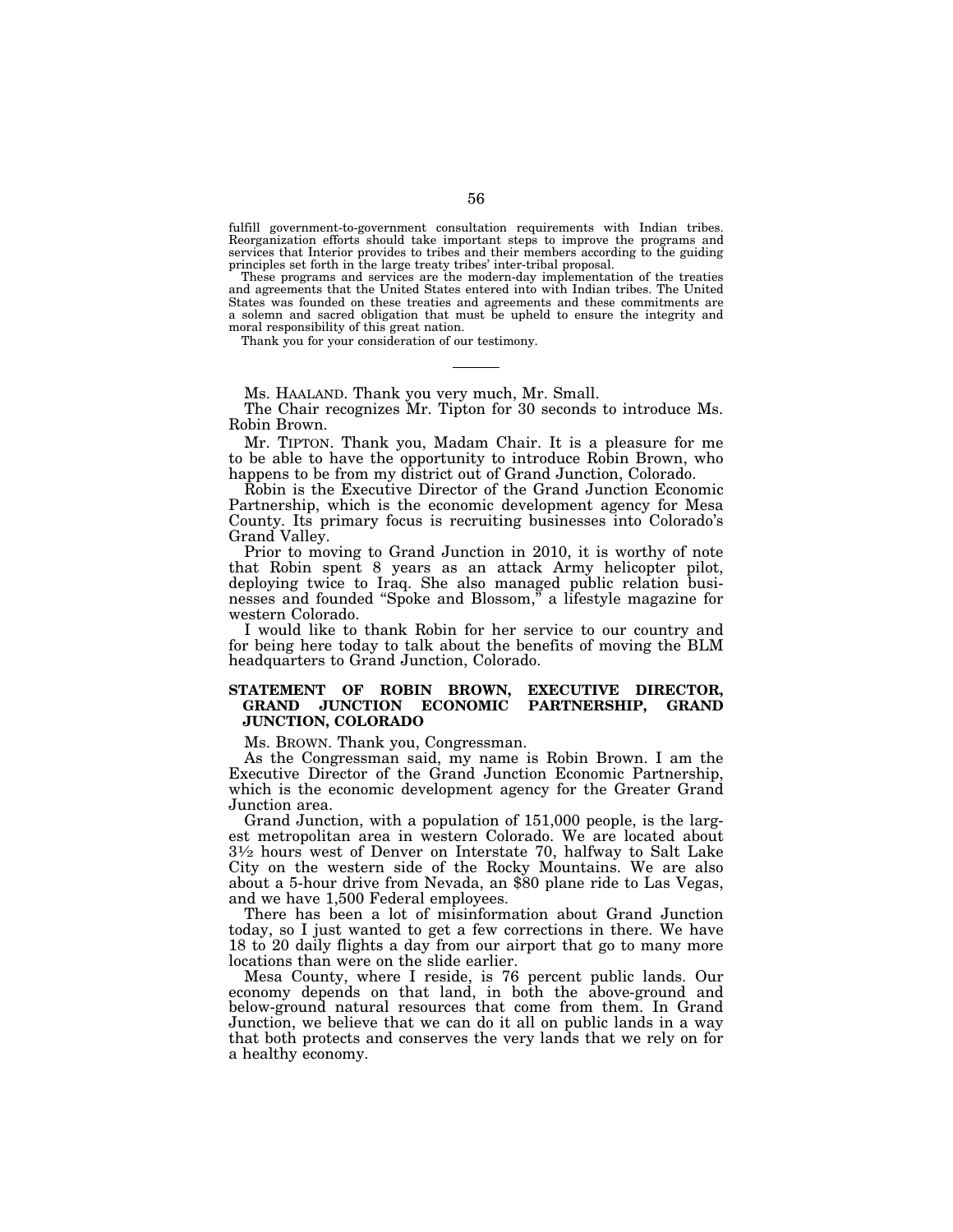fulfill government-to-government consultation requirements with Indian tribes. Reorganization efforts should take important steps to improve the programs and services that Interior provides to tribes and their members according to the guiding principles set forth in the large treaty tribes' inter-tribal proposal.

These programs and services are the modern-day implementation of the treaties and agreements that the United States entered into with Indian tribes. The United States was founded on these treaties and agreements and these commitments are a solemn and sacred obligation that must be upheld to ensure the integrity and moral responsibility of this great nation.

Thank you for your consideration of our testimony.

---

Ms. HAALAND. Thank you very much, Mr. Small.

The Chair recognizes Mr. Tipton for 30 seconds to introduce Ms. Robin Brown.

Mr. TIPTON. Thank you, Madam Chair. It is a pleasure for me to be able to have the opportunity to introduce Robin Brown, who happens to be from my district out of Grand Junction, Colorado.

Robin is the Executive Director of the Grand Junction Economic Partnership, which is the economic development agency for Mesa County. Its primary focus is recruiting businesses into Colorado's Grand Valley.

Prior to moving to Grand Junction in 2010, it is worthy of note that Robin spent 8 years as an attack Army helicopter pilot, deploying twice to Iraq. She also managed public relation businesses and founded "Spoke and Blossom," a lifestyle magazine for western Colorado.

I would like to thank Robin for her service to our country and for being here today to talk about the benefits of moving the BLM headquarters to Grand Junction, Colorado.

**STATEMENT OF ROBIN BROWN, EXECUTIVE DIRECTOR, GRAND JUNCTION ECONOMIC PARTNERSHIP, GRAND JUNCTION, COLORADO**

Ms. BROWN. Thank you, Congressman.

As the Congressman said, my name is Robin Brown. I am the Executive Director of the Grand Junction Economic Partnership, which is the economic development agency for the Greater Grand Junction area.

Grand Junction, with a population of 151,000 people, is the largest metropolitan area in western Colorado. We are located about 3½ hours west of Denver on Interstate 70, halfway to Salt Lake City on the western side of the Rocky Mountains. We are also about a 5-hour drive from Nevada, an $80 plane ride to Las Vegas, and we have 1,500 Federal employees.

There has been a lot of misinformation about Grand Junction today, so I just wanted to get a few corrections in there. We have 18 to 20 daily flights a day from our airport that go to many more locations than were on the slide earlier.

Mesa County, where I reside, is 76 percent public lands. Our economy depends on that land, in both the above-ground and below-ground natural resources that come from them. In Grand Junction, we believe that we can do it all on public lands in a way that both protects and conserves the very lands that we rely on for a healthy economy.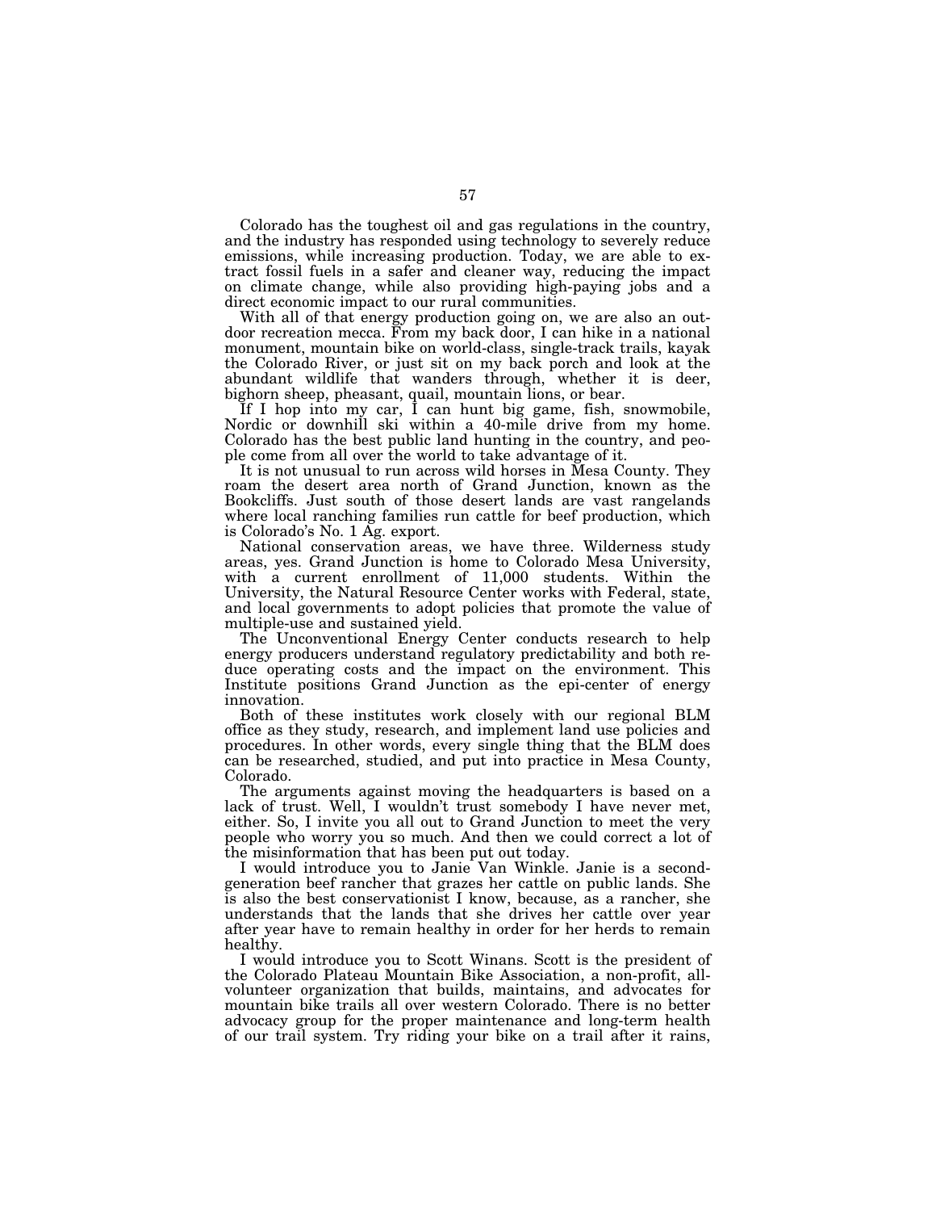Colorado has the toughest oil and gas regulations in the country, and the industry has responded using technology to severely reduce emissions, while increasing production. Today, we are able to extract fossil fuels in a safer and cleaner way, reducing the impact on climate change, while also providing high-paying jobs and a direct economic impact to our rural communities.

With all of that energy production going on, we are also an outdoor recreation mecca. From my back door, I can hike in a national monument, mountain bike on world-class, single-track trails, kayak the Colorado River, or just sit on my back porch and look at the abundant wildlife that wanders through, whether it is deer, bighorn sheep, pheasant, quail, mountain lions, or bear.

If I hop into my car, I can hunt big game, fish, snowmobile, Nordic or downhill ski within a 40-mile drive from my home. Colorado has the best public land hunting in the country, and people come from all over the world to take advantage of it.

It is not unusual to run across wild horses in Mesa County. They roam the desert area north of Grand Junction, known as the Bookcliffs. Just south of those desert lands are vast rangelands where local ranching families run cattle for beef production, which is Colorado's No. 1 Ag. export.

National conservation areas, we have three. Wilderness study areas, yes. Grand Junction is home to Colorado Mesa University, with a current enrollment of 11,000 students. Within the University, the Natural Resource Center works with Federal, state, and local governments to adopt policies that promote the value of multiple-use and sustained yield.

The Unconventional Energy Center conducts research to help energy producers understand regulatory predictability and both reduce operating costs and the impact on the environment. This Institute positions Grand Junction as the epi-center of energy innovation.

Both of these institutes work closely with our regional BLM office as they study, research, and implement land use policies and procedures. In other words, every single thing that the BLM does can be researched, studied, and put into practice in Mesa County, Colorado.

The arguments against moving the headquarters is based on a lack of trust. Well, I wouldn't trust somebody I have never met, either. So, I invite you all out to Grand Junction to meet the very people who worry you so much. And then we could correct a lot of the misinformation that has been put out today.

I would introduce you to Janie Van Winkle. Janie is a second-generation beef rancher that grazes her cattle on public lands. She is also the best conservationist I know, because, as a rancher, she understands that the lands that she drives her cattle over year after year have to remain healthy in order for her herds to remain healthy.

I would introduce you to Scott Winans. Scott is the president of the Colorado Plateau Mountain Bike Association, a non-profit, all-volunteer organization that builds, maintains, and advocates for mountain bike trails all over western Colorado. There is no better advocacy group for the proper maintenance and long-term health of our trail system. Try riding your bike on a trail after it rains,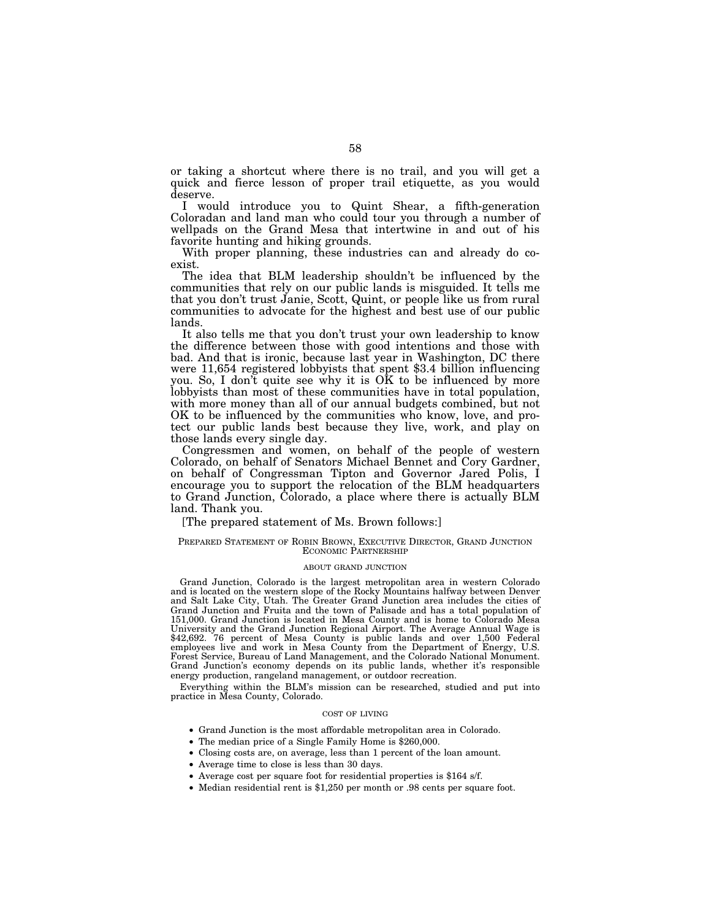or taking a shortcut where there is no trail, and you will get a quick and fierce lesson of proper trail etiquette, as you would deserve.

I would introduce you to Quint Shear, a fifth-generation Coloradan and land man who could tour you through a number of wellpads on the Grand Mesa that intertwine in and out of his favorite hunting and hiking grounds.

With proper planning, these industries can and already do co-exist.

The idea that BLM leadership shouldn't be influenced by the communities that rely on our public lands is misguided. It tells me that you don't trust Janie, Scott, Quint, or people like us from rural communities to advocate for the highest and best use of our public lands.

It also tells me that you don't trust your own leadership to know the difference between those with good intentions and those with bad. And that is ironic, because last year in Washington, DC there were 11,654 registered lobbyists that spent $3.4 billion influencing you. So, I don't quite see why it is OK to be influenced by more lobbyists than most of these communities have in total population, with more money than all of our annual budgets combined, but not OK to be influenced by the communities who know, love, and protect our public lands best because they live, work, and play on those lands every single day.

Congressmen and women, on behalf of the people of western Colorado, on behalf of Senators Michael Bennet and Cory Gardner, on behalf of Congressman Tipton and Governor Jared Polis, I encourage you to support the relocation of the BLM headquarters to Grand Junction, Colorado, a place where there is actually BLM land. Thank you.

[The prepared statement of Ms. Brown follows:]

PREPARED STATEMENT OF ROBIN BROWN, EXECUTIVE DIRECTOR, GRAND JUNCTION ECONOMIC PARTNERSHIP

ABOUT GRAND JUNCTION

Grand Junction, Colorado is the largest metropolitan area in western Colorado and is located on the western slope of the Rocky Mountains halfway between Denver and Salt Lake City, Utah. The Greater Grand Junction area includes the cities of Grand Junction and Fruita and the town of Palisade and has a total population of 151,000. Grand Junction is located in Mesa County and is home to Colorado Mesa University and the Grand Junction Regional Airport. The Average Annual Wage is $42,692. 76 percent of Mesa County is public lands and over 1,500 Federal employees live and work in Mesa County from the Department of Energy, U.S. Forest Service, Bureau of Land Management, and the Colorado National Monument. Grand Junction's economy depends on its public lands, whether it's responsible energy production, rangeland management, or outdoor recreation.

Everything within the BLM's mission can be researched, studied and put into practice in Mesa County, Colorado.

COST OF LIVING

- Grand Junction is the most affordable metropolitan area in Colorado.
- The median price of a Single Family Home is $260,000.
- Closing costs are, on average, less than 1 percent of the loan amount.
- Average time to close is less than 30 days.
- Average cost per square foot for residential properties is $164 s/f.
- Median residential rent is $1,250 per month or .98 cents per square foot.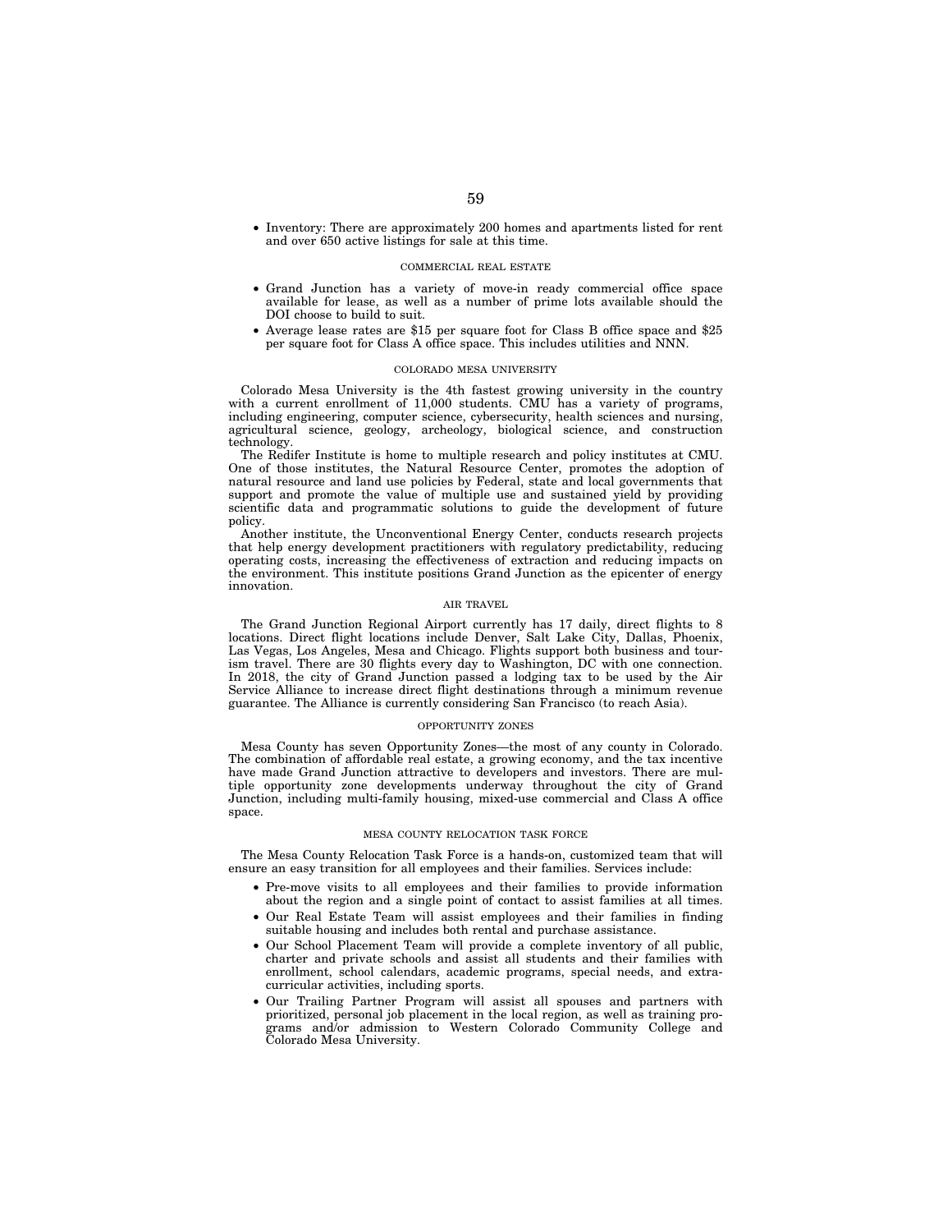- Inventory: There are approximately 200 homes and apartments listed for rent and over 650 active listings for sale at this time.

### COMMERCIAL REAL ESTATE

- Grand Junction has a variety of move-in ready commercial office space available for lease, as well as a number of prime lots available should the DOI choose to build to suit.
- Average lease rates are $15 per square foot for Class B office space and $25 per square foot for Class A office space. This includes utilities and NNN.

### COLORADO MESA UNIVERSITY

Colorado Mesa University is the 4th fastest growing university in the country with a current enrollment of 11,000 students. CMU has a variety of programs, including engineering, computer science, cybersecurity, health sciences and nursing, agricultural science, geology, archeology, biological science, and construction technology.

The Redifer Institute is home to multiple research and policy institutes at CMU. One of those institutes, the Natural Resource Center, promotes the adoption of natural resource and land use policies by Federal, state and local governments that support and promote the value of multiple use and sustained yield by providing scientific data and programmatic solutions to guide the development of future policy.

Another institute, the Unconventional Energy Center, conducts research projects that help energy development practitioners with regulatory predictability, reducing operating costs, increasing the effectiveness of extraction and reducing impacts on the environment. This institute positions Grand Junction as the epicenter of energy innovation.

### AIR TRAVEL

The Grand Junction Regional Airport currently has 17 daily, direct flights to 8 locations. Direct flight locations include Denver, Salt Lake City, Dallas, Phoenix, Las Vegas, Los Angeles, Mesa and Chicago. Flights support both business and tourism travel. There are 30 flights every day to Washington, DC with one connection. In 2018, the city of Grand Junction passed a lodging tax to be used by the Air Service Alliance to increase direct flight destinations through a minimum revenue guarantee. The Alliance is currently considering San Francisco (to reach Asia).

### OPPORTUNITY ZONES

Mesa County has seven Opportunity Zones—the most of any county in Colorado. The combination of affordable real estate, a growing economy, and the tax incentive have made Grand Junction attractive to developers and investors. There are multiple opportunity zone developments underway throughout the city of Grand Junction, including multi-family housing, mixed-use commercial and Class A office space.

### MESA COUNTY RELOCATION TASK FORCE

The Mesa County Relocation Task Force is a hands-on, customized team that will ensure an easy transition for all employees and their families. Services include:

- Pre-move visits to all employees and their families to provide information about the region and a single point of contact to assist families at all times.
- Our Real Estate Team will assist employees and their families in finding suitable housing and includes both rental and purchase assistance.
- Our School Placement Team will provide a complete inventory of all public, charter and private schools and assist all students and their families with enrollment, school calendars, academic programs, special needs, and extracurricular activities, including sports.
- Our Trailing Partner Program will assist all spouses and partners with prioritized, personal job placement in the local region, as well as training programs and/or admission to Western Colorado Community College and Colorado Mesa University.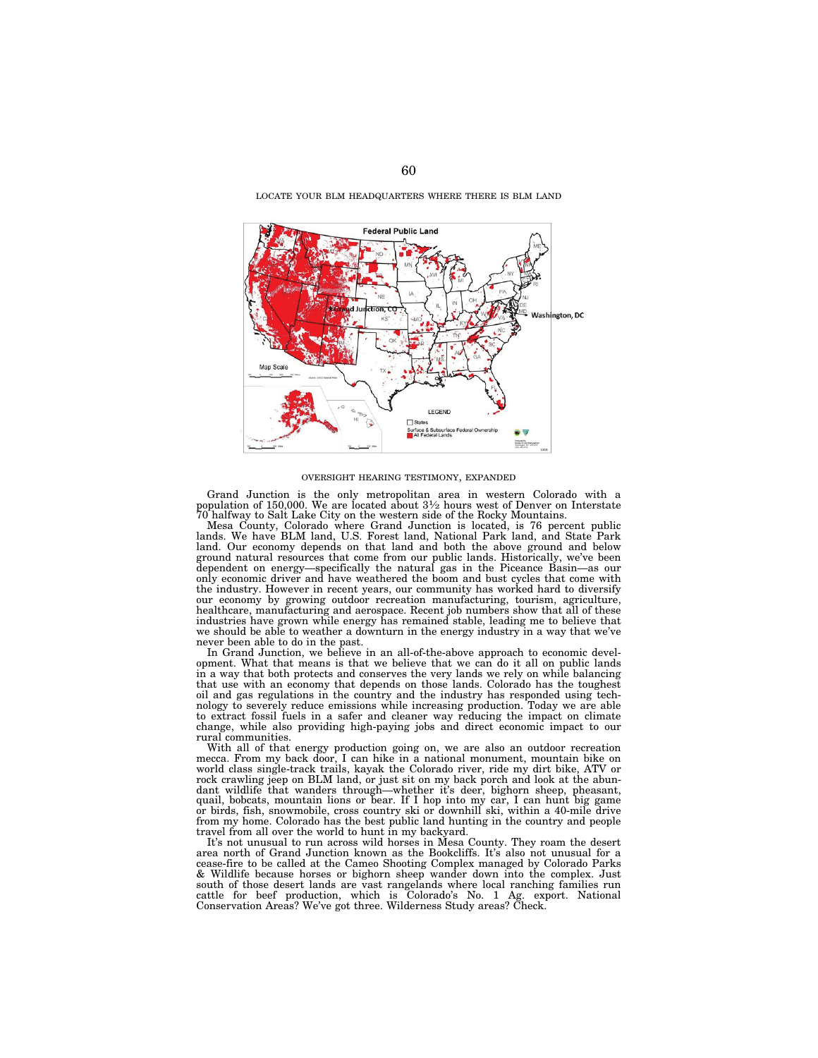LOCATE YOUR BLM HEADQUARTERS WHERE THERE IS BLM LAND

OVERSIGHT HEARING TESTIMONY, EXPANDED

Grand Junction is the only metropolitan area in western Colorado with a population of 150,000. We are located about 3½ hours west of Denver on Interstate 70 halfway to Salt Lake City on the western side of the Rocky Mountains.

Mesa County, Colorado where Grand Junction is located, is 76 percent public lands. We have BLM land, U.S. Forest land, National Park land, and State Park land. Our economy depends on that land and both the above ground and below ground natural resources that come from our public lands. Historically, we've been dependent on energy—specifically the natural gas in the Piceance Basin—as our only economic driver and have weathered the boom and bust cycles that come with the industry. However in recent years, our community has worked hard to diversify our economy by growing outdoor recreation manufacturing, tourism, agriculture, healthcare, manufacturing and aerospace. Recent job numbers show that all of these industries have grown while energy has remained stable, leading me to believe that we should be able to weather a downturn in the energy industry in a way that we've never been able to do in the past.

In Grand Junction, we believe in an all-of-the-above approach to economic development. What that means is that we believe that we can do it all on public lands in a way that both protects and conserves the very lands we rely on while balancing that use with an economy that depends on those lands. Colorado has the toughest oil and gas regulations in the country and the industry has responded using technology to severely reduce emissions while increasing production. Today we are able to extract fossil fuels in a safer and cleaner way reducing the impact on climate change, while also providing high-paying jobs and direct economic impact to our rural communities.

With all of that energy production going on, we are also an outdoor recreation mecca. From my back door, I can hike in a national monument, mountain bike on world class single-track trails, kayak the Colorado river, ride my dirt bike, ATV or rock crawling jeep on BLM land, or just sit on my back porch and look at the abundant wildlife that wanders through—whether it's deer, bighorn sheep, pheasant, quail, bobcats, mountain lions or bear. If I hop into my car, I can hunt big game or birds, fish, snowmobile, cross country ski or downhill ski, within a 40-mile drive from my home. Colorado has the best public land hunting in the country and people travel from all over the world to hunt in my backyard.

It's not unusual to run across wild horses in Mesa County. They roam the desert area north of Grand Junction known as the Bookcliffs. It's also not unusual for a cease-fire to be called at the Cameo Shooting Complex managed by Colorado Parks & Wildlife because horses or bighorn sheep wander down into the complex. Just south of those desert lands are vast rangelands where local ranching families run cattle for beef production, which is Colorado's No. 1 Ag. export. National Conservation Areas? We've got three. Wilderness Study areas? Check.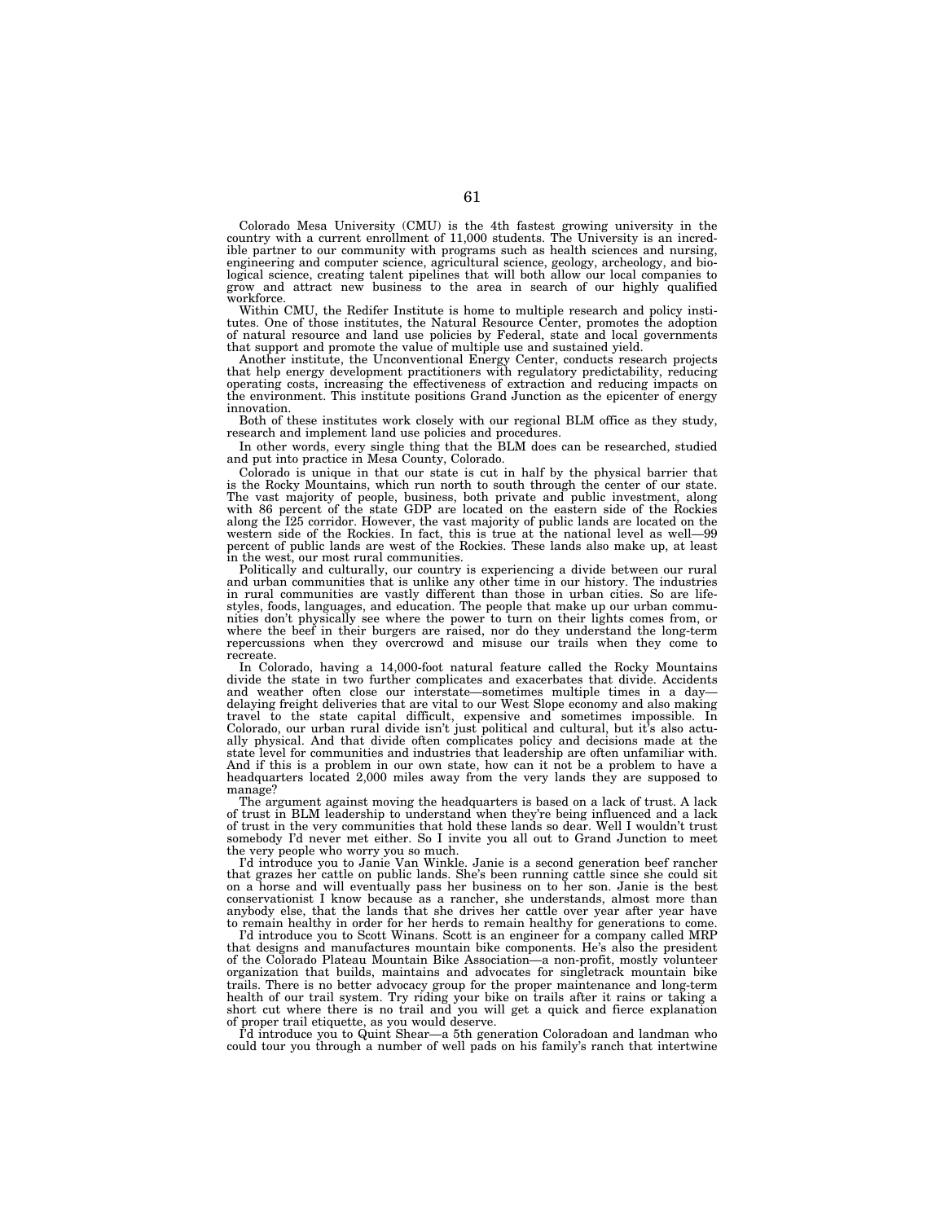Colorado Mesa University (CMU) is the 4th fastest growing university in the country with a current enrollment of 11,000 students. The University is an incredible partner to our community with programs such as health sciences and nursing, engineering and computer science, agricultural science, geology, archeology, and biological science, creating talent pipelines that will both allow our local companies to grow and attract new business to the area in search of our highly qualified workforce.

Within CMU, the Redifer Institute is home to multiple research and policy institutes. One of those institutes, the Natural Resource Center, promotes the adoption of natural resource and land use policies by Federal, state and local governments that support and promote the value of multiple use and sustained yield.

Another institute, the Unconventional Energy Center, conducts research projects that help energy development practitioners with regulatory predictability, reducing operating costs, increasing the effectiveness of extraction and reducing impacts on the environment. This institute positions Grand Junction as the epicenter of energy innovation.

Both of these institutes work closely with our regional BLM office as they study, research and implement land use policies and procedures.

In other words, every single thing that the BLM does can be researched, studied and put into practice in Mesa County, Colorado.

Colorado is unique in that our state is cut in half by the physical barrier that is the Rocky Mountains, which run north to south through the center of our state. The vast majority of people, business, both private and public investment, along with 86 percent of the state GDP are located on the eastern side of the Rockies along the I25 corridor. However, the vast majority of public lands are located on the western side of the Rockies. In fact, this is true at the national level as well—99 percent of public lands are west of the Rockies. These lands also make up, at least in the west, our most rural communities.

Politically and culturally, our country is experiencing a divide between our rural and urban communities that is unlike any other time in our history. The industries in rural communities are vastly different than those in urban cities. So are lifestyles, foods, languages, and education. The people that make up our urban communities don't physically see where the power to turn on their lights comes from, or where the beef in their burgers are raised, nor do they understand the long-term repercussions when they overcrowd and misuse our trails when they come to recreate.

In Colorado, having a 14,000-foot natural feature called the Rocky Mountains divide the state in two further complicates and exacerbates that divide. Accidents and weather often close our interstate—sometimes multiple times in a day—delaying freight deliveries that are vital to our West Slope economy and also making travel to the state capital difficult, expensive and sometimes impossible. In Colorado, our urban rural divide isn't just political and cultural, but it's also actually physical. And that divide often complicates policy and decisions made at the state level for communities and industries that leadership are often unfamiliar with. And if this is a problem in our own state, how can it not be a problem to have a headquarters located 2,000 miles away from the very lands they are supposed to manage?

The argument against moving the headquarters is based on a lack of trust. A lack of trust in BLM leadership to understand when they're being influenced and a lack of trust in the very communities that hold these lands so dear. Well I wouldn't trust somebody I'd never met either. So I invite you all out to Grand Junction to meet the very people who worry you so much.

I'd introduce you to Janie Van Winkle. Janie is a second generation beef rancher that grazes her cattle on public lands. She's been running cattle since she could sit on a horse and will eventually pass her business on to her son. Janie is the best conservationist I know because as a rancher, she understands, almost more than anybody else, that the lands that she drives her cattle over year after year have to remain healthy in order for her herds to remain healthy for generations to come.

I'd introduce you to Scott Winans. Scott is an engineer for a company called MRP that designs and manufactures mountain bike components. He's also the president of the Colorado Plateau Mountain Bike Association—a non-profit, mostly volunteer organization that builds, maintains and advocates for singletrack mountain bike trails. There is no better advocacy group for the proper maintenance and long-term health of our trail system. Try riding your bike on trails after it rains or taking a short cut where there is no trail and you will get a quick and fierce explanation of proper trail etiquette, as you would deserve.

I'd introduce you to Quint Shear—a 5th generation Coloradoan and landman who could tour you through a number of well pads on his family's ranch that intertwine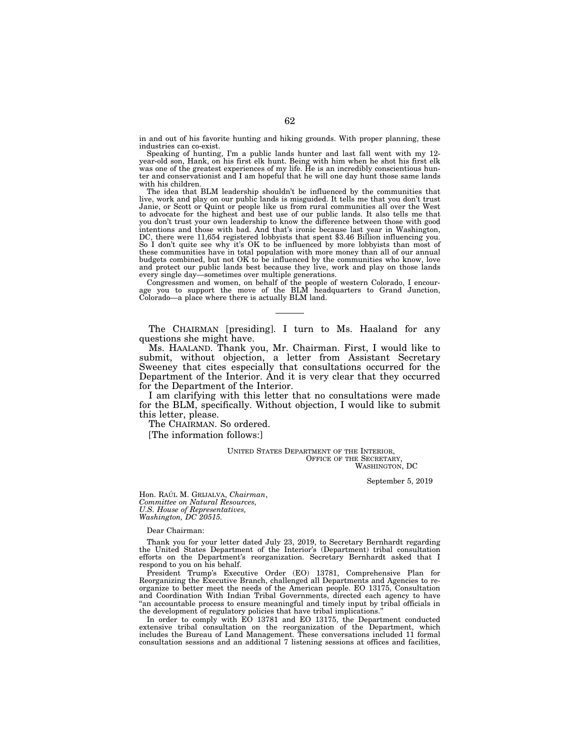in and out of his favorite hunting and hiking grounds. With proper planning, these industries can co-exist.

Speaking of hunting, I'm a public lands hunter and last fall went with my 12-year-old son, Hank, on his first elk hunt. Being with him when he shot his first elk was one of the greatest experiences of my life. He is an incredibly conscientious hunter and conservationist and I am hopeful that he will one day hunt those same lands with his children.

The idea that BLM leadership shouldn't be influenced by the communities that live, work and play on our public lands is misguided. It tells me that you don't trust Janie, or Scott or Quint or people like us from rural communities all over the West to advocate for the highest and best use of our public lands. It also tells me that you don't trust your own leadership to know the difference between those with good intentions and those with bad. And that's ironic because last year in Washington, DC, there were 11,654 registered lobbyists that spent $3.46 Billion influencing you. So I don't quite see why it's OK to be influenced by more lobbyists than most of these communities have in total population with more money than all of our annual budgets combined, but not OK to be influenced by the communities who know, love and protect our public lands best because they live, work and play on those lands every single day—sometimes over multiple generations.

Congressmen and women, on behalf of the people of western Colorado, I encourage you to support the move of the BLM headquarters to Grand Junction, Colorado—a place where there is actually BLM land.

---

The CHAIRMAN [presiding]. I turn to Ms. Haaland for any questions she might have.

Ms. HAALAND. Thank you, Mr. Chairman. First, I would like to submit, without objection, a letter from Assistant Secretary Sweeney that cites especially that consultations occurred for the Department of the Interior. And it is very clear that they occurred for the Department of the Interior.

I am clarifying with this letter that no consultations were made for the BLM, specifically. Without objection, I would like to submit this letter, please.

The CHAIRMAN. So ordered.

[The information follows:]

UNITED STATES DEPARTMENT OF THE INTERIOR,
OFFICE OF THE SECRETARY,
WASHINGTON, DC

September 5, 2019

Hon. RAÚL M. GRIJALVA, *Chairman*,
*Committee on Natural Resources,*
*U.S. House of Representatives,*
*Washington, DC 20515.*

Dear Chairman:

Thank you for your letter dated July 23, 2019, to Secretary Bernhardt regarding the United States Department of the Interior's (Department) tribal consultation efforts on the Department's reorganization. Secretary Bernhardt asked that I respond to you on his behalf.

President Trump's Executive Order (EO) 13781, Comprehensive Plan for Reorganizing the Executive Branch, challenged all Departments and Agencies to reorganize to better meet the needs of the American people. EO 13175, Consultation and Coordination With Indian Tribal Governments, directed each agency to have "an accountable process to ensure meaningful and timely input by tribal officials in the development of regulatory policies that have tribal implications."

In order to comply with EO 13781 and EO 13175, the Department conducted extensive tribal consultation on the reorganization of the Department, which includes the Bureau of Land Management. These conversations included 11 formal consultation sessions and an additional 7 listening sessions at offices and facilities,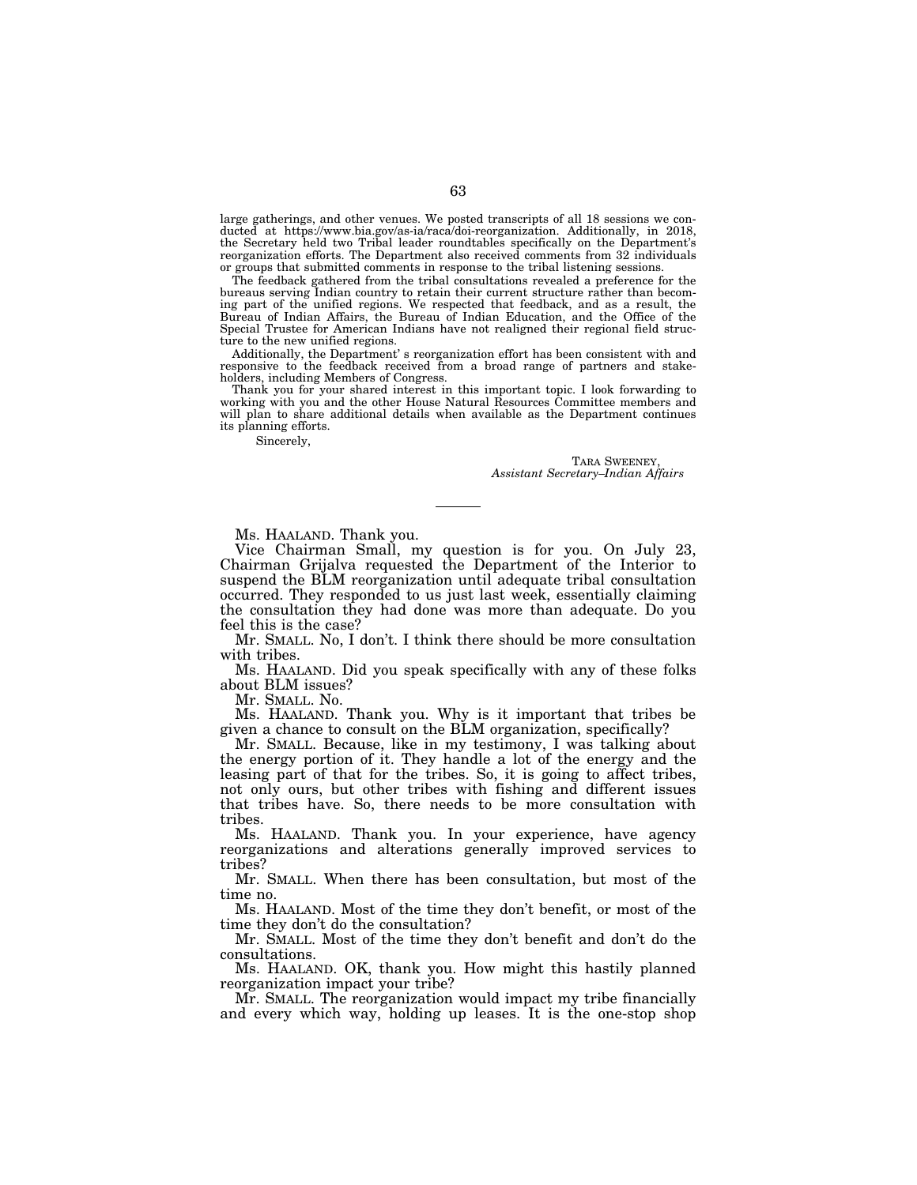large gatherings, and other venues. We posted transcripts of all 18 sessions we conducted at https://www.bia.gov/as-ia/raca/doi-reorganization. Additionally, in 2018, the Secretary held two Tribal leader roundtables specifically on the Department's reorganization efforts. The Department also received comments from 32 individuals or groups that submitted comments in response to the tribal listening sessions.

The feedback gathered from the tribal consultations revealed a preference for the bureaus serving Indian country to retain their current structure rather than becoming part of the unified regions. We respected that feedback, and as a result, the Bureau of Indian Affairs, the Bureau of Indian Education, and the Office of the Special Trustee for American Indians have not realigned their regional field structure to the new unified regions.

Additionally, the Department' s reorganization effort has been consistent with and responsive to the feedback received from a broad range of partners and stakeholders, including Members of Congress.

Thank you for your shared interest in this important topic. I look forwarding to working with you and the other House Natural Resources Committee members and will plan to share additional details when available as the Department continues its planning efforts.

Sincerely,

TARA SWEENEY,
*Assistant Secretary–Indian Affairs*

---

Ms. HAALAND. Thank you.

Vice Chairman Small, my question is for you. On July 23, Chairman Grijalva requested the Department of the Interior to suspend the BLM reorganization until adequate tribal consultation occurred. They responded to us just last week, essentially claiming the consultation they had done was more than adequate. Do you feel this is the case?

Mr. SMALL. No, I don't. I think there should be more consultation with tribes.

Ms. HAALAND. Did you speak specifically with any of these folks about BLM issues?

Mr. SMALL. No.

Ms. HAALAND. Thank you. Why is it important that tribes be given a chance to consult on the BLM organization, specifically?

Mr. SMALL. Because, like in my testimony, I was talking about the energy portion of it. They handle a lot of the energy and the leasing part of that for the tribes. So, it is going to affect tribes, not only ours, but other tribes with fishing and different issues that tribes have. So, there needs to be more consultation with tribes.

Ms. HAALAND. Thank you. In your experience, have agency reorganizations and alterations generally improved services to tribes?

Mr. SMALL. When there has been consultation, but most of the time no.

Ms. HAALAND. Most of the time they don't benefit, or most of the time they don't do the consultation?

Mr. SMALL. Most of the time they don't benefit and don't do the consultations.

Ms. HAALAND. OK, thank you. How might this hastily planned reorganization impact your tribe?

Mr. SMALL. The reorganization would impact my tribe financially and every which way, holding up leases. It is the one-stop shop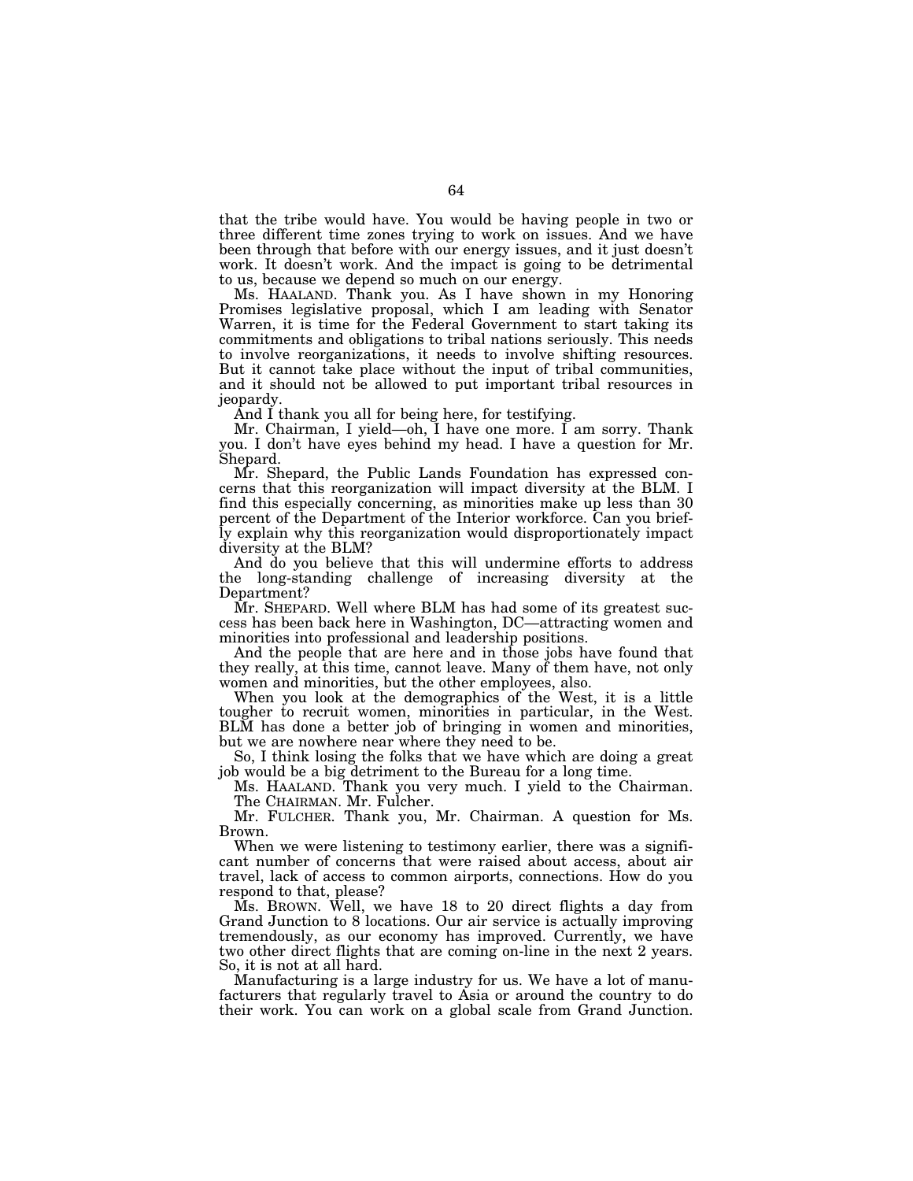that the tribe would have. You would be having people in two or three different time zones trying to work on issues. And we have been through that before with our energy issues, and it just doesn't work. It doesn't work. And the impact is going to be detrimental to us, because we depend so much on our energy.

Ms. HAALAND. Thank you. As I have shown in my Honoring Promises legislative proposal, which I am leading with Senator Warren, it is time for the Federal Government to start taking its commitments and obligations to tribal nations seriously. This needs to involve reorganizations, it needs to involve shifting resources. But it cannot take place without the input of tribal communities, and it should not be allowed to put important tribal resources in jeopardy.

And I thank you all for being here, for testifying.

Mr. Chairman, I yield—oh, I have one more. I am sorry. Thank you. I don't have eyes behind my head. I have a question for Mr. Shepard.

Mr. Shepard, the Public Lands Foundation has expressed concerns that this reorganization will impact diversity at the BLM. I find this especially concerning, as minorities make up less than 30 percent of the Department of the Interior workforce. Can you briefly explain why this reorganization would disproportionately impact diversity at the BLM?

And do you believe that this will undermine efforts to address the long-standing challenge of increasing diversity at the Department?

Mr. SHEPARD. Well where BLM has had some of its greatest success has been back here in Washington, DC—attracting women and minorities into professional and leadership positions.

And the people that are here and in those jobs have found that they really, at this time, cannot leave. Many of them have, not only women and minorities, but the other employees, also.

When you look at the demographics of the West, it is a little tougher to recruit women, minorities in particular, in the West. BLM has done a better job of bringing in women and minorities, but we are nowhere near where they need to be.

So, I think losing the folks that we have which are doing a great job would be a big detriment to the Bureau for a long time.

Ms. HAALAND. Thank you very much. I yield to the Chairman.

The CHAIRMAN. Mr. Fulcher.

Mr. FULCHER. Thank you, Mr. Chairman. A question for Ms. Brown.

When we were listening to testimony earlier, there was a significant number of concerns that were raised about access, about air travel, lack of access to common airports, connections. How do you respond to that, please?

Ms. BROWN. Well, we have 18 to 20 direct flights a day from Grand Junction to 8 locations. Our air service is actually improving tremendously, as our economy has improved. Currently, we have two other direct flights that are coming on-line in the next 2 years. So, it is not at all hard.

Manufacturing is a large industry for us. We have a lot of manufacturers that regularly travel to Asia or around the country to do their work. You can work on a global scale from Grand Junction.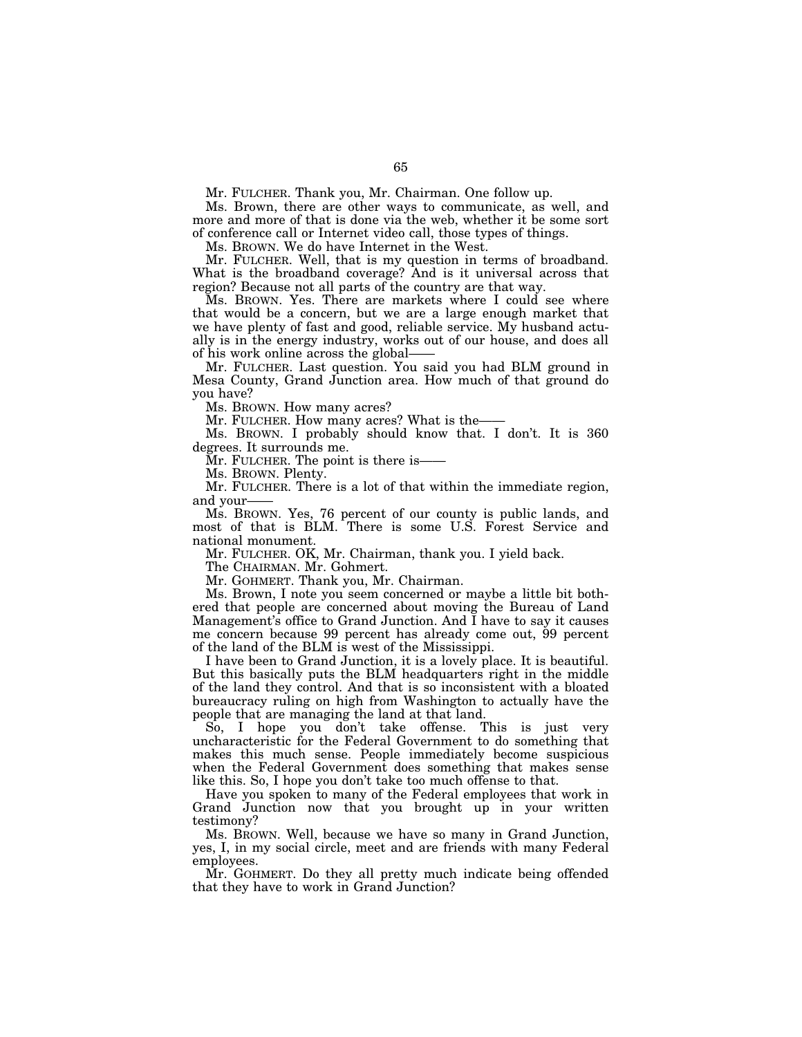Mr. FULCHER. Thank you, Mr. Chairman. One follow up.

Ms. Brown, there are other ways to communicate, as well, and more and more of that is done via the web, whether it be some sort of conference call or Internet video call, those types of things.

Ms. BROWN. We do have Internet in the West.

Mr. FULCHER. Well, that is my question in terms of broadband. What is the broadband coverage? And is it universal across that region? Because not all parts of the country are that way.

Ms. BROWN. Yes. There are markets where I could see where that would be a concern, but we are a large enough market that we have plenty of fast and good, reliable service. My husband actually is in the energy industry, works out of our house, and does all of his work online across the global——

Mr. FULCHER. Last question. You said you had BLM ground in Mesa County, Grand Junction area. How much of that ground do you have?

Ms. BROWN. How many acres?

Mr. FULCHER. How many acres? What is the——

Ms. BROWN. I probably should know that. I don't. It is 360 degrees. It surrounds me.

Mr. FULCHER. The point is there is——

Ms. BROWN. Plenty.

Mr. FULCHER. There is a lot of that within the immediate region, and your——

Ms. BROWN. Yes, 76 percent of our county is public lands, and most of that is BLM. There is some U.S. Forest Service and national monument.

Mr. FULCHER. OK, Mr. Chairman, thank you. I yield back.

The CHAIRMAN. Mr. Gohmert.

Mr. GOHMERT. Thank you, Mr. Chairman.

Ms. Brown, I note you seem concerned or maybe a little bit bothered that people are concerned about moving the Bureau of Land Management's office to Grand Junction. And I have to say it causes me concern because 99 percent has already come out, 99 percent of the land of the BLM is west of the Mississippi.

I have been to Grand Junction, it is a lovely place. It is beautiful. But this basically puts the BLM headquarters right in the middle of the land they control. And that is so inconsistent with a bloated bureaucracy ruling on high from Washington to actually have the people that are managing the land at that land.

So, I hope you don't take offense. This is just very uncharacteristic for the Federal Government to do something that makes this much sense. People immediately become suspicious when the Federal Government does something that makes sense like this. So, I hope you don't take too much offense to that.

Have you spoken to many of the Federal employees that work in Grand Junction now that you brought up in your written testimony?

Ms. BROWN. Well, because we have so many in Grand Junction, yes, I, in my social circle, meet and are friends with many Federal employees.

Mr. GOHMERT. Do they all pretty much indicate being offended that they have to work in Grand Junction?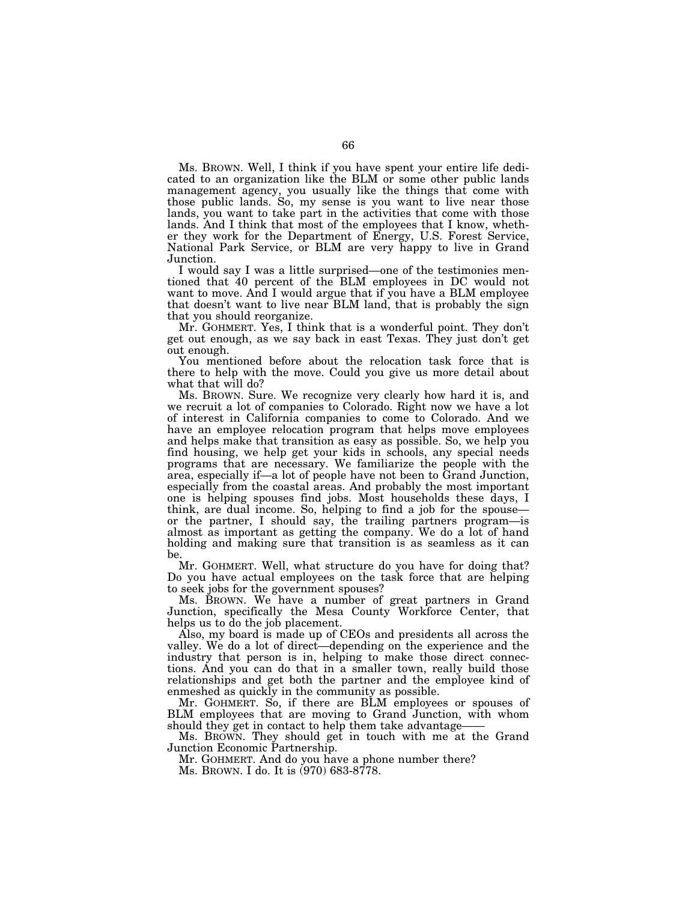Ms. BROWN. Well, I think if you have spent your entire life dedicated to an organization like the BLM or some other public lands management agency, you usually like the things that come with those public lands. So, my sense is you want to live near those lands, you want to take part in the activities that come with those lands. And I think that most of the employees that I know, whether they work for the Department of Energy, U.S. Forest Service, National Park Service, or BLM are very happy to live in Grand Junction.

I would say I was a little surprised—one of the testimonies mentioned that 40 percent of the BLM employees in DC would not want to move. And I would argue that if you have a BLM employee that doesn't want to live near BLM land, that is probably the sign that you should reorganize.

Mr. GOHMERT. Yes, I think that is a wonderful point. They don't get out enough, as we say back in east Texas. They just don't get out enough.

You mentioned before about the relocation task force that is there to help with the move. Could you give us more detail about what that will do?

Ms. BROWN. Sure. We recognize very clearly how hard it is, and we recruit a lot of companies to Colorado. Right now we have a lot of interest in California companies to come to Colorado. And we have an employee relocation program that helps move employees and helps make that transition as easy as possible. So, we help you find housing, we help get your kids in schools, any special needs programs that are necessary. We familiarize the people with the area, especially if—a lot of people have not been to Grand Junction, especially from the coastal areas. And probably the most important one is helping spouses find jobs. Most households these days, I think, are dual income. So, helping to find a job for the spouse—or the partner, I should say, the trailing partners program—is almost as important as getting the company. We do a lot of hand holding and making sure that transition is as seamless as it can be.

Mr. GOHMERT. Well, what structure do you have for doing that? Do you have actual employees on the task force that are helping to seek jobs for the government spouses?

Ms. BROWN. We have a number of great partners in Grand Junction, specifically the Mesa County Workforce Center, that helps us to do the job placement.

Also, my board is made up of CEOs and presidents all across the valley. We do a lot of direct—depending on the experience and the industry that person is in, helping to make those direct connections. And you can do that in a smaller town, really build those relationships and get both the partner and the employee kind of enmeshed as quickly in the community as possible.

Mr. GOHMERT. So, if there are BLM employees or spouses of BLM employees that are moving to Grand Junction, with whom should they get in contact to help them take advantage——

Ms. BROWN. They should get in touch with me at the Grand Junction Economic Partnership.

Mr. GOHMERT. And do you have a phone number there?

Ms. BROWN. I do. It is (970) 683-8778.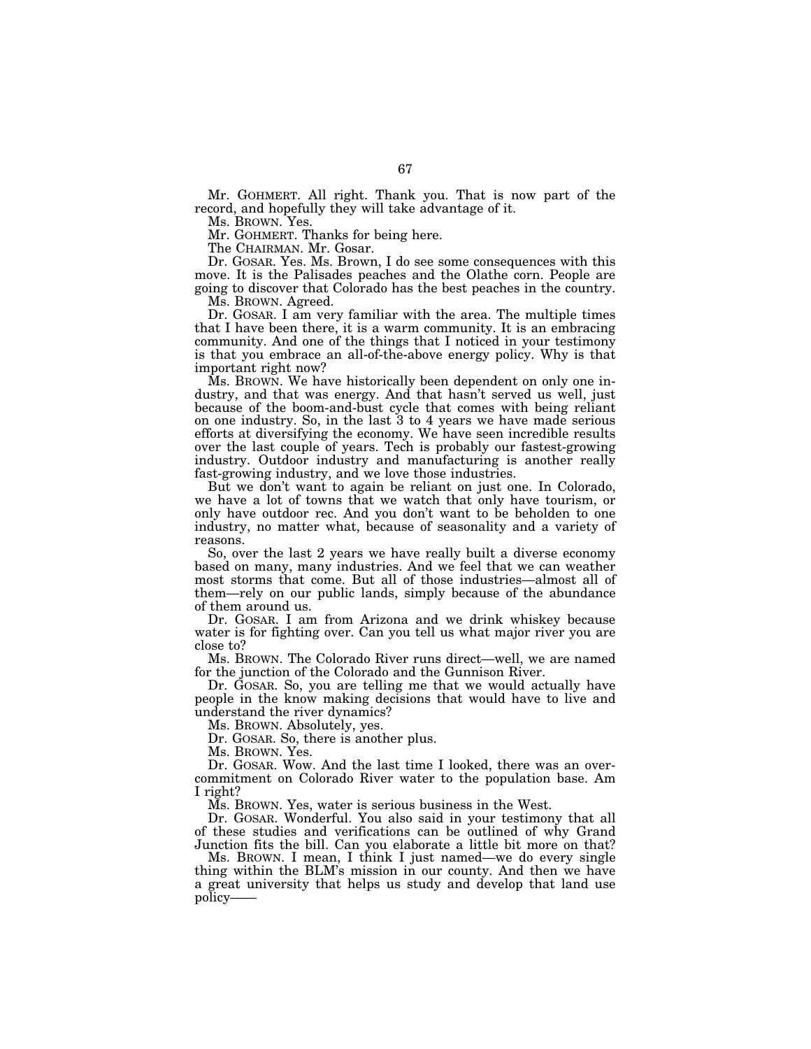Mr. GOHMERT. All right. Thank you. That is now part of the record, and hopefully they will take advantage of it.

Ms. BROWN. Yes.

Mr. GOHMERT. Thanks for being here.

The CHAIRMAN. Mr. Gosar.

Dr. GOSAR. Yes. Ms. Brown, I do see some consequences with this move. It is the Palisades peaches and the Olathe corn. People are going to discover that Colorado has the best peaches in the country.

Ms. BROWN. Agreed.

Dr. GOSAR. I am very familiar with the area. The multiple times that I have been there, it is a warm community. It is an embracing community. And one of the things that I noticed in your testimony is that you embrace an all-of-the-above energy policy. Why is that important right now?

Ms. BROWN. We have historically been dependent on only one industry, and that was energy. And that hasn't served us well, just because of the boom-and-bust cycle that comes with being reliant on one industry. So, in the last 3 to 4 years we have made serious efforts at diversifying the economy. We have seen incredible results over the last couple of years. Tech is probably our fastest-growing industry. Outdoor industry and manufacturing is another really fast-growing industry, and we love those industries.

But we don't want to again be reliant on just one. In Colorado, we have a lot of towns that we watch that only have tourism, or only have outdoor rec. And you don't want to be beholden to one industry, no matter what, because of seasonality and a variety of reasons.

So, over the last 2 years we have really built a diverse economy based on many, many industries. And we feel that we can weather most storms that come. But all of those industries—almost all of them—rely on our public lands, simply because of the abundance of them around us.

Dr. GOSAR. I am from Arizona and we drink whiskey because water is for fighting over. Can you tell us what major river you are close to?

Ms. BROWN. The Colorado River runs direct—well, we are named for the junction of the Colorado and the Gunnison River.

Dr. GOSAR. So, you are telling me that we would actually have people in the know making decisions that would have to live and understand the river dynamics?

Ms. BROWN. Absolutely, yes.

Dr. GOSAR. So, there is another plus.

Ms. BROWN. Yes.

Dr. GOSAR. Wow. And the last time I looked, there was an over-commitment on Colorado River water to the population base. Am I right?

Ms. BROWN. Yes, water is serious business in the West.

Dr. GOSAR. Wonderful. You also said in your testimony that all of these studies and verifications can be outlined of why Grand Junction fits the bill. Can you elaborate a little bit more on that?

Ms. BROWN. I mean, I think I just named—we do every single thing within the BLM's mission in our county. And then we have a great university that helps us study and develop that land use policy——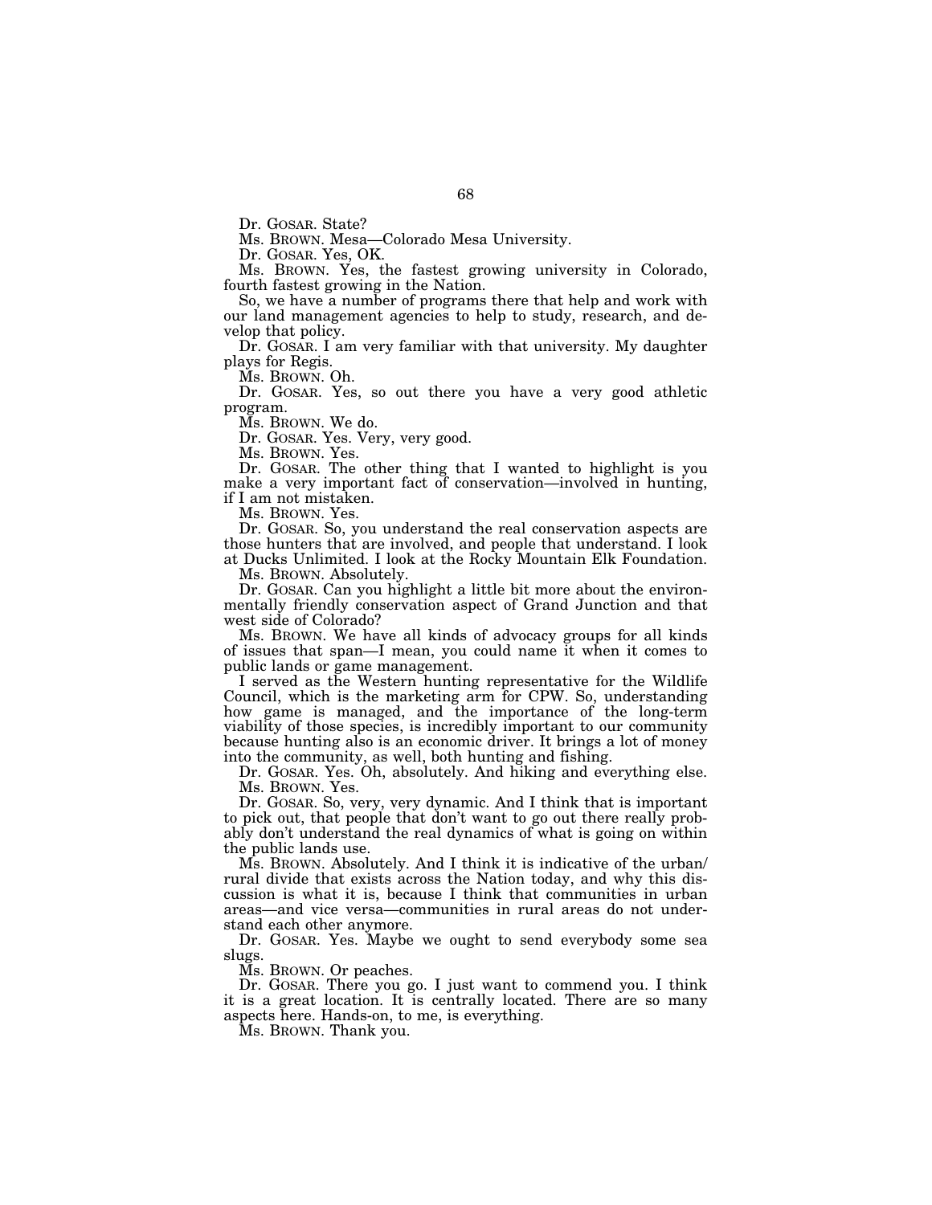Dr. GOSAR. State?

Ms. BROWN. Mesa—Colorado Mesa University.

Dr. GOSAR. Yes, OK.

Ms. BROWN. Yes, the fastest growing university in Colorado, fourth fastest growing in the Nation.

So, we have a number of programs there that help and work with our land management agencies to help to study, research, and develop that policy.

Dr. GOSAR. I am very familiar with that university. My daughter plays for Regis.

Ms. BROWN. Oh.

Dr. GOSAR. Yes, so out there you have a very good athletic program.

Ms. BROWN. We do.

Dr. GOSAR. Yes. Very, very good.

Ms. BROWN. Yes.

Dr. GOSAR. The other thing that I wanted to highlight is you make a very important fact of conservation—involved in hunting, if I am not mistaken.

Ms. BROWN. Yes.

Dr. GOSAR. So, you understand the real conservation aspects are those hunters that are involved, and people that understand. I look at Ducks Unlimited. I look at the Rocky Mountain Elk Foundation.

Ms. BROWN. Absolutely.

Dr. GOSAR. Can you highlight a little bit more about the environmentally friendly conservation aspect of Grand Junction and that west side of Colorado?

Ms. BROWN. We have all kinds of advocacy groups for all kinds of issues that span—I mean, you could name it when it comes to public lands or game management.

I served as the Western hunting representative for the Wildlife Council, which is the marketing arm for CPW. So, understanding how game is managed, and the importance of the long-term viability of those species, is incredibly important to our community because hunting also is an economic driver. It brings a lot of money into the community, as well, both hunting and fishing.

Dr. GOSAR. Yes. Oh, absolutely. And hiking and everything else.

Ms. BROWN. Yes.

Dr. GOSAR. So, very, very dynamic. And I think that is important to pick out, that people that don't want to go out there really probably don't understand the real dynamics of what is going on within the public lands use.

Ms. BROWN. Absolutely. And I think it is indicative of the urban/rural divide that exists across the Nation today, and why this discussion is what it is, because I think that communities in urban areas—and vice versa—communities in rural areas do not understand each other anymore.

Dr. GOSAR. Yes. Maybe we ought to send everybody some sea slugs.

Ms. BROWN. Or peaches.

Dr. GOSAR. There you go. I just want to commend you. I think it is a great location. It is centrally located. There are so many aspects here. Hands-on, to me, is everything.

Ms. BROWN. Thank you.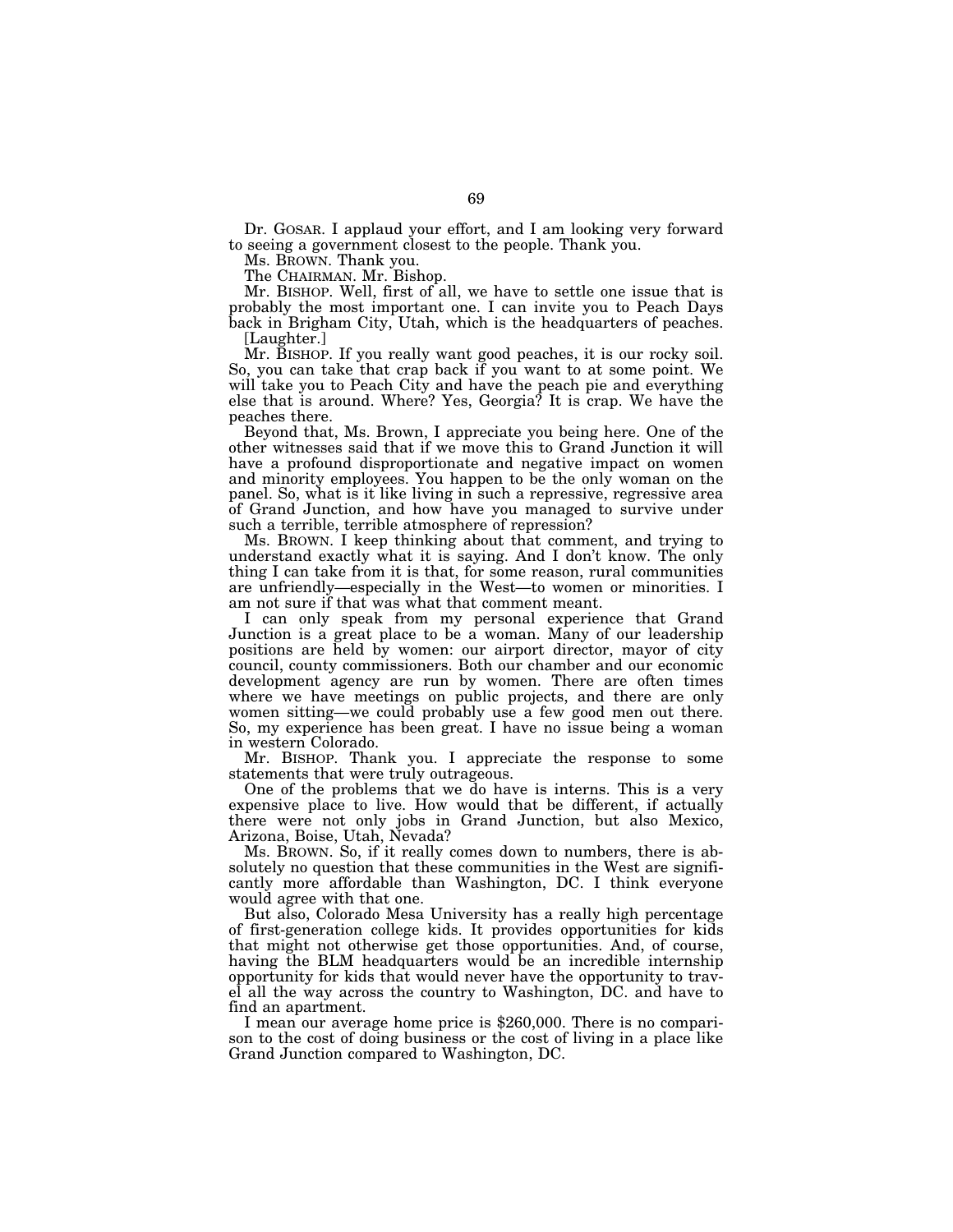Dr. GOSAR. I applaud your effort, and I am looking very forward to seeing a government closest to the people. Thank you.

Ms. BROWN. Thank you.

The CHAIRMAN. Mr. Bishop.

Mr. BISHOP. Well, first of all, we have to settle one issue that is probably the most important one. I can invite you to Peach Days back in Brigham City, Utah, which is the headquarters of peaches.

[Laughter.]

Mr. BISHOP. If you really want good peaches, it is our rocky soil. So, you can take that crap back if you want to at some point. We will take you to Peach City and have the peach pie and everything else that is around. Where? Yes, Georgia? It is crap. We have the peaches there.

Beyond that, Ms. Brown, I appreciate you being here. One of the other witnesses said that if we move this to Grand Junction it will have a profound disproportionate and negative impact on women and minority employees. You happen to be the only woman on the panel. So, what is it like living in such a repressive, regressive area of Grand Junction, and how have you managed to survive under such a terrible, terrible atmosphere of repression?

Ms. BROWN. I keep thinking about that comment, and trying to understand exactly what it is saying. And I don't know. The only thing I can take from it is that, for some reason, rural communities are unfriendly—especially in the West—to women or minorities. I am not sure if that was what that comment meant.

I can only speak from my personal experience that Grand Junction is a great place to be a woman. Many of our leadership positions are held by women: our airport director, mayor of city council, county commissioners. Both our chamber and our economic development agency are run by women. There are often times where we have meetings on public projects, and there are only women sitting—we could probably use a few good men out there. So, my experience has been great. I have no issue being a woman in western Colorado.

Mr. BISHOP. Thank you. I appreciate the response to some statements that were truly outrageous.

One of the problems that we do have is interns. This is a very expensive place to live. How would that be different, if actually there were not only jobs in Grand Junction, but also Mexico, Arizona, Boise, Utah, Nevada?

Ms. BROWN. So, if it really comes down to numbers, there is absolutely no question that these communities in the West are significantly more affordable than Washington, DC. I think everyone would agree with that one.

But also, Colorado Mesa University has a really high percentage of first-generation college kids. It provides opportunities for kids that might not otherwise get those opportunities. And, of course, having the BLM headquarters would be an incredible internship opportunity for kids that would never have the opportunity to travel all the way across the country to Washington, DC. and have to find an apartment.

I mean our average home price is $260,000. There is no comparison to the cost of doing business or the cost of living in a place like Grand Junction compared to Washington, DC.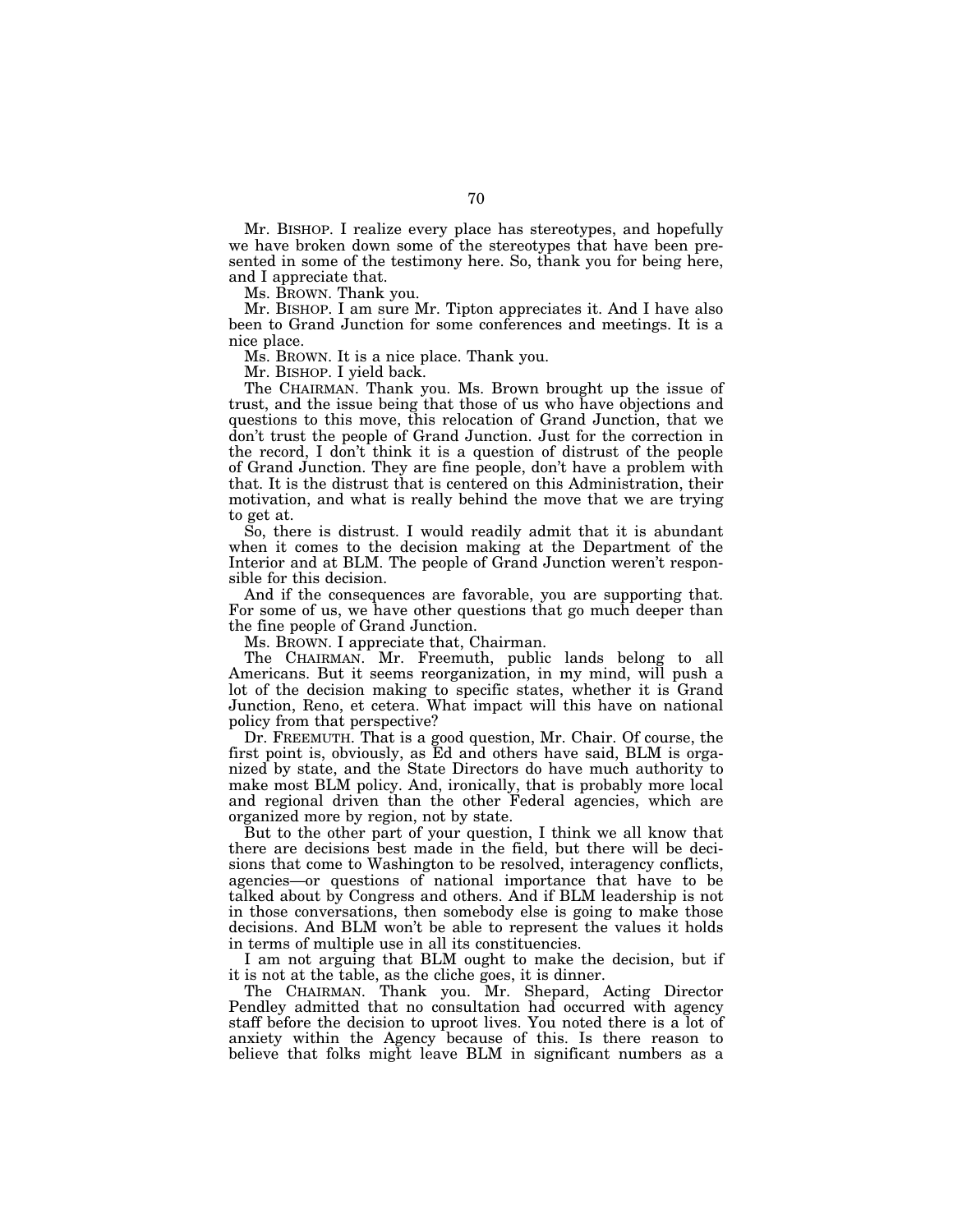Mr. BISHOP. I realize every place has stereotypes, and hopefully we have broken down some of the stereotypes that have been presented in some of the testimony here. So, thank you for being here, and I appreciate that.

Ms. BROWN. Thank you.

Mr. BISHOP. I am sure Mr. Tipton appreciates it. And I have also been to Grand Junction for some conferences and meetings. It is a nice place.

Ms. BROWN. It is a nice place. Thank you.

Mr. BISHOP. I yield back.

The CHAIRMAN. Thank you. Ms. Brown brought up the issue of trust, and the issue being that those of us who have objections and questions to this move, this relocation of Grand Junction, that we don't trust the people of Grand Junction. Just for the correction in the record, I don't think it is a question of distrust of the people of Grand Junction. They are fine people, don't have a problem with that. It is the distrust that is centered on this Administration, their motivation, and what is really behind the move that we are trying to get at.

So, there is distrust. I would readily admit that it is abundant when it comes to the decision making at the Department of the Interior and at BLM. The people of Grand Junction weren't responsible for this decision.

And if the consequences are favorable, you are supporting that. For some of us, we have other questions that go much deeper than the fine people of Grand Junction.

Ms. BROWN. I appreciate that, Chairman.

The CHAIRMAN. Mr. Freemuth, public lands belong to all Americans. But it seems reorganization, in my mind, will push a lot of the decision making to specific states, whether it is Grand Junction, Reno, et cetera. What impact will this have on national policy from that perspective?

Dr. FREEMUTH. That is a good question, Mr. Chair. Of course, the first point is, obviously, as Ed and others have said, BLM is organized by state, and the State Directors do have much authority to make most BLM policy. And, ironically, that is probably more local and regional driven than the other Federal agencies, which are organized more by region, not by state.

But to the other part of your question, I think we all know that there are decisions best made in the field, but there will be decisions that come to Washington to be resolved, interagency conflicts, agencies—or questions of national importance that have to be talked about by Congress and others. And if BLM leadership is not in those conversations, then somebody else is going to make those decisions. And BLM won't be able to represent the values it holds in terms of multiple use in all its constituencies.

I am not arguing that BLM ought to make the decision, but if it is not at the table, as the cliche goes, it is dinner.

The CHAIRMAN. Thank you. Mr. Shepard, Acting Director Pendley admitted that no consultation had occurred with agency staff before the decision to uproot lives. You noted there is a lot of anxiety within the Agency because of this. Is there reason to believe that folks might leave BLM in significant numbers as a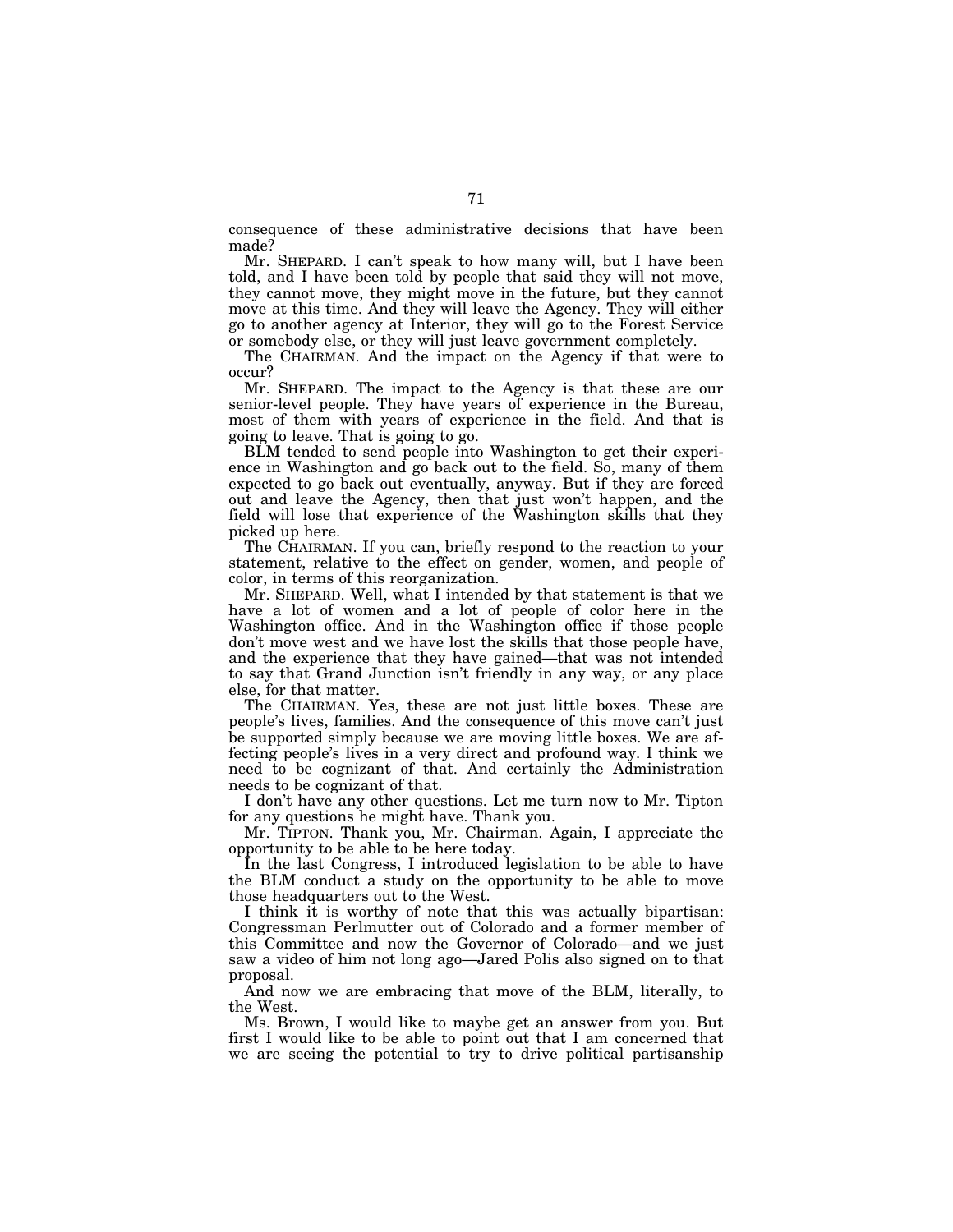consequence of these administrative decisions that have been made?

Mr. SHEPARD. I can't speak to how many will, but I have been told, and I have been told by people that said they will not move, they cannot move, they might move in the future, but they cannot move at this time. And they will leave the Agency. They will either go to another agency at Interior, they will go to the Forest Service or somebody else, or they will just leave government completely.

The CHAIRMAN. And the impact on the Agency if that were to occur?

Mr. SHEPARD. The impact to the Agency is that these are our senior-level people. They have years of experience in the Bureau, most of them with years of experience in the field. And that is going to leave. That is going to go.

BLM tended to send people into Washington to get their experience in Washington and go back out to the field. So, many of them expected to go back out eventually, anyway. But if they are forced out and leave the Agency, then that just won't happen, and the field will lose that experience of the Washington skills that they picked up here.

The CHAIRMAN. If you can, briefly respond to the reaction to your statement, relative to the effect on gender, women, and people of color, in terms of this reorganization.

Mr. SHEPARD. Well, what I intended by that statement is that we have a lot of women and a lot of people of color here in the Washington office. And in the Washington office if those people don't move west and we have lost the skills that those people have, and the experience that they have gained—that was not intended to say that Grand Junction isn't friendly in any way, or any place else, for that matter.

The CHAIRMAN. Yes, these are not just little boxes. These are people's lives, families. And the consequence of this move can't just be supported simply because we are moving little boxes. We are affecting people's lives in a very direct and profound way. I think we need to be cognizant of that. And certainly the Administration needs to be cognizant of that.

I don't have any other questions. Let me turn now to Mr. Tipton for any questions he might have. Thank you.

Mr. TIPTON. Thank you, Mr. Chairman. Again, I appreciate the opportunity to be able to be here today.

In the last Congress, I introduced legislation to be able to have the BLM conduct a study on the opportunity to be able to move those headquarters out to the West.

I think it is worthy of note that this was actually bipartisan: Congressman Perlmutter out of Colorado and a former member of this Committee and now the Governor of Colorado—and we just saw a video of him not long ago—Jared Polis also signed on to that proposal.

And now we are embracing that move of the BLM, literally, to the West.

Ms. Brown, I would like to maybe get an answer from you. But first I would like to be able to point out that I am concerned that we are seeing the potential to try to drive political partisanship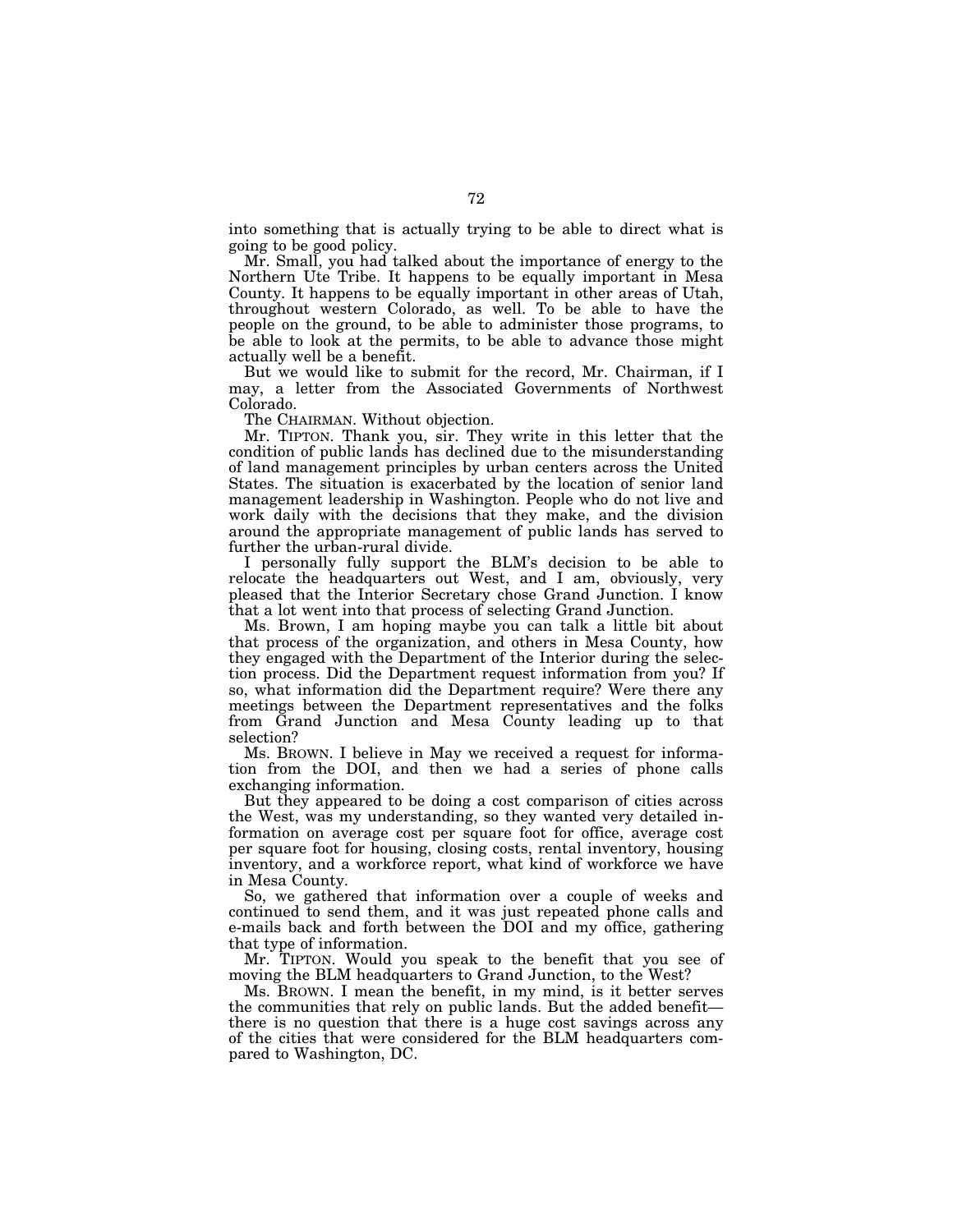into something that is actually trying to be able to direct what is going to be good policy.

Mr. Small, you had talked about the importance of energy to the Northern Ute Tribe. It happens to be equally important in Mesa County. It happens to be equally important in other areas of Utah, throughout western Colorado, as well. To be able to have the people on the ground, to be able to administer those programs, to be able to look at the permits, to be able to advance those might actually well be a benefit.

But we would like to submit for the record, Mr. Chairman, if I may, a letter from the Associated Governments of Northwest Colorado.

The CHAIRMAN. Without objection.

Mr. TIPTON. Thank you, sir. They write in this letter that the condition of public lands has declined due to the misunderstanding of land management principles by urban centers across the United States. The situation is exacerbated by the location of senior land management leadership in Washington. People who do not live and work daily with the decisions that they make, and the division around the appropriate management of public lands has served to further the urban-rural divide.

I personally fully support the BLM's decision to be able to relocate the headquarters out West, and I am, obviously, very pleased that the Interior Secretary chose Grand Junction. I know that a lot went into that process of selecting Grand Junction.

Ms. Brown, I am hoping maybe you can talk a little bit about that process of the organization, and others in Mesa County, how they engaged with the Department of the Interior during the selection process. Did the Department request information from you? If so, what information did the Department require? Were there any meetings between the Department representatives and the folks from Grand Junction and Mesa County leading up to that selection?

Ms. BROWN. I believe in May we received a request for information from the DOI, and then we had a series of phone calls exchanging information.

But they appeared to be doing a cost comparison of cities across the West, was my understanding, so they wanted very detailed information on average cost per square foot for office, average cost per square foot for housing, closing costs, rental inventory, housing inventory, and a workforce report, what kind of workforce we have in Mesa County.

So, we gathered that information over a couple of weeks and continued to send them, and it was just repeated phone calls and e-mails back and forth between the DOI and my office, gathering that type of information.

Mr. TIPTON. Would you speak to the benefit that you see of moving the BLM headquarters to Grand Junction, to the West?

Ms. BROWN. I mean the benefit, in my mind, is it better serves the communities that rely on public lands. But the added benefit—there is no question that there is a huge cost savings across any of the cities that were considered for the BLM headquarters compared to Washington, DC.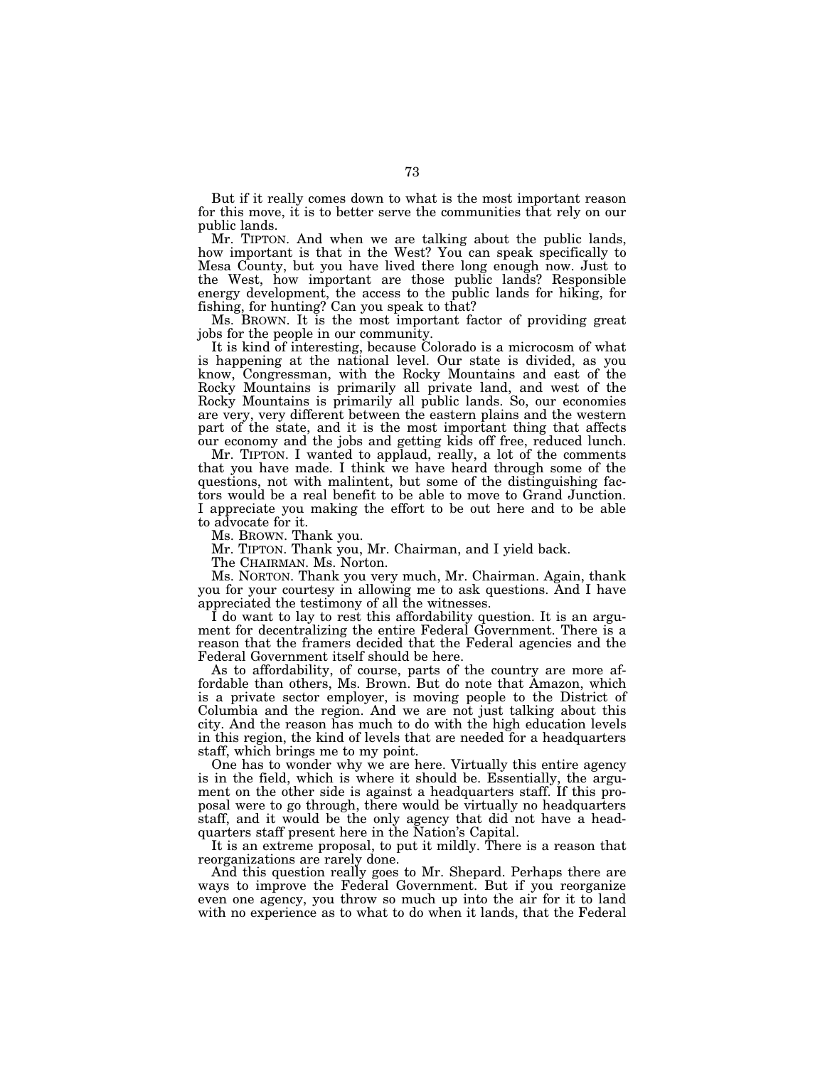But if it really comes down to what is the most important reason for this move, it is to better serve the communities that rely on our public lands.

Mr. TIPTON. And when we are talking about the public lands, how important is that in the West? You can speak specifically to Mesa County, but you have lived there long enough now. Just to the West, how important are those public lands? Responsible energy development, the access to the public lands for hiking, for fishing, for hunting? Can you speak to that?

Ms. BROWN. It is the most important factor of providing great jobs for the people in our community.

It is kind of interesting, because Colorado is a microcosm of what is happening at the national level. Our state is divided, as you know, Congressman, with the Rocky Mountains and east of the Rocky Mountains is primarily all private land, and west of the Rocky Mountains is primarily all public lands. So, our economies are very, very different between the eastern plains and the western part of the state, and it is the most important thing that affects our economy and the jobs and getting kids off free, reduced lunch.

Mr. TIPTON. I wanted to applaud, really, a lot of the comments that you have made. I think we have heard through some of the questions, not with malintent, but some of the distinguishing factors would be a real benefit to be able to move to Grand Junction. I appreciate you making the effort to be out here and to be able to advocate for it.

Ms. BROWN. Thank you.

Mr. TIPTON. Thank you, Mr. Chairman, and I yield back.

The CHAIRMAN. Ms. Norton.

Ms. NORTON. Thank you very much, Mr. Chairman. Again, thank you for your courtesy in allowing me to ask questions. And I have appreciated the testimony of all the witnesses.

I do want to lay to rest this affordability question. It is an argument for decentralizing the entire Federal Government. There is a reason that the framers decided that the Federal agencies and the Federal Government itself should be here.

As to affordability, of course, parts of the country are more affordable than others, Ms. Brown. But do note that Amazon, which is a private sector employer, is moving people to the District of Columbia and the region. And we are not just talking about this city. And the reason has much to do with the high education levels in this region, the kind of levels that are needed for a headquarters staff, which brings me to my point.

One has to wonder why we are here. Virtually this entire agency is in the field, which is where it should be. Essentially, the argument on the other side is against a headquarters staff. If this proposal were to go through, there would be virtually no headquarters staff, and it would be the only agency that did not have a headquarters staff present here in the Nation's Capital.

It is an extreme proposal, to put it mildly. There is a reason that reorganizations are rarely done.

And this question really goes to Mr. Shepard. Perhaps there are ways to improve the Federal Government. But if you reorganize even one agency, you throw so much up into the air for it to land with no experience as to what to do when it lands, that the Federal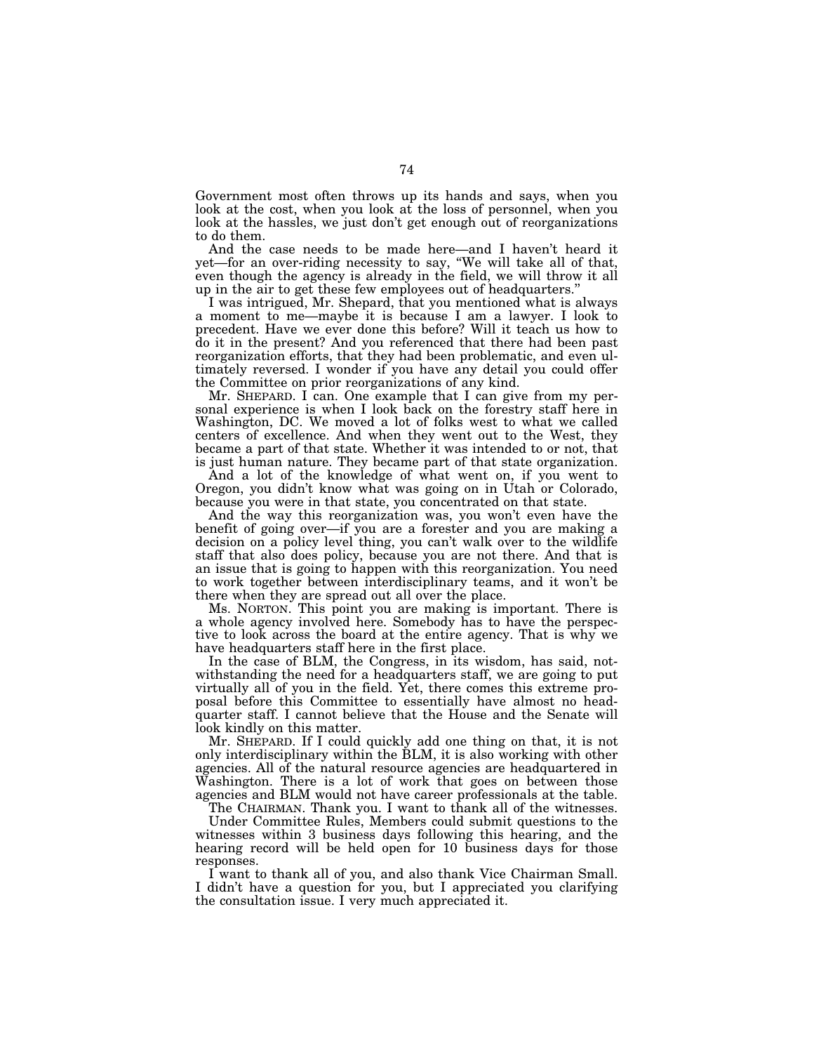Government most often throws up its hands and says, when you look at the cost, when you look at the loss of personnel, when you look at the hassles, we just don't get enough out of reorganizations to do them.

And the case needs to be made here—and I haven't heard it yet—for an over-riding necessity to say, "We will take all of that, even though the agency is already in the field, we will throw it all up in the air to get these few employees out of headquarters."

I was intrigued, Mr. Shepard, that you mentioned what is always a moment to me—maybe it is because I am a lawyer. I look to precedent. Have we ever done this before? Will it teach us how to do it in the present? And you referenced that there had been past reorganization efforts, that they had been problematic, and even ultimately reversed. I wonder if you have any detail you could offer the Committee on prior reorganizations of any kind.

Mr. SHEPARD. I can. One example that I can give from my personal experience is when I look back on the forestry staff here in Washington, DC. We moved a lot of folks west to what we called centers of excellence. And when they went out to the West, they became a part of that state. Whether it was intended to or not, that is just human nature. They became part of that state organization.

And a lot of the knowledge of what went on, if you went to Oregon, you didn't know what was going on in Utah or Colorado, because you were in that state, you concentrated on that state.

And the way this reorganization was, you won't even have the benefit of going over—if you are a forester and you are making a decision on a policy level thing, you can't walk over to the wildlife staff that also does policy, because you are not there. And that is an issue that is going to happen with this reorganization. You need to work together between interdisciplinary teams, and it won't be there when they are spread out all over the place.

Ms. NORTON. This point you are making is important. There is a whole agency involved here. Somebody has to have the perspective to look across the board at the entire agency. That is why we have headquarters staff here in the first place.

In the case of BLM, the Congress, in its wisdom, has said, notwithstanding the need for a headquarters staff, we are going to put virtually all of you in the field. Yet, there comes this extreme proposal before this Committee to essentially have almost no headquarter staff. I cannot believe that the House and the Senate will look kindly on this matter.

Mr. SHEPARD. If I could quickly add one thing on that, it is not only interdisciplinary within the BLM, it is also working with other agencies. All of the natural resource agencies are headquartered in Washington. There is a lot of work that goes on between those agencies and BLM would not have career professionals at the table.

The CHAIRMAN. Thank you. I want to thank all of the witnesses.

Under Committee Rules, Members could submit questions to the witnesses within 3 business days following this hearing, and the hearing record will be held open for 10 business days for those responses.

I want to thank all of you, and also thank Vice Chairman Small. I didn't have a question for you, but I appreciated you clarifying the consultation issue. I very much appreciated it.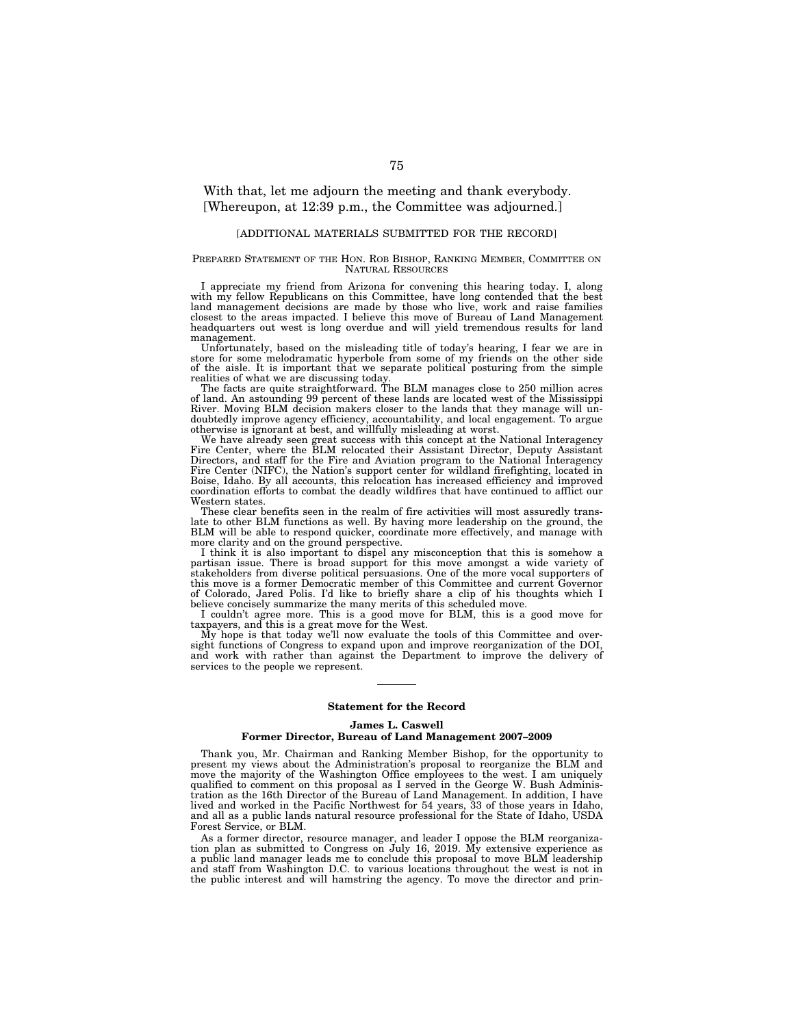With that, let me adjourn the meeting and thank everybody.

[Whereupon, at 12:39 p.m., the Committee was adjourned.]

[ADDITIONAL MATERIALS SUBMITTED FOR THE RECORD]

PREPARED STATEMENT OF THE HON. ROB BISHOP, RANKING MEMBER, COMMITTEE ON NATURAL RESOURCES

I appreciate my friend from Arizona for convening this hearing today. I, along with my fellow Republicans on this Committee, have long contended that the best land management decisions are made by those who live, work and raise families closest to the areas impacted. I believe this move of Bureau of Land Management headquarters out west is long overdue and will yield tremendous results for land management.

Unfortunately, based on the misleading title of today's hearing, I fear we are in store for some melodramatic hyperbole from some of my friends on the other side of the aisle. It is important that we separate political posturing from the simple realities of what we are discussing today.

The facts are quite straightforward. The BLM manages close to 250 million acres of land. An astounding 99 percent of these lands are located west of the Mississippi River. Moving BLM decision makers closer to the lands that they manage will undoubtedly improve agency efficiency, accountability, and local engagement. To argue otherwise is ignorant at best, and willfully misleading at worst.

We have already seen great success with this concept at the National Interagency Fire Center, where the BLM relocated their Assistant Director, Deputy Assistant Directors, and staff for the Fire and Aviation program to the National Interagency Fire Center (NIFC), the Nation's support center for wildland firefighting, located in Boise, Idaho. By all accounts, this relocation has increased efficiency and improved coordination efforts to combat the deadly wildfires that have continued to afflict our Western states.

These clear benefits seen in the realm of fire activities will most assuredly translate to other BLM functions as well. By having more leadership on the ground, the BLM will be able to respond quicker, coordinate more effectively, and manage with more clarity and on the ground perspective.

I think it is also important to dispel any misconception that this is somehow a partisan issue. There is broad support for this move amongst a wide variety of stakeholders from diverse political persuasions. One of the more vocal supporters of this move is a former Democratic member of this Committee and current Governor of Colorado, Jared Polis. I'd like to briefly share a clip of his thoughts which I believe concisely summarize the many merits of this scheduled move.

I couldn't agree more. This is a good move for BLM, this is a good move for taxpayers, and this is a great move for the West.

My hope is that today we'll now evaluate the tools of this Committee and oversight functions of Congress to expand upon and improve reorganization of the DOI, and work with rather than against the Department to improve the delivery of services to the people we represent.

---

**Statement for the Record**

**James L. Caswell**
**Former Director, Bureau of Land Management 2007–2009**

Thank you, Mr. Chairman and Ranking Member Bishop, for the opportunity to present my views about the Administration's proposal to reorganize the BLM and move the majority of the Washington Office employees to the west. I am uniquely qualified to comment on this proposal as I served in the George W. Bush Administration as the 16th Director of the Bureau of Land Management. In addition, I have lived and worked in the Pacific Northwest for 54 years, 33 of those years in Idaho, and all as a public lands natural resource professional for the State of Idaho, USDA Forest Service, or BLM.

As a former director, resource manager, and leader I oppose the BLM reorganization plan as submitted to Congress on July 16, 2019. My extensive experience as a public land manager leads me to conclude this proposal to move BLM leadership and staff from Washington D.C. to various locations throughout the west is not in the public interest and will hamstring the agency. To move the director and prin-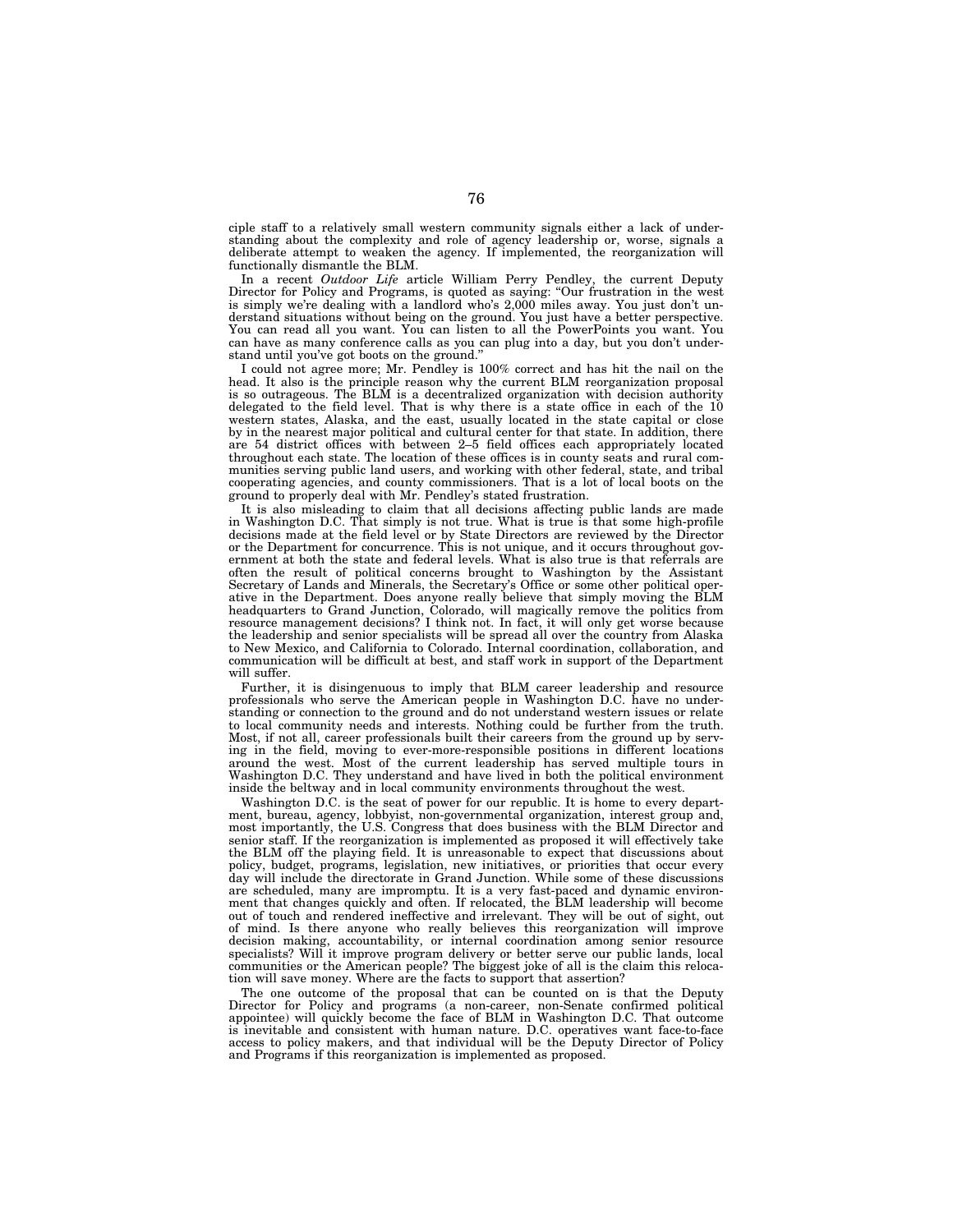ciple staff to a relatively small western community signals either a lack of understanding about the complexity and role of agency leadership or, worse, signals a deliberate attempt to weaken the agency. If implemented, the reorganization will functionally dismantle the BLM.

In a recent *Outdoor Life* article William Perry Pendley, the current Deputy Director for Policy and Programs, is quoted as saying: "Our frustration in the west is simply we're dealing with a landlord who's 2,000 miles away. You just don't understand situations without being on the ground. You just have a better perspective. You can read all you want. You can listen to all the PowerPoints you want. You can have as many conference calls as you can plug into a day, but you don't understand until you've got boots on the ground."

I could not agree more; Mr. Pendley is 100% correct and has hit the nail on the head. It also is the principle reason why the current BLM reorganization proposal is so outrageous. The BLM is a decentralized organization with decision authority delegated to the field level. That is why there is a state office in each of the 10 western states, Alaska, and the east, usually located in the state capital or close by in the nearest major political and cultural center for that state. In addition, there are 54 district offices with between 2–5 field offices each appropriately located throughout each state. The location of these offices is in county seats and rural communities serving public land users, and working with other federal, state, and tribal cooperating agencies, and county commissioners. That is a lot of local boots on the ground to properly deal with Mr. Pendley's stated frustration.

It is also misleading to claim that all decisions affecting public lands are made in Washington D.C. That simply is not true. What is true is that some high-profile decisions made at the field level or by State Directors are reviewed by the Director or the Department for concurrence. This is not unique, and it occurs throughout government at both the state and federal levels. What is also true is that referrals are often the result of political concerns brought to Washington by the Assistant Secretary of Lands and Minerals, the Secretary's Office or some other political operative in the Department. Does anyone really believe that simply moving the BLM headquarters to Grand Junction, Colorado, will magically remove the politics from resource management decisions? I think not. In fact, it will only get worse because the leadership and senior specialists will be spread all over the country from Alaska to New Mexico, and California to Colorado. Internal coordination, collaboration, and communication will be difficult at best, and staff work in support of the Department will suffer.

Further, it is disingenuous to imply that BLM career leadership and resource professionals who serve the American people in Washington D.C. have no understanding or connection to the ground and do not understand western issues or relate to local community needs and interests. Nothing could be further from the truth. Most, if not all, career professionals built their careers from the ground up by serving in the field, moving to ever-more-responsible positions in different locations around the west. Most of the current leadership has served multiple tours in Washington D.C. They understand and have lived in both the political environment inside the beltway and in local community environments throughout the west.

Washington D.C. is the seat of power for our republic. It is home to every department, bureau, agency, lobbyist, non-governmental organization, interest group and, most importantly, the U.S. Congress that does business with the BLM Director and senior staff. If the reorganization is implemented as proposed it will effectively take the BLM off the playing field. It is unreasonable to expect that discussions about policy, budget, programs, legislation, new initiatives, or priorities that occur every day will include the directorate in Grand Junction. While some of these discussions are scheduled, many are impromptu. It is a very fast-paced and dynamic environment that changes quickly and often. If relocated, the BLM leadership will become out of touch and rendered ineffective and irrelevant. They will be out of sight, out of mind. Is there anyone who really believes this reorganization will improve decision making, accountability, or internal coordination among senior resource specialists? Will it improve program delivery or better serve our public lands, local communities or the American people? The biggest joke of all is the claim this relocation will save money. Where are the facts to support that assertion?

The one outcome of the proposal that can be counted on is that the Deputy Director for Policy and programs (a non-career, non-Senate confirmed political appointee) will quickly become the face of BLM in Washington D.C. That outcome is inevitable and consistent with human nature. D.C. operatives want face-to-face access to policy makers, and that individual will be the Deputy Director of Policy and Programs if this reorganization is implemented as proposed.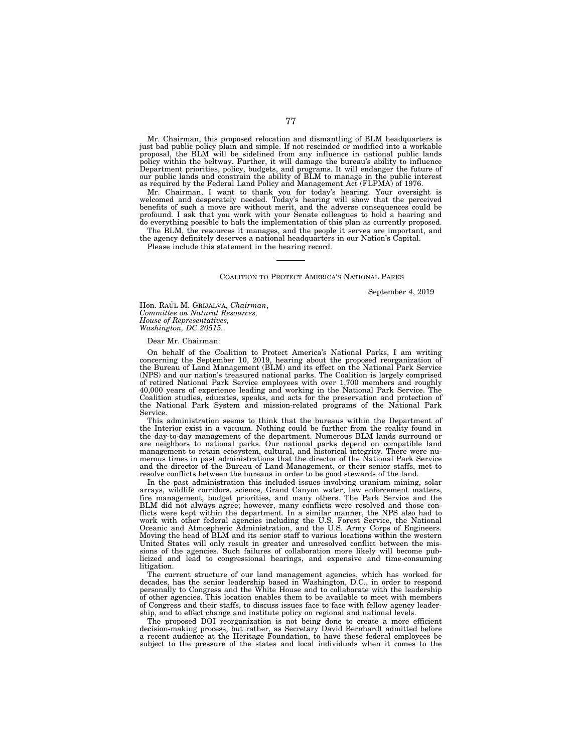Mr. Chairman, this proposed relocation and dismantling of BLM headquarters is just bad public policy plain and simple. If not rescinded or modified into a workable proposal, the BLM will be sidelined from any influence in national public lands policy within the beltway. Further, it will damage the bureau's ability to influence Department priorities, policy, budgets, and programs. It will endanger the future of our public lands and constrain the ability of BLM to manage in the public interest as required by the Federal Land Policy and Management Act (FLPMA) of 1976.

Mr. Chairman, I want to thank you for today's hearing. Your oversight is welcomed and desperately needed. Today's hearing will show that the perceived benefits of such a move are without merit, and the adverse consequences could be profound. I ask that you work with your Senate colleagues to hold a hearing and do everything possible to halt the implementation of this plan as currently proposed.

The BLM, the resources it manages, and the people it serves are important, and the agency definitely deserves a national headquarters in our Nation's Capital.

Please include this statement in the hearing record.

---

COALITION TO PROTECT AMERICA'S NATIONAL PARKS

September 4, 2019

Hon. RAÚL M. GRIJALVA, *Chairman*,
*Committee on Natural Resources,*
*House of Representatives,*
*Washington, DC 20515.*

Dear Mr. Chairman:

On behalf of the Coalition to Protect America's National Parks, I am writing concerning the September 10, 2019, hearing about the proposed reorganization of the Bureau of Land Management (BLM) and its effect on the National Park Service (NPS) and our nation's treasured national parks. The Coalition is largely comprised of retired National Park Service employees with over 1,700 members and roughly 40,000 years of experience leading and working in the National Park Service. The Coalition studies, educates, speaks, and acts for the preservation and protection of the National Park System and mission-related programs of the National Park Service.

This administration seems to think that the bureaus within the Department of the Interior exist in a vacuum. Nothing could be further from the reality found in the day-to-day management of the department. Numerous BLM lands surround or are neighbors to national parks. Our national parks depend on compatible land management to retain ecosystem, cultural, and historical integrity. There were numerous times in past administrations that the director of the National Park Service and the director of the Bureau of Land Management, or their senior staffs, met to resolve conflicts between the bureaus in order to be good stewards of the land.

In the past administration this included issues involving uranium mining, solar arrays, wildlife corridors, science, Grand Canyon water, law enforcement matters, fire management, budget priorities, and many others. The Park Service and the BLM did not always agree; however, many conflicts were resolved and those conflicts were kept within the department. In a similar manner, the NPS also had to work with other federal agencies including the U.S. Forest Service, the National Oceanic and Atmospheric Administration, and the U.S. Army Corps of Engineers. Moving the head of BLM and its senior staff to various locations within the western United States will only result in greater and unresolved conflict between the missions of the agencies. Such failures of collaboration more likely will become publicized and lead to congressional hearings, and expensive and time-consuming litigation.

The current structure of our land management agencies, which has worked for decades, has the senior leadership based in Washington, D.C., in order to respond personally to Congress and the White House and to collaborate with the leadership of other agencies. This location enables them to be available to meet with members of Congress and their staffs, to discuss issues face to face with fellow agency leadership, and to effect change and institute policy on regional and national levels.

The proposed DOI reorganization is not being done to create a more efficient decision-making process, but rather, as Secretary David Bernhardt admitted before a recent audience at the Heritage Foundation, to have these federal employees be subject to the pressure of the states and local individuals when it comes to the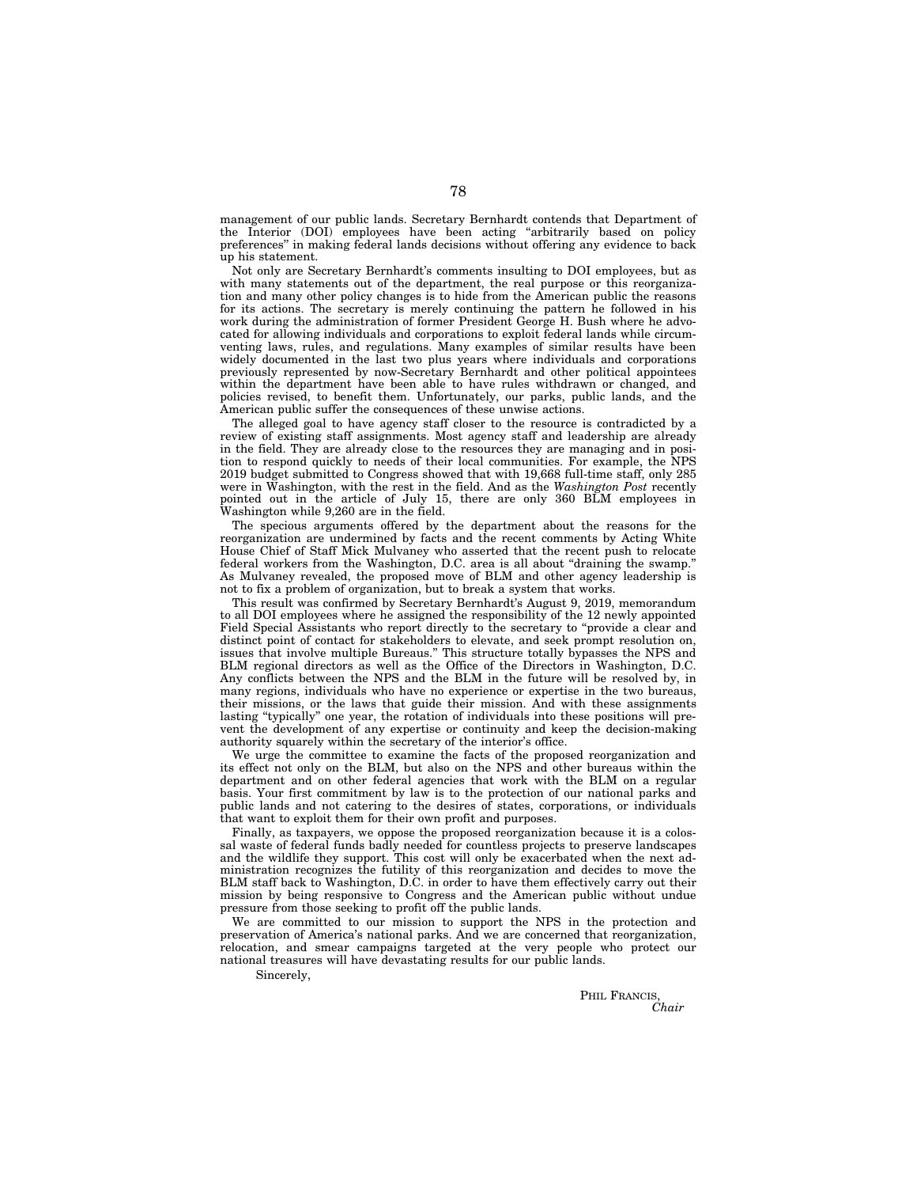management of our public lands. Secretary Bernhardt contends that Department of the Interior (DOI) employees have been acting "arbitrarily based on policy preferences" in making federal lands decisions without offering any evidence to back up his statement.

Not only are Secretary Bernhardt's comments insulting to DOI employees, but as with many statements out of the department, the real purpose or this reorganization and many other policy changes is to hide from the American public the reasons for its actions. The secretary is merely continuing the pattern he followed in his work during the administration of former President George H. Bush where he advocated for allowing individuals and corporations to exploit federal lands while circumventing laws, rules, and regulations. Many examples of similar results have been widely documented in the last two plus years where individuals and corporations previously represented by now-Secretary Bernhardt and other political appointees within the department have been able to have rules withdrawn or changed, and policies revised, to benefit them. Unfortunately, our parks, public lands, and the American public suffer the consequences of these unwise actions.

The alleged goal to have agency staff closer to the resource is contradicted by a review of existing staff assignments. Most agency staff and leadership are already in the field. They are already close to the resources they are managing and in position to respond quickly to needs of their local communities. For example, the NPS 2019 budget submitted to Congress showed that with 19,668 full-time staff, only 285 were in Washington, with the rest in the field. And as the *Washington Post* recently pointed out in the article of July 15, there are only 360 BLM employees in Washington while 9,260 are in the field.

The specious arguments offered by the department about the reasons for the reorganization are undermined by facts and the recent comments by Acting White House Chief of Staff Mick Mulvaney who asserted that the recent push to relocate federal workers from the Washington, D.C. area is all about "draining the swamp." As Mulvaney revealed, the proposed move of BLM and other agency leadership is not to fix a problem of organization, but to break a system that works.

This result was confirmed by Secretary Bernhardt's August 9, 2019, memorandum to all DOI employees where he assigned the responsibility of the 12 newly appointed Field Special Assistants who report directly to the secretary to "provide a clear and distinct point of contact for stakeholders to elevate, and seek prompt resolution on, issues that involve multiple Bureaus." This structure totally bypasses the NPS and BLM regional directors as well as the Office of the Directors in Washington, D.C. Any conflicts between the NPS and the BLM in the future will be resolved by, in many regions, individuals who have no experience or expertise in the two bureaus, their missions, or the laws that guide their mission. And with these assignments lasting "typically" one year, the rotation of individuals into these positions will prevent the development of any expertise or continuity and keep the decision-making authority squarely within the secretary of the interior's office.

We urge the committee to examine the facts of the proposed reorganization and its effect not only on the BLM, but also on the NPS and other bureaus within the department and on other federal agencies that work with the BLM on a regular basis. Your first commitment by law is to the protection of our national parks and public lands and not catering to the desires of states, corporations, or individuals that want to exploit them for their own profit and purposes.

Finally, as taxpayers, we oppose the proposed reorganization because it is a colossal waste of federal funds badly needed for countless projects to preserve landscapes and the wildlife they support. This cost will only be exacerbated when the next administration recognizes the futility of this reorganization and decides to move the BLM staff back to Washington, D.C. in order to have them effectively carry out their mission by being responsive to Congress and the American public without undue pressure from those seeking to profit off the public lands.

We are committed to our mission to support the NPS in the protection and preservation of America's national parks. And we are concerned that reorganization, relocation, and smear campaigns targeted at the very people who protect our national treasures will have devastating results for our public lands.

Sincerely,

PHIL FRANCIS,
*Chair*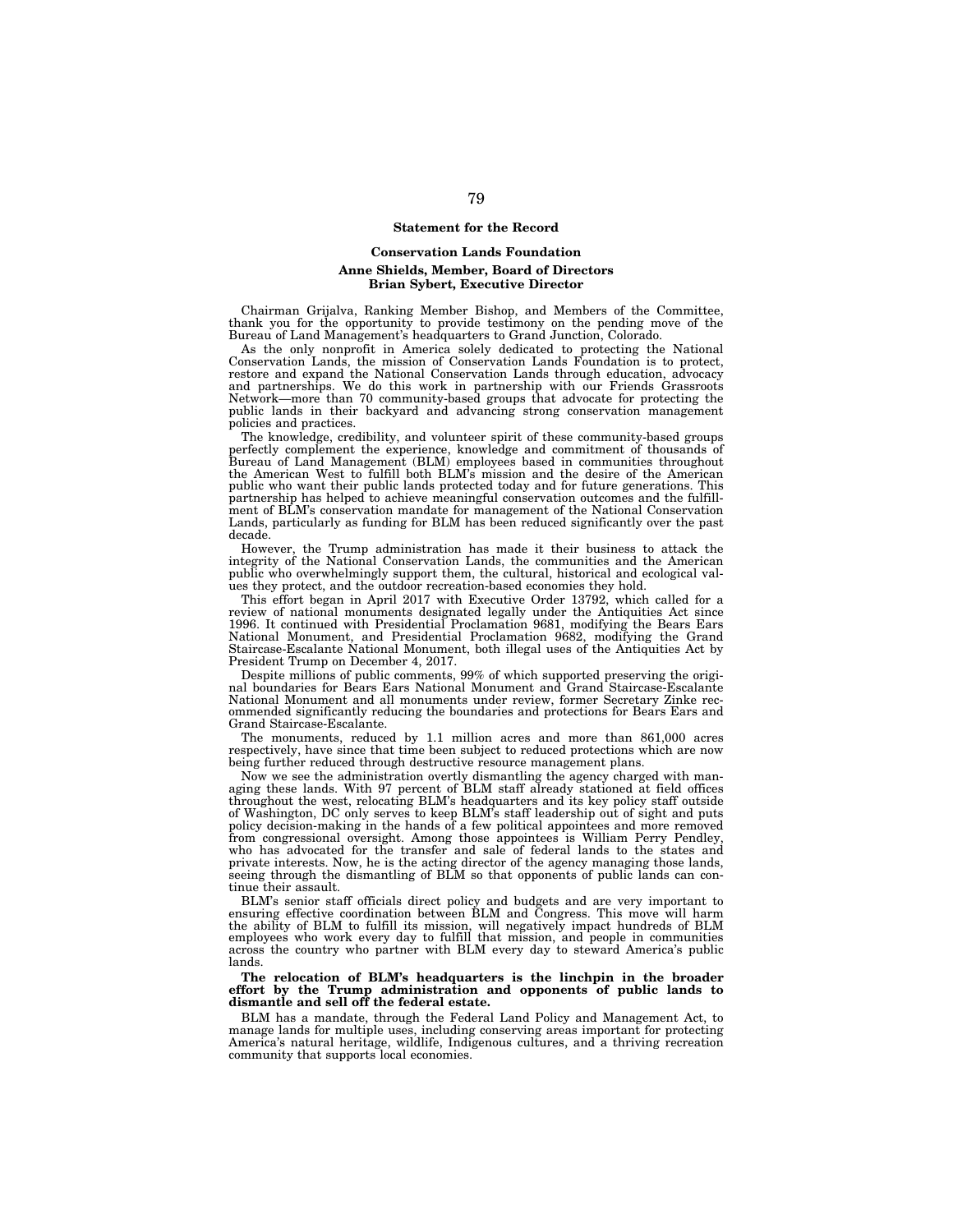**Statement for the Record**

**Conservation Lands Foundation**

**Anne Shields, Member, Board of Directors**
**Brian Sybert, Executive Director**

Chairman Grijalva, Ranking Member Bishop, and Members of the Committee, thank you for the opportunity to provide testimony on the pending move of the Bureau of Land Management's headquarters to Grand Junction, Colorado.

As the only nonprofit in America solely dedicated to protecting the National Conservation Lands, the mission of Conservation Lands Foundation is to protect, restore and expand the National Conservation Lands through education, advocacy and partnerships. We do this work in partnership with our Friends Grassroots Network—more than 70 community-based groups that advocate for protecting the public lands in their backyard and advancing strong conservation management policies and practices.

The knowledge, credibility, and volunteer spirit of these community-based groups perfectly complement the experience, knowledge and commitment of thousands of Bureau of Land Management (BLM) employees based in communities throughout the American West to fulfill both BLM's mission and the desire of the American public who want their public lands protected today and for future generations. This partnership has helped to achieve meaningful conservation outcomes and the fulfillment of BLM's conservation mandate for management of the National Conservation Lands, particularly as funding for BLM has been reduced significantly over the past decade.

However, the Trump administration has made it their business to attack the integrity of the National Conservation Lands, the communities and the American public who overwhelmingly support them, the cultural, historical and ecological values they protect, and the outdoor recreation-based economies they hold.

This effort began in April 2017 with Executive Order 13792, which called for a review of national monuments designated legally under the Antiquities Act since 1996. It continued with Presidential Proclamation 9681, modifying the Bears Ears National Monument, and Presidential Proclamation 9682, modifying the Grand Staircase-Escalante National Monument, both illegal uses of the Antiquities Act by President Trump on December 4, 2017.

Despite millions of public comments, 99% of which supported preserving the original boundaries for Bears Ears National Monument and Grand Staircase-Escalante National Monument and all monuments under review, former Secretary Zinke recommended significantly reducing the boundaries and protections for Bears Ears and Grand Staircase-Escalante.

The monuments, reduced by 1.1 million acres and more than 861,000 acres respectively, have since that time been subject to reduced protections which are now being further reduced through destructive resource management plans.

Now we see the administration overtly dismantling the agency charged with managing these lands. With 97 percent of BLM staff already stationed at field offices throughout the west, relocating BLM's headquarters and its key policy staff outside of Washington, DC only serves to keep BLM's staff leadership out of sight and puts policy decision-making in the hands of a few political appointees and more removed from congressional oversight. Among those appointees is William Perry Pendley, who has advocated for the transfer and sale of federal lands to the states and private interests. Now, he is the acting director of the agency managing those lands, seeing through the dismantling of BLM so that opponents of public lands can continue their assault.

BLM's senior staff officials direct policy and budgets and are very important to ensuring effective coordination between BLM and Congress. This move will harm the ability of BLM to fulfill its mission, will negatively impact hundreds of BLM employees who work every day to fulfill that mission, and people in communities across the country who partner with BLM every day to steward America's public lands.

**The relocation of BLM's headquarters is the linchpin in the broader effort by the Trump administration and opponents of public lands to dismantle and sell off the federal estate.**

BLM has a mandate, through the Federal Land Policy and Management Act, to manage lands for multiple uses, including conserving areas important for protecting America's natural heritage, wildlife, Indigenous cultures, and a thriving recreation community that supports local economies.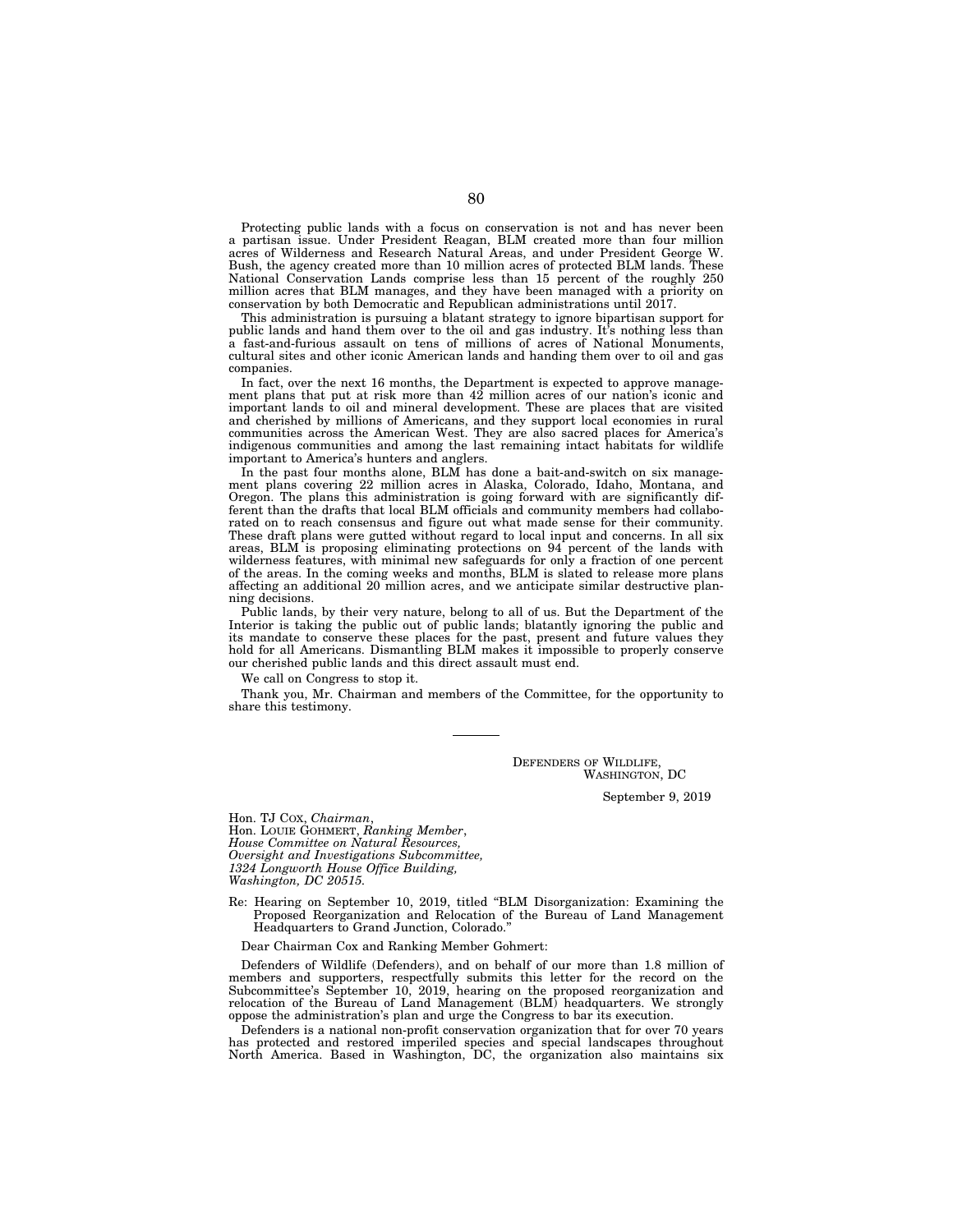Protecting public lands with a focus on conservation is not and has never been a partisan issue. Under President Reagan, BLM created more than four million acres of Wilderness and Research Natural Areas, and under President George W. Bush, the agency created more than 10 million acres of protected BLM lands. These National Conservation Lands comprise less than 15 percent of the roughly 250 million acres that BLM manages, and they have been managed with a priority on conservation by both Democratic and Republican administrations until 2017.

This administration is pursuing a blatant strategy to ignore bipartisan support for public lands and hand them over to the oil and gas industry. It's nothing less than a fast-and-furious assault on tens of millions of acres of National Monuments, cultural sites and other iconic American lands and handing them over to oil and gas companies.

In fact, over the next 16 months, the Department is expected to approve management plans that put at risk more than 42 million acres of our nation's iconic and important lands to oil and mineral development. These are places that are visited and cherished by millions of Americans, and they support local economies in rural communities across the American West. They are also sacred places for America's indigenous communities and among the last remaining intact habitats for wildlife important to America's hunters and anglers.

In the past four months alone, BLM has done a bait-and-switch on six management plans covering 22 million acres in Alaska, Colorado, Idaho, Montana, and Oregon. The plans this administration is going forward with are significantly different than the drafts that local BLM officials and community members had collaborated on to reach consensus and figure out what made sense for their community. These draft plans were gutted without regard to local input and concerns. In all six areas, BLM is proposing eliminating protections on 94 percent of the lands with wilderness features, with minimal new safeguards for only a fraction of one percent of the areas. In the coming weeks and months, BLM is slated to release more plans affecting an additional 20 million acres, and we anticipate similar destructive planning decisions.

Public lands, by their very nature, belong to all of us. But the Department of the Interior is taking the public out of public lands; blatantly ignoring the public and its mandate to conserve these places for the past, present and future values they hold for all Americans. Dismantling BLM makes it impossible to properly conserve our cherished public lands and this direct assault must end.

We call on Congress to stop it.

Thank you, Mr. Chairman and members of the Committee, for the opportunity to share this testimony.

---

DEFENDERS OF WILDLIFE,
WASHINGTON, DC

September 9, 2019

Hon. TJ COX, *Chairman*,
Hon. LOUIE GOHMERT, *Ranking Member*,
*House Committee on Natural Resources,*
*Oversight and Investigations Subcommittee,*
*1324 Longworth House Office Building,*
*Washington, DC 20515.*

Re: Hearing on September 10, 2019, titled "BLM Disorganization: Examining the Proposed Reorganization and Relocation of the Bureau of Land Management Headquarters to Grand Junction, Colorado."

Dear Chairman Cox and Ranking Member Gohmert:

Defenders of Wildlife (Defenders), and on behalf of our more than 1.8 million of members and supporters, respectfully submits this letter for the record on the Subcommittee's September 10, 2019, hearing on the proposed reorganization and relocation of the Bureau of Land Management (BLM) headquarters. We strongly oppose the administration's plan and urge the Congress to bar its execution.

Defenders is a national non-profit conservation organization that for over 70 years has protected and restored imperiled species and special landscapes throughout North America. Based in Washington, DC, the organization also maintains six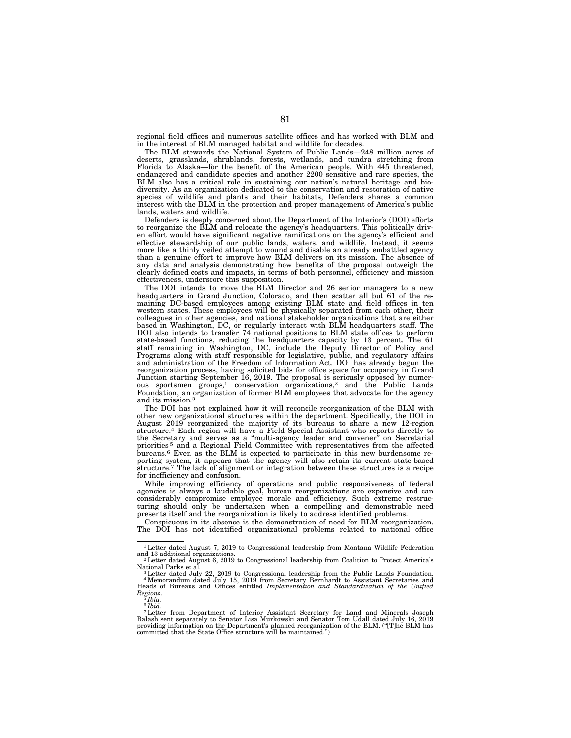regional field offices and numerous satellite offices and has worked with BLM and in the interest of BLM managed habitat and wildlife for decades.

The BLM stewards the National System of Public Lands—248 million acres of deserts, grasslands, shrublands, forests, wetlands, and tundra stretching from Florida to Alaska—for the benefit of the American people. With 445 threatened, endangered and candidate species and another 2200 sensitive and rare species, the BLM also has a critical role in sustaining our nation's natural heritage and biodiversity. As an organization dedicated to the conservation and restoration of native species of wildlife and plants and their habitats, Defenders shares a common interest with the BLM in the protection and proper management of America's public lands, waters and wildlife.

Defenders is deeply concerned about the Department of the Interior's (DOI) efforts to reorganize the BLM and relocate the agency's headquarters. This politically driven effort would have significant negative ramifications on the agency's efficient and effective stewardship of our public lands, waters, and wildlife. Instead, it seems more like a thinly veiled attempt to wound and disable an already embattled agency than a genuine effort to improve how BLM delivers on its mission. The absence of any data and analysis demonstrating how benefits of the proposal outweigh the clearly defined costs and impacts, in terms of both personnel, efficiency and mission effectiveness, underscore this supposition.

The DOI intends to move the BLM Director and 26 senior managers to a new headquarters in Grand Junction, Colorado, and then scatter all but 61 of the remaining DC-based employees among existing BLM state and field offices in ten western states. These employees will be physically separated from each other, their colleagues in other agencies, and national stakeholder organizations that are either based in Washington, DC, or regularly interact with BLM headquarters staff. The DOI also intends to transfer 74 national positions to BLM state offices to perform state-based functions, reducing the headquarters capacity by 13 percent. The 61 staff remaining in Washington, DC, include the Deputy Director of Policy and Programs along with staff responsible for legislative, public, and regulatory affairs and administration of the Freedom of Information Act. DOI has already begun the reorganization process, having solicited bids for office space for occupancy in Grand Junction starting September 16, 2019. The proposal is seriously opposed by numerous sportsmen groups,[1] conservation organizations,[2] and the Public Lands Foundation, an organization of former BLM employees that advocate for the agency and its mission.[3]

The DOI has not explained how it will reconcile reorganization of the BLM with other new organizational structures within the department. Specifically, the DOI in August 2019 reorganized the majority of its bureaus to share a new 12-region structure.[4] Each region will have a Field Special Assistant who reports directly to the Secretary and serves as a "multi-agency leader and convener" on Secretarial priorities[5] and a Regional Field Committee with representatives from the affected bureaus.[6] Even as the BLM is expected to participate in this new burdensome reporting system, it appears that the agency will also retain its current state-based structure.[7] The lack of alignment or integration between these structures is a recipe for inefficiency and confusion.

While improving efficiency of operations and public responsiveness of federal agencies is always a laudable goal, bureau reorganizations are expensive and can considerably compromise employee morale and efficiency. Such extreme restructuring should only be undertaken when a compelling and demonstrable need presents itself and the reorganization is likely to address identified problems.

Conspicuous in its absence is the demonstration of need for BLM reorganization. The DOI has not identified organizational problems related to national office

---

[1] Letter dated August 7, 2019 to Congressional leadership from Montana Wildlife Federation and 13 additional organizations.

[2] Letter dated August 6, 2019 to Congressional leadership from Coalition to Protect America's National Parks et al.

[3] Letter dated July 22, 2019 to Congressional leadership from the Public Lands Foundation.

[4] Memorandum dated July 15, 2019 from Secretary Bernhardt to Assistant Secretaries and Heads of Bureaus and Offices entitled *Implementation and Standardization of the Unified Regions*.

[5] *Ibid.*

[6] *Ibid.*

[7] Letter from Department of Interior Assistant Secretary for Land and Minerals Joseph Balash sent separately to Senator Lisa Murkowski and Senator Tom Udall dated July 16, 2019 providing information on the Department's planned reorganization of the BLM. ("[T]he BLM has committed that the State Office structure will be maintained.")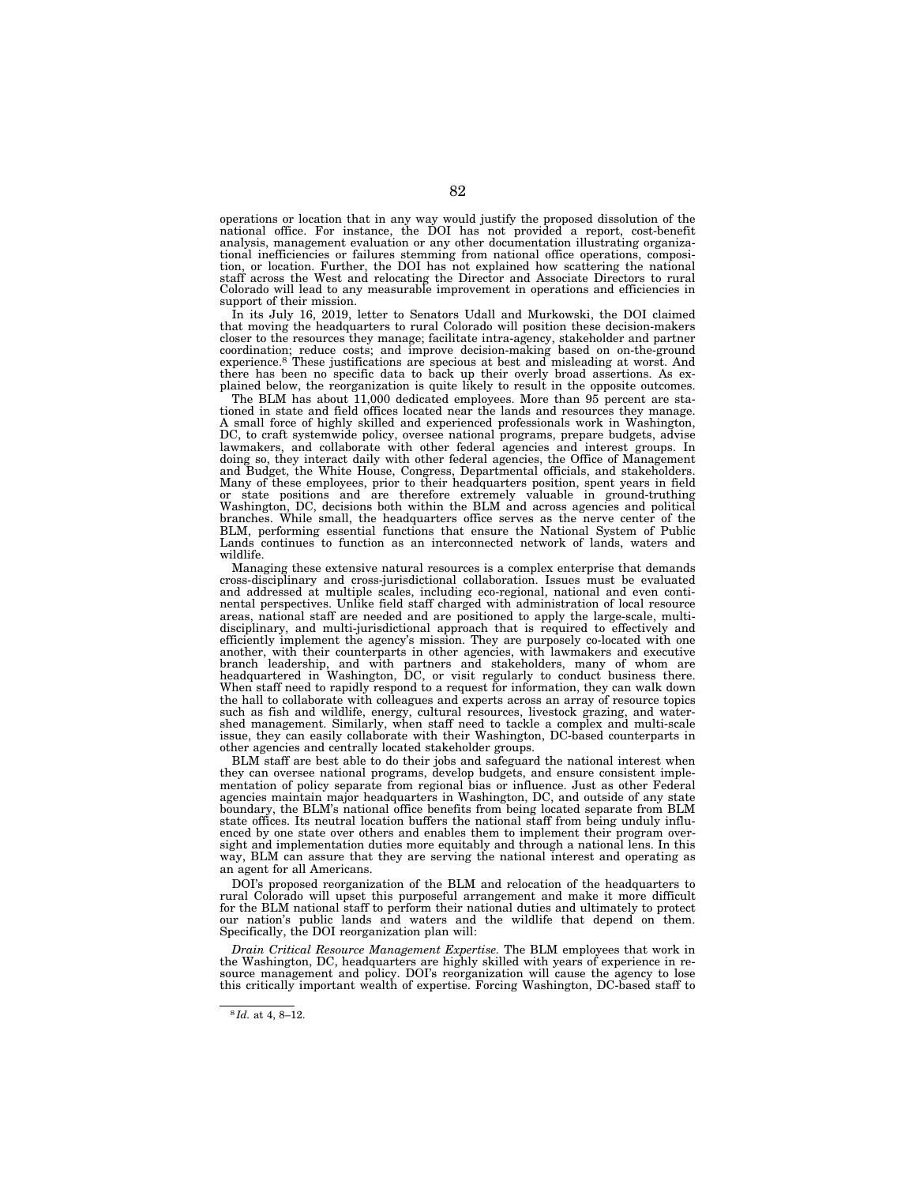operations or location that in any way would justify the proposed dissolution of the national office. For instance, the DOI has not provided a report, cost-benefit analysis, management evaluation or any other documentation illustrating organizational inefficiencies or failures stemming from national office operations, composition, or location. Further, the DOI has not explained how scattering the national staff across the West and relocating the Director and Associate Directors to rural Colorado will lead to any measurable improvement in operations and efficiencies in support of their mission.

In its July 16, 2019, letter to Senators Udall and Murkowski, the DOI claimed that moving the headquarters to rural Colorado will position these decision-makers closer to the resources they manage; facilitate intra-agency, stakeholder and partner coordination; reduce costs; and improve decision-making based on on-the-ground experience.[8] These justifications are specious at best and misleading at worst. And there has been no specific data to back up their overly broad assertions. As explained below, the reorganization is quite likely to result in the opposite outcomes.

The BLM has about 11,000 dedicated employees. More than 95 percent are stationed in state and field offices located near the lands and resources they manage. A small force of highly skilled and experienced professionals work in Washington, DC, to craft systemwide policy, oversee national programs, prepare budgets, advise lawmakers, and collaborate with other federal agencies and interest groups. In doing so, they interact daily with other federal agencies, the Office of Management and Budget, the White House, Congress, Departmental officials, and stakeholders. Many of these employees, prior to their headquarters position, spent years in field or state positions and are therefore extremely valuable in ground-truthing Washington, DC, decisions both within the BLM and across agencies and political branches. While small, the headquarters office serves as the nerve center of the BLM, performing essential functions that ensure the National System of Public Lands continues to function as an interconnected network of lands, waters and wildlife.

Managing these extensive natural resources is a complex enterprise that demands cross-disciplinary and cross-jurisdictional collaboration. Issues must be evaluated and addressed at multiple scales, including eco-regional, national and even continental perspectives. Unlike field staff charged with administration of local resource areas, national staff are needed and are positioned to apply the large-scale, multi-disciplinary, and multi-jurisdictional approach that is required to effectively and efficiently implement the agency's mission. They are purposely co-located with one another, with their counterparts in other agencies, with lawmakers and executive branch leadership, and with partners and stakeholders, many of whom are headquartered in Washington, DC, or visit regularly to conduct business there. When staff need to rapidly respond to a request for information, they can walk down the hall to collaborate with colleagues and experts across an array of resource topics such as fish and wildlife, energy, cultural resources, livestock grazing, and watershed management. Similarly, when staff need to tackle a complex and multi-scale issue, they can easily collaborate with their Washington, DC-based counterparts in other agencies and centrally located stakeholder groups.

BLM staff are best able to do their jobs and safeguard the national interest when they can oversee national programs, develop budgets, and ensure consistent implementation of policy separate from regional bias or influence. Just as other Federal agencies maintain major headquarters in Washington, DC, and outside of any state boundary, the BLM's national office benefits from being located separate from BLM state offices. Its neutral location buffers the national staff from being unduly influenced by one state over others and enables them to implement their program oversight and implementation duties more equitably and through a national lens. In this way, BLM can assure that they are serving the national interest and operating as an agent for all Americans.

DOI's proposed reorganization of the BLM and relocation of the headquarters to rural Colorado will upset this purposeful arrangement and make it more difficult for the BLM national staff to perform their national duties and ultimately to protect our nation's public lands and waters and the wildlife that depend on them. Specifically, the DOI reorganization plan will:

*Drain Critical Resource Management Expertise.* The BLM employees that work in the Washington, DC, headquarters are highly skilled with years of experience in resource management and policy. DOI's reorganization will cause the agency to lose this critically important wealth of expertise. Forcing Washington, DC-based staff to

---

[8] *Id.* at 4, 8–12.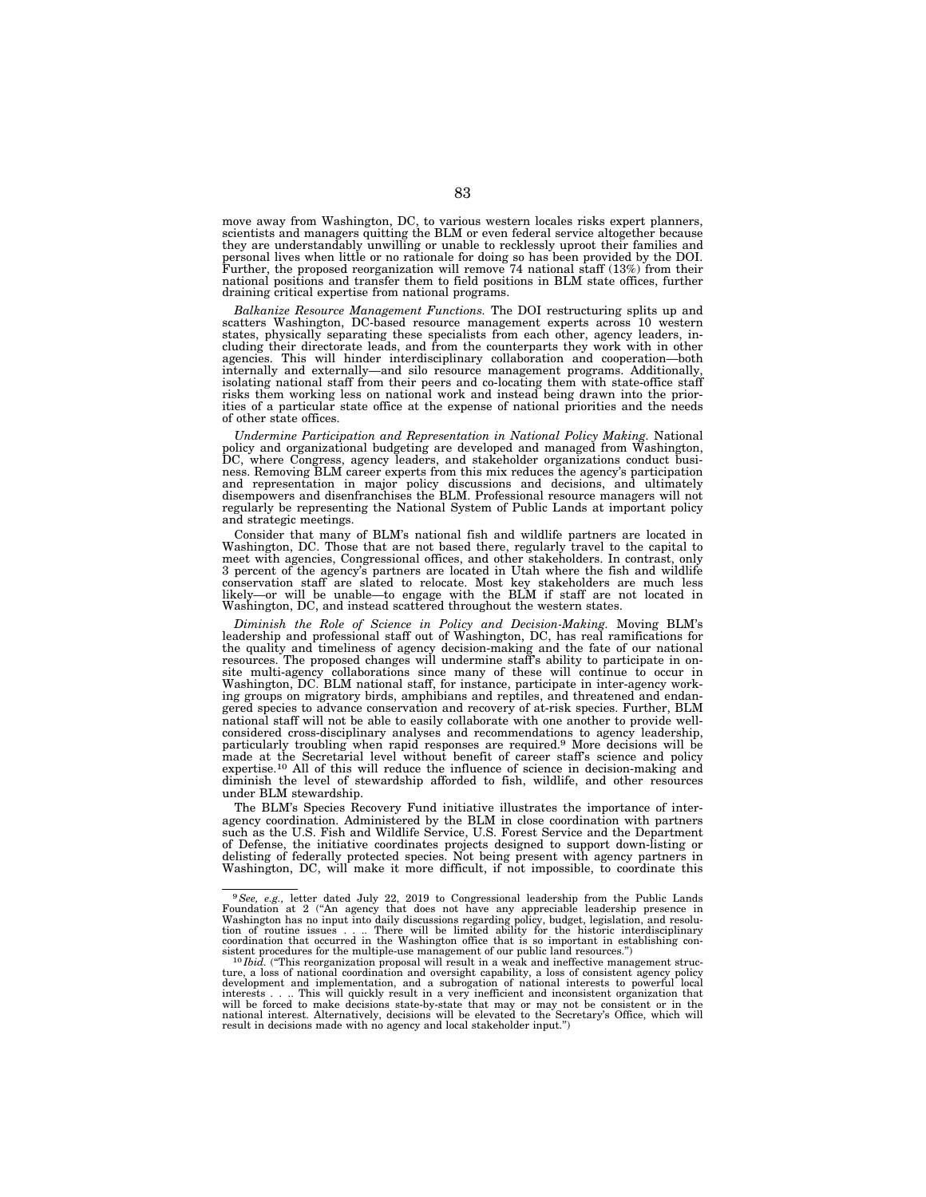move away from Washington, DC, to various western locales risks expert planners, scientists and managers quitting the BLM or even federal service altogether because they are understandably unwilling or unable to recklessly uproot their families and personal lives when little or no rationale for doing so has been provided by the DOI. Further, the proposed reorganization will remove 74 national staff (13%) from their national positions and transfer them to field positions in BLM state offices, further draining critical expertise from national programs.

*Balkanize Resource Management Functions.* The DOI restructuring splits up and scatters Washington, DC-based resource management experts across 10 western states, physically separating these specialists from each other, agency leaders, including their directorate leads, and from the counterparts they work with in other agencies. This will hinder interdisciplinary collaboration and cooperation—both internally and externally—and silo resource management programs. Additionally, isolating national staff from their peers and co-locating them with state-office staff risks them working less on national work and instead being drawn into the priorities of a particular state office at the expense of national priorities and the needs of other state offices.

*Undermine Participation and Representation in National Policy Making.* National policy and organizational budgeting are developed and managed from Washington, DC, where Congress, agency leaders, and stakeholder organizations conduct business. Removing BLM career experts from this mix reduces the agency's participation and representation in major policy discussions and decisions, and ultimately disempowers and disenfranchises the BLM. Professional resource managers will not regularly be representing the National System of Public Lands at important policy and strategic meetings.

Consider that many of BLM's national fish and wildlife partners are located in Washington, DC. Those that are not based there, regularly travel to the capital to meet with agencies, Congressional offices, and other stakeholders. In contrast, only 3 percent of the agency's partners are located in Utah where the fish and wildlife conservation staff are slated to relocate. Most key stakeholders are much less likely—or will be unable—to engage with the BLM if staff are not located in Washington, DC, and instead scattered throughout the western states.

*Diminish the Role of Science in Policy and Decision-Making.* Moving BLM's leadership and professional staff out of Washington, DC, has real ramifications for the quality and timeliness of agency decision-making and the fate of our national resources. The proposed changes will undermine staff's ability to participate in on-site multi-agency collaborations since many of these will continue to occur in Washington, DC. BLM national staff, for instance, participate in inter-agency working groups on migratory birds, amphibians and reptiles, and threatened and endangered species to advance conservation and recovery of at-risk species. Further, BLM national staff will not be able to easily collaborate with one another to provide well-considered cross-disciplinary analyses and recommendations to agency leadership, particularly troubling when rapid responses are required.[9] More decisions will be made at the Secretarial level without benefit of career staff's science and policy expertise.[10] All of this will reduce the influence of science in decision-making and diminish the level of stewardship afforded to fish, wildlife, and other resources under BLM stewardship.

The BLM's Species Recovery Fund initiative illustrates the importance of inter-agency coordination. Administered by the BLM in close coordination with partners such as the U.S. Fish and Wildlife Service, U.S. Forest Service and the Department of Defense, the initiative coordinates projects designed to support down-listing or delisting of federally protected species. Not being present with agency partners in Washington, DC, will make it more difficult, if not impossible, to coordinate this

---

[9] *See, e.g.,* letter dated July 22, 2019 to Congressional leadership from the Public Lands Foundation at 2 ("An agency that does not have any appreciable leadership presence in Washington has no input into daily discussions regarding policy, budget, legislation, and resolution of routine issues . . .. There will be limited ability for the historic interdisciplinary coordination that occurred in the Washington office that is so important in establishing consistent procedures for the multiple-use management of our public land resources.")

[10] *Ibid.* ("This reorganization proposal will result in a weak and ineffective management structure, a loss of national coordination and oversight capability, a loss of consistent agency policy development and implementation, and a subrogation of national interests to powerful local interests . . .. This will quickly result in a very inefficient and inconsistent organization that will be forced to make decisions state-by-state that may or may not be consistent or in the national interest. Alternatively, decisions will be elevated to the Secretary's Office, which will result in decisions made with no agency and local stakeholder input.")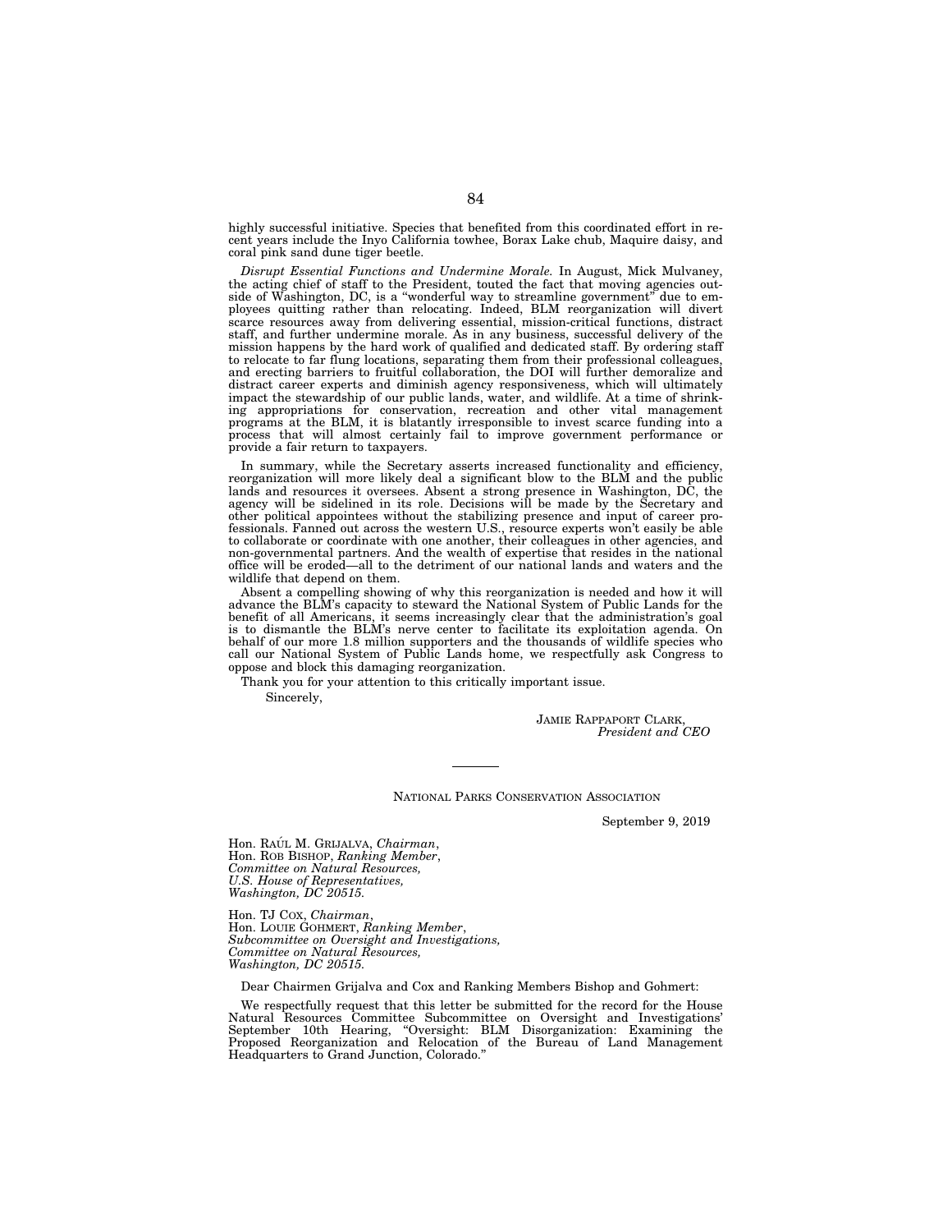highly successful initiative. Species that benefited from this coordinated effort in recent years include the Inyo California towhee, Borax Lake chub, Maquire daisy, and coral pink sand dune tiger beetle.

*Disrupt Essential Functions and Undermine Morale.* In August, Mick Mulvaney, the acting chief of staff to the President, touted the fact that moving agencies outside of Washington, DC, is a "wonderful way to streamline government" due to employees quitting rather than relocating. Indeed, BLM reorganization will divert scarce resources away from delivering essential, mission-critical functions, distract staff, and further undermine morale. As in any business, successful delivery of the mission happens by the hard work of qualified and dedicated staff. By ordering staff to relocate to far flung locations, separating them from their professional colleagues, and erecting barriers to fruitful collaboration, the DOI will further demoralize and distract career experts and diminish agency responsiveness, which will ultimately impact the stewardship of our public lands, water, and wildlife. At a time of shrinking appropriations for conservation, recreation and other vital management programs at the BLM, it is blatantly irresponsible to invest scarce funding into a process that will almost certainly fail to improve government performance or provide a fair return to taxpayers.

In summary, while the Secretary asserts increased functionality and efficiency, reorganization will more likely deal a significant blow to the BLM and the public lands and resources it oversees. Absent a strong presence in Washington, DC, the agency will be sidelined in its role. Decisions will be made by the Secretary and other political appointees without the stabilizing presence and input of career professionals. Fanned out across the western U.S., resource experts won't easily be able to collaborate or coordinate with one another, their colleagues in other agencies, and non-governmental partners. And the wealth of expertise that resides in the national office will be eroded—all to the detriment of our national lands and waters and the wildlife that depend on them.

Absent a compelling showing of why this reorganization is needed and how it will advance the BLM's capacity to steward the National System of Public Lands for the benefit of all Americans, it seems increasingly clear that the administration's goal is to dismantle the BLM's nerve center to facilitate its exploitation agenda. On behalf of our more 1.8 million supporters and the thousands of wildlife species who call our National System of Public Lands home, we respectfully ask Congress to oppose and block this damaging reorganization.

Thank you for your attention to this critically important issue.

Sincerely,

JAMIE RAPPAPORT CLARK,
*President and CEO*

---

NATIONAL PARKS CONSERVATION ASSOCIATION

September 9, 2019

Hon. RAÚL M. GRIJALVA, *Chairman*,
Hon. ROB BISHOP, *Ranking Member*,
*Committee on Natural Resources,*
*U.S. House of Representatives,*
*Washington, DC 20515.*

Hon. TJ COX, *Chairman*,
Hon. LOUIE GOHMERT, *Ranking Member*,
*Subcommittee on Oversight and Investigations,*
*Committee on Natural Resources,*
*Washington, DC 20515.*

Dear Chairmen Grijalva and Cox and Ranking Members Bishop and Gohmert:

We respectfully request that this letter be submitted for the record for the House Natural Resources Committee Subcommittee on Oversight and Investigations' September 10th Hearing, "Oversight: BLM Disorganization: Examining the Proposed Reorganization and Relocation of the Bureau of Land Management Headquarters to Grand Junction, Colorado."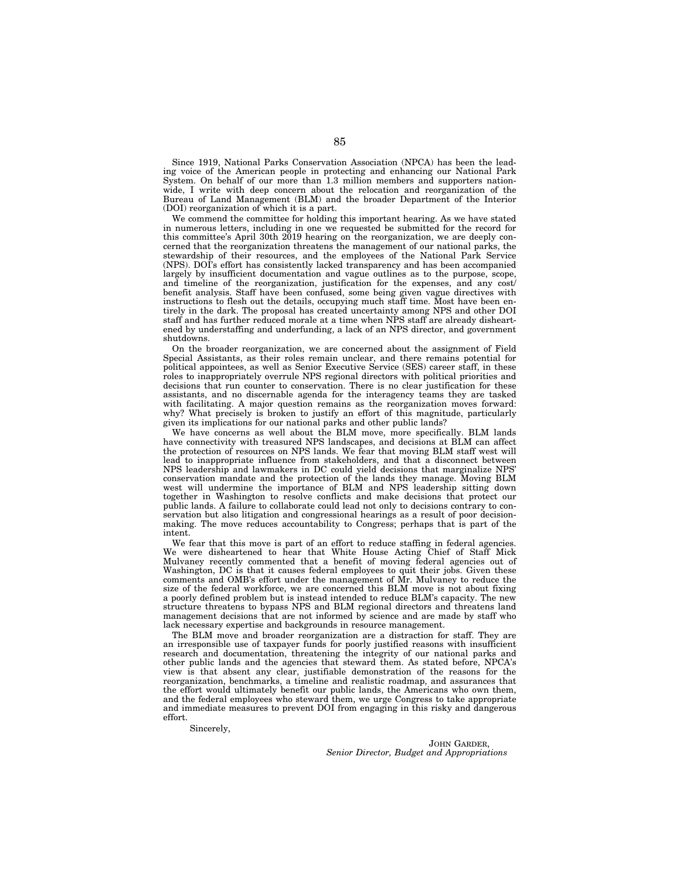Since 1919, National Parks Conservation Association (NPCA) has been the leading voice of the American people in protecting and enhancing our National Park System. On behalf of our more than 1.3 million members and supporters nationwide, I write with deep concern about the relocation and reorganization of the Bureau of Land Management (BLM) and the broader Department of the Interior (DOI) reorganization of which it is a part.

We commend the committee for holding this important hearing. As we have stated in numerous letters, including in one we requested be submitted for the record for this committee's April 30th 2019 hearing on the reorganization, we are deeply concerned that the reorganization threatens the management of our national parks, the stewardship of their resources, and the employees of the National Park Service (NPS). DOI's effort has consistently lacked transparency and has been accompanied largely by insufficient documentation and vague outlines as to the purpose, scope, and timeline of the reorganization, justification for the expenses, and any cost/benefit analysis. Staff have been confused, some being given vague directives with instructions to flesh out the details, occupying much staff time. Most have been entirely in the dark. The proposal has created uncertainty among NPS and other DOI staff and has further reduced morale at a time when NPS staff are already disheartened by understaffing and underfunding, a lack of an NPS director, and government shutdowns.

On the broader reorganization, we are concerned about the assignment of Field Special Assistants, as their roles remain unclear, and there remains potential for political appointees, as well as Senior Executive Service (SES) career staff, in these roles to inappropriately overrule NPS regional directors with political priorities and decisions that run counter to conservation. There is no clear justification for these assistants, and no discernable agenda for the interagency teams they are tasked with facilitating. A major question remains as the reorganization moves forward: why? What precisely is broken to justify an effort of this magnitude, particularly given its implications for our national parks and other public lands?

We have concerns as well about the BLM move, more specifically. BLM lands have connectivity with treasured NPS landscapes, and decisions at BLM can affect the protection of resources on NPS lands. We fear that moving BLM staff west will lead to inappropriate influence from stakeholders, and that a disconnect between NPS leadership and lawmakers in DC could yield decisions that marginalize NPS' conservation mandate and the protection of the lands they manage. Moving BLM west will undermine the importance of BLM and NPS leadership sitting down together in Washington to resolve conflicts and make decisions that protect our public lands. A failure to collaborate could lead not only to decisions contrary to conservation but also litigation and congressional hearings as a result of poor decision-making. The move reduces accountability to Congress; perhaps that is part of the intent.

We fear that this move is part of an effort to reduce staffing in federal agencies. We were disheartened to hear that White House Acting Chief of Staff Mick Mulvaney recently commented that a benefit of moving federal agencies out of Washington, DC is that it causes federal employees to quit their jobs. Given these comments and OMB's effort under the management of Mr. Mulvaney to reduce the size of the federal workforce, we are concerned this BLM move is not about fixing a poorly defined problem but is instead intended to reduce BLM's capacity. The new structure threatens to bypass NPS and BLM regional directors and threatens land management decisions that are not informed by science and are made by staff who lack necessary expertise and backgrounds in resource management.

The BLM move and broader reorganization are a distraction for staff. They are an irresponsible use of taxpayer funds for poorly justified reasons with insufficient research and documentation, threatening the integrity of our national parks and other public lands and the agencies that steward them. As stated before, NPCA's view is that absent any clear, justifiable demonstration of the reasons for the reorganization, benchmarks, a timeline and realistic roadmap, and assurances that the effort would ultimately benefit our public lands, the Americans who own them, and the federal employees who steward them, we urge Congress to take appropriate and immediate measures to prevent DOI from engaging in this risky and dangerous effort.

Sincerely,

JOHN GARDER,
*Senior Director, Budget and Appropriations*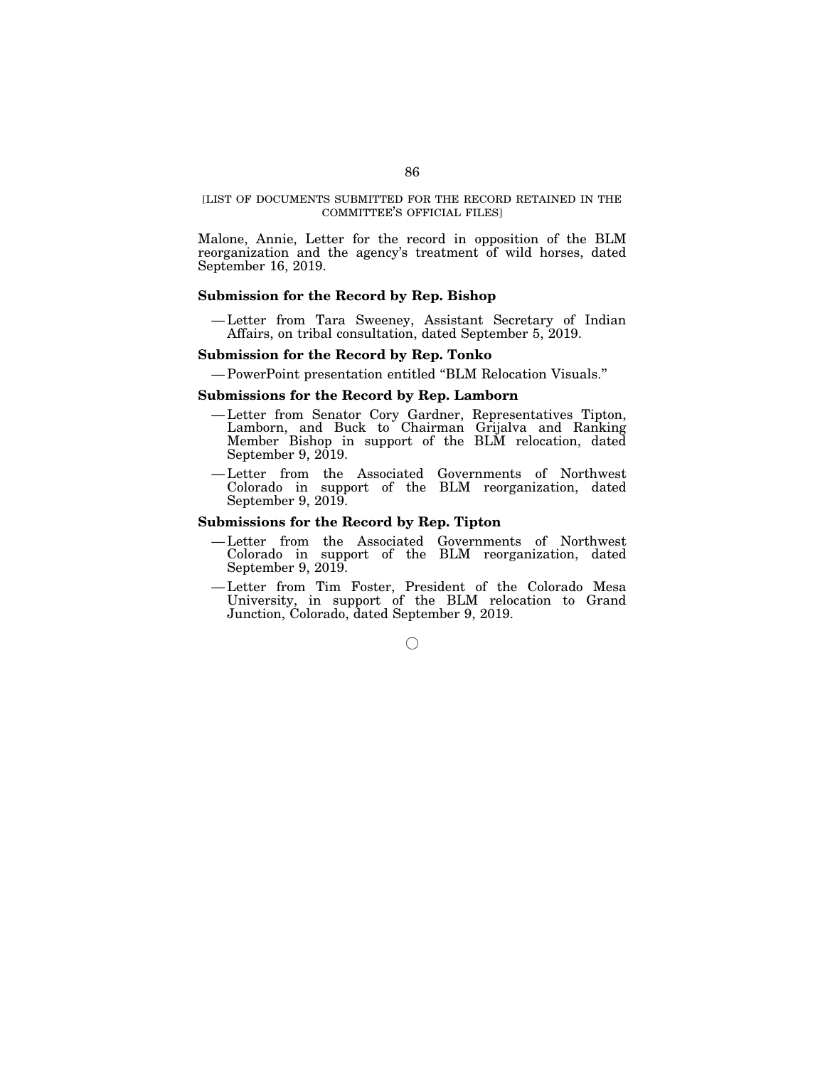[LIST OF DOCUMENTS SUBMITTED FOR THE RECORD RETAINED IN THE COMMITTEE'S OFFICIAL FILES]

Malone, Annie, Letter for the record in opposition of the BLM reorganization and the agency's treatment of wild horses, dated September 16, 2019.

**Submission for the Record by Rep. Bishop**

— Letter from Tara Sweeney, Assistant Secretary of Indian Affairs, on tribal consultation, dated September 5, 2019.

**Submission for the Record by Rep. Tonko**

— PowerPoint presentation entitled "BLM Relocation Visuals."

**Submissions for the Record by Rep. Lamborn**

— Letter from Senator Cory Gardner, Representatives Tipton, Lamborn, and Buck to Chairman Grijalva and Ranking Member Bishop in support of the BLM relocation, dated September 9, 2019.

— Letter from the Associated Governments of Northwest Colorado in support of the BLM reorganization, dated September 9, 2019.

**Submissions for the Record by Rep. Tipton**

— Letter from the Associated Governments of Northwest Colorado in support of the BLM reorganization, dated September 9, 2019.

— Letter from Tim Foster, President of the Colorado Mesa University, in support of the BLM relocation to Grand Junction, Colorado, dated September 9, 2019.

○